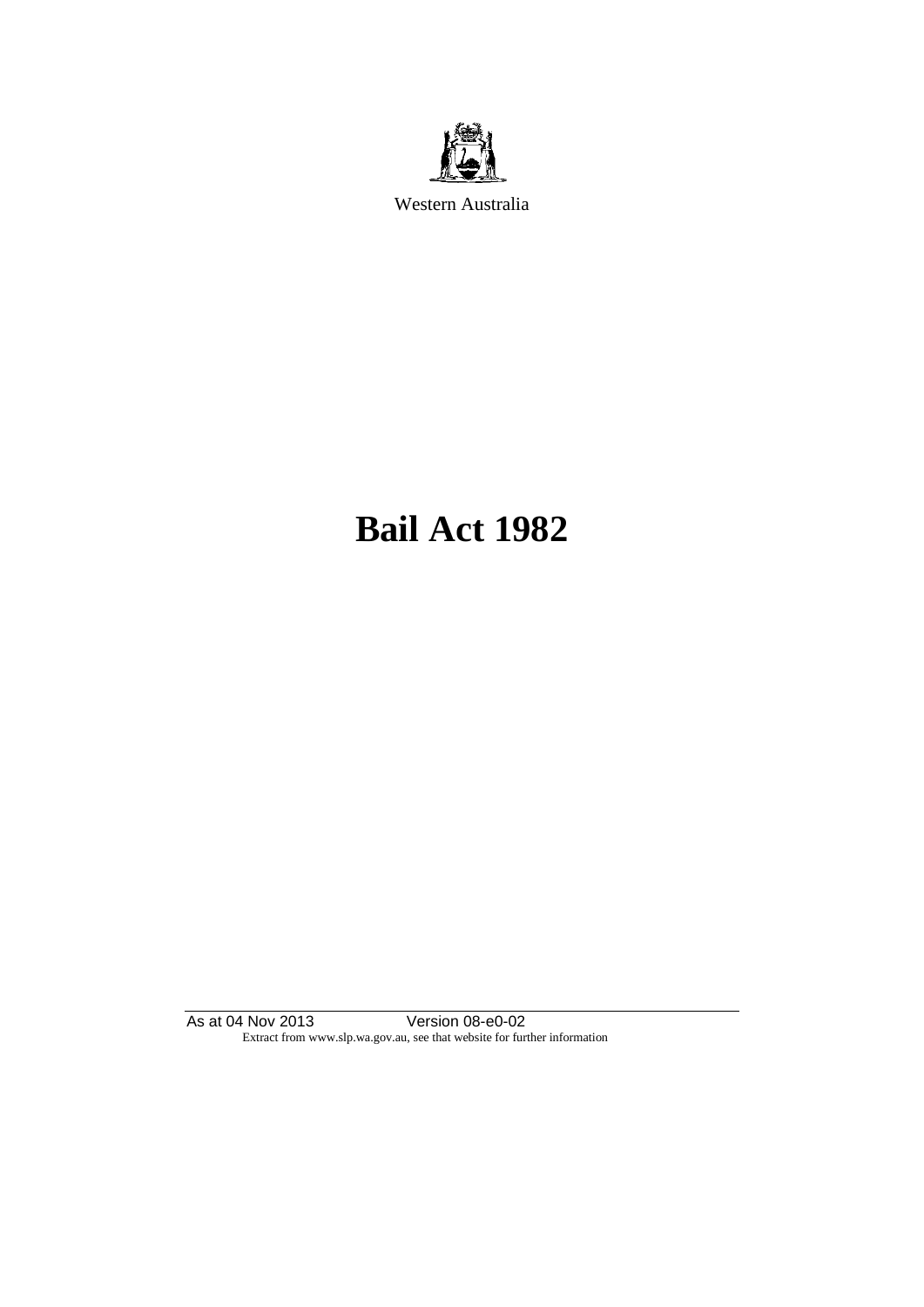Western Australia

# Bail Act 1982

As at 04 Nov 2013 Version 08-e0-02
Extract from www.slp.wa.gov.au, see that website for further information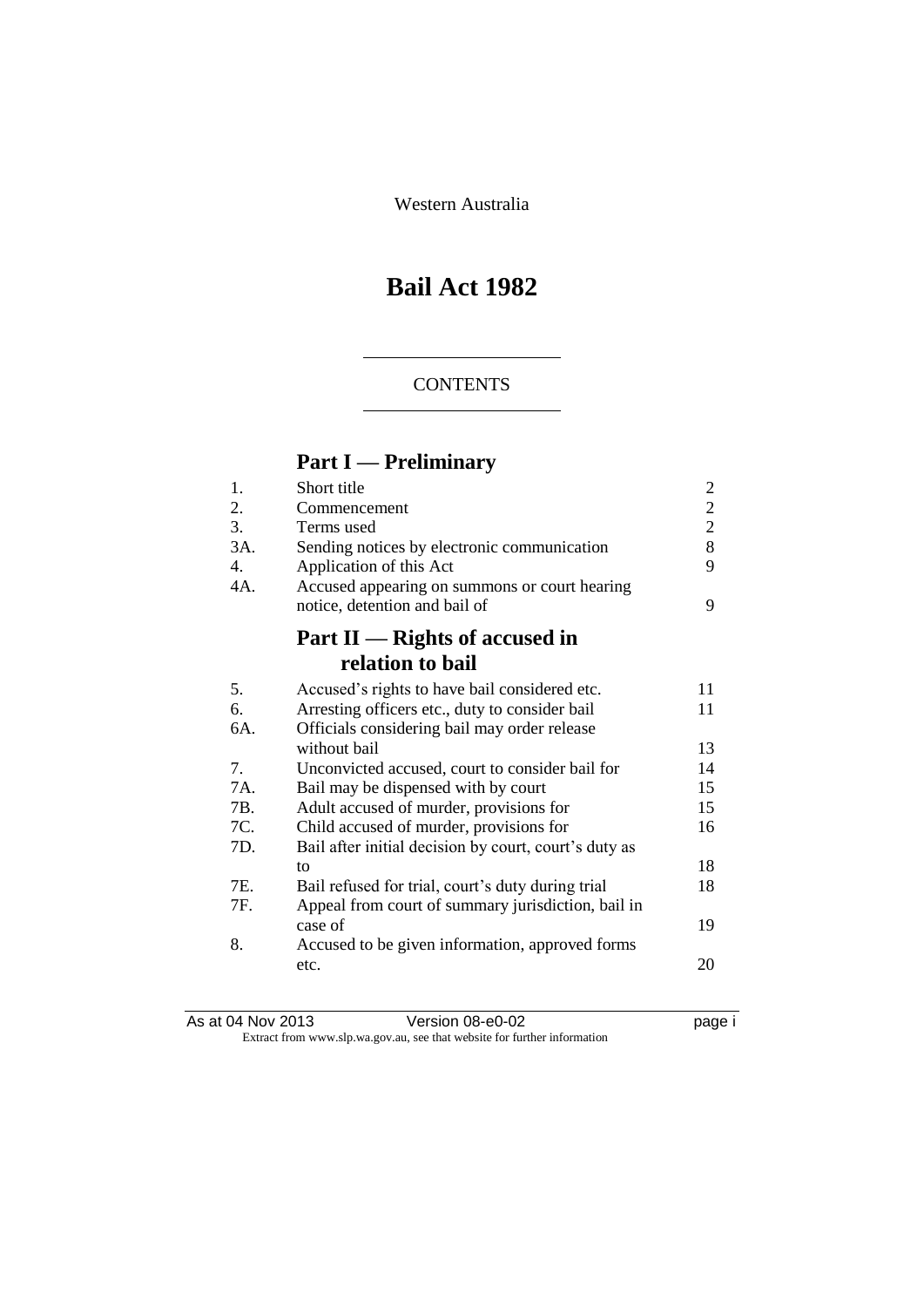Western Australia

# Bail Act 1982

## CONTENTS

## Part I — Preliminary

| | | |
|---|---|---|
| 1. | Short title | 2 |
| 2. | Commencement | 2 |
| 3. | Terms used | 2 |
| 3A. | Sending notices by electronic communication | 8 |
| 4. | Application of this Act | 9 |
| 4A. | Accused appearing on summons or court hearing notice, detention and bail of | 9 |

## Part II — Rights of accused in relation to bail

| | | |
|---|---|---|
| 5. | Accused's rights to have bail considered etc. | 11 |
| 6. | Arresting officers etc., duty to consider bail | 11 |
| 6A. | Officials considering bail may order release without bail | 13 |
| 7. | Unconvicted accused, court to consider bail for | 14 |
| 7A. | Bail may be dispensed with by court | 15 |
| 7B. | Adult accused of murder, provisions for | 15 |
| 7C. | Child accused of murder, provisions for | 16 |
| 7D. | Bail after initial decision by court, court's duty as to | 18 |
| 7E. | Bail refused for trial, court's duty during trial | 18 |
| 7F. | Appeal from court of summary jurisdiction, bail in case of | 19 |
| 8. | Accused to be given information, approved forms etc. | 20 |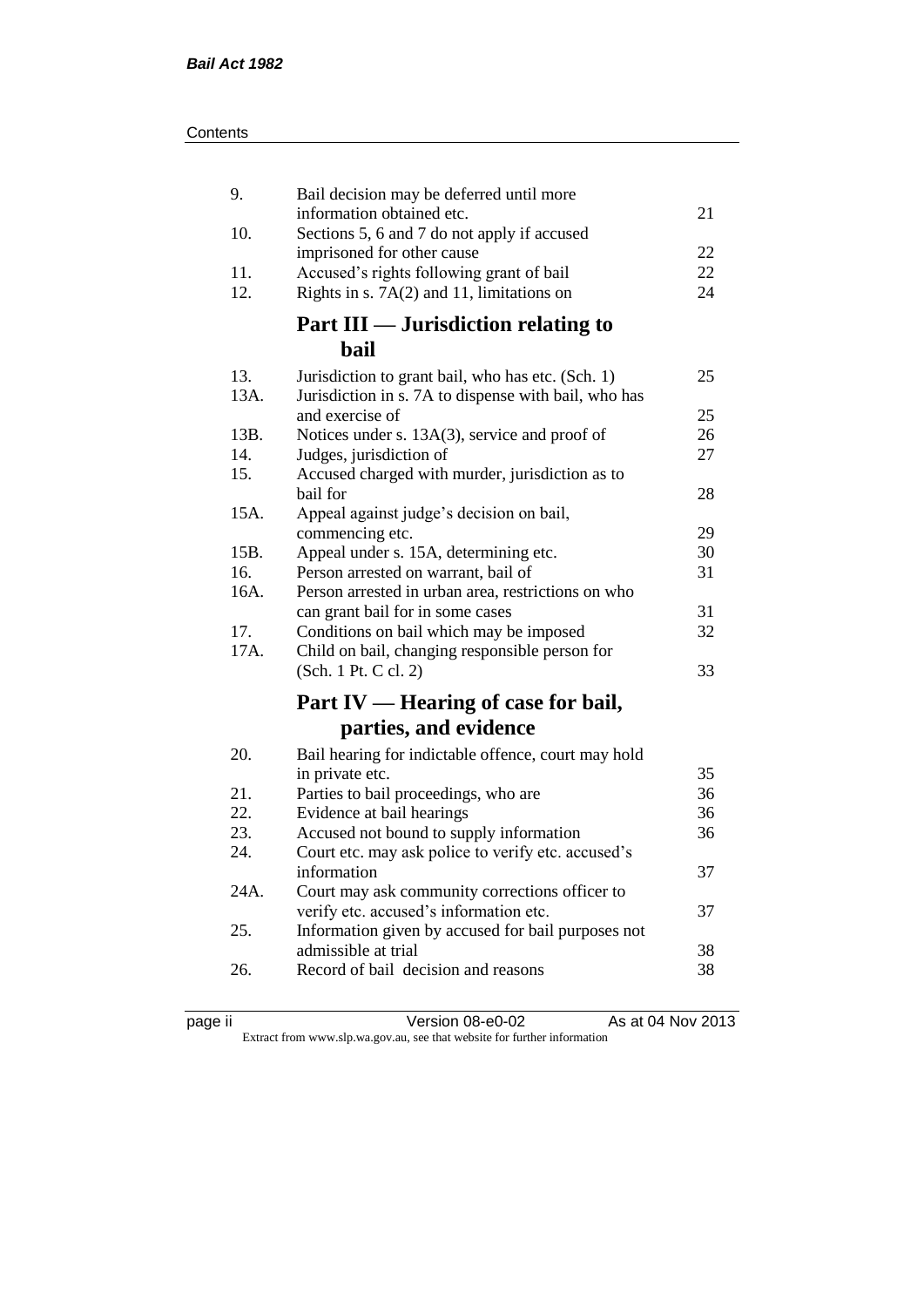| | | |
|---|---|---|
| 9. | Bail decision may be deferred until more information obtained etc. | 21 |
| 10. | Sections 5, 6 and 7 do not apply if accused imprisoned for other cause | 22 |
| 11. | Accused's rights following grant of bail | 22 |
| 12. | Rights in s. 7A(2) and 11, limitations on | 24 |

## Part III — Jurisdiction relating to bail

| | | |
|---|---|---|
| 13. | Jurisdiction to grant bail, who has etc. (Sch. 1) | 25 |
| 13A. | Jurisdiction in s. 7A to dispense with bail, who has and exercise of | 25 |
| 13B. | Notices under s. 13A(3), service and proof of | 26 |
| 14. | Judges, jurisdiction of | 27 |
| 15. | Accused charged with murder, jurisdiction as to bail for | 28 |
| 15A. | Appeal against judge's decision on bail, commencing etc. | 29 |
| 15B. | Appeal under s. 15A, determining etc. | 30 |
| 16. | Person arrested on warrant, bail of | 31 |
| 16A. | Person arrested in urban area, restrictions on who can grant bail for in some cases | 31 |
| 17. | Conditions on bail which may be imposed | 32 |
| 17A. | Child on bail, changing responsible person for (Sch. 1 Pt. C cl. 2) | 33 |

## Part IV — Hearing of case for bail, parties, and evidence

| | | |
|---|---|---|
| 20. | Bail hearing for indictable offence, court may hold in private etc. | 35 |
| 21. | Parties to bail proceedings, who are | 36 |
| 22. | Evidence at bail hearings | 36 |
| 23. | Accused not bound to supply information | 36 |
| 24. | Court etc. may ask police to verify etc. accused's information | 37 |
| 24A. | Court may ask community corrections officer to verify etc. accused's information etc. | 37 |
| 25. | Information given by accused for bail purposes not admissible at trial | 38 |
| 26. | Record of bail decision and reasons | 38 |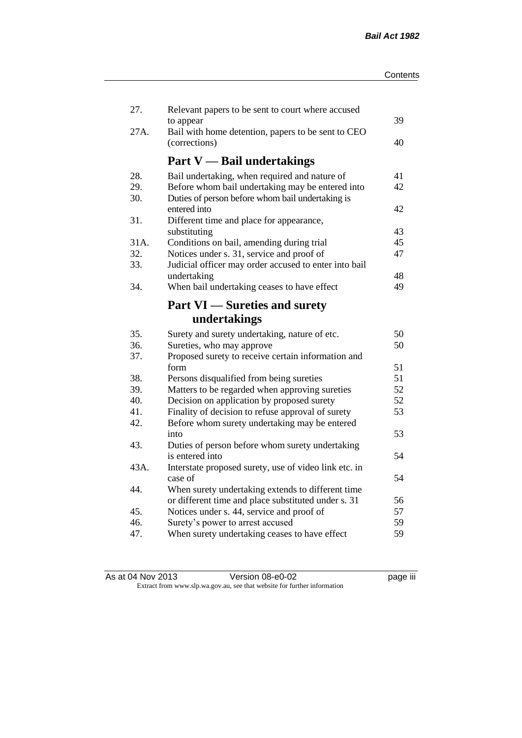| | | |
|---|---|---|
| 27. | Relevant papers to be sent to court where accused to appear | 39 |
| 27A. | Bail with home detention, papers to be sent to CEO (corrections) | 40 |

## Part V — Bail undertakings

| | | |
|---|---|---|
| 28. | Bail undertaking, when required and nature of | 41 |
| 29. | Before whom bail undertaking may be entered into | 42 |
| 30. | Duties of person before whom bail undertaking is entered into | 42 |
| 31. | Different time and place for appearance, substituting | 43 |
| 31A. | Conditions on bail, amending during trial | 45 |
| 32. | Notices under s. 31, service and proof of | 47 |
| 33. | Judicial officer may order accused to enter into bail undertaking | 48 |
| 34. | When bail undertaking ceases to have effect | 49 |

## Part VI — Sureties and surety undertakings

| | | |
|---|---|---|
| 35. | Surety and surety undertaking, nature of etc. | 50 |
| 36. | Sureties, who may approve | 50 |
| 37. | Proposed surety to receive certain information and form | 51 |
| 38. | Persons disqualified from being sureties | 51 |
| 39. | Matters to be regarded when approving sureties | 52 |
| 40. | Decision on application by proposed surety | 52 |
| 41. | Finality of decision to refuse approval of surety | 53 |
| 42. | Before whom surety undertaking may be entered into | 53 |
| 43. | Duties of person before whom surety undertaking is entered into | 54 |
| 43A. | Interstate proposed surety, use of video link etc. in case of | 54 |
| 44. | When surety undertaking extends to different time or different time and place substituted under s. 31 | 56 |
| 45. | Notices under s. 44, service and proof of | 57 |
| 46. | Surety's power to arrest accused | 59 |
| 47. | When surety undertaking ceases to have effect | 59 |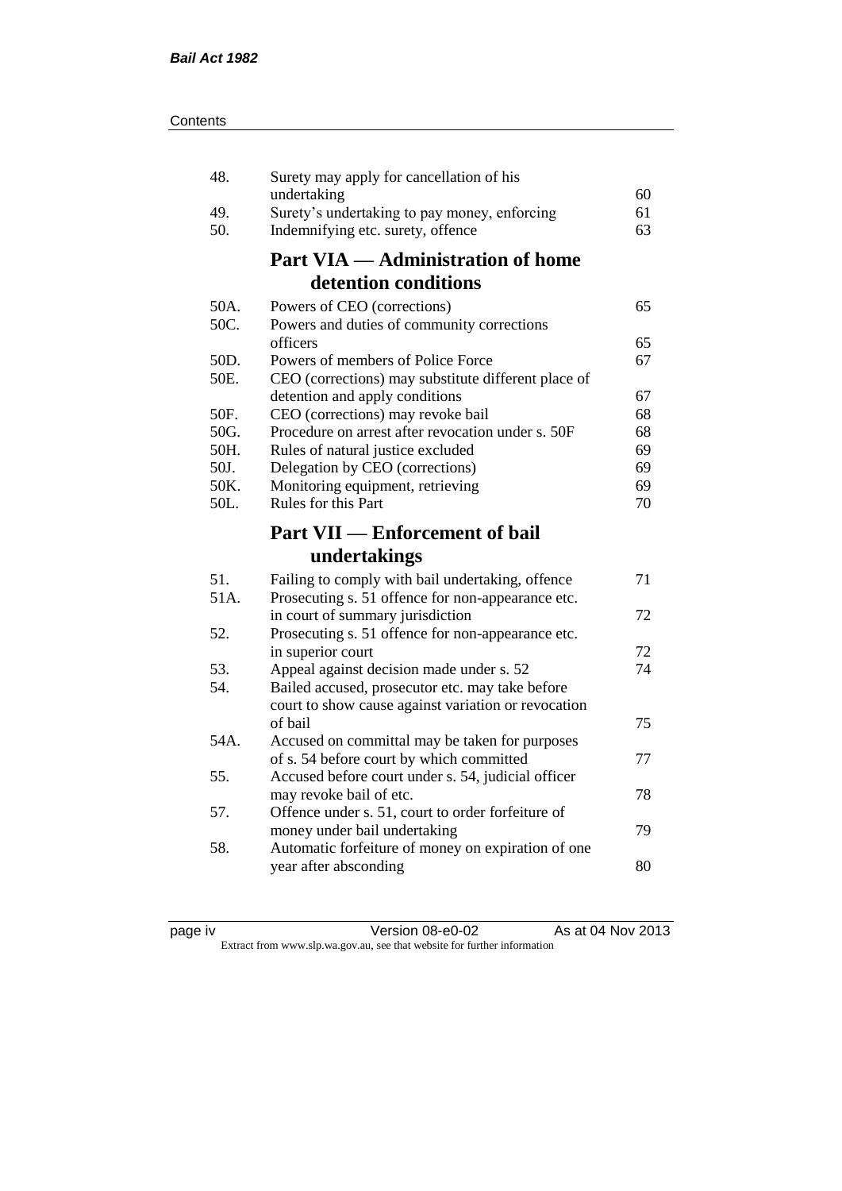| | | |
|---|---|---|
| 48. | Surety may apply for cancellation of his undertaking | 60 |
| 49. | Surety's undertaking to pay money, enforcing | 61 |
| 50. | Indemnifying etc. surety, offence | 63 |

## Part VIA — Administration of home detention conditions

| | | |
|---|---|---|
| 50A. | Powers of CEO (corrections) | 65 |
| 50C. | Powers and duties of community corrections officers | 65 |
| 50D. | Powers of members of Police Force | 67 |
| 50E. | CEO (corrections) may substitute different place of detention and apply conditions | 67 |
| 50F. | CEO (corrections) may revoke bail | 68 |
| 50G. | Procedure on arrest after revocation under s. 50F | 68 |
| 50H. | Rules of natural justice excluded | 69 |
| 50J. | Delegation by CEO (corrections) | 69 |
| 50K. | Monitoring equipment, retrieving | 69 |
| 50L. | Rules for this Part | 70 |

## Part VII — Enforcement of bail undertakings

| | | |
|---|---|---|
| 51. | Failing to comply with bail undertaking, offence | 71 |
| 51A. | Prosecuting s. 51 offence for non-appearance etc. in court of summary jurisdiction | 72 |
| 52. | Prosecuting s. 51 offence for non-appearance etc. in superior court | 72 |
| 53. | Appeal against decision made under s. 52 | 74 |
| 54. | Bailed accused, prosecutor etc. may take before court to show cause against variation or revocation of bail | 75 |
| 54A. | Accused on committal may be taken for purposes of s. 54 before court by which committed | 77 |
| 55. | Accused before court under s. 54, judicial officer may revoke bail of etc. | 78 |
| 57. | Offence under s. 51, court to order forfeiture of money under bail undertaking | 79 |
| 58. | Automatic forfeiture of money on expiration of one year after absconding | 80 |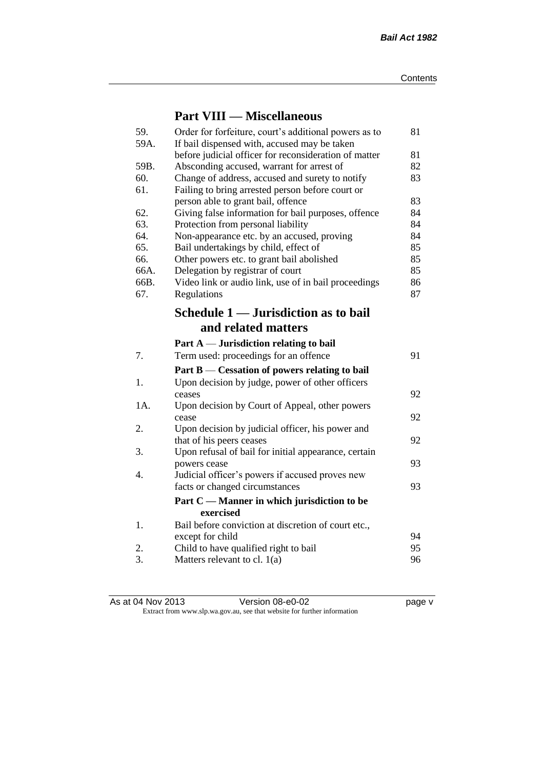## Part VIII — Miscellaneous

| | | |
|---|---|---|
| 59. | Order for forfeiture, court's additional powers as to | 81 |
| 59A. | If bail dispensed with, accused may be taken before judicial officer for reconsideration of matter | 81 |
| 59B. | Absconding accused, warrant for arrest of | 82 |
| 60. | Change of address, accused and surety to notify | 83 |
| 61. | Failing to bring arrested person before court or person able to grant bail, offence | 83 |
| 62. | Giving false information for bail purposes, offence | 84 |
| 63. | Protection from personal liability | 84 |
| 64. | Non-appearance etc. by an accused, proving | 84 |
| 65. | Bail undertakings by child, effect of | 85 |
| 66. | Other powers etc. to grant bail abolished | 85 |
| 66A. | Delegation by registrar of court | 85 |
| 66B. | Video link or audio link, use of in bail proceedings | 86 |
| 67. | Regulations | 87 |

## Schedule 1 — Jurisdiction as to bail and related matters

### Part A — Jurisdiction relating to bail

| | | |
|---|---|---|
| 7. | Term used: proceedings for an offence | 91 |

### Part B — Cessation of powers relating to bail

| | | |
|---|---|---|
| 1. | Upon decision by judge, power of other officers ceases | 92 |
| 1A. | Upon decision by Court of Appeal, other powers cease | 92 |
| 2. | Upon decision by judicial officer, his power and that of his peers ceases | 92 |
| 3. | Upon refusal of bail for initial appearance, certain powers cease | 93 |
| 4. | Judicial officer's powers if accused proves new facts or changed circumstances | 93 |

### Part C — Manner in which jurisdiction to be exercised

| | | |
|---|---|---|
| 1. | Bail before conviction at discretion of court etc., except for child | 94 |
| 2. | Child to have qualified right to bail | 95 |
| 3. | Matters relevant to cl. 1(a) | 96 |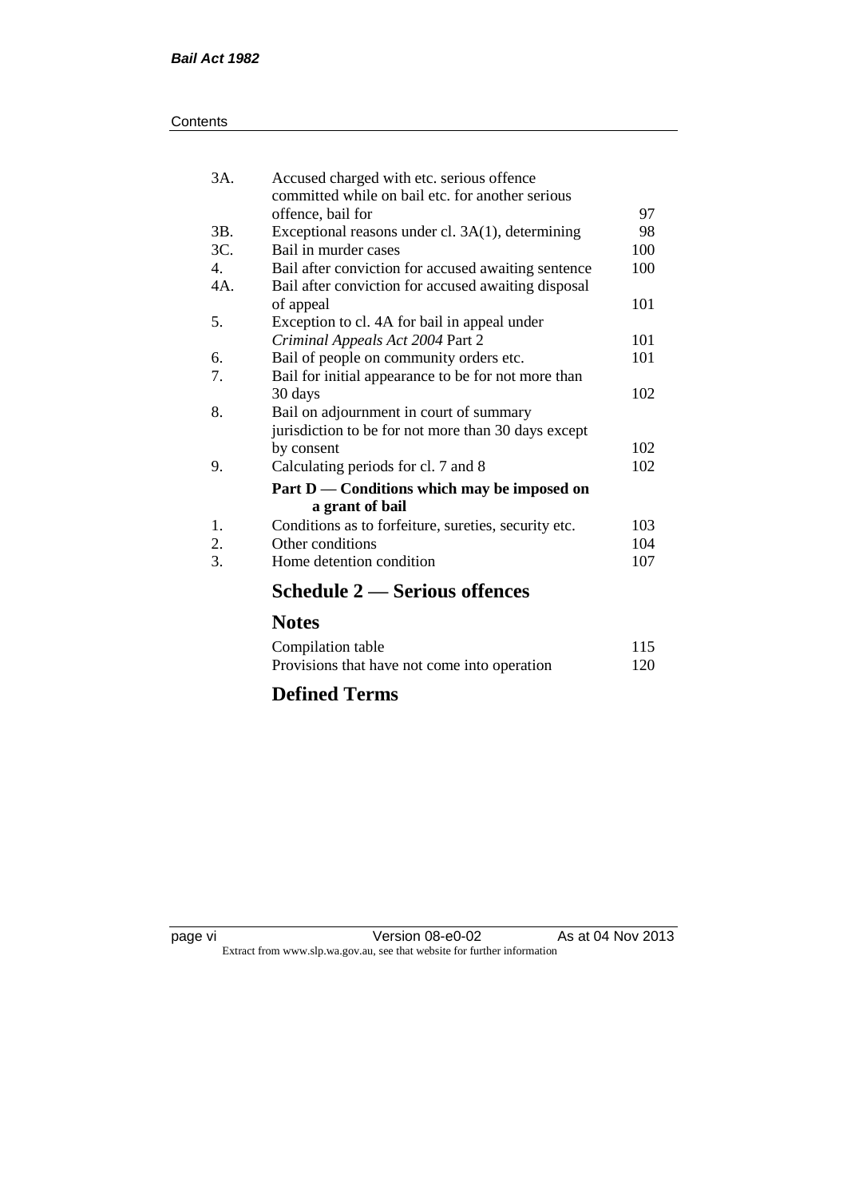| | | |
|---|---|---|
| 3A. | Accused charged with etc. serious offence committed while on bail etc. for another serious offence, bail for | 97 |
| 3B. | Exceptional reasons under cl. 3A(1), determining | 98 |
| 3C. | Bail in murder cases | 100 |
| 4. | Bail after conviction for accused awaiting sentence | 100 |
| 4A. | Bail after conviction for accused awaiting disposal of appeal | 101 |
| 5. | Exception to cl. 4A for bail in appeal under *Criminal Appeals Act 2004* Part 2 | 101 |
| 6. | Bail of people on community orders etc. | 101 |
| 7. | Bail for initial appearance to be for not more than 30 days | 102 |
| 8. | Bail on adjournment in court of summary jurisdiction to be for not more than 30 days except by consent | 102 |
| 9. | Calculating periods for cl. 7 and 8 | 102 |

**Part D — Conditions which may be imposed on a grant of bail**

| | | |
|---|---|---|
| 1. | Conditions as to forfeiture, sureties, security etc. | 103 |
| 2. | Other conditions | 104 |
| 3. | Home detention condition | 107 |

## Schedule 2 — Serious offences

## Notes

| | |
|---|---|
| Compilation table | 115 |
| Provisions that have not come into operation | 120 |

## Defined Terms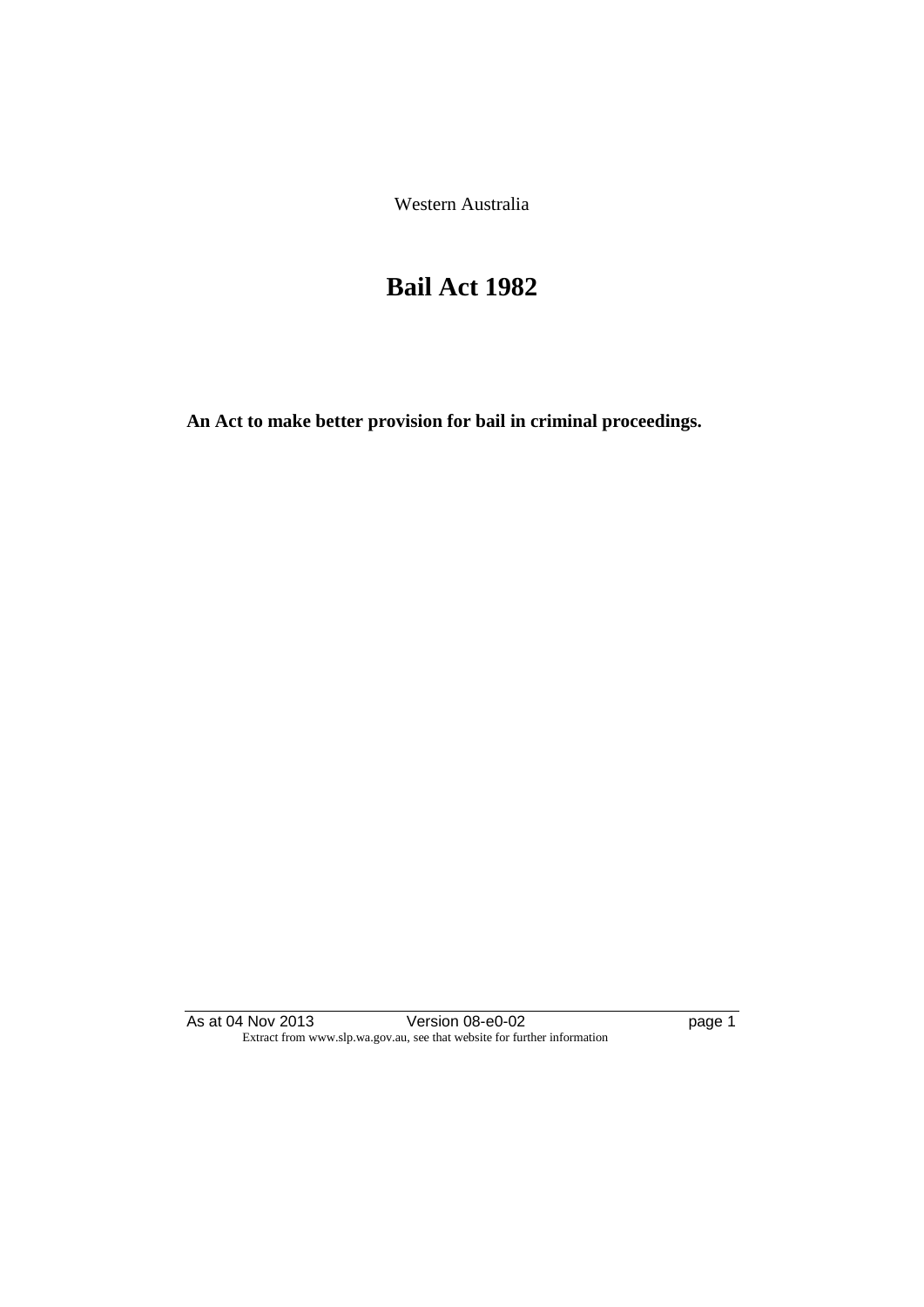Western Australia

# Bail Act 1982

**An Act to make better provision for bail in criminal proceedings.**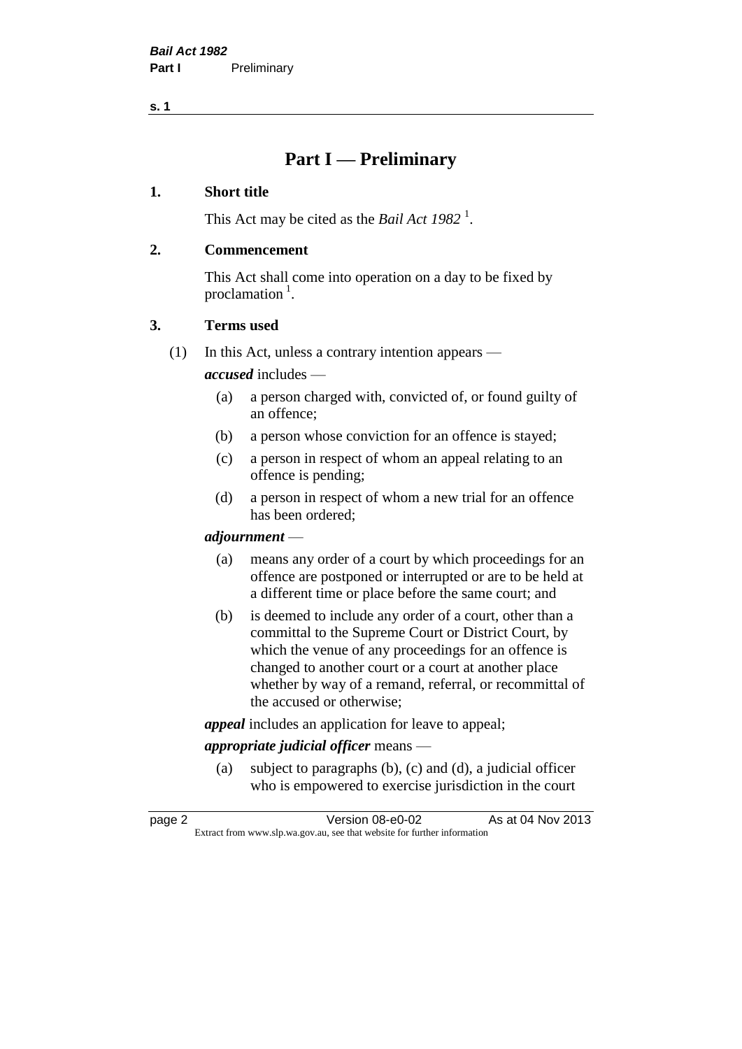# Part I — Preliminary

## 1. Short title

This Act may be cited as the *Bail Act 1982* [1].

## 2. Commencement

This Act shall come into operation on a day to be fixed by proclamation [1].

## 3. Terms used

(1) In this Act, unless a contrary intention appears —

***accused*** includes —

- (a) a person charged with, convicted of, or found guilty of an offence;
- (b) a person whose conviction for an offence is stayed;
- (c) a person in respect of whom an appeal relating to an offence is pending;
- (d) a person in respect of whom a new trial for an offence has been ordered;

***adjournment*** —

- (a) means any order of a court by which proceedings for an offence are postponed or interrupted or are to be held at a different time or place before the same court; and
- (b) is deemed to include any order of a court, other than a committal to the Supreme Court or District Court, by which the venue of any proceedings for an offence is changed to another court or a court at another place whether by way of a remand, referral, or recommittal of the accused or otherwise;

***appeal*** includes an application for leave to appeal;

***appropriate judicial officer*** means —

- (a) subject to paragraphs (b), (c) and (d), a judicial officer who is empowered to exercise jurisdiction in the court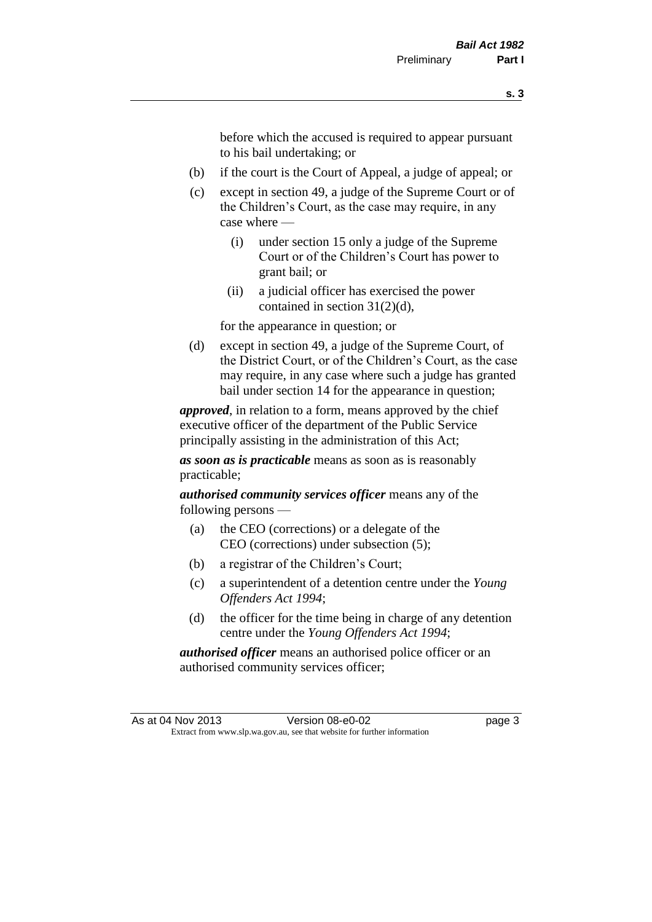before which the accused is required to appear pursuant to his bail undertaking; or

(b) if the court is the Court of Appeal, a judge of appeal; or

(c) except in section 49, a judge of the Supreme Court or of the Children's Court, as the case may require, in any case where —

  (i) under section 15 only a judge of the Supreme Court or of the Children's Court has power to grant bail; or

  (ii) a judicial officer has exercised the power contained in section 31(2)(d),

 for the appearance in question; or

(d) except in section 49, a judge of the Supreme Court, of the District Court, or of the Children's Court, as the case may require, in any case where such a judge has granted bail under section 14 for the appearance in question;

***approved***, in relation to a form, means approved by the chief executive officer of the department of the Public Service principally assisting in the administration of this Act;

***as soon as is practicable*** means as soon as is reasonably practicable;

***authorised community services officer*** means any of the following persons —

(a) the CEO (corrections) or a delegate of the CEO (corrections) under subsection (5);

(b) a registrar of the Children's Court;

(c) a superintendent of a detention centre under the *Young Offenders Act 1994*;

(d) the officer for the time being in charge of any detention centre under the *Young Offenders Act 1994*;

***authorised officer*** means an authorised police officer or an authorised community services officer;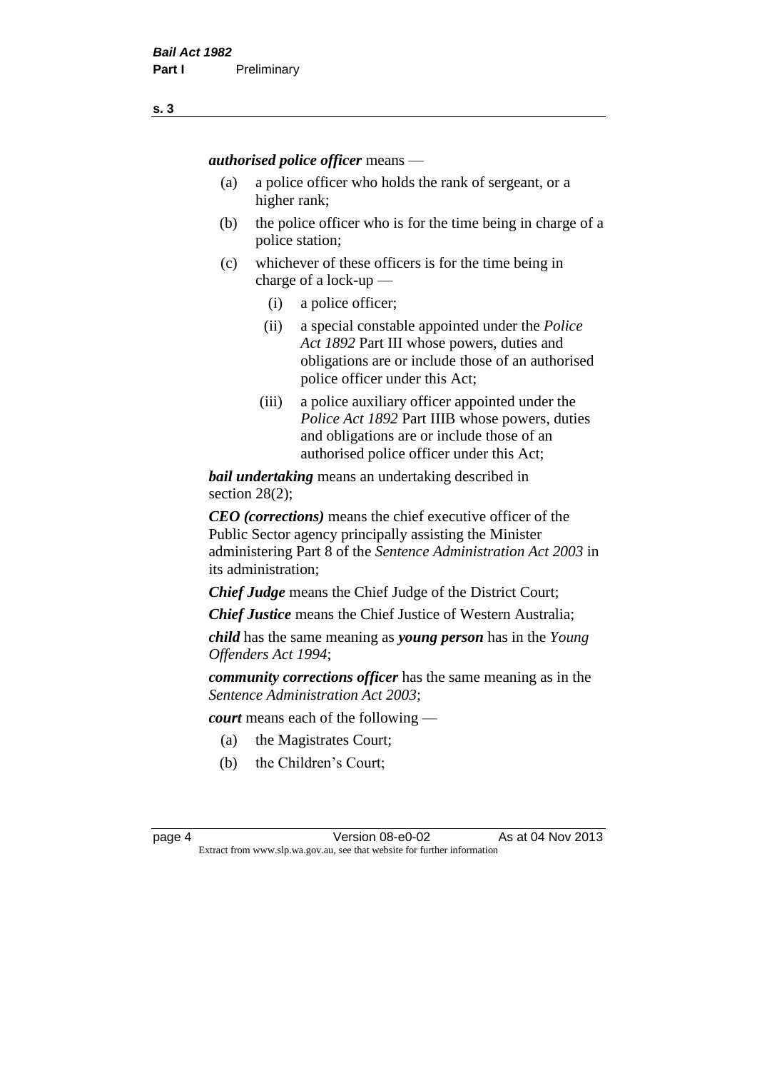***authorised police officer*** means —

- (a) a police officer who holds the rank of sergeant, or a higher rank;
- (b) the police officer who is for the time being in charge of a police station;
- (c) whichever of these officers is for the time being in charge of a lock-up —
  - (i) a police officer;
  - (ii) a special constable appointed under the *Police Act 1892* Part III whose powers, duties and obligations are or include those of an authorised police officer under this Act;
  - (iii) a police auxiliary officer appointed under the *Police Act 1892* Part IIIB whose powers, duties and obligations are or include those of an authorised police officer under this Act;

***bail undertaking*** means an undertaking described in section 28(2);

***CEO (corrections)*** means the chief executive officer of the Public Sector agency principally assisting the Minister administering Part 8 of the *Sentence Administration Act 2003* in its administration;

***Chief Judge*** means the Chief Judge of the District Court;

***Chief Justice*** means the Chief Justice of Western Australia;

***child*** has the same meaning as ***young person*** has in the *Young Offenders Act 1994*;

***community corrections officer*** has the same meaning as in the *Sentence Administration Act 2003*;

***court*** means each of the following —

- (a) the Magistrates Court;
- (b) the Children's Court;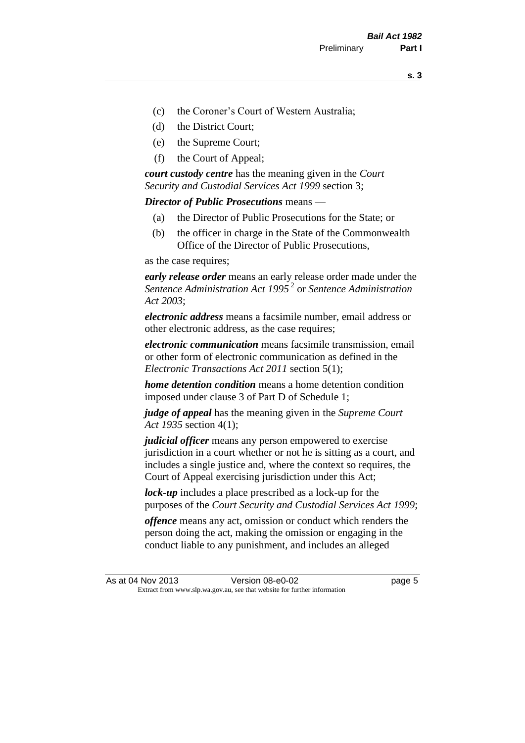- (c) the Coroner's Court of Western Australia;
- (d) the District Court;
- (e) the Supreme Court;
- (f) the Court of Appeal;

***court custody centre*** has the meaning given in the *Court Security and Custodial Services Act 1999* section 3;

***Director of Public Prosecutions*** means —

- (a) the Director of Public Prosecutions for the State; or
- (b) the officer in charge in the State of the Commonwealth Office of the Director of Public Prosecutions,

as the case requires;

***early release order*** means an early release order made under the *Sentence Administration Act 1995* [2] or *Sentence Administration Act 2003*;

***electronic address*** means a facsimile number, email address or other electronic address, as the case requires;

***electronic communication*** means facsimile transmission, email or other form of electronic communication as defined in the *Electronic Transactions Act 2011* section 5(1);

***home detention condition*** means a home detention condition imposed under clause 3 of Part D of Schedule 1;

***judge of appeal*** has the meaning given in the *Supreme Court Act 1935* section 4(1);

***judicial officer*** means any person empowered to exercise jurisdiction in a court whether or not he is sitting as a court, and includes a single justice and, where the context so requires, the Court of Appeal exercising jurisdiction under this Act;

***lock-up*** includes a place prescribed as a lock-up for the purposes of the *Court Security and Custodial Services Act 1999*;

***offence*** means any act, omission or conduct which renders the person doing the act, making the omission or engaging in the conduct liable to any punishment, and includes an alleged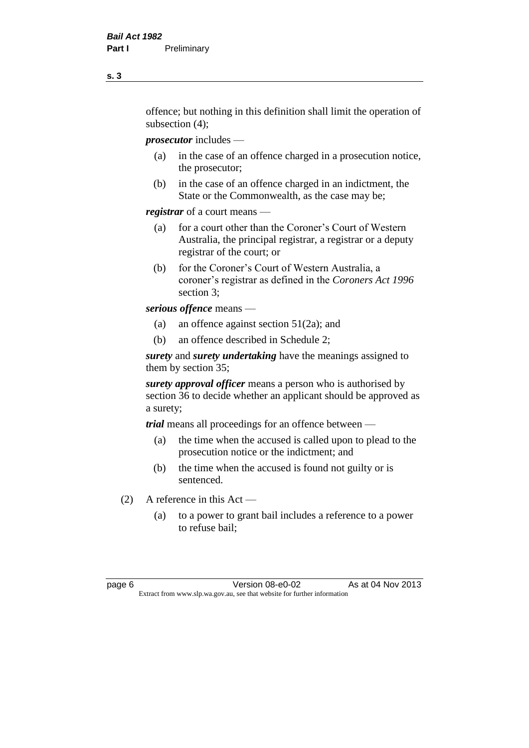offence; but nothing in this definition shall limit the operation of subsection (4);

***prosecutor*** includes —

- (a) in the case of an offence charged in a prosecution notice, the prosecutor;
- (b) in the case of an offence charged in an indictment, the State or the Commonwealth, as the case may be;

***registrar*** of a court means —

- (a) for a court other than the Coroner's Court of Western Australia, the principal registrar, a registrar or a deputy registrar of the court; or
- (b) for the Coroner's Court of Western Australia, a coroner's registrar as defined in the *Coroners Act 1996* section 3;

***serious offence*** means —

- (a) an offence against section 51(2a); and
- (b) an offence described in Schedule 2;

***surety*** and ***surety undertaking*** have the meanings assigned to them by section 35;

***surety approval officer*** means a person who is authorised by section 36 to decide whether an applicant should be approved as a surety;

***trial*** means all proceedings for an offence between —

- (a) the time when the accused is called upon to plead to the prosecution notice or the indictment; and
- (b) the time when the accused is found not guilty or is sentenced.

(2) A reference in this Act —

- (a) to a power to grant bail includes a reference to a power to refuse bail;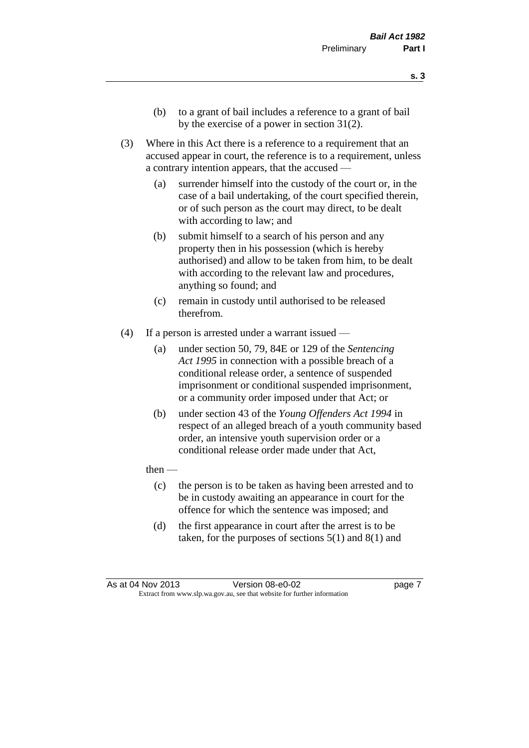(b) to a grant of bail includes a reference to a grant of bail by the exercise of a power in section 31(2).

(3) Where in this Act there is a reference to a requirement that an accused appear in court, the reference is to a requirement, unless a contrary intention appears, that the accused —

(a) surrender himself into the custody of the court or, in the case of a bail undertaking, of the court specified therein, or of such person as the court may direct, to be dealt with according to law; and

(b) submit himself to a search of his person and any property then in his possession (which is hereby authorised) and allow to be taken from him, to be dealt with according to the relevant law and procedures, anything so found; and

(c) remain in custody until authorised to be released therefrom.

(4) If a person is arrested under a warrant issued —

(a) under section 50, 79, 84E or 129 of the *Sentencing Act 1995* in connection with a possible breach of a conditional release order, a sentence of suspended imprisonment or conditional suspended imprisonment, or a community order imposed under that Act; or

(b) under section 43 of the *Young Offenders Act 1994* in respect of an alleged breach of a youth community based order, an intensive youth supervision order or a conditional release order made under that Act,

then —

(c) the person is to be taken as having been arrested and to be in custody awaiting an appearance in court for the offence for which the sentence was imposed; and

(d) the first appearance in court after the arrest is to be taken, for the purposes of sections 5(1) and 8(1) and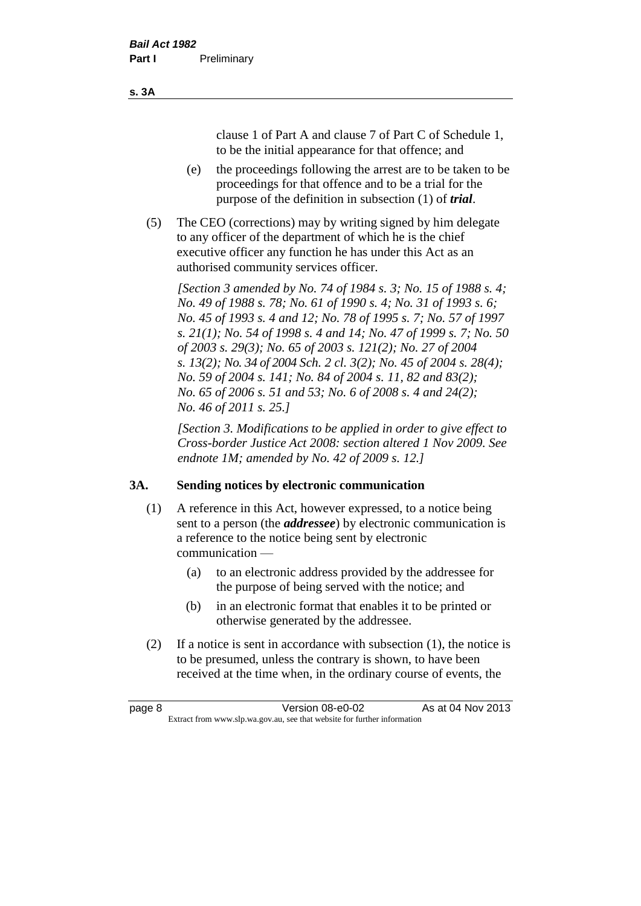clause 1 of Part A and clause 7 of Part C of Schedule 1, to be the initial appearance for that offence; and

(e) the proceedings following the arrest are to be taken to be proceedings for that offence and to be a trial for the purpose of the definition in subsection (1) of ***trial***.

(5) The CEO (corrections) may by writing signed by him delegate to any officer of the department of which he is the chief executive officer any function he has under this Act as an authorised community services officer.

*[Section 3 amended by No. 74 of 1984 s. 3; No. 15 of 1988 s. 4; No. 49 of 1988 s. 78; No. 61 of 1990 s. 4; No. 31 of 1993 s. 6; No. 45 of 1993 s. 4 and 12; No. 78 of 1995 s. 7; No. 57 of 1997 s. 21(1); No. 54 of 1998 s. 4 and 14; No. 47 of 1999 s. 7; No. 50 of 2003 s. 29(3); No. 65 of 2003 s. 121(2); No. 27 of 2004 s. 13(2); No. 34 of 2004 Sch. 2 cl. 3(2); No. 45 of 2004 s. 28(4); No. 59 of 2004 s. 141; No. 84 of 2004 s. 11, 82 and 83(2); No. 65 of 2006 s. 51 and 53; No. 6 of 2008 s. 4 and 24(2); No. 46 of 2011 s. 25.]*

*[Section 3. Modifications to be applied in order to give effect to Cross-border Justice Act 2008: section altered 1 Nov 2009. See endnote 1M; amended by No. 42 of 2009 s. 12.]*

## 3A. Sending notices by electronic communication

(1) A reference in this Act, however expressed, to a notice being sent to a person (the ***addressee***) by electronic communication is a reference to the notice being sent by electronic communication —

(a) to an electronic address provided by the addressee for the purpose of being served with the notice; and

(b) in an electronic format that enables it to be printed or otherwise generated by the addressee.

(2) If a notice is sent in accordance with subsection (1), the notice is to be presumed, unless the contrary is shown, to have been received at the time when, in the ordinary course of events, the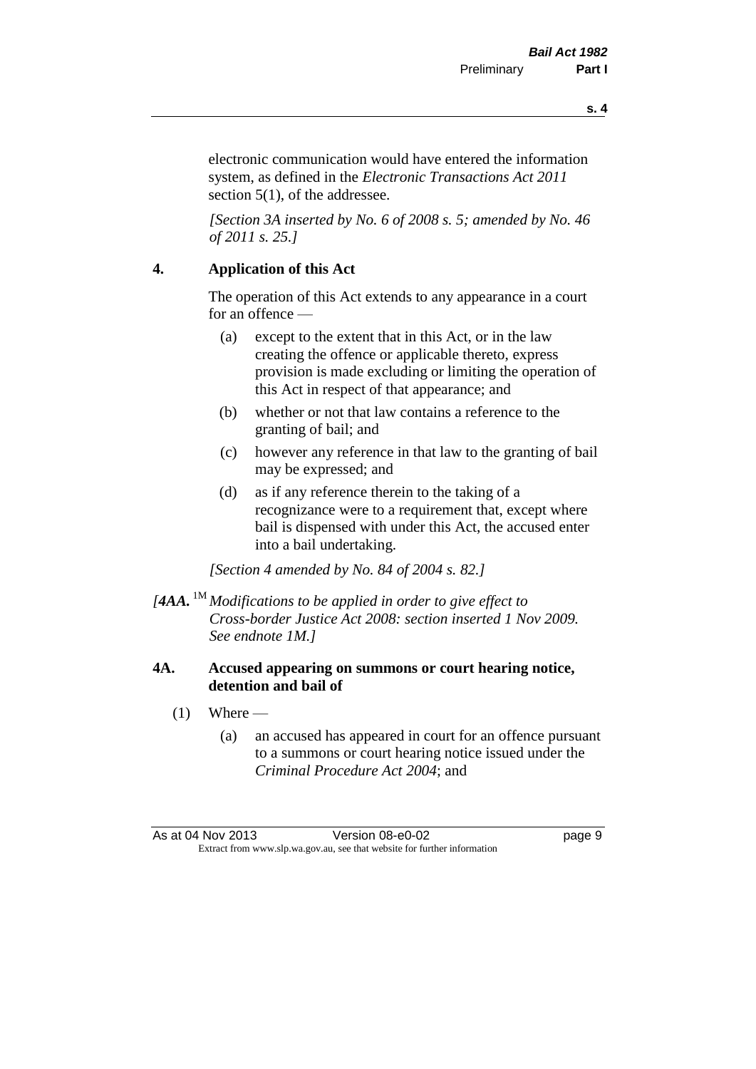electronic communication would have entered the information system, as defined in the *Electronic Transactions Act 2011* section 5(1), of the addressee.

*[Section 3A inserted by No. 6 of 2008 s. 5; amended by No. 46 of 2011 s. 25.]*

## 4. Application of this Act

The operation of this Act extends to any appearance in a court for an offence —

(a) except to the extent that in this Act, or in the law creating the offence or applicable thereto, express provision is made excluding or limiting the operation of this Act in respect of that appearance; and

(b) whether or not that law contains a reference to the granting of bail; and

(c) however any reference in that law to the granting of bail may be expressed; and

(d) as if any reference therein to the taking of a recognizance were to a requirement that, except where bail is dispensed with under this Act, the accused enter into a bail undertaking.

*[Section 4 amended by No. 84 of 2004 s. 82.]*

*[**4AA.** [1M] Modifications to be applied in order to give effect to Cross-border Justice Act 2008: section inserted 1 Nov 2009. See endnote 1M.]*

## 4A. Accused appearing on summons or court hearing notice, detention and bail of

(1) Where —

(a) an accused has appeared in court for an offence pursuant to a summons or court hearing notice issued under the *Criminal Procedure Act 2004*; and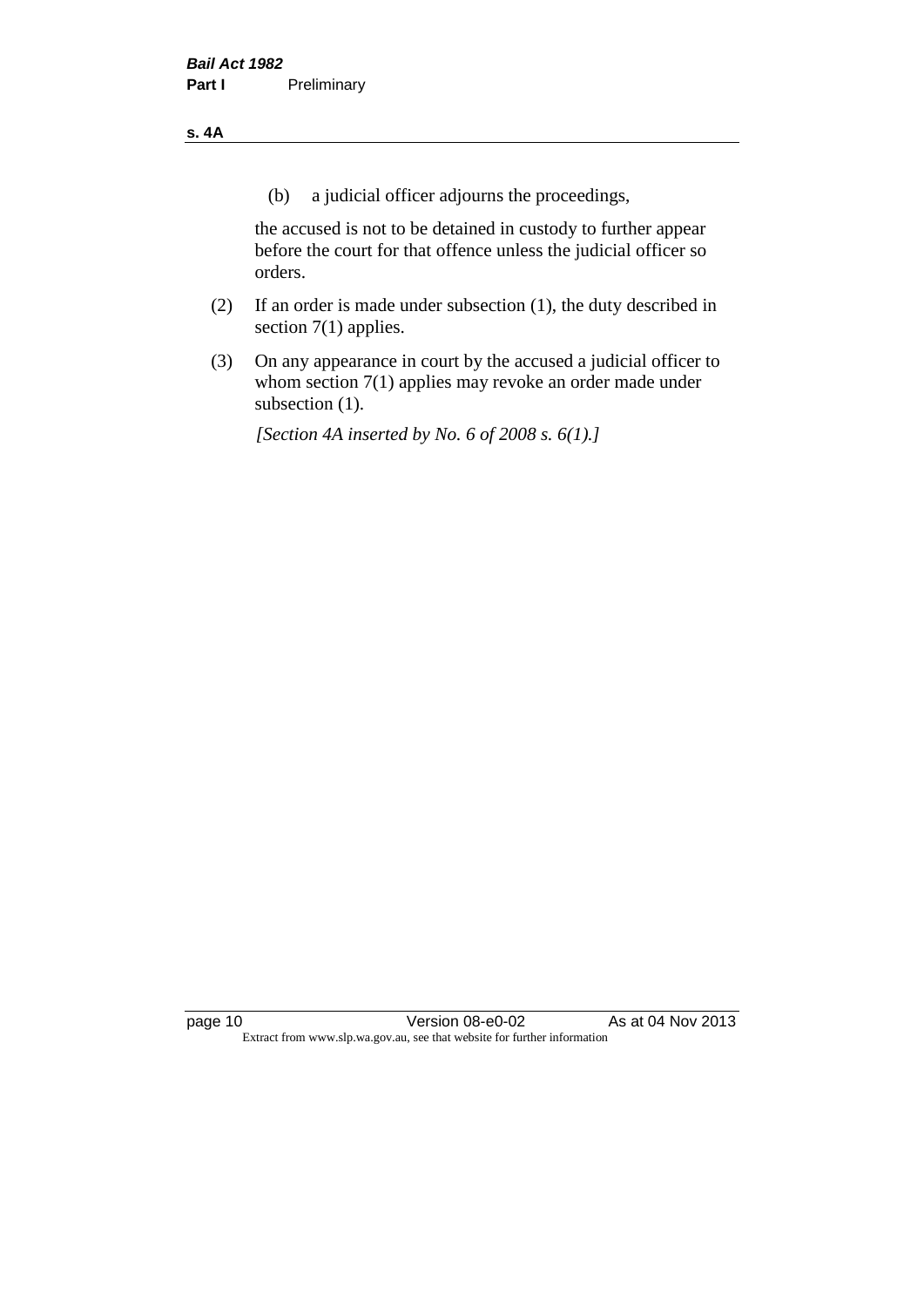(b) a judicial officer adjourns the proceedings,

the accused is not to be detained in custody to further appear before the court for that offence unless the judicial officer so orders.

(2) If an order is made under subsection (1), the duty described in section 7(1) applies.

(3) On any appearance in court by the accused a judicial officer to whom section 7(1) applies may revoke an order made under subsection (1).

*[Section 4A inserted by No. 6 of 2008 s. 6(1).]*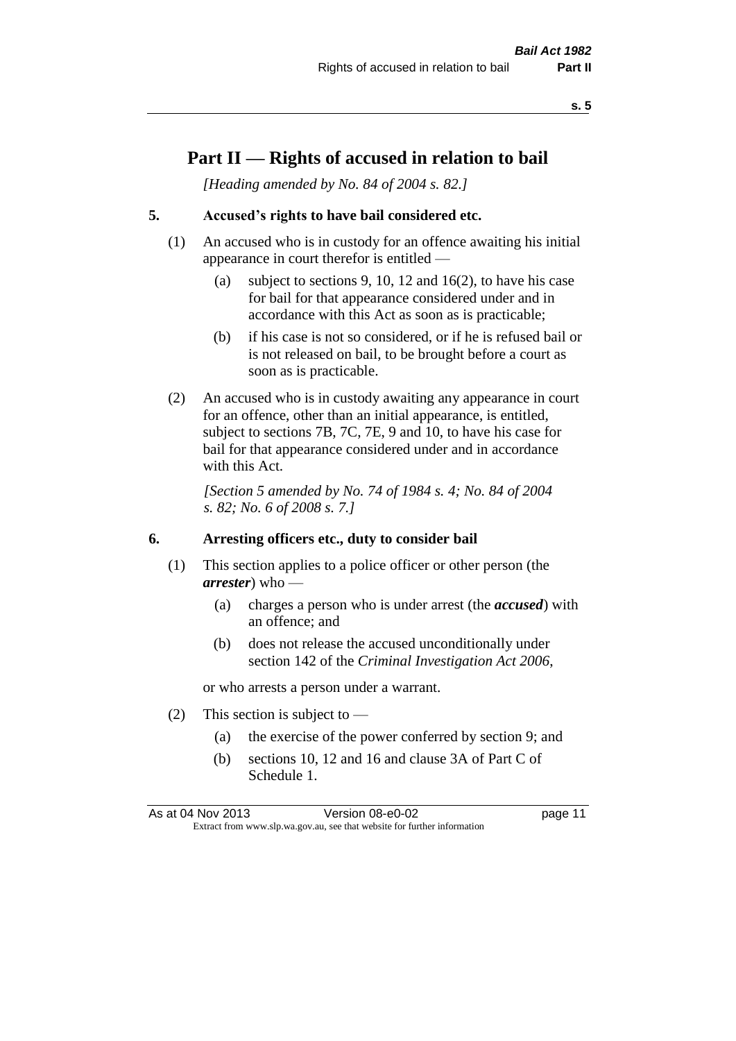# Part II — Rights of accused in relation to bail

*[Heading amended by No. 84 of 2004 s. 82.]*

## 5. Accused's rights to have bail considered etc.

(1) An accused who is in custody for an offence awaiting his initial appearance in court therefor is entitled —

- (a) subject to sections 9, 10, 12 and 16(2), to have his case for bail for that appearance considered under and in accordance with this Act as soon as is practicable;
- (b) if his case is not so considered, or if he is refused bail or is not released on bail, to be brought before a court as soon as is practicable.

(2) An accused who is in custody awaiting any appearance in court for an offence, other than an initial appearance, is entitled, subject to sections 7B, 7C, 7E, 9 and 10, to have his case for bail for that appearance considered under and in accordance with this Act.

*[Section 5 amended by No. 74 of 1984 s. 4; No. 84 of 2004 s. 82; No. 6 of 2008 s. 7.]*

## 6. Arresting officers etc., duty to consider bail

(1) This section applies to a police officer or other person (the ***arrester***) who —

- (a) charges a person who is under arrest (the ***accused***) with an offence; and
- (b) does not release the accused unconditionally under section 142 of the *Criminal Investigation Act 2006*,

or who arrests a person under a warrant.

(2) This section is subject to —

- (a) the exercise of the power conferred by section 9; and
- (b) sections 10, 12 and 16 and clause 3A of Part C of Schedule 1.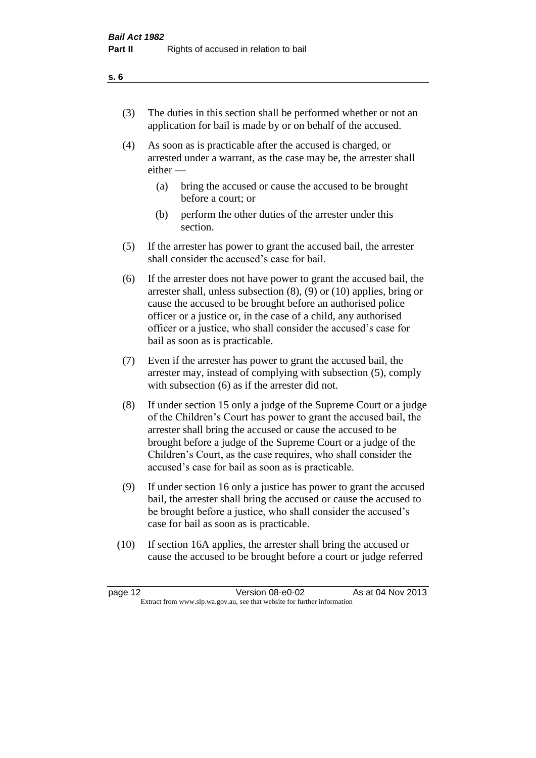(3) The duties in this section shall be performed whether or not an application for bail is made by or on behalf of the accused.

(4) As soon as is practicable after the accused is charged, or arrested under a warrant, as the case may be, the arrester shall either —

   (a) bring the accused or cause the accused to be brought before a court; or

   (b) perform the other duties of the arrester under this section.

(5) If the arrester has power to grant the accused bail, the arrester shall consider the accused's case for bail.

(6) If the arrester does not have power to grant the accused bail, the arrester shall, unless subsection (8), (9) or (10) applies, bring or cause the accused to be brought before an authorised police officer or a justice or, in the case of a child, any authorised officer or a justice, who shall consider the accused's case for bail as soon as is practicable.

(7) Even if the arrester has power to grant the accused bail, the arrester may, instead of complying with subsection (5), comply with subsection (6) as if the arrester did not.

(8) If under section 15 only a judge of the Supreme Court or a judge of the Children's Court has power to grant the accused bail, the arrester shall bring the accused or cause the accused to be brought before a judge of the Supreme Court or a judge of the Children's Court, as the case requires, who shall consider the accused's case for bail as soon as is practicable.

(9) If under section 16 only a justice has power to grant the accused bail, the arrester shall bring the accused or cause the accused to be brought before a justice, who shall consider the accused's case for bail as soon as is practicable.

(10) If section 16A applies, the arrester shall bring the accused or cause the accused to be brought before a court or judge referred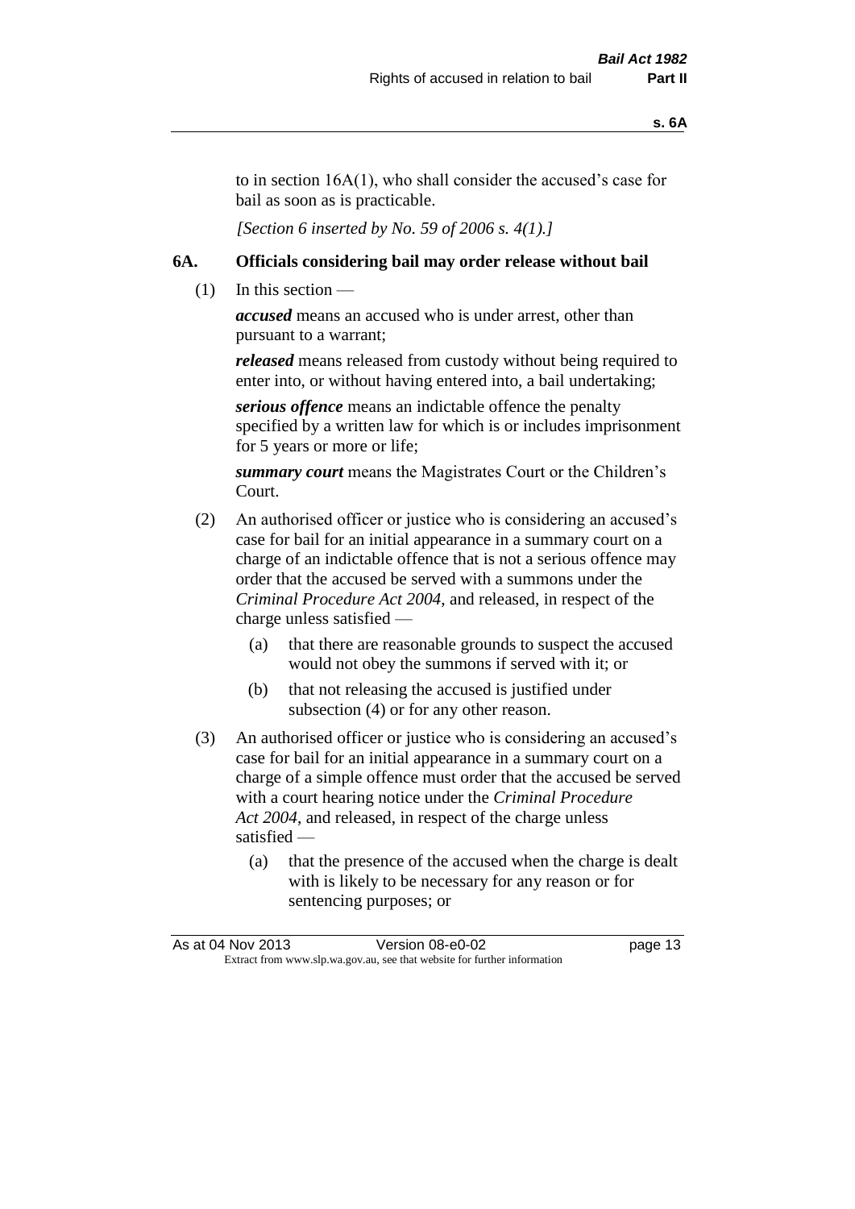to in section 16A(1), who shall consider the accused's case for bail as soon as is practicable.

*[Section 6 inserted by No. 59 of 2006 s. 4(1).]*

## 6A. Officials considering bail may order release without bail

(1) In this section —

***accused*** means an accused who is under arrest, other than pursuant to a warrant;

***released*** means released from custody without being required to enter into, or without having entered into, a bail undertaking;

***serious offence*** means an indictable offence the penalty specified by a written law for which is or includes imprisonment for 5 years or more or life;

***summary court*** means the Magistrates Court or the Children's Court.

(2) An authorised officer or justice who is considering an accused's case for bail for an initial appearance in a summary court on a charge of an indictable offence that is not a serious offence may order that the accused be served with a summons under the *Criminal Procedure Act 2004*, and released, in respect of the charge unless satisfied —

- (a) that there are reasonable grounds to suspect the accused would not obey the summons if served with it; or
- (b) that not releasing the accused is justified under subsection (4) or for any other reason.

(3) An authorised officer or justice who is considering an accused's case for bail for an initial appearance in a summary court on a charge of a simple offence must order that the accused be served with a court hearing notice under the *Criminal Procedure Act 2004*, and released, in respect of the charge unless satisfied —

- (a) that the presence of the accused when the charge is dealt with is likely to be necessary for any reason or for sentencing purposes; or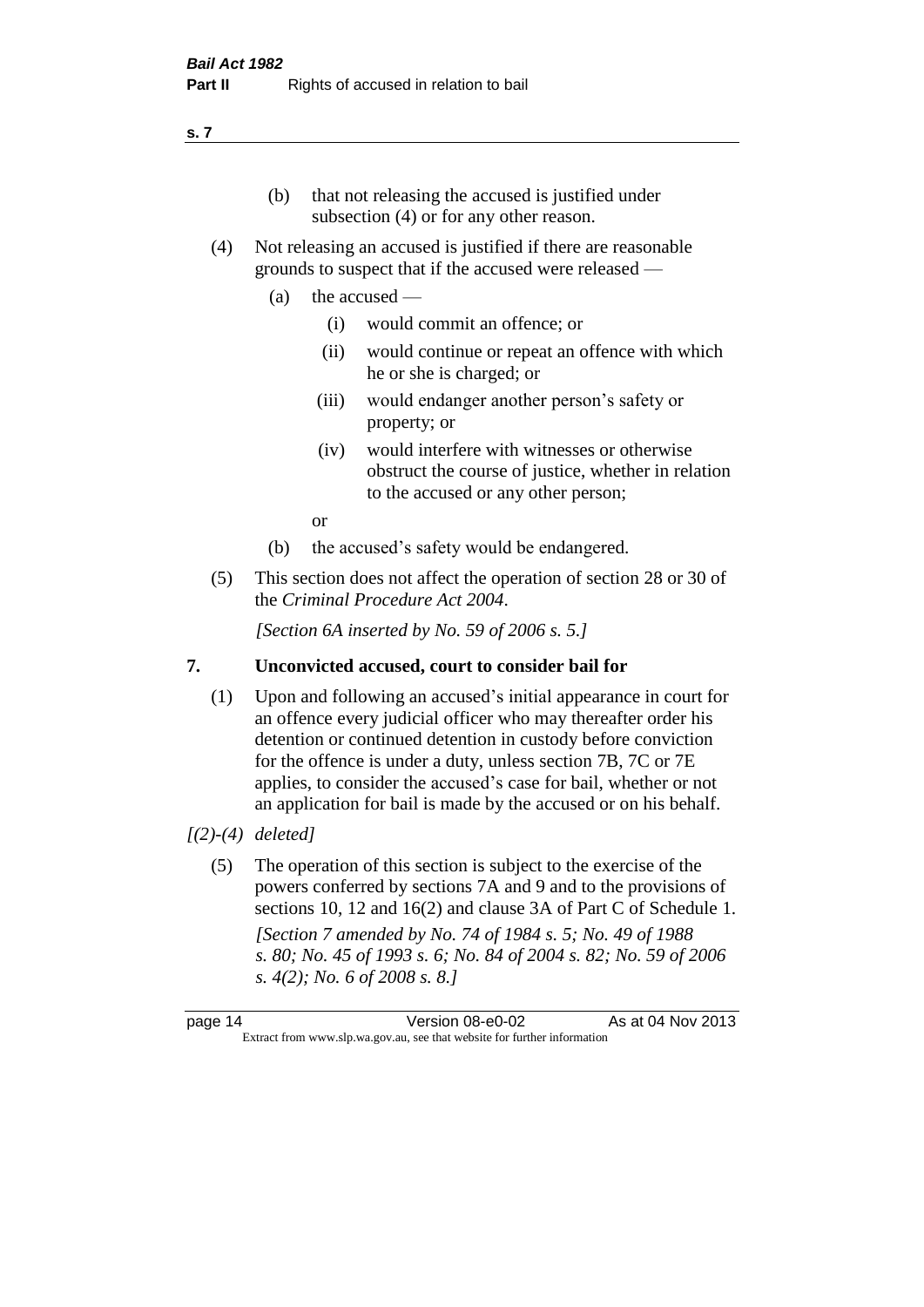(b) that not releasing the accused is justified under subsection (4) or for any other reason.

(4) Not releasing an accused is justified if there are reasonable grounds to suspect that if the accused were released —

(a) the accused —

(i) would commit an offence; or

(ii) would continue or repeat an offence with which he or she is charged; or

(iii) would endanger another person's safety or property; or

(iv) would interfere with witnesses or otherwise obstruct the course of justice, whether in relation to the accused or any other person;

or

(b) the accused's safety would be endangered.

(5) This section does not affect the operation of section 28 or 30 of the *Criminal Procedure Act 2004*.

*[Section 6A inserted by No. 59 of 2006 s. 5.]*

## 7. Unconvicted accused, court to consider bail for

(1) Upon and following an accused's initial appearance in court for an offence every judicial officer who may thereafter order his detention or continued detention in custody before conviction for the offence is under a duty, unless section 7B, 7C or 7E applies, to consider the accused's case for bail, whether or not an application for bail is made by the accused or on his behalf.

*[(2)-(4) deleted]*

(5) The operation of this section is subject to the exercise of the powers conferred by sections 7A and 9 and to the provisions of sections 10, 12 and 16(2) and clause 3A of Part C of Schedule 1.

*[Section 7 amended by No. 74 of 1984 s. 5; No. 49 of 1988 s. 80; No. 45 of 1993 s. 6; No. 84 of 2004 s. 82; No. 59 of 2006 s. 4(2); No. 6 of 2008 s. 8.]*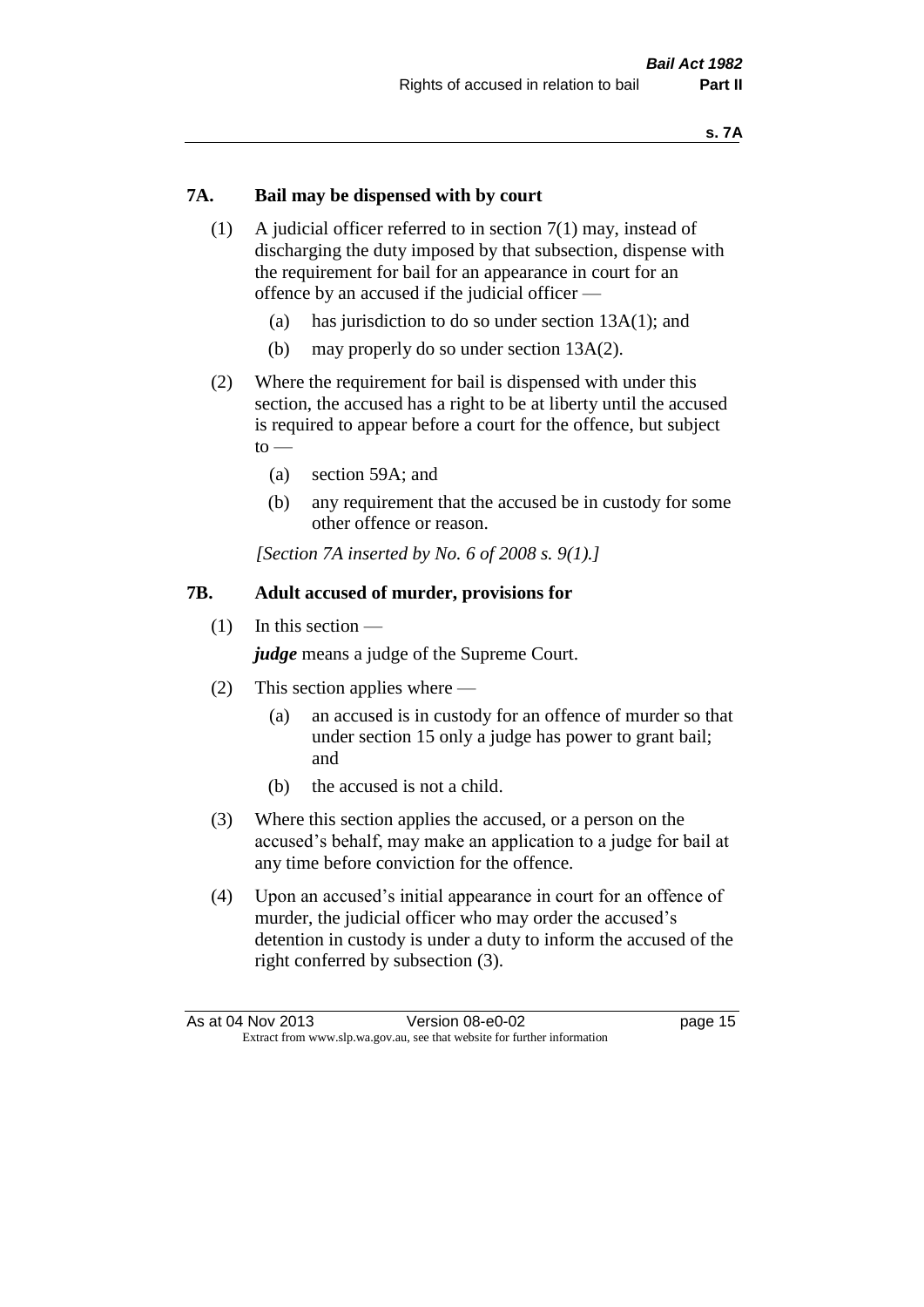## 7A. Bail may be dispensed with by court

(1) A judicial officer referred to in section 7(1) may, instead of discharging the duty imposed by that subsection, dispense with the requirement for bail for an appearance in court for an offence by an accused if the judicial officer —

  (a) has jurisdiction to do so under section 13A(1); and

  (b) may properly do so under section 13A(2).

(2) Where the requirement for bail is dispensed with under this section, the accused has a right to be at liberty until the accused is required to appear before a court for the offence, but subject to —

  (a) section 59A; and

  (b) any requirement that the accused be in custody for some other offence or reason.

*[Section 7A inserted by No. 6 of 2008 s. 9(1).]*

## 7B. Adult accused of murder, provisions for

(1) In this section —

*judge* means a judge of the Supreme Court.

(2) This section applies where —

  (a) an accused is in custody for an offence of murder so that under section 15 only a judge has power to grant bail; and

  (b) the accused is not a child.

(3) Where this section applies the accused, or a person on the accused's behalf, may make an application to a judge for bail at any time before conviction for the offence.

(4) Upon an accused's initial appearance in court for an offence of murder, the judicial officer who may order the accused's detention in custody is under a duty to inform the accused of the right conferred by subsection (3).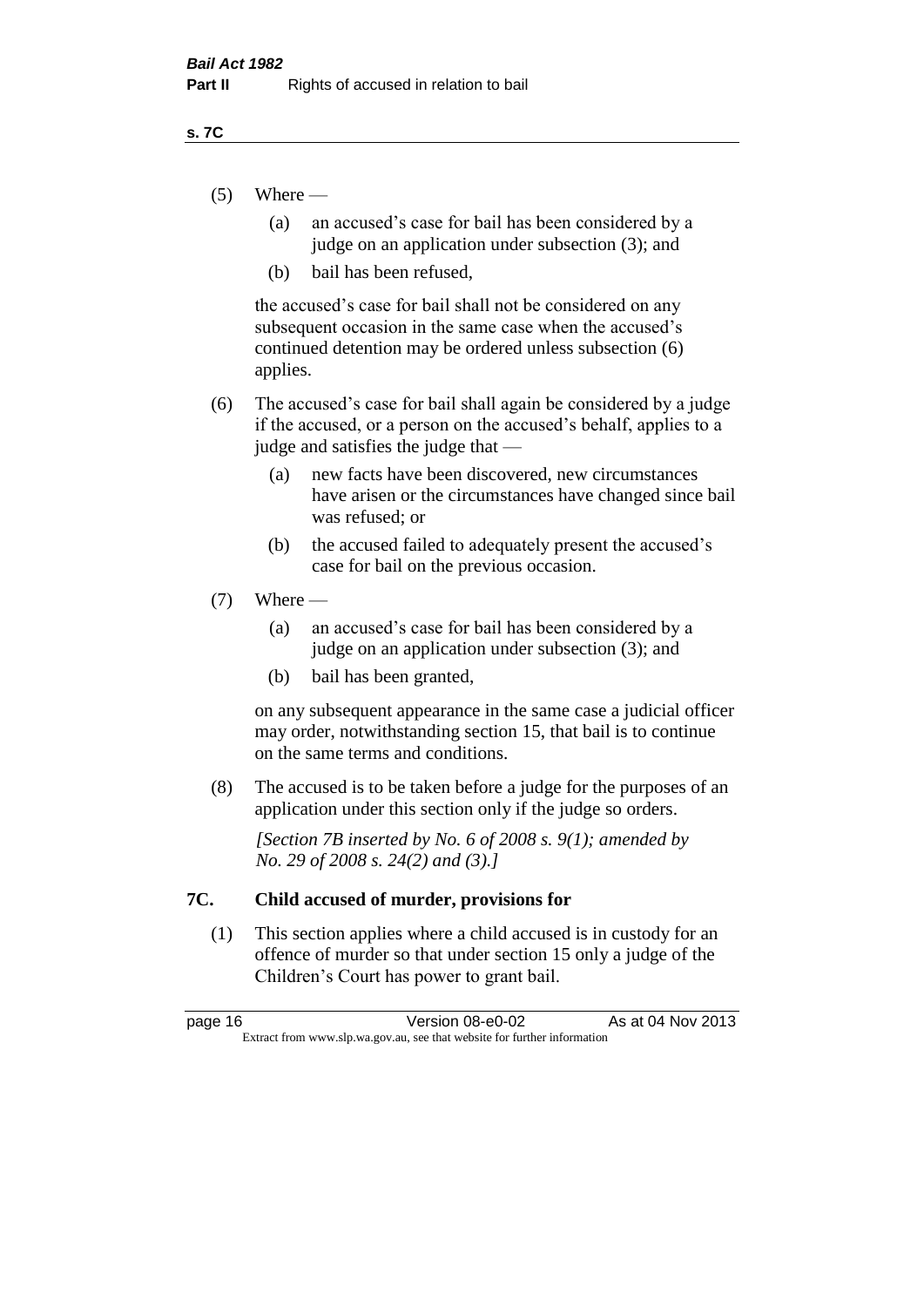(5) Where —

- (a) an accused's case for bail has been considered by a judge on an application under subsection (3); and
- (b) bail has been refused,

the accused's case for bail shall not be considered on any subsequent occasion in the same case when the accused's continued detention may be ordered unless subsection (6) applies.

(6) The accused's case for bail shall again be considered by a judge if the accused, or a person on the accused's behalf, applies to a judge and satisfies the judge that —

- (a) new facts have been discovered, new circumstances have arisen or the circumstances have changed since bail was refused; or
- (b) the accused failed to adequately present the accused's case for bail on the previous occasion.

(7) Where —

- (a) an accused's case for bail has been considered by a judge on an application under subsection (3); and
- (b) bail has been granted,

on any subsequent appearance in the same case a judicial officer may order, notwithstanding section 15, that bail is to continue on the same terms and conditions.

(8) The accused is to be taken before a judge for the purposes of an application under this section only if the judge so orders.

*[Section 7B inserted by No. 6 of 2008 s. 9(1); amended by No. 29 of 2008 s. 24(2) and (3).]*

## 7C. Child accused of murder, provisions for

(1) This section applies where a child accused is in custody for an offence of murder so that under section 15 only a judge of the Children's Court has power to grant bail.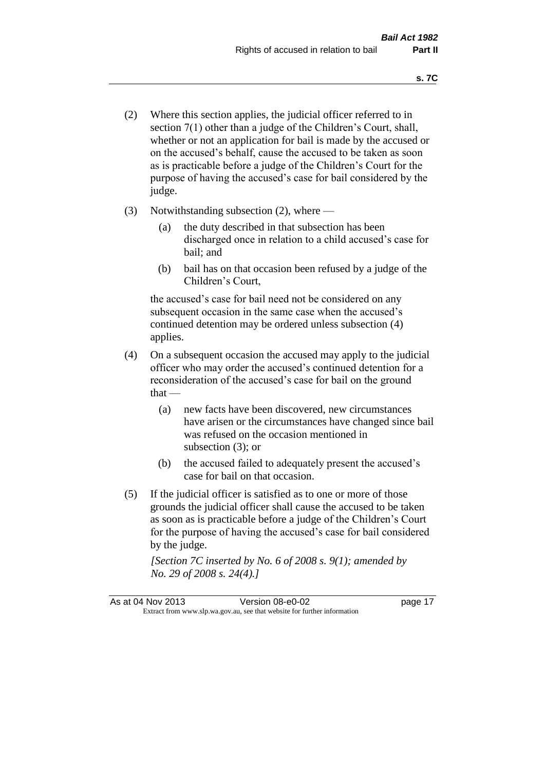(2) Where this section applies, the judicial officer referred to in section 7(1) other than a judge of the Children's Court, shall, whether or not an application for bail is made by the accused or on the accused's behalf, cause the accused to be taken as soon as is practicable before a judge of the Children's Court for the purpose of having the accused's case for bail considered by the judge.

(3) Notwithstanding subsection (2), where —

- (a) the duty described in that subsection has been discharged once in relation to a child accused's case for bail; and
- (b) bail has on that occasion been refused by a judge of the Children's Court,

the accused's case for bail need not be considered on any subsequent occasion in the same case when the accused's continued detention may be ordered unless subsection (4) applies.

(4) On a subsequent occasion the accused may apply to the judicial officer who may order the accused's continued detention for a reconsideration of the accused's case for bail on the ground that —

- (a) new facts have been discovered, new circumstances have arisen or the circumstances have changed since bail was refused on the occasion mentioned in subsection (3); or
- (b) the accused failed to adequately present the accused's case for bail on that occasion.

(5) If the judicial officer is satisfied as to one or more of those grounds the judicial officer shall cause the accused to be taken as soon as is practicable before a judge of the Children's Court for the purpose of having the accused's case for bail considered by the judge.

*[Section 7C inserted by No. 6 of 2008 s. 9(1); amended by No. 29 of 2008 s. 24(4).]*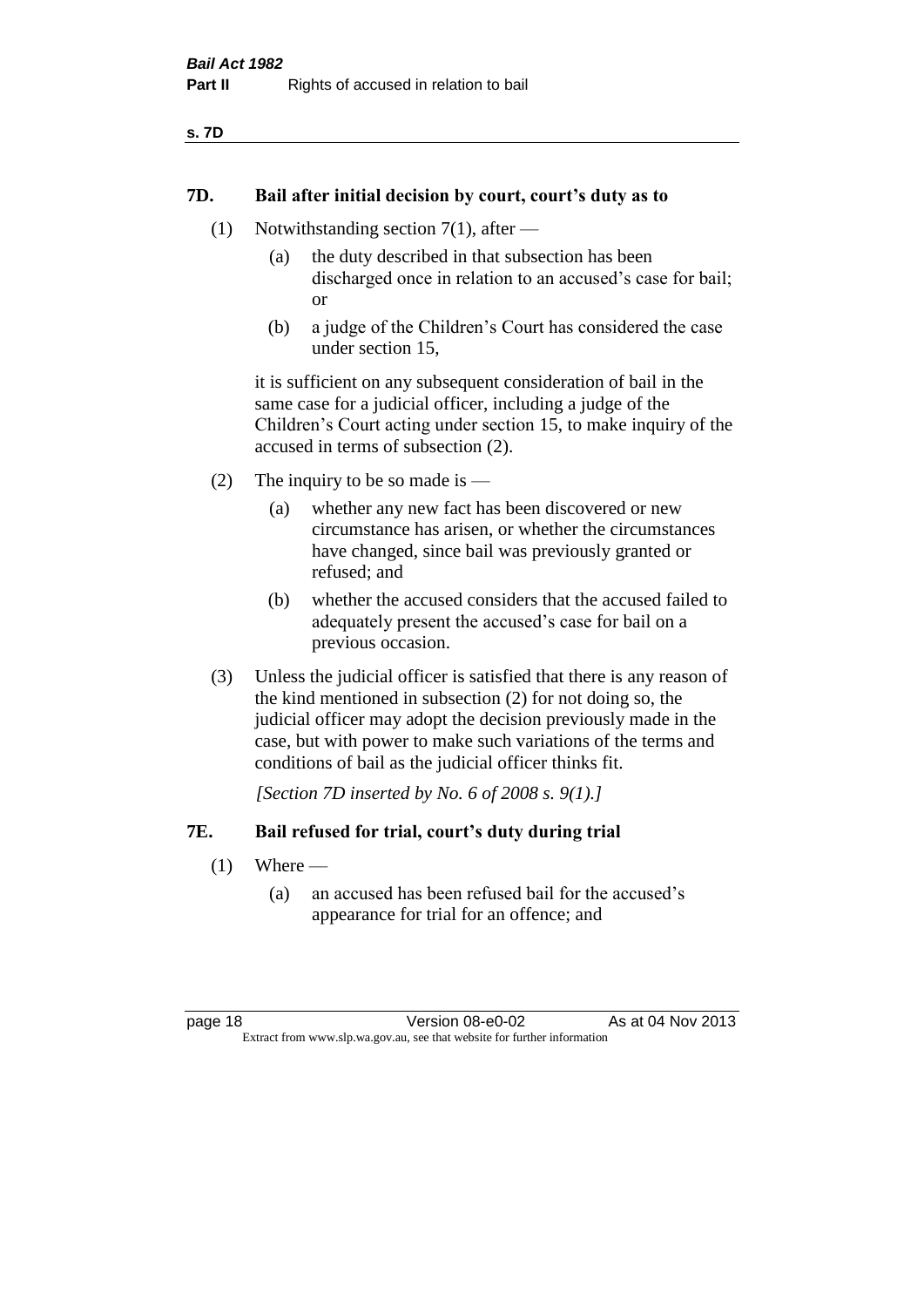### 7D. Bail after initial decision by court, court's duty as to

(1) Notwithstanding section 7(1), after —

  (a) the duty described in that subsection has been discharged once in relation to an accused's case for bail; or

  (b) a judge of the Children's Court has considered the case under section 15,

it is sufficient on any subsequent consideration of bail in the same case for a judicial officer, including a judge of the Children's Court acting under section 15, to make inquiry of the accused in terms of subsection (2).

(2) The inquiry to be so made is —

  (a) whether any new fact has been discovered or new circumstance has arisen, or whether the circumstances have changed, since bail was previously granted or refused; and

  (b) whether the accused considers that the accused failed to adequately present the accused's case for bail on a previous occasion.

(3) Unless the judicial officer is satisfied that there is any reason of the kind mentioned in subsection (2) for not doing so, the judicial officer may adopt the decision previously made in the case, but with power to make such variations of the terms and conditions of bail as the judicial officer thinks fit.

*[Section 7D inserted by No. 6 of 2008 s. 9(1).]*

### 7E. Bail refused for trial, court's duty during trial

(1) Where —

  (a) an accused has been refused bail for the accused's appearance for trial for an offence; and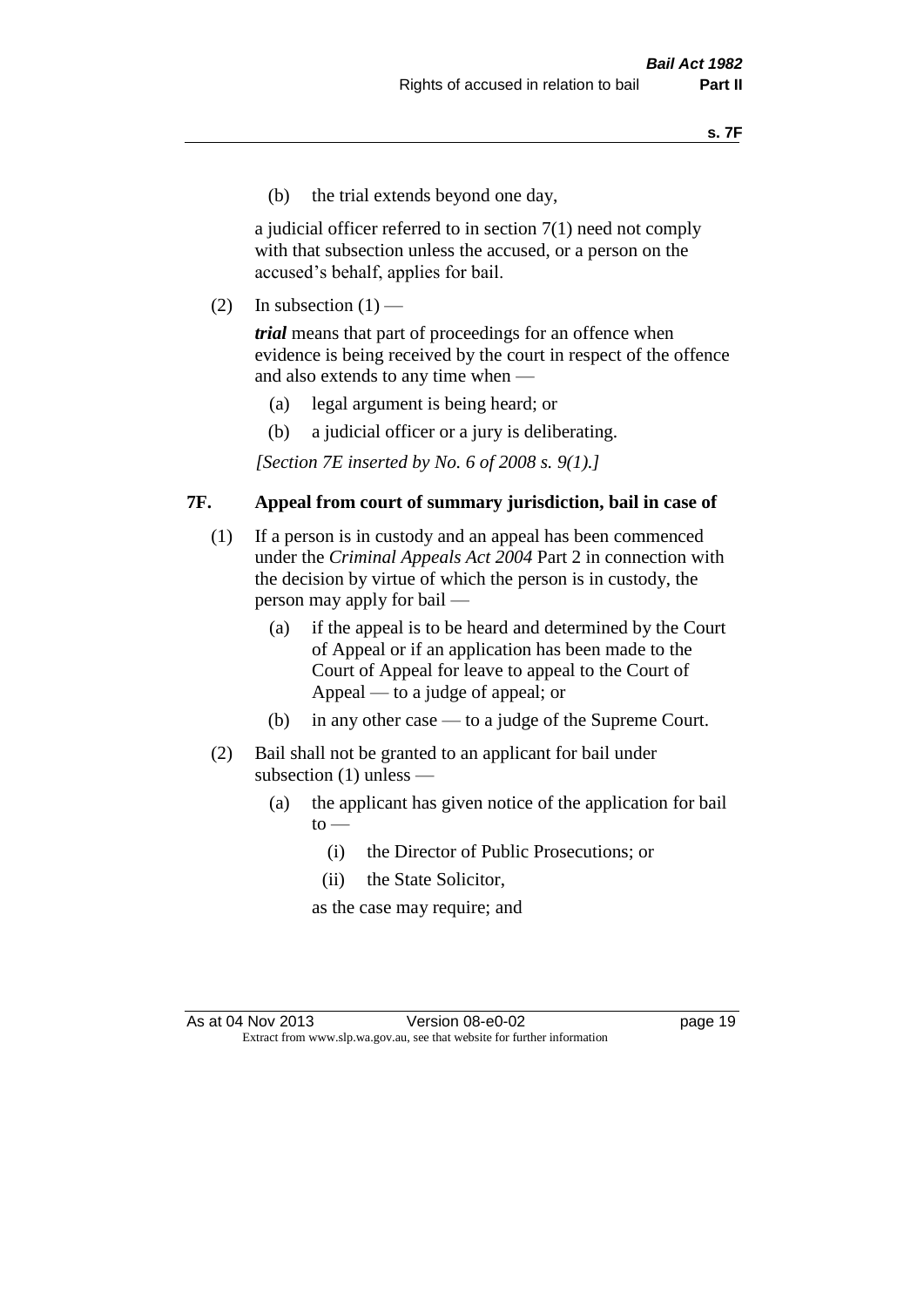(b) the trial extends beyond one day,

a judicial officer referred to in section 7(1) need not comply with that subsection unless the accused, or a person on the accused's behalf, applies for bail.

(2) In subsection (1) —

***trial*** means that part of proceedings for an offence when evidence is being received by the court in respect of the offence and also extends to any time when —

(a) legal argument is being heard; or

(b) a judicial officer or a jury is deliberating.

*[Section 7E inserted by No. 6 of 2008 s. 9(1).]*

### 7F. Appeal from court of summary jurisdiction, bail in case of

(1) If a person is in custody and an appeal has been commenced under the *Criminal Appeals Act 2004* Part 2 in connection with the decision by virtue of which the person is in custody, the person may apply for bail —

(a) if the appeal is to be heard and determined by the Court of Appeal or if an application has been made to the Court of Appeal for leave to appeal to the Court of Appeal — to a judge of appeal; or

(b) in any other case — to a judge of the Supreme Court.

(2) Bail shall not be granted to an applicant for bail under subsection (1) unless —

(a) the applicant has given notice of the application for bail to —

(i) the Director of Public Prosecutions; or

(ii) the State Solicitor,

as the case may require; and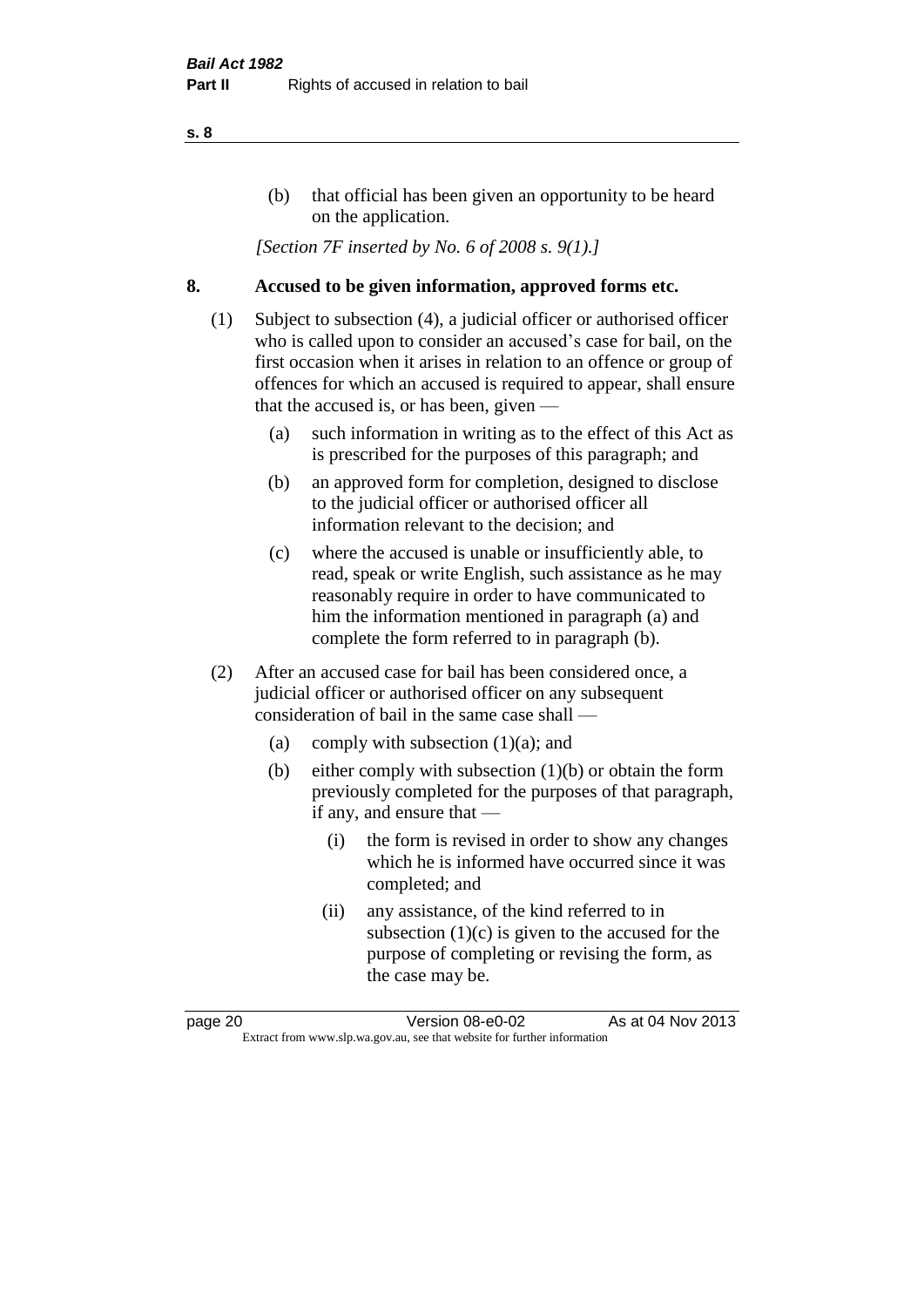(b) that official has been given an opportunity to be heard on the application.

*[Section 7F inserted by No. 6 of 2008 s. 9(1).]*

## 8. Accused to be given information, approved forms etc.

(1) Subject to subsection (4), a judicial officer or authorised officer who is called upon to consider an accused's case for bail, on the first occasion when it arises in relation to an offence or group of offences for which an accused is required to appear, shall ensure that the accused is, or has been, given —

(a) such information in writing as to the effect of this Act as is prescribed for the purposes of this paragraph; and

(b) an approved form for completion, designed to disclose to the judicial officer or authorised officer all information relevant to the decision; and

(c) where the accused is unable or insufficiently able, to read, speak or write English, such assistance as he may reasonably require in order to have communicated to him the information mentioned in paragraph (a) and complete the form referred to in paragraph (b).

(2) After an accused case for bail has been considered once, a judicial officer or authorised officer on any subsequent consideration of bail in the same case shall —

(a) comply with subsection (1)(a); and

(b) either comply with subsection (1)(b) or obtain the form previously completed for the purposes of that paragraph, if any, and ensure that —

(i) the form is revised in order to show any changes which he is informed have occurred since it was completed; and

(ii) any assistance, of the kind referred to in subsection (1)(c) is given to the accused for the purpose of completing or revising the form, as the case may be.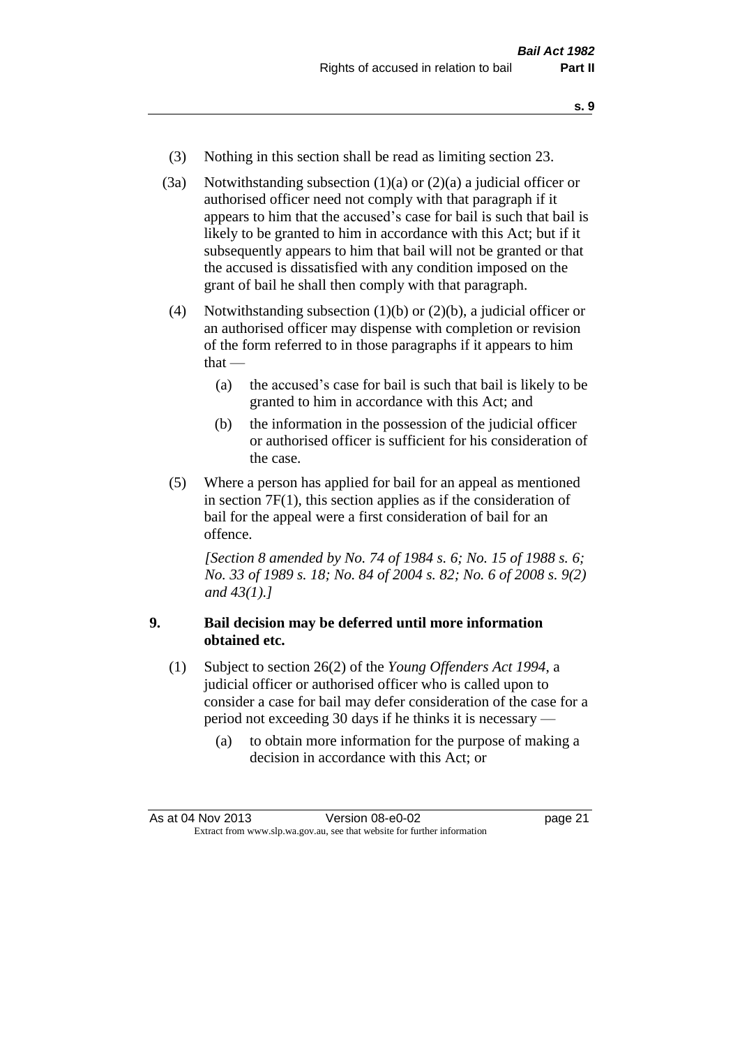(3) Nothing in this section shall be read as limiting section 23.

(3a) Notwithstanding subsection (1)(a) or (2)(a) a judicial officer or authorised officer need not comply with that paragraph if it appears to him that the accused's case for bail is such that bail is likely to be granted to him in accordance with this Act; but if it subsequently appears to him that bail will not be granted or that the accused is dissatisfied with any condition imposed on the grant of bail he shall then comply with that paragraph.

(4) Notwithstanding subsection (1)(b) or (2)(b), a judicial officer or an authorised officer may dispense with completion or revision of the form referred to in those paragraphs if it appears to him that —

- (a) the accused's case for bail is such that bail is likely to be granted to him in accordance with this Act; and
- (b) the information in the possession of the judicial officer or authorised officer is sufficient for his consideration of the case.

(5) Where a person has applied for bail for an appeal as mentioned in section 7F(1), this section applies as if the consideration of bail for the appeal were a first consideration of bail for an offence.

*[Section 8 amended by No. 74 of 1984 s. 6; No. 15 of 1988 s. 6; No. 33 of 1989 s. 18; No. 84 of 2004 s. 82; No. 6 of 2008 s. 9(2) and 43(1).]*

## 9. Bail decision may be deferred until more information obtained etc.

(1) Subject to section 26(2) of the *Young Offenders Act 1994*, a judicial officer or authorised officer who is called upon to consider a case for bail may defer consideration of the case for a period not exceeding 30 days if he thinks it is necessary —

- (a) to obtain more information for the purpose of making a decision in accordance with this Act; or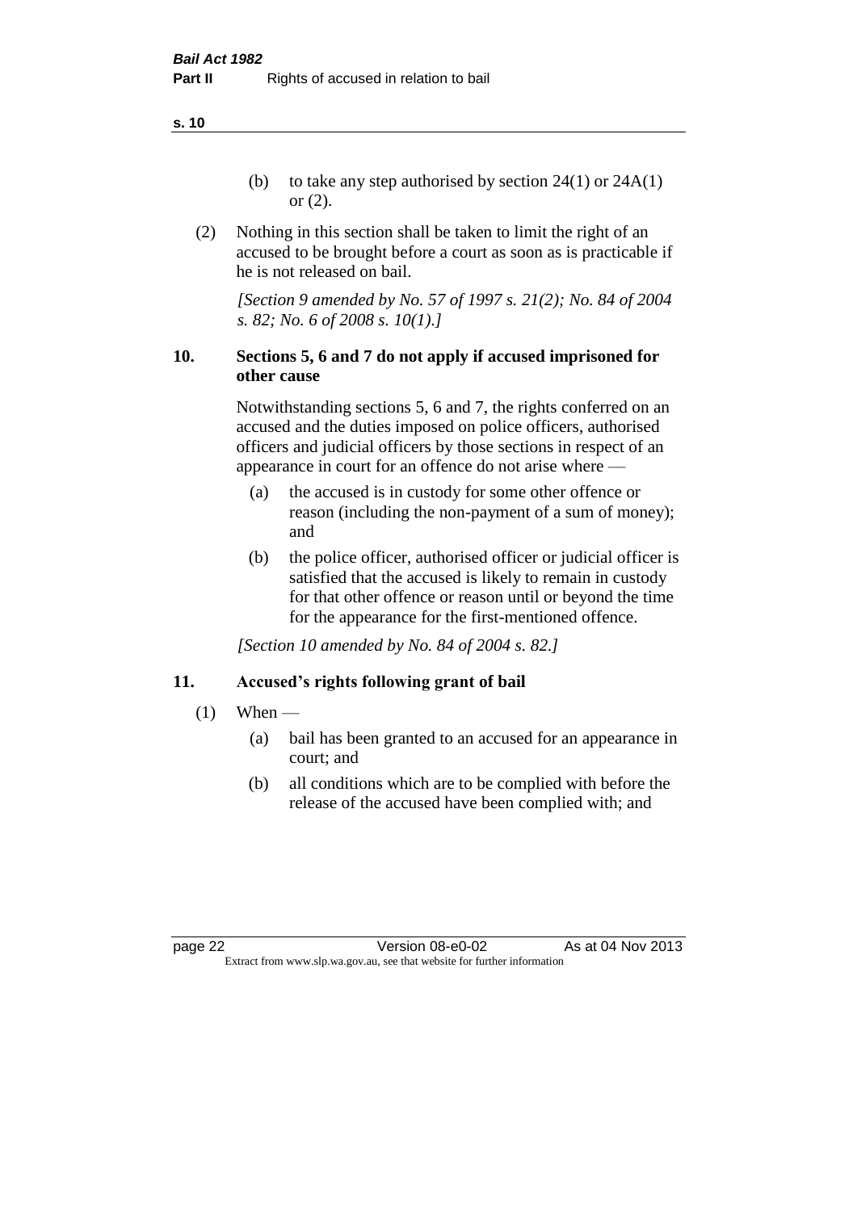(b) to take any step authorised by section 24(1) or 24A(1) or (2).

(2) Nothing in this section shall be taken to limit the right of an accused to be brought before a court as soon as is practicable if he is not released on bail.

*[Section 9 amended by No. 57 of 1997 s. 21(2); No. 84 of 2004 s. 82; No. 6 of 2008 s. 10(1).]*

### 10. Sections 5, 6 and 7 do not apply if accused imprisoned for other cause

Notwithstanding sections 5, 6 and 7, the rights conferred on an accused and the duties imposed on police officers, authorised officers and judicial officers by those sections in respect of an appearance in court for an offence do not arise where —

(a) the accused is in custody for some other offence or reason (including the non-payment of a sum of money); and

(b) the police officer, authorised officer or judicial officer is satisfied that the accused is likely to remain in custody for that other offence or reason until or beyond the time for the appearance for the first-mentioned offence.

*[Section 10 amended by No. 84 of 2004 s. 82.]*

### 11. Accused's rights following grant of bail

(1) When —

(a) bail has been granted to an accused for an appearance in court; and

(b) all conditions which are to be complied with before the release of the accused have been complied with; and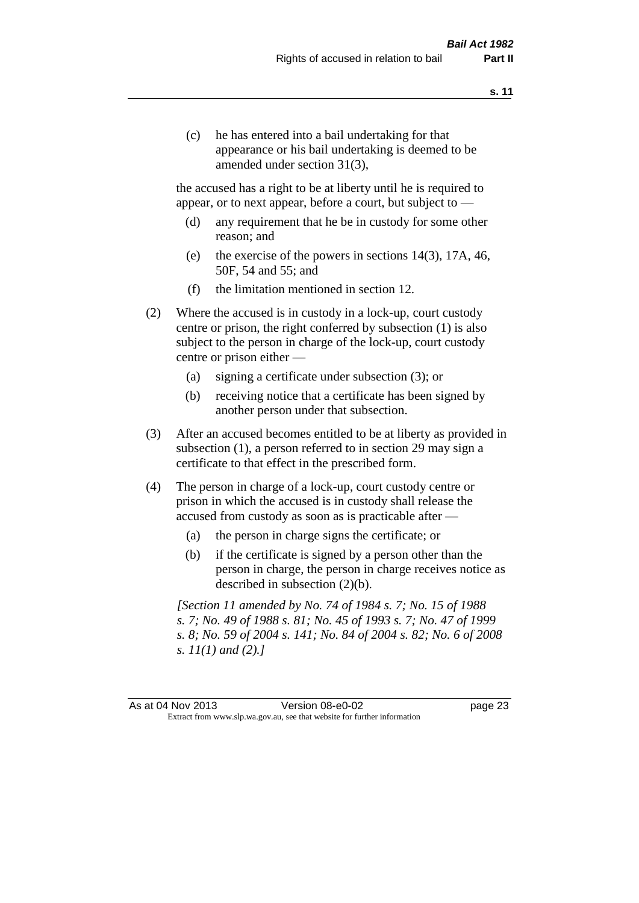(c) he has entered into a bail undertaking for that appearance or his bail undertaking is deemed to be amended under section 31(3),

the accused has a right to be at liberty until he is required to appear, or to next appear, before a court, but subject to —

(d) any requirement that he be in custody for some other reason; and

(e) the exercise of the powers in sections 14(3), 17A, 46, 50F, 54 and 55; and

(f) the limitation mentioned in section 12.

(2) Where the accused is in custody in a lock-up, court custody centre or prison, the right conferred by subsection (1) is also subject to the person in charge of the lock-up, court custody centre or prison either —

(a) signing a certificate under subsection (3); or

(b) receiving notice that a certificate has been signed by another person under that subsection.

(3) After an accused becomes entitled to be at liberty as provided in subsection (1), a person referred to in section 29 may sign a certificate to that effect in the prescribed form.

(4) The person in charge of a lock-up, court custody centre or prison in which the accused is in custody shall release the accused from custody as soon as is practicable after —

(a) the person in charge signs the certificate; or

(b) if the certificate is signed by a person other than the person in charge, the person in charge receives notice as described in subsection (2)(b).

*[Section 11 amended by No. 74 of 1984 s. 7; No. 15 of 1988 s. 7; No. 49 of 1988 s. 81; No. 45 of 1993 s. 7; No. 47 of 1999 s. 8; No. 59 of 2004 s. 141; No. 84 of 2004 s. 82; No. 6 of 2008 s. 11(1) and (2).]*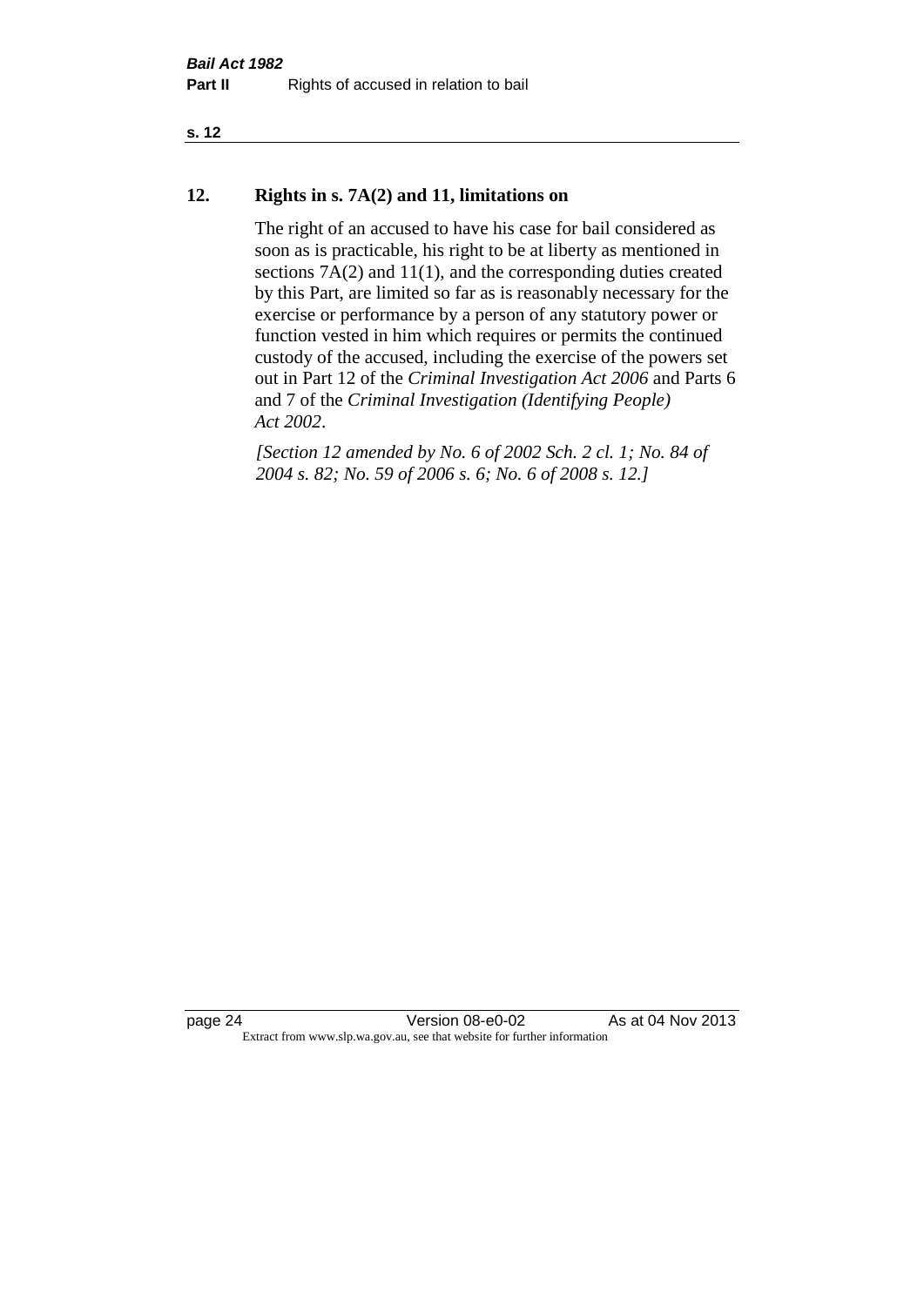## 12. Rights in s. 7A(2) and 11, limitations on

The right of an accused to have his case for bail considered as soon as is practicable, his right to be at liberty as mentioned in sections 7A(2) and 11(1), and the corresponding duties created by this Part, are limited so far as is reasonably necessary for the exercise or performance by a person of any statutory power or function vested in him which requires or permits the continued custody of the accused, including the exercise of the powers set out in Part 12 of the *Criminal Investigation Act 2006* and Parts 6 and 7 of the *Criminal Investigation (Identifying People) Act 2002*.

*[Section 12 amended by No. 6 of 2002 Sch. 2 cl. 1; No. 84 of 2004 s. 82; No. 59 of 2006 s. 6; No. 6 of 2008 s. 12.]*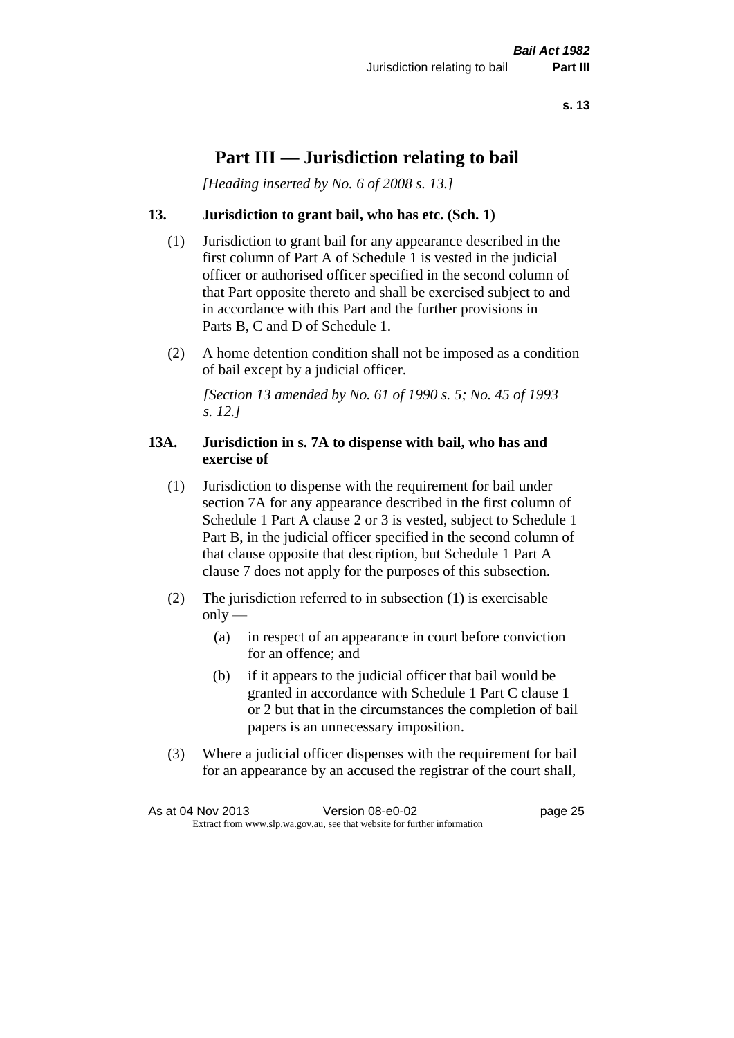# Part III — Jurisdiction relating to bail

*[Heading inserted by No. 6 of 2008 s. 13.]*

### 13. Jurisdiction to grant bail, who has etc. (Sch. 1)

(1) Jurisdiction to grant bail for any appearance described in the first column of Part A of Schedule 1 is vested in the judicial officer or authorised officer specified in the second column of that Part opposite thereto and shall be exercised subject to and in accordance with this Part and the further provisions in Parts B, C and D of Schedule 1.

(2) A home detention condition shall not be imposed as a condition of bail except by a judicial officer.

*[Section 13 amended by No. 61 of 1990 s. 5; No. 45 of 1993 s. 12.]*

### 13A. Jurisdiction in s. 7A to dispense with bail, who has and exercise of

(1) Jurisdiction to dispense with the requirement for bail under section 7A for any appearance described in the first column of Schedule 1 Part A clause 2 or 3 is vested, subject to Schedule 1 Part B, in the judicial officer specified in the second column of that clause opposite that description, but Schedule 1 Part A clause 7 does not apply for the purposes of this subsection.

(2) The jurisdiction referred to in subsection (1) is exercisable only —

- (a) in respect of an appearance in court before conviction for an offence; and
- (b) if it appears to the judicial officer that bail would be granted in accordance with Schedule 1 Part C clause 1 or 2 but that in the circumstances the completion of bail papers is an unnecessary imposition.

(3) Where a judicial officer dispenses with the requirement for bail for an appearance by an accused the registrar of the court shall,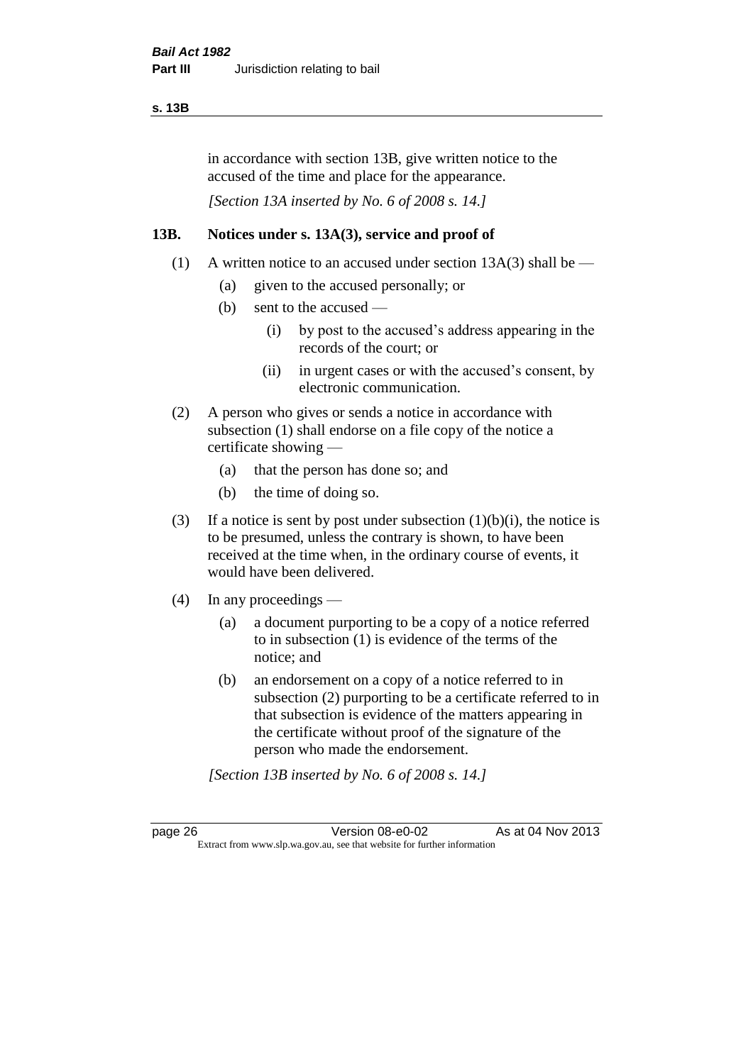in accordance with section 13B, give written notice to the accused of the time and place for the appearance.

*[Section 13A inserted by No. 6 of 2008 s. 14.]*

### 13B. Notices under s. 13A(3), service and proof of

(1) A written notice to an accused under section 13A(3) shall be —

  (a) given to the accused personally; or

  (b) sent to the accused —

    (i) by post to the accused's address appearing in the records of the court; or

    (ii) in urgent cases or with the accused's consent, by electronic communication.

(2) A person who gives or sends a notice in accordance with subsection (1) shall endorse on a file copy of the notice a certificate showing —

  (a) that the person has done so; and

  (b) the time of doing so.

(3) If a notice is sent by post under subsection (1)(b)(i), the notice is to be presumed, unless the contrary is shown, to have been received at the time when, in the ordinary course of events, it would have been delivered.

(4) In any proceedings —

  (a) a document purporting to be a copy of a notice referred to in subsection (1) is evidence of the terms of the notice; and

  (b) an endorsement on a copy of a notice referred to in subsection (2) purporting to be a certificate referred to in that subsection is evidence of the matters appearing in the certificate without proof of the signature of the person who made the endorsement.

*[Section 13B inserted by No. 6 of 2008 s. 14.]*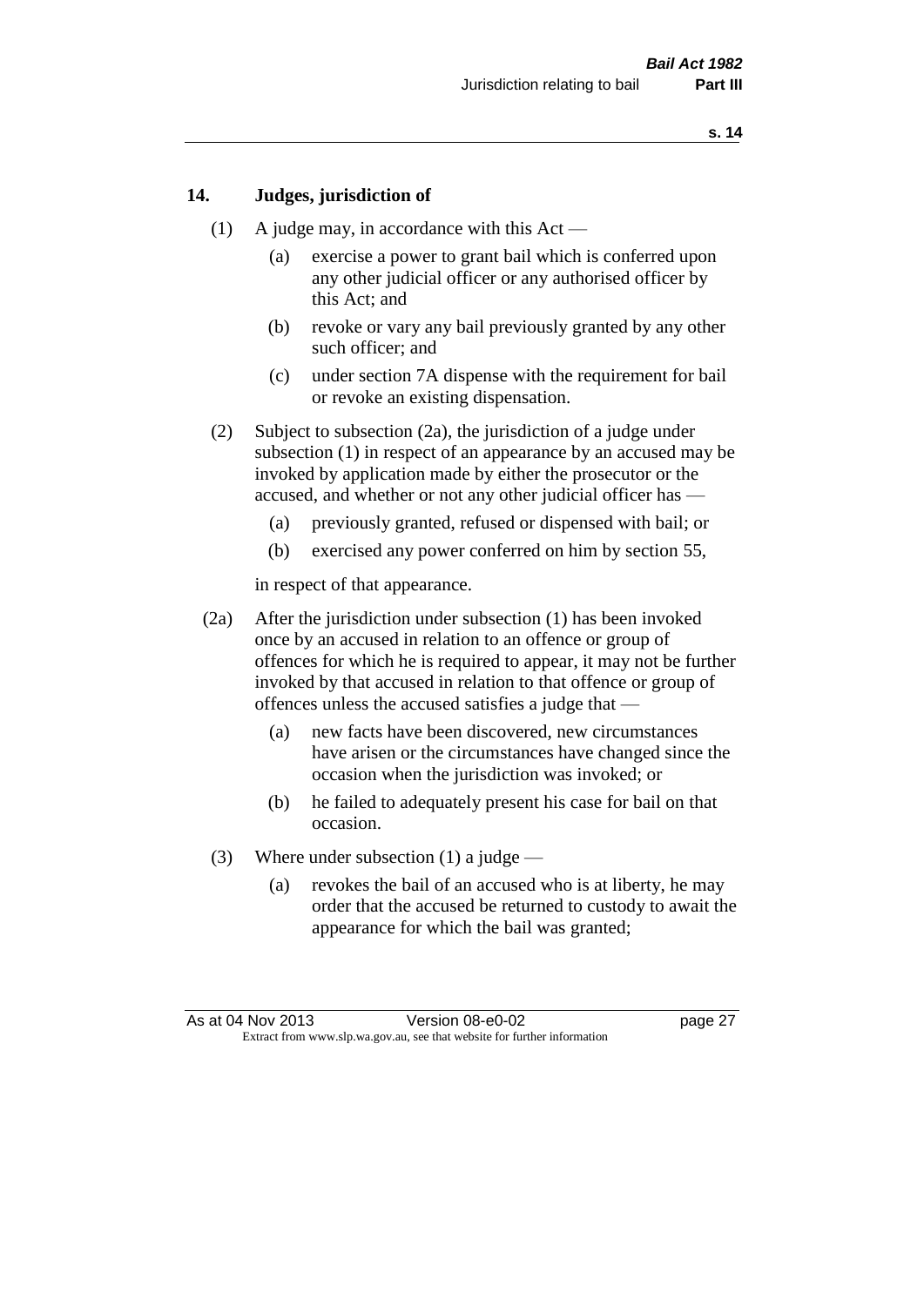### 14. Judges, jurisdiction of

(1) A judge may, in accordance with this Act —

- (a) exercise a power to grant bail which is conferred upon any other judicial officer or any authorised officer by this Act; and
- (b) revoke or vary any bail previously granted by any other such officer; and
- (c) under section 7A dispense with the requirement for bail or revoke an existing dispensation.

(2) Subject to subsection (2a), the jurisdiction of a judge under subsection (1) in respect of an appearance by an accused may be invoked by application made by either the prosecutor or the accused, and whether or not any other judicial officer has —

- (a) previously granted, refused or dispensed with bail; or
- (b) exercised any power conferred on him by section 55,

in respect of that appearance.

(2a) After the jurisdiction under subsection (1) has been invoked once by an accused in relation to an offence or group of offences for which he is required to appear, it may not be further invoked by that accused in relation to that offence or group of offences unless the accused satisfies a judge that —

- (a) new facts have been discovered, new circumstances have arisen or the circumstances have changed since the occasion when the jurisdiction was invoked; or
- (b) he failed to adequately present his case for bail on that occasion.

(3) Where under subsection (1) a judge —

- (a) revokes the bail of an accused who is at liberty, he may order that the accused be returned to custody to await the appearance for which the bail was granted;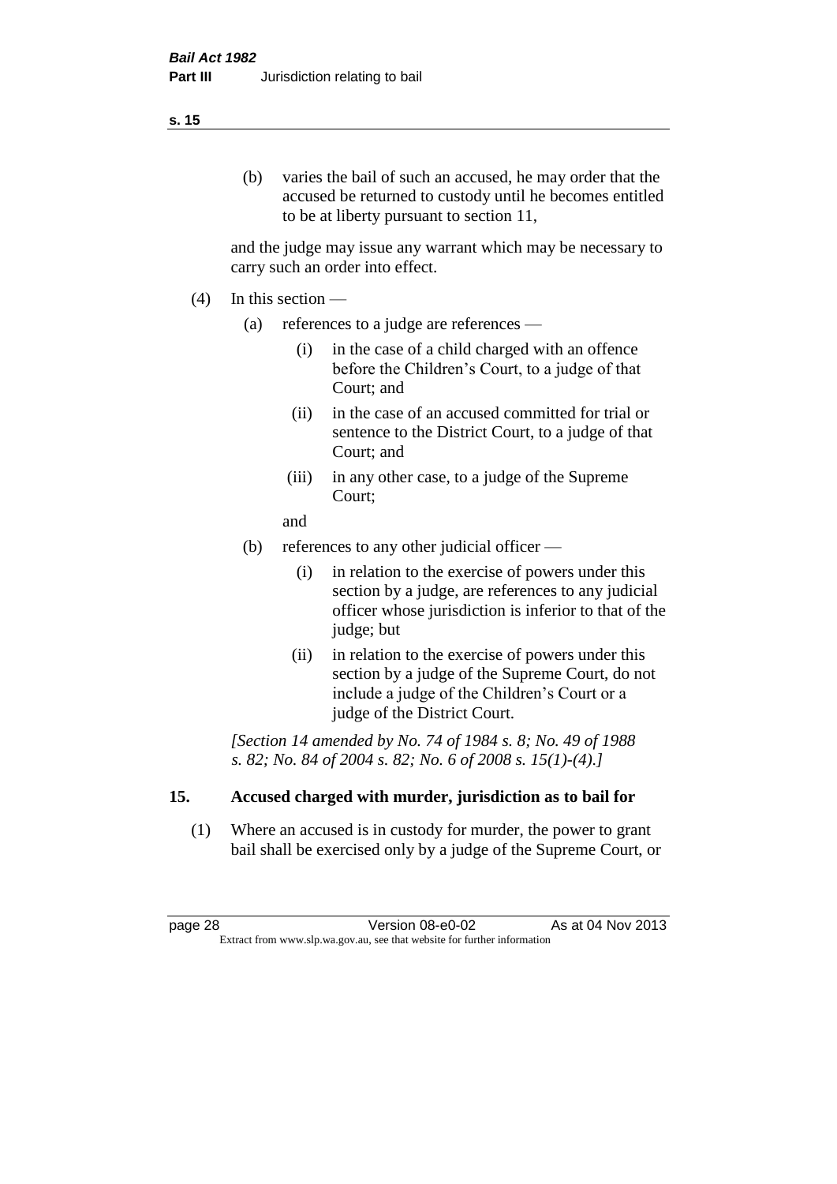(b) varies the bail of such an accused, he may order that the accused be returned to custody until he becomes entitled to be at liberty pursuant to section 11,

and the judge may issue any warrant which may be necessary to carry such an order into effect.

(4) In this section —

(a) references to a judge are references —

(i) in the case of a child charged with an offence before the Children's Court, to a judge of that Court; and

(ii) in the case of an accused committed for trial or sentence to the District Court, to a judge of that Court; and

(iii) in any other case, to a judge of the Supreme Court;

and

(b) references to any other judicial officer —

(i) in relation to the exercise of powers under this section by a judge, are references to any judicial officer whose jurisdiction is inferior to that of the judge; but

(ii) in relation to the exercise of powers under this section by a judge of the Supreme Court, do not include a judge of the Children's Court or a judge of the District Court.

*[Section 14 amended by No. 74 of 1984 s. 8; No. 49 of 1988 s. 82; No. 84 of 2004 s. 82; No. 6 of 2008 s. 15(1)-(4).]*

## 15. Accused charged with murder, jurisdiction as to bail for

(1) Where an accused is in custody for murder, the power to grant bail shall be exercised only by a judge of the Supreme Court, or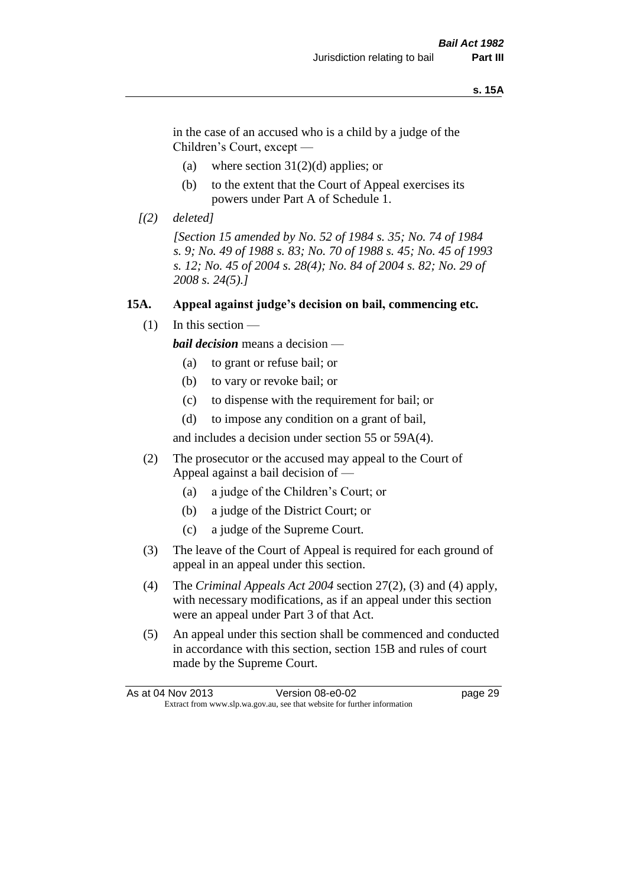in the case of an accused who is a child by a judge of the Children's Court, except —

(a) where section 31(2)(d) applies; or

(b) to the extent that the Court of Appeal exercises its powers under Part A of Schedule 1.

*[(2) deleted]*

*[Section 15 amended by No. 52 of 1984 s. 35; No. 74 of 1984 s. 9; No. 49 of 1988 s. 83; No. 70 of 1988 s. 45; No. 45 of 1993 s. 12; No. 45 of 2004 s. 28(4); No. 84 of 2004 s. 82; No. 29 of 2008 s. 24(5).]*

### 15A. Appeal against judge's decision on bail, commencing etc.

(1) In this section —

***bail decision*** means a decision —

(a) to grant or refuse bail; or

(b) to vary or revoke bail; or

(c) to dispense with the requirement for bail; or

(d) to impose any condition on a grant of bail,

and includes a decision under section 55 or 59A(4).

(2) The prosecutor or the accused may appeal to the Court of Appeal against a bail decision of —

(a) a judge of the Children's Court; or

(b) a judge of the District Court; or

(c) a judge of the Supreme Court.

(3) The leave of the Court of Appeal is required for each ground of appeal in an appeal under this section.

(4) The *Criminal Appeals Act 2004* section 27(2), (3) and (4) apply, with necessary modifications, as if an appeal under this section were an appeal under Part 3 of that Act.

(5) An appeal under this section shall be commenced and conducted in accordance with this section, section 15B and rules of court made by the Supreme Court.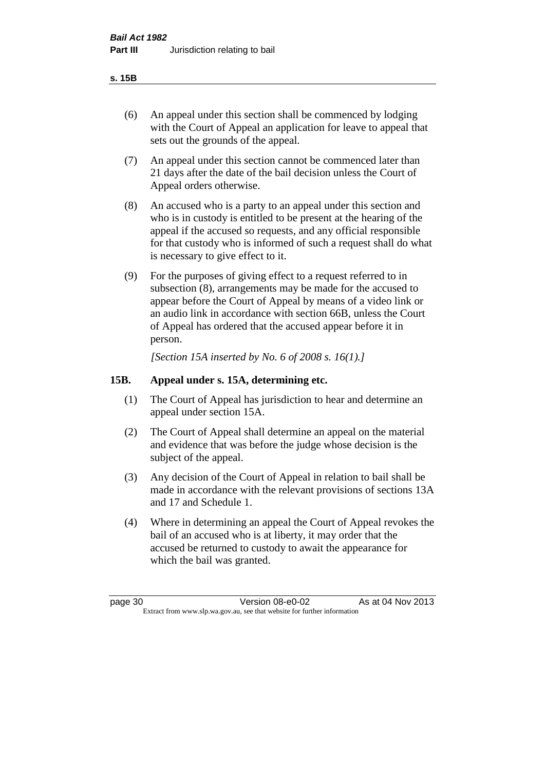(6) An appeal under this section shall be commenced by lodging with the Court of Appeal an application for leave to appeal that sets out the grounds of the appeal.

(7) An appeal under this section cannot be commenced later than 21 days after the date of the bail decision unless the Court of Appeal orders otherwise.

(8) An accused who is a party to an appeal under this section and who is in custody is entitled to be present at the hearing of the appeal if the accused so requests, and any official responsible for that custody who is informed of such a request shall do what is necessary to give effect to it.

(9) For the purposes of giving effect to a request referred to in subsection (8), arrangements may be made for the accused to appear before the Court of Appeal by means of a video link or an audio link in accordance with section 66B, unless the Court of Appeal has ordered that the accused appear before it in person.

*[Section 15A inserted by No. 6 of 2008 s. 16(1).]*

## 15B. Appeal under s. 15A, determining etc.

(1) The Court of Appeal has jurisdiction to hear and determine an appeal under section 15A.

(2) The Court of Appeal shall determine an appeal on the material and evidence that was before the judge whose decision is the subject of the appeal.

(3) Any decision of the Court of Appeal in relation to bail shall be made in accordance with the relevant provisions of sections 13A and 17 and Schedule 1.

(4) Where in determining an appeal the Court of Appeal revokes the bail of an accused who is at liberty, it may order that the accused be returned to custody to await the appearance for which the bail was granted.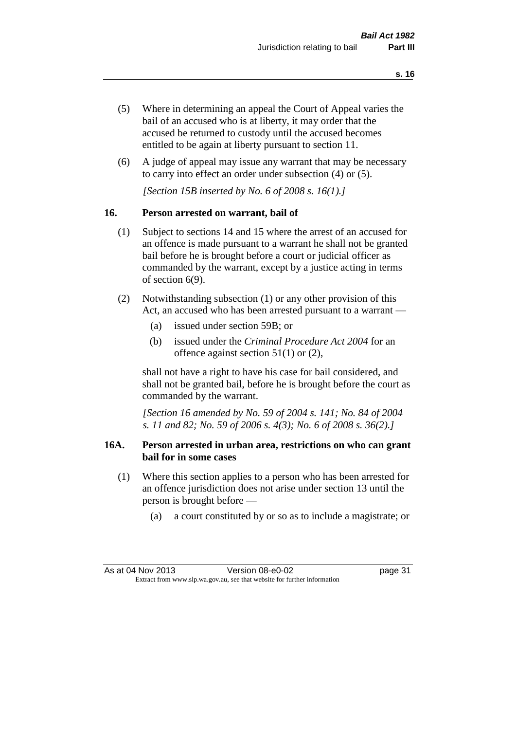(5) Where in determining an appeal the Court of Appeal varies the bail of an accused who is at liberty, it may order that the accused be returned to custody until the accused becomes entitled to be again at liberty pursuant to section 11.

(6) A judge of appeal may issue any warrant that may be necessary to carry into effect an order under subsection (4) or (5).

*[Section 15B inserted by No. 6 of 2008 s. 16(1).]*

## 16. Person arrested on warrant, bail of

(1) Subject to sections 14 and 15 where the arrest of an accused for an offence is made pursuant to a warrant he shall not be granted bail before he is brought before a court or judicial officer as commanded by the warrant, except by a justice acting in terms of section 6(9).

(2) Notwithstanding subsection (1) or any other provision of this Act, an accused who has been arrested pursuant to a warrant —

- (a) issued under section 59B; or
- (b) issued under the *Criminal Procedure Act 2004* for an offence against section 51(1) or (2),

shall not have a right to have his case for bail considered, and shall not be granted bail, before he is brought before the court as commanded by the warrant.

*[Section 16 amended by No. 59 of 2004 s. 141; No. 84 of 2004 s. 11 and 82; No. 59 of 2006 s. 4(3); No. 6 of 2008 s. 36(2).]*

## 16A. Person arrested in urban area, restrictions on who can grant bail for in some cases

(1) Where this section applies to a person who has been arrested for an offence jurisdiction does not arise under section 13 until the person is brought before —

- (a) a court constituted by or so as to include a magistrate; or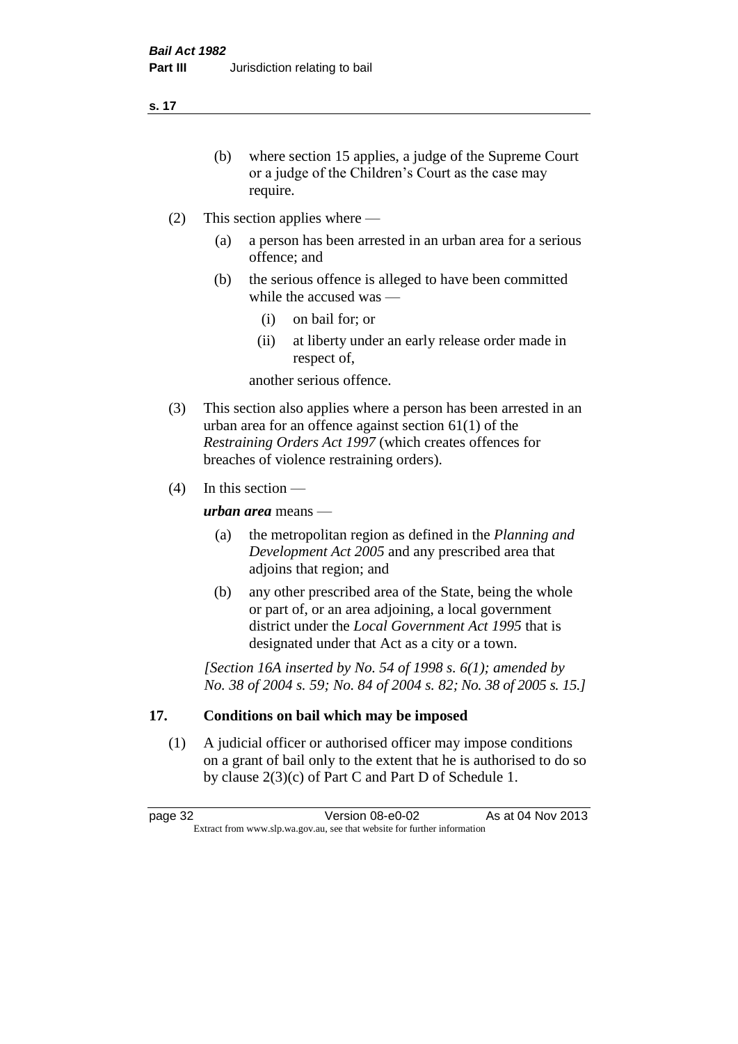(b) where section 15 applies, a judge of the Supreme Court or a judge of the Children's Court as the case may require.

(2) This section applies where —

(a) a person has been arrested in an urban area for a serious offence; and

(b) the serious offence is alleged to have been committed while the accused was —

(i) on bail for; or

(ii) at liberty under an early release order made in respect of,

another serious offence.

(3) This section also applies where a person has been arrested in an urban area for an offence against section 61(1) of the *Restraining Orders Act 1997* (which creates offences for breaches of violence restraining orders).

(4) In this section —

***urban area*** means —

(a) the metropolitan region as defined in the *Planning and Development Act 2005* and any prescribed area that adjoins that region; and

(b) any other prescribed area of the State, being the whole or part of, or an area adjoining, a local government district under the *Local Government Act 1995* that is designated under that Act as a city or a town.

*[Section 16A inserted by No. 54 of 1998 s. 6(1); amended by No. 38 of 2004 s. 59; No. 84 of 2004 s. 82; No. 38 of 2005 s. 15.]*

## 17. Conditions on bail which may be imposed

(1) A judicial officer or authorised officer may impose conditions on a grant of bail only to the extent that he is authorised to do so by clause 2(3)(c) of Part C and Part D of Schedule 1.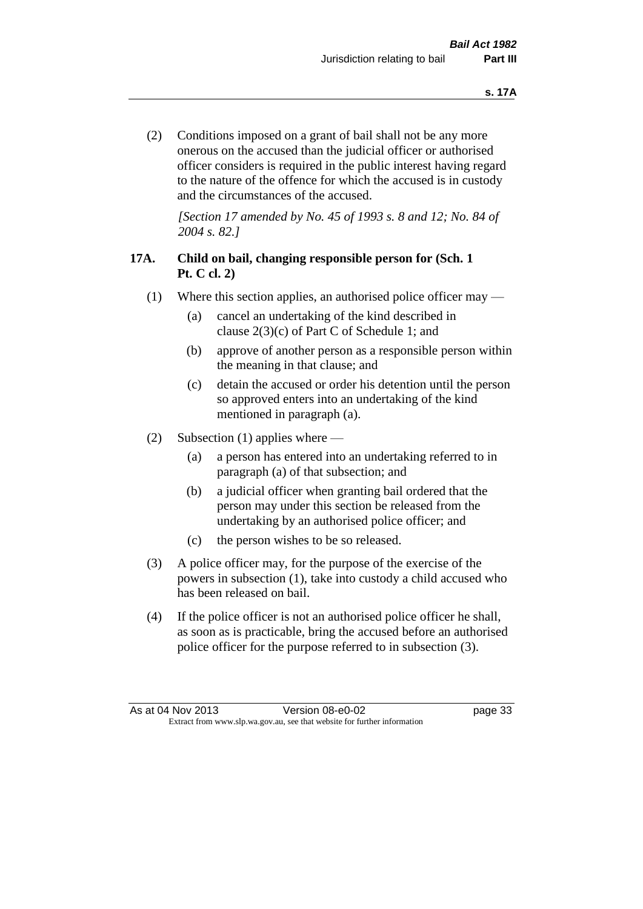(2) Conditions imposed on a grant of bail shall not be any more onerous on the accused than the judicial officer or authorised officer considers is required in the public interest having regard to the nature of the offence for which the accused is in custody and the circumstances of the accused.

*[Section 17 amended by No. 45 of 1993 s. 8 and 12; No. 84 of 2004 s. 82.]*

### 17A. Child on bail, changing responsible person for (Sch. 1 Pt. C cl. 2)

(1) Where this section applies, an authorised police officer may —

- (a) cancel an undertaking of the kind described in clause 2(3)(c) of Part C of Schedule 1; and
- (b) approve of another person as a responsible person within the meaning in that clause; and
- (c) detain the accused or order his detention until the person so approved enters into an undertaking of the kind mentioned in paragraph (a).

(2) Subsection (1) applies where —

- (a) a person has entered into an undertaking referred to in paragraph (a) of that subsection; and
- (b) a judicial officer when granting bail ordered that the person may under this section be released from the undertaking by an authorised police officer; and
- (c) the person wishes to be so released.

(3) A police officer may, for the purpose of the exercise of the powers in subsection (1), take into custody a child accused who has been released on bail.

(4) If the police officer is not an authorised police officer he shall, as soon as is practicable, bring the accused before an authorised police officer for the purpose referred to in subsection (3).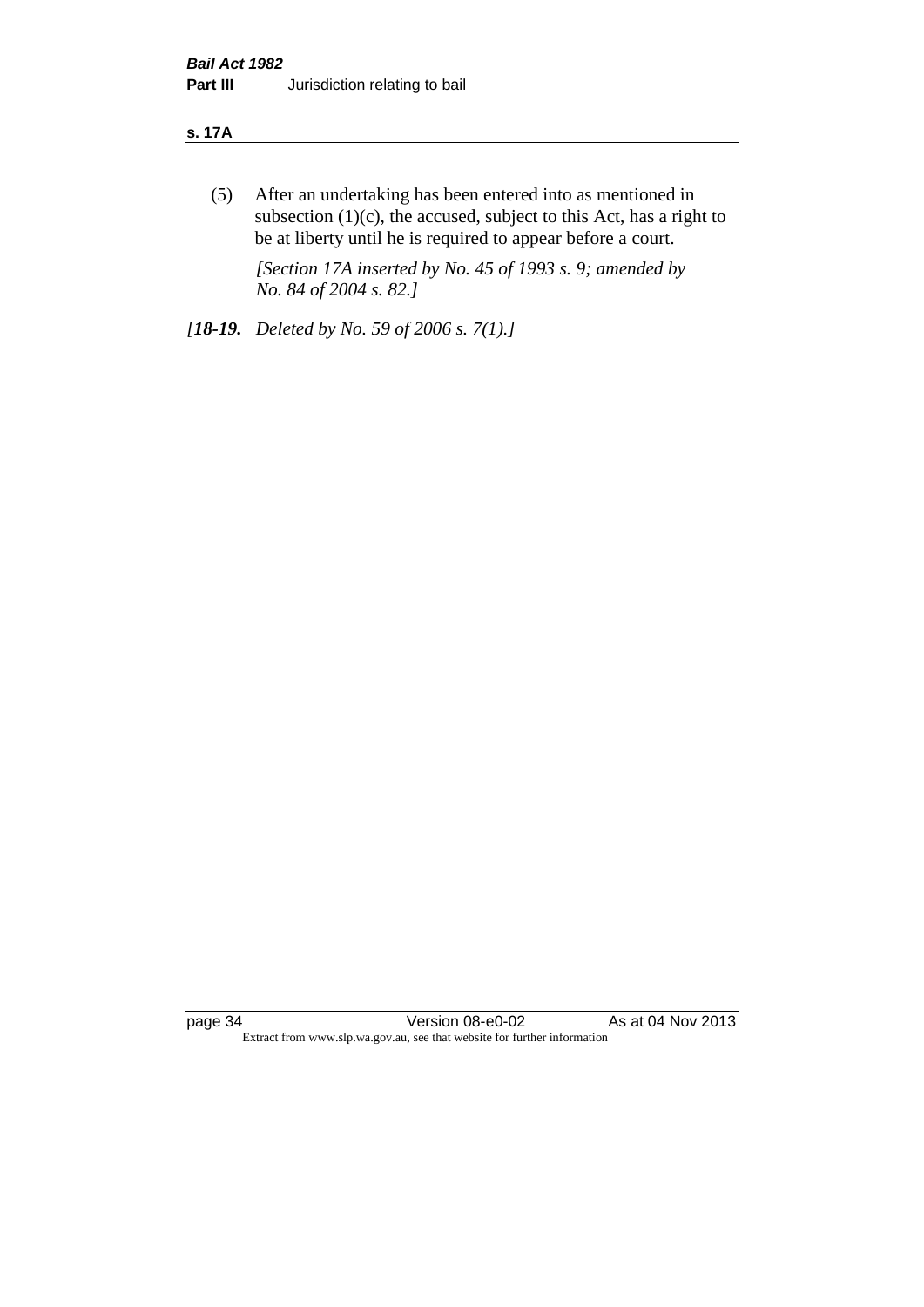(5) After an undertaking has been entered into as mentioned in subsection (1)(c), the accused, subject to this Act, has a right to be at liberty until he is required to appear before a court.

*[Section 17A inserted by No. 45 of 1993 s. 9; amended by No. 84 of 2004 s. 82.]*

*[**18-19.** Deleted by No. 59 of 2006 s. 7(1).]*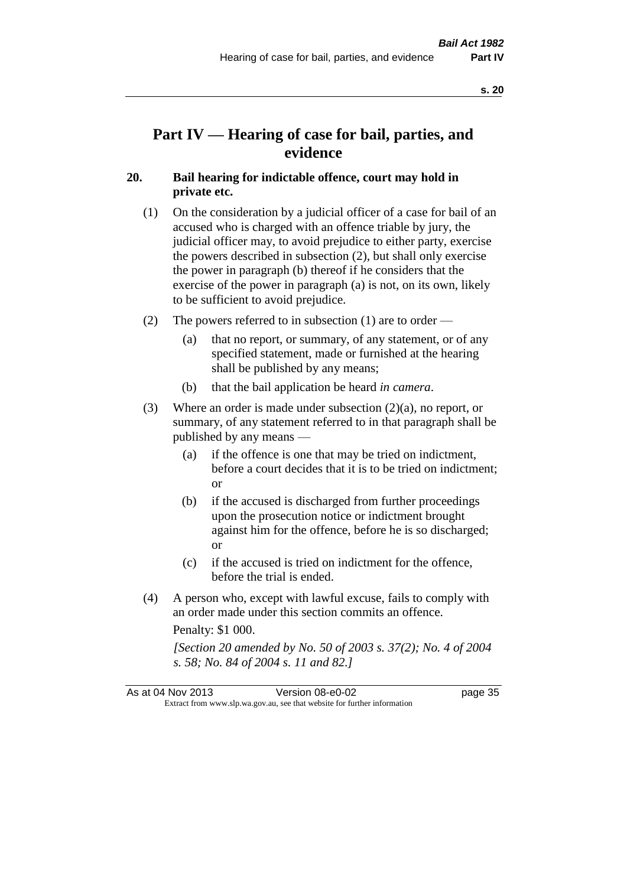# Part IV — Hearing of case for bail, parties, and evidence

## 20. Bail hearing for indictable offence, court may hold in private etc.

(1) On the consideration by a judicial officer of a case for bail of an accused who is charged with an offence triable by jury, the judicial officer may, to avoid prejudice to either party, exercise the powers described in subsection (2), but shall only exercise the power in paragraph (b) thereof if he considers that the exercise of the power in paragraph (a) is not, on its own, likely to be sufficient to avoid prejudice.

(2) The powers referred to in subsection (1) are to order —

- (a) that no report, or summary, of any statement, or of any specified statement, made or furnished at the hearing shall be published by any means;
- (b) that the bail application be heard *in camera*.

(3) Where an order is made under subsection (2)(a), no report, or summary, of any statement referred to in that paragraph shall be published by any means —

- (a) if the offence is one that may be tried on indictment, before a court decides that it is to be tried on indictment; or
- (b) if the accused is discharged from further proceedings upon the prosecution notice or indictment brought against him for the offence, before he is so discharged; or
- (c) if the accused is tried on indictment for the offence, before the trial is ended.

(4) A person who, except with lawful excuse, fails to comply with an order made under this section commits an offence.

Penalty: $1 000.

*[Section 20 amended by No. 50 of 2003 s. 37(2); No. 4 of 2004 s. 58; No. 84 of 2004 s. 11 and 82.]*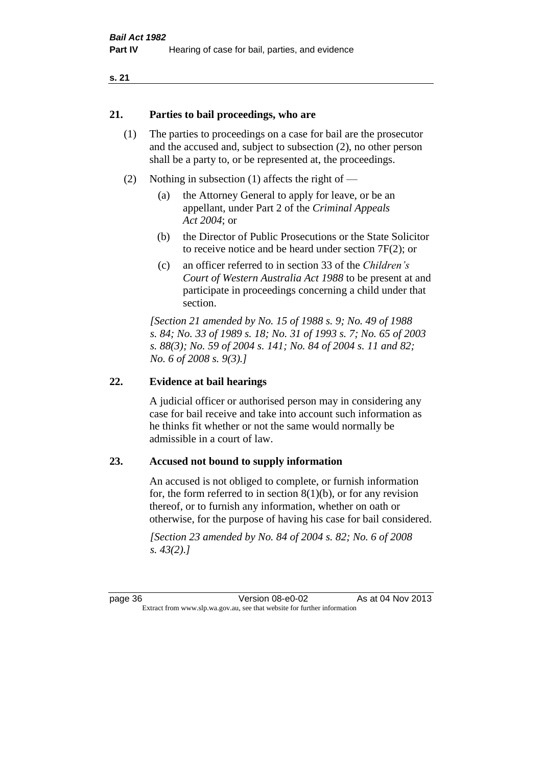## 21. Parties to bail proceedings, who are

(1) The parties to proceedings on a case for bail are the prosecutor and the accused and, subject to subsection (2), no other person shall be a party to, or be represented at, the proceedings.

(2) Nothing in subsection (1) affects the right of —

(a) the Attorney General to apply for leave, or be an appellant, under Part 2 of the *Criminal Appeals Act 2004*; or

(b) the Director of Public Prosecutions or the State Solicitor to receive notice and be heard under section 7F(2); or

(c) an officer referred to in section 33 of the *Children's Court of Western Australia Act 1988* to be present at and participate in proceedings concerning a child under that section.

*[Section 21 amended by No. 15 of 1988 s. 9; No. 49 of 1988 s. 84; No. 33 of 1989 s. 18; No. 31 of 1993 s. 7; No. 65 of 2003 s. 88(3); No. 59 of 2004 s. 141; No. 84 of 2004 s. 11 and 82; No. 6 of 2008 s. 9(3).]*

## 22. Evidence at bail hearings

A judicial officer or authorised person may in considering any case for bail receive and take into account such information as he thinks fit whether or not the same would normally be admissible in a court of law.

## 23. Accused not bound to supply information

An accused is not obliged to complete, or furnish information for, the form referred to in section 8(1)(b), or for any revision thereof, or to furnish any information, whether on oath or otherwise, for the purpose of having his case for bail considered.

*[Section 23 amended by No. 84 of 2004 s. 82; No. 6 of 2008 s. 43(2).]*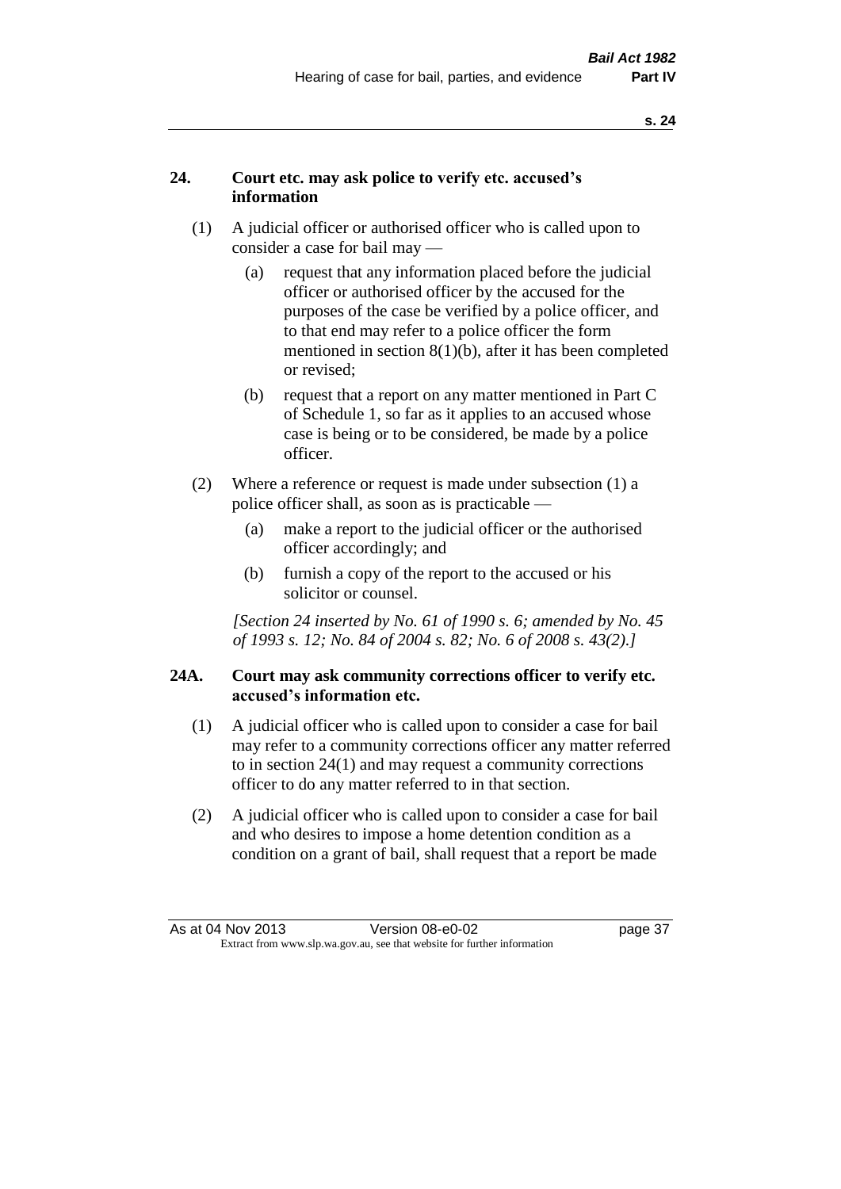### 24. Court etc. may ask police to verify etc. accused's information

(1) A judicial officer or authorised officer who is called upon to consider a case for bail may —

(a) request that any information placed before the judicial officer or authorised officer by the accused for the purposes of the case be verified by a police officer, and to that end may refer to a police officer the form mentioned in section 8(1)(b), after it has been completed or revised;

(b) request that a report on any matter mentioned in Part C of Schedule 1, so far as it applies to an accused whose case is being or to be considered, be made by a police officer.

(2) Where a reference or request is made under subsection (1) a police officer shall, as soon as is practicable —

(a) make a report to the judicial officer or the authorised officer accordingly; and

(b) furnish a copy of the report to the accused or his solicitor or counsel.

*[Section 24 inserted by No. 61 of 1990 s. 6; amended by No. 45 of 1993 s. 12; No. 84 of 2004 s. 82; No. 6 of 2008 s. 43(2).]*

### 24A. Court may ask community corrections officer to verify etc. accused's information etc.

(1) A judicial officer who is called upon to consider a case for bail may refer to a community corrections officer any matter referred to in section 24(1) and may request a community corrections officer to do any matter referred to in that section.

(2) A judicial officer who is called upon to consider a case for bail and who desires to impose a home detention condition as a condition on a grant of bail, shall request that a report be made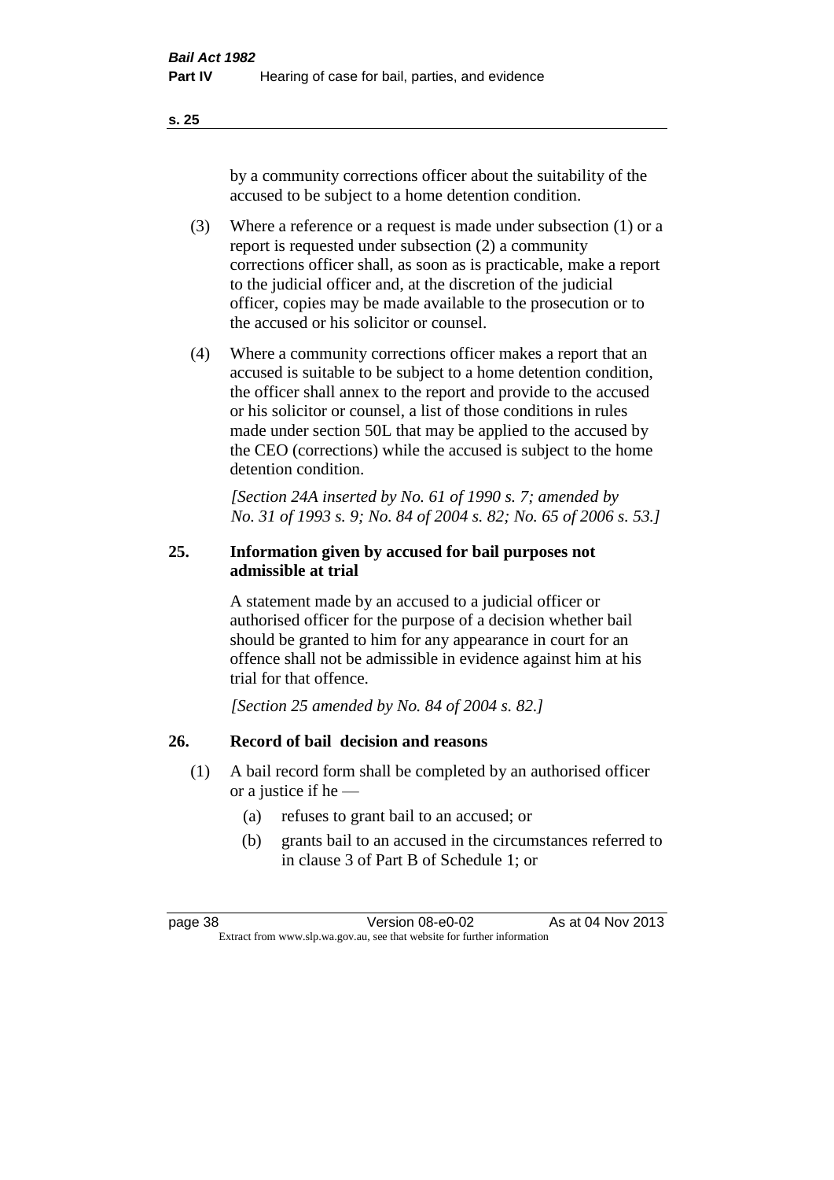by a community corrections officer about the suitability of the accused to be subject to a home detention condition.

(3) Where a reference or a request is made under subsection (1) or a report is requested under subsection (2) a community corrections officer shall, as soon as is practicable, make a report to the judicial officer and, at the discretion of the judicial officer, copies may be made available to the prosecution or to the accused or his solicitor or counsel.

(4) Where a community corrections officer makes a report that an accused is suitable to be subject to a home detention condition, the officer shall annex to the report and provide to the accused or his solicitor or counsel, a list of those conditions in rules made under section 50L that may be applied to the accused by the CEO (corrections) while the accused is subject to the home detention condition.

*[Section 24A inserted by No. 61 of 1990 s. 7; amended by No. 31 of 1993 s. 9; No. 84 of 2004 s. 82; No. 65 of 2006 s. 53.]*

## 25. Information given by accused for bail purposes not admissible at trial

A statement made by an accused to a judicial officer or authorised officer for the purpose of a decision whether bail should be granted to him for any appearance in court for an offence shall not be admissible in evidence against him at his trial for that offence.

*[Section 25 amended by No. 84 of 2004 s. 82.]*

## 26. Record of bail decision and reasons

(1) A bail record form shall be completed by an authorised officer or a justice if he —

(a) refuses to grant bail to an accused; or

(b) grants bail to an accused in the circumstances referred to in clause 3 of Part B of Schedule 1; or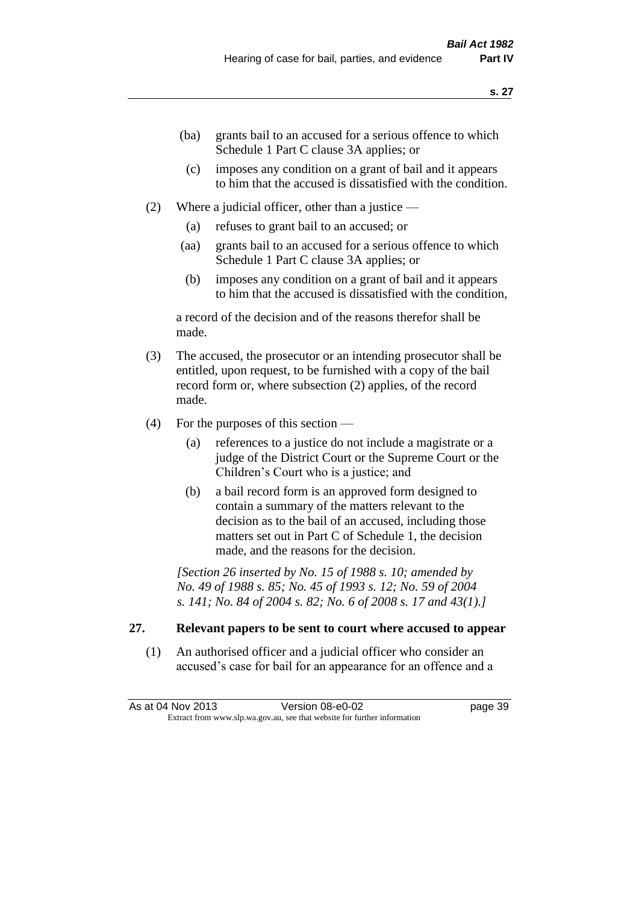(ba) grants bail to an accused for a serious offence to which Schedule 1 Part C clause 3A applies; or

(c) imposes any condition on a grant of bail and it appears to him that the accused is dissatisfied with the condition.

(2) Where a judicial officer, other than a justice —

(a) refuses to grant bail to an accused; or

(aa) grants bail to an accused for a serious offence to which Schedule 1 Part C clause 3A applies; or

(b) imposes any condition on a grant of bail and it appears to him that the accused is dissatisfied with the condition,

a record of the decision and of the reasons therefor shall be made.

(3) The accused, the prosecutor or an intending prosecutor shall be entitled, upon request, to be furnished with a copy of the bail record form or, where subsection (2) applies, of the record made.

(4) For the purposes of this section —

(a) references to a justice do not include a magistrate or a judge of the District Court or the Supreme Court or the Children's Court who is a justice; and

(b) a bail record form is an approved form designed to contain a summary of the matters relevant to the decision as to the bail of an accused, including those matters set out in Part C of Schedule 1, the decision made, and the reasons for the decision.

*[Section 26 inserted by No. 15 of 1988 s. 10; amended by No. 49 of 1988 s. 85; No. 45 of 1993 s. 12; No. 59 of 2004 s. 141; No. 84 of 2004 s. 82; No. 6 of 2008 s. 17 and 43(1).]*

## 27. Relevant papers to be sent to court where accused to appear

(1) An authorised officer and a judicial officer who consider an accused's case for bail for an appearance for an offence and a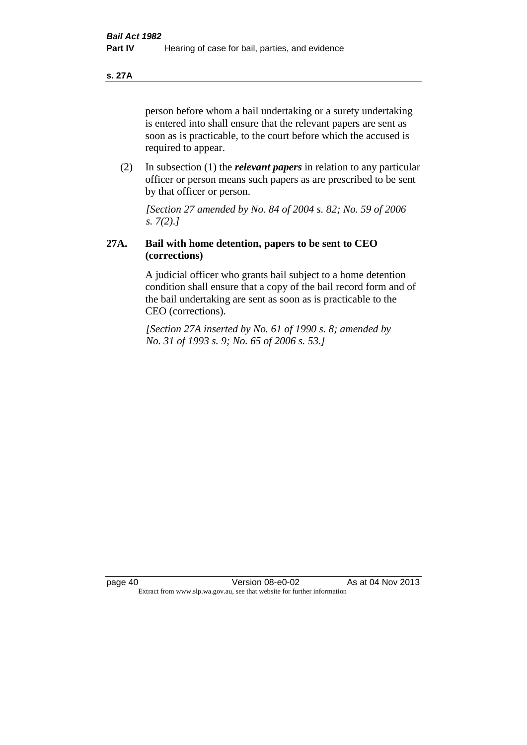person before whom a bail undertaking or a surety undertaking is entered into shall ensure that the relevant papers are sent as soon as is practicable, to the court before which the accused is required to appear.

(2) In subsection (1) the ***relevant papers*** in relation to any particular officer or person means such papers as are prescribed to be sent by that officer or person.

*[Section 27 amended by No. 84 of 2004 s. 82; No. 59 of 2006 s. 7(2).]*

## 27A. Bail with home detention, papers to be sent to CEO (corrections)

A judicial officer who grants bail subject to a home detention condition shall ensure that a copy of the bail record form and of the bail undertaking are sent as soon as is practicable to the CEO (corrections).

*[Section 27A inserted by No. 61 of 1990 s. 8; amended by No. 31 of 1993 s. 9; No. 65 of 2006 s. 53.]*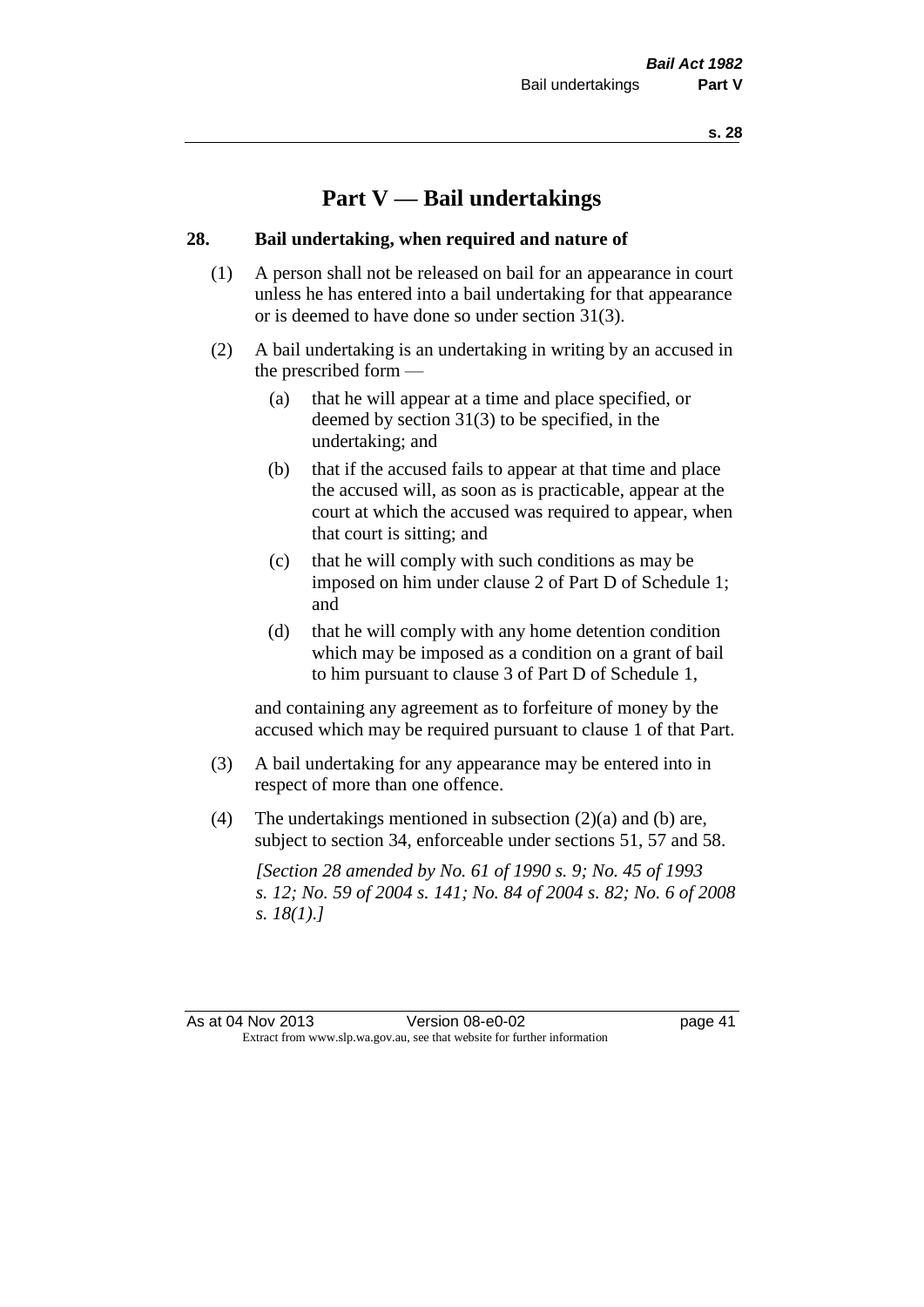# Part V — Bail undertakings

## 28. Bail undertaking, when required and nature of

(1) A person shall not be released on bail for an appearance in court unless he has entered into a bail undertaking for that appearance or is deemed to have done so under section 31(3).

(2) A bail undertaking is an undertaking in writing by an accused in the prescribed form —

(a) that he will appear at a time and place specified, or deemed by section 31(3) to be specified, in the undertaking; and

(b) that if the accused fails to appear at that time and place the accused will, as soon as is practicable, appear at the court at which the accused was required to appear, when that court is sitting; and

(c) that he will comply with such conditions as may be imposed on him under clause 2 of Part D of Schedule 1; and

(d) that he will comply with any home detention condition which may be imposed as a condition on a grant of bail to him pursuant to clause 3 of Part D of Schedule 1,

and containing any agreement as to forfeiture of money by the accused which may be required pursuant to clause 1 of that Part.

(3) A bail undertaking for any appearance may be entered into in respect of more than one offence.

(4) The undertakings mentioned in subsection (2)(a) and (b) are, subject to section 34, enforceable under sections 51, 57 and 58.

*[Section 28 amended by No. 61 of 1990 s. 9; No. 45 of 1993 s. 12; No. 59 of 2004 s. 141; No. 84 of 2004 s. 82; No. 6 of 2008 s. 18(1).]*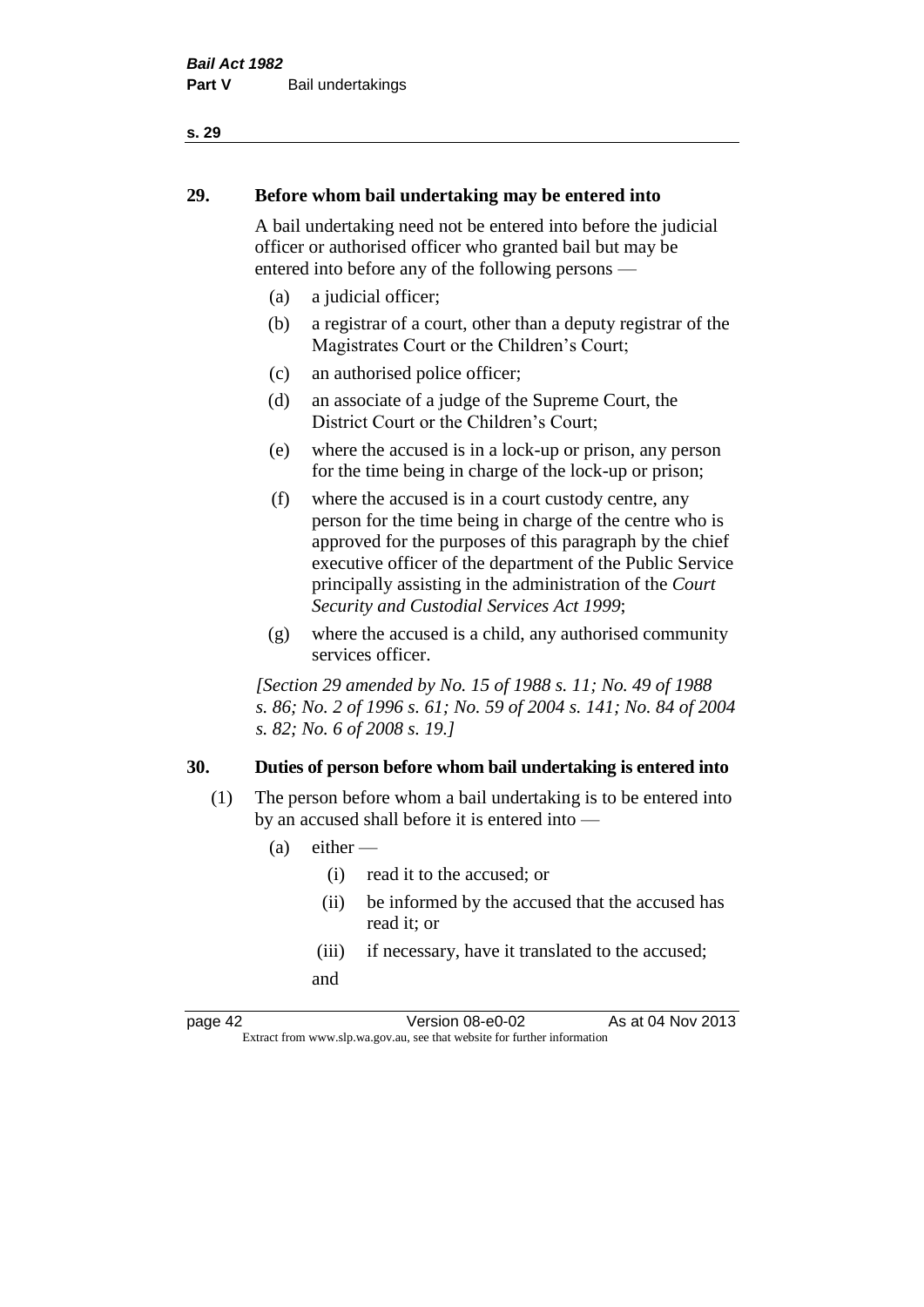## 29. Before whom bail undertaking may be entered into

A bail undertaking need not be entered into before the judicial officer or authorised officer who granted bail but may be entered into before any of the following persons —

(a) a judicial officer;

(b) a registrar of a court, other than a deputy registrar of the Magistrates Court or the Children's Court;

(c) an authorised police officer;

(d) an associate of a judge of the Supreme Court, the District Court or the Children's Court;

(e) where the accused is in a lock-up or prison, any person for the time being in charge of the lock-up or prison;

(f) where the accused is in a court custody centre, any person for the time being in charge of the centre who is approved for the purposes of this paragraph by the chief executive officer of the department of the Public Service principally assisting in the administration of the *Court Security and Custodial Services Act 1999*;

(g) where the accused is a child, any authorised community services officer.

*[Section 29 amended by No. 15 of 1988 s. 11; No. 49 of 1988 s. 86; No. 2 of 1996 s. 61; No. 59 of 2004 s. 141; No. 84 of 2004 s. 82; No. 6 of 2008 s. 19.]*

## 30. Duties of person before whom bail undertaking is entered into

(1) The person before whom a bail undertaking is to be entered into by an accused shall before it is entered into —

(a) either —

(i) read it to the accused; or

(ii) be informed by the accused that the accused has read it; or

(iii) if necessary, have it translated to the accused;

and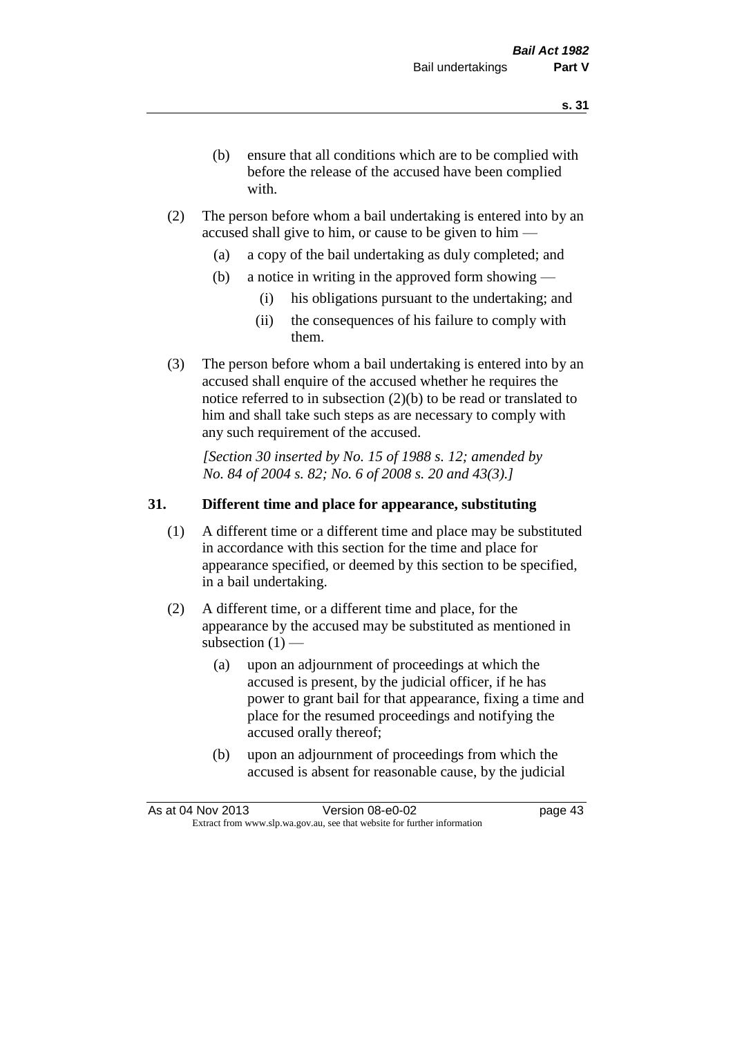(b) ensure that all conditions which are to be complied with before the release of the accused have been complied with.

(2) The person before whom a bail undertaking is entered into by an accused shall give to him, or cause to be given to him —

(a) a copy of the bail undertaking as duly completed; and

(b) a notice in writing in the approved form showing —

(i) his obligations pursuant to the undertaking; and

(ii) the consequences of his failure to comply with them.

(3) The person before whom a bail undertaking is entered into by an accused shall enquire of the accused whether he requires the notice referred to in subsection (2)(b) to be read or translated to him and shall take such steps as are necessary to comply with any such requirement of the accused.

*[Section 30 inserted by No. 15 of 1988 s. 12; amended by No. 84 of 2004 s. 82; No. 6 of 2008 s. 20 and 43(3).]*

## 31. Different time and place for appearance, substituting

(1) A different time or a different time and place may be substituted in accordance with this section for the time and place for appearance specified, or deemed by this section to be specified, in a bail undertaking.

(2) A different time, or a different time and place, for the appearance by the accused may be substituted as mentioned in subsection (1) —

(a) upon an adjournment of proceedings at which the accused is present, by the judicial officer, if he has power to grant bail for that appearance, fixing a time and place for the resumed proceedings and notifying the accused orally thereof;

(b) upon an adjournment of proceedings from which the accused is absent for reasonable cause, by the judicial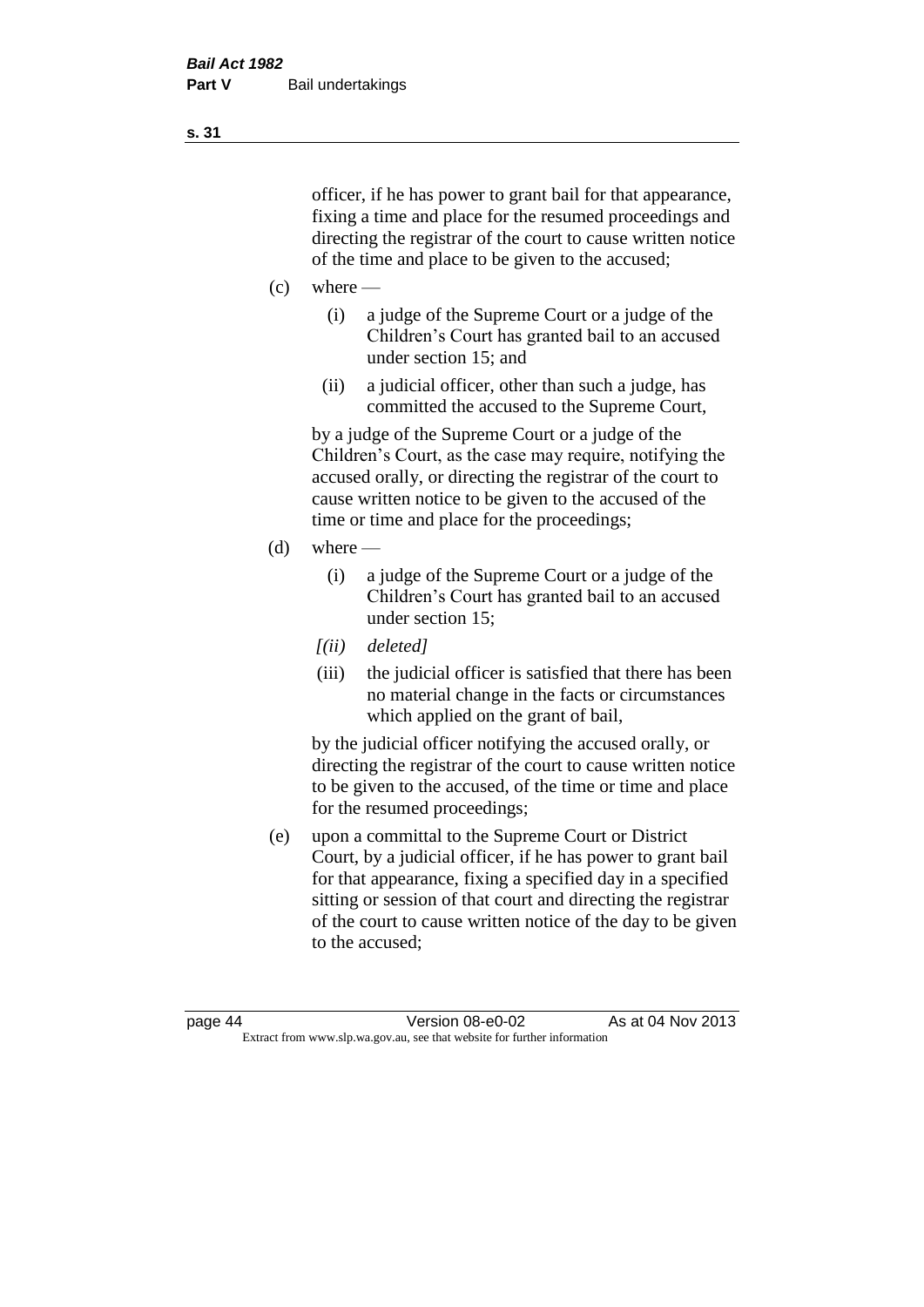officer, if he has power to grant bail for that appearance, fixing a time and place for the resumed proceedings and directing the registrar of the court to cause written notice of the time and place to be given to the accused;

(c) where —

(i) a judge of the Supreme Court or a judge of the Children's Court has granted bail to an accused under section 15; and

(ii) a judicial officer, other than such a judge, has committed the accused to the Supreme Court,

by a judge of the Supreme Court or a judge of the Children's Court, as the case may require, notifying the accused orally, or directing the registrar of the court to cause written notice to be given to the accused of the time or time and place for the proceedings;

(d) where —

(i) a judge of the Supreme Court or a judge of the Children's Court has granted bail to an accused under section 15;

*[(ii) deleted]*

(iii) the judicial officer is satisfied that there has been no material change in the facts or circumstances which applied on the grant of bail,

by the judicial officer notifying the accused orally, or directing the registrar of the court to cause written notice to be given to the accused, of the time or time and place for the resumed proceedings;

(e) upon a committal to the Supreme Court or District Court, by a judicial officer, if he has power to grant bail for that appearance, fixing a specified day in a specified sitting or session of that court and directing the registrar of the court to cause written notice of the day to be given to the accused;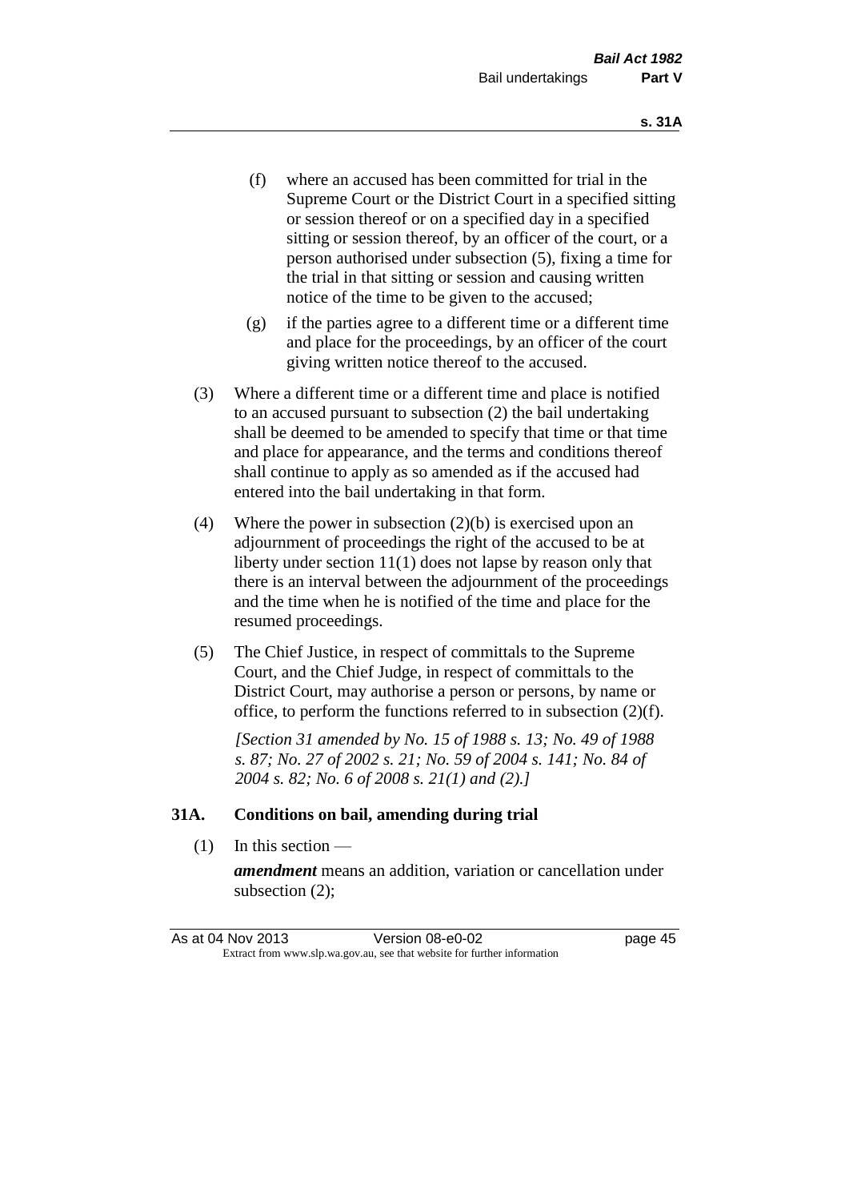(f) where an accused has been committed for trial in the Supreme Court or the District Court in a specified sitting or session thereof or on a specified day in a specified sitting or session thereof, by an officer of the court, or a person authorised under subsection (5), fixing a time for the trial in that sitting or session and causing written notice of the time to be given to the accused;

(g) if the parties agree to a different time or a different time and place for the proceedings, by an officer of the court giving written notice thereof to the accused.

(3) Where a different time or a different time and place is notified to an accused pursuant to subsection (2) the bail undertaking shall be deemed to be amended to specify that time or that time and place for appearance, and the terms and conditions thereof shall continue to apply as so amended as if the accused had entered into the bail undertaking in that form.

(4) Where the power in subsection (2)(b) is exercised upon an adjournment of proceedings the right of the accused to be at liberty under section 11(1) does not lapse by reason only that there is an interval between the adjournment of the proceedings and the time when he is notified of the time and place for the resumed proceedings.

(5) The Chief Justice, in respect of committals to the Supreme Court, and the Chief Judge, in respect of committals to the District Court, may authorise a person or persons, by name or office, to perform the functions referred to in subsection (2)(f).

*[Section 31 amended by No. 15 of 1988 s. 13; No. 49 of 1988 s. 87; No. 27 of 2002 s. 21; No. 59 of 2004 s. 141; No. 84 of 2004 s. 82; No. 6 of 2008 s. 21(1) and (2).]*

### 31A. Conditions on bail, amending during trial

(1) In this section —

***amendment*** means an addition, variation or cancellation under subsection (2);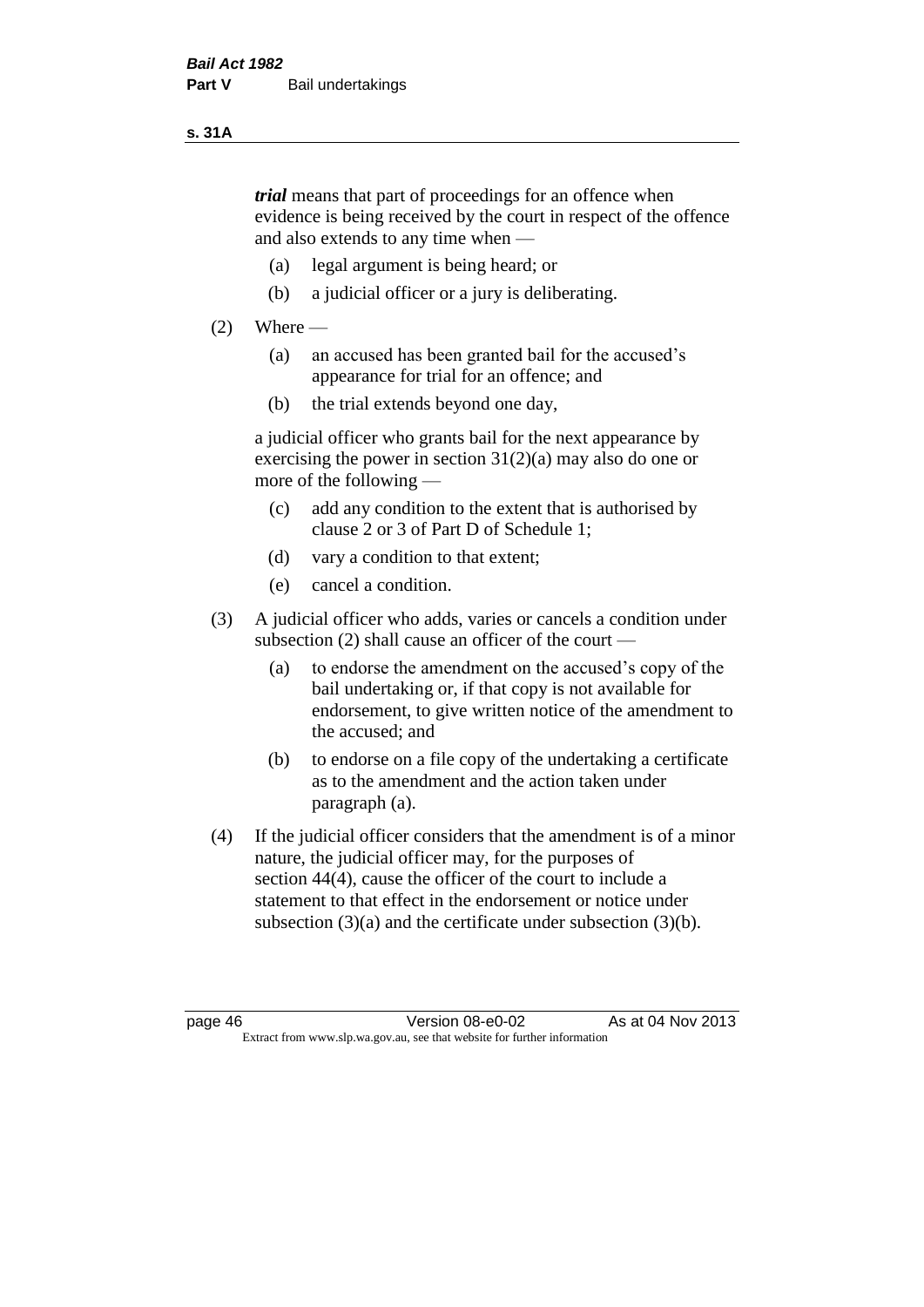***trial*** means that part of proceedings for an offence when evidence is being received by the court in respect of the offence and also extends to any time when —

(a) legal argument is being heard; or

(b) a judicial officer or a jury is deliberating.

(2) Where —

(a) an accused has been granted bail for the accused's appearance for trial for an offence; and

(b) the trial extends beyond one day,

a judicial officer who grants bail for the next appearance by exercising the power in section 31(2)(a) may also do one or more of the following —

(c) add any condition to the extent that is authorised by clause 2 or 3 of Part D of Schedule 1;

(d) vary a condition to that extent;

(e) cancel a condition.

(3) A judicial officer who adds, varies or cancels a condition under subsection (2) shall cause an officer of the court —

(a) to endorse the amendment on the accused's copy of the bail undertaking or, if that copy is not available for endorsement, to give written notice of the amendment to the accused; and

(b) to endorse on a file copy of the undertaking a certificate as to the amendment and the action taken under paragraph (a).

(4) If the judicial officer considers that the amendment is of a minor nature, the judicial officer may, for the purposes of section 44(4), cause the officer of the court to include a statement to that effect in the endorsement or notice under subsection (3)(a) and the certificate under subsection (3)(b).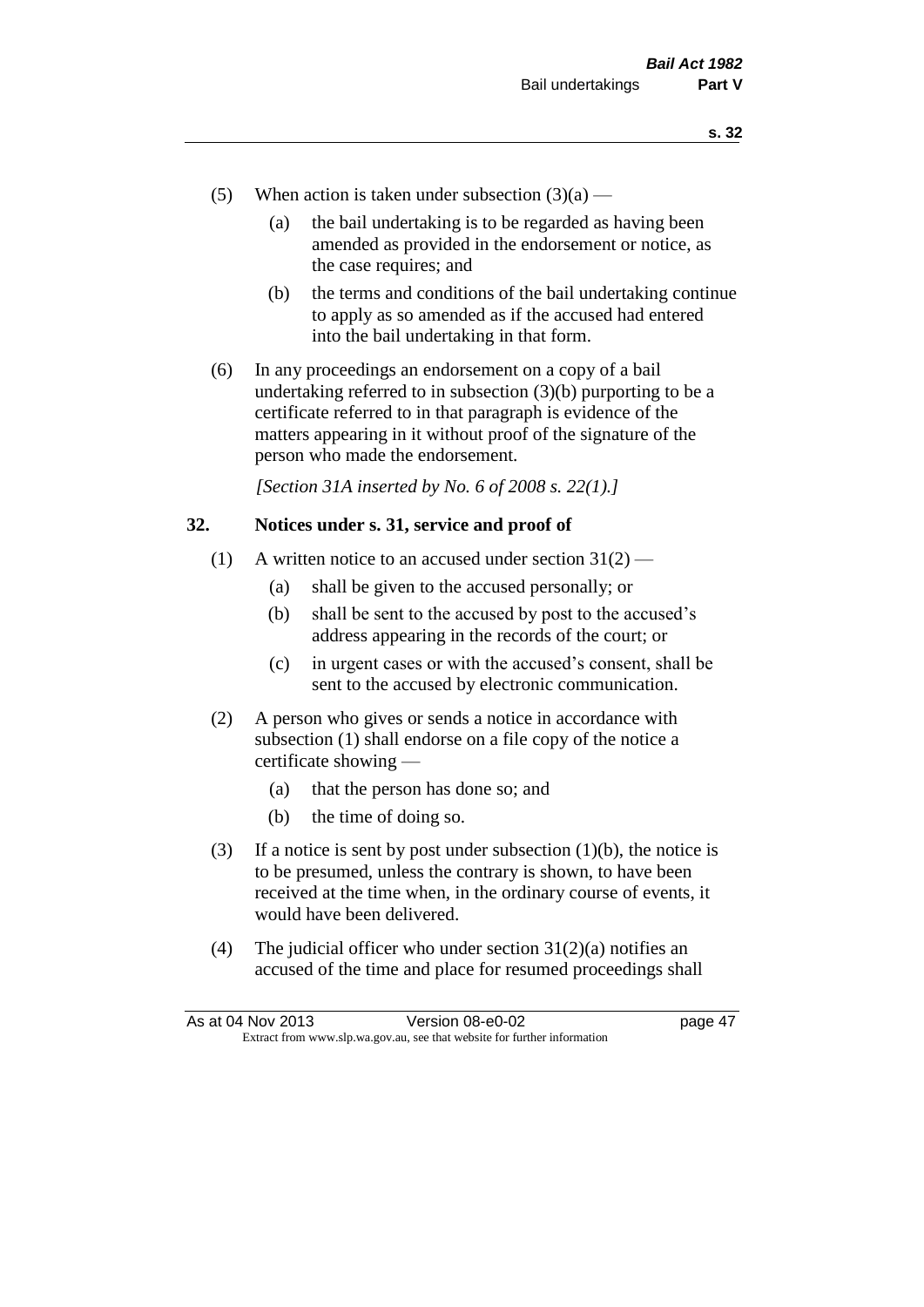(5) When action is taken under subsection (3)(a) —

(a) the bail undertaking is to be regarded as having been amended as provided in the endorsement or notice, as the case requires; and

(b) the terms and conditions of the bail undertaking continue to apply as so amended as if the accused had entered into the bail undertaking in that form.

(6) In any proceedings an endorsement on a copy of a bail undertaking referred to in subsection (3)(b) purporting to be a certificate referred to in that paragraph is evidence of the matters appearing in it without proof of the signature of the person who made the endorsement.

*[Section 31A inserted by No. 6 of 2008 s. 22(1).]*

### 32. Notices under s. 31, service and proof of

(1) A written notice to an accused under section 31(2) —

(a) shall be given to the accused personally; or

(b) shall be sent to the accused by post to the accused's address appearing in the records of the court; or

(c) in urgent cases or with the accused's consent, shall be sent to the accused by electronic communication.

(2) A person who gives or sends a notice in accordance with subsection (1) shall endorse on a file copy of the notice a certificate showing —

(a) that the person has done so; and

(b) the time of doing so.

(3) If a notice is sent by post under subsection (1)(b), the notice is to be presumed, unless the contrary is shown, to have been received at the time when, in the ordinary course of events, it would have been delivered.

(4) The judicial officer who under section 31(2)(a) notifies an accused of the time and place for resumed proceedings shall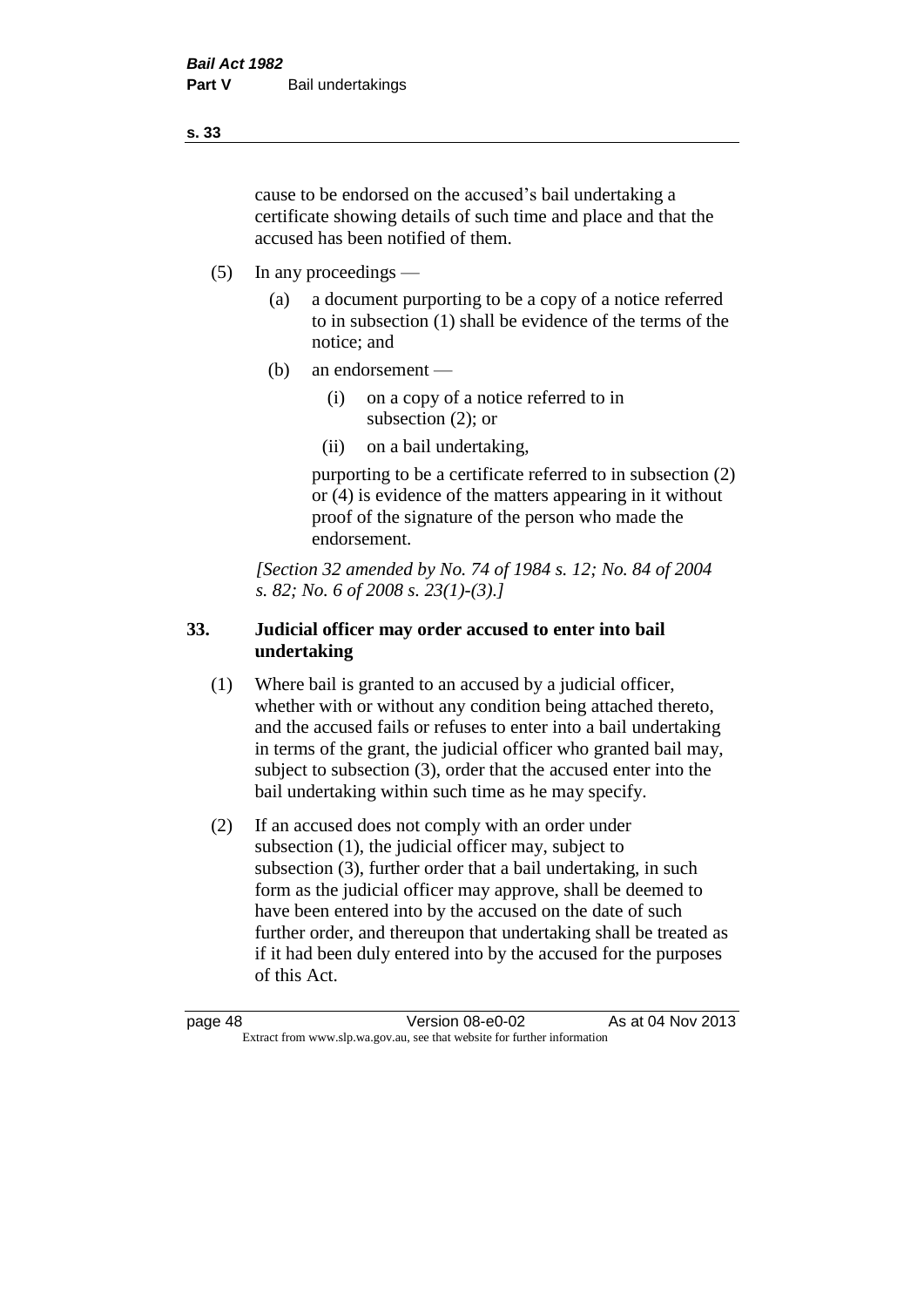cause to be endorsed on the accused's bail undertaking a certificate showing details of such time and place and that the accused has been notified of them.

(5) In any proceedings —

(a) a document purporting to be a copy of a notice referred to in subsection (1) shall be evidence of the terms of the notice; and

(b) an endorsement —

(i) on a copy of a notice referred to in subsection (2); or

(ii) on a bail undertaking,

purporting to be a certificate referred to in subsection (2) or (4) is evidence of the matters appearing in it without proof of the signature of the person who made the endorsement.

*[Section 32 amended by No. 74 of 1984 s. 12; No. 84 of 2004 s. 82; No. 6 of 2008 s. 23(1)-(3).]*

## 33. Judicial officer may order accused to enter into bail undertaking

(1) Where bail is granted to an accused by a judicial officer, whether with or without any condition being attached thereto, and the accused fails or refuses to enter into a bail undertaking in terms of the grant, the judicial officer who granted bail may, subject to subsection (3), order that the accused enter into the bail undertaking within such time as he may specify.

(2) If an accused does not comply with an order under subsection (1), the judicial officer may, subject to subsection (3), further order that a bail undertaking, in such form as the judicial officer may approve, shall be deemed to have been entered into by the accused on the date of such further order, and thereupon that undertaking shall be treated as if it had been duly entered into by the accused for the purposes of this Act.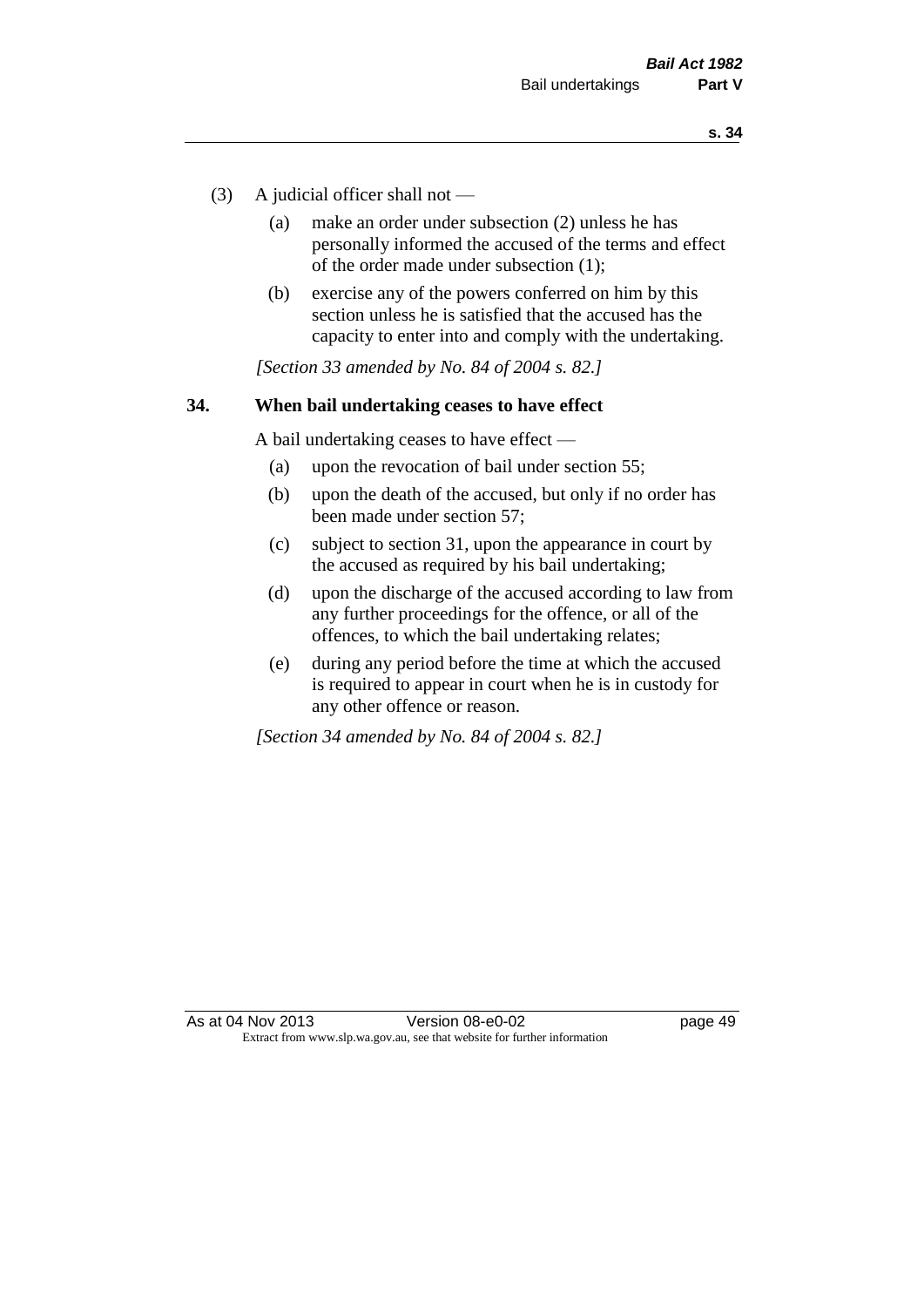(3) A judicial officer shall not —

(a) make an order under subsection (2) unless he has personally informed the accused of the terms and effect of the order made under subsection (1);

(b) exercise any of the powers conferred on him by this section unless he is satisfied that the accused has the capacity to enter into and comply with the undertaking.

*[Section 33 amended by No. 84 of 2004 s. 82.]*

## 34. When bail undertaking ceases to have effect

A bail undertaking ceases to have effect —

(a) upon the revocation of bail under section 55;

(b) upon the death of the accused, but only if no order has been made under section 57;

(c) subject to section 31, upon the appearance in court by the accused as required by his bail undertaking;

(d) upon the discharge of the accused according to law from any further proceedings for the offence, or all of the offences, to which the bail undertaking relates;

(e) during any period before the time at which the accused is required to appear in court when he is in custody for any other offence or reason.

*[Section 34 amended by No. 84 of 2004 s. 82.]*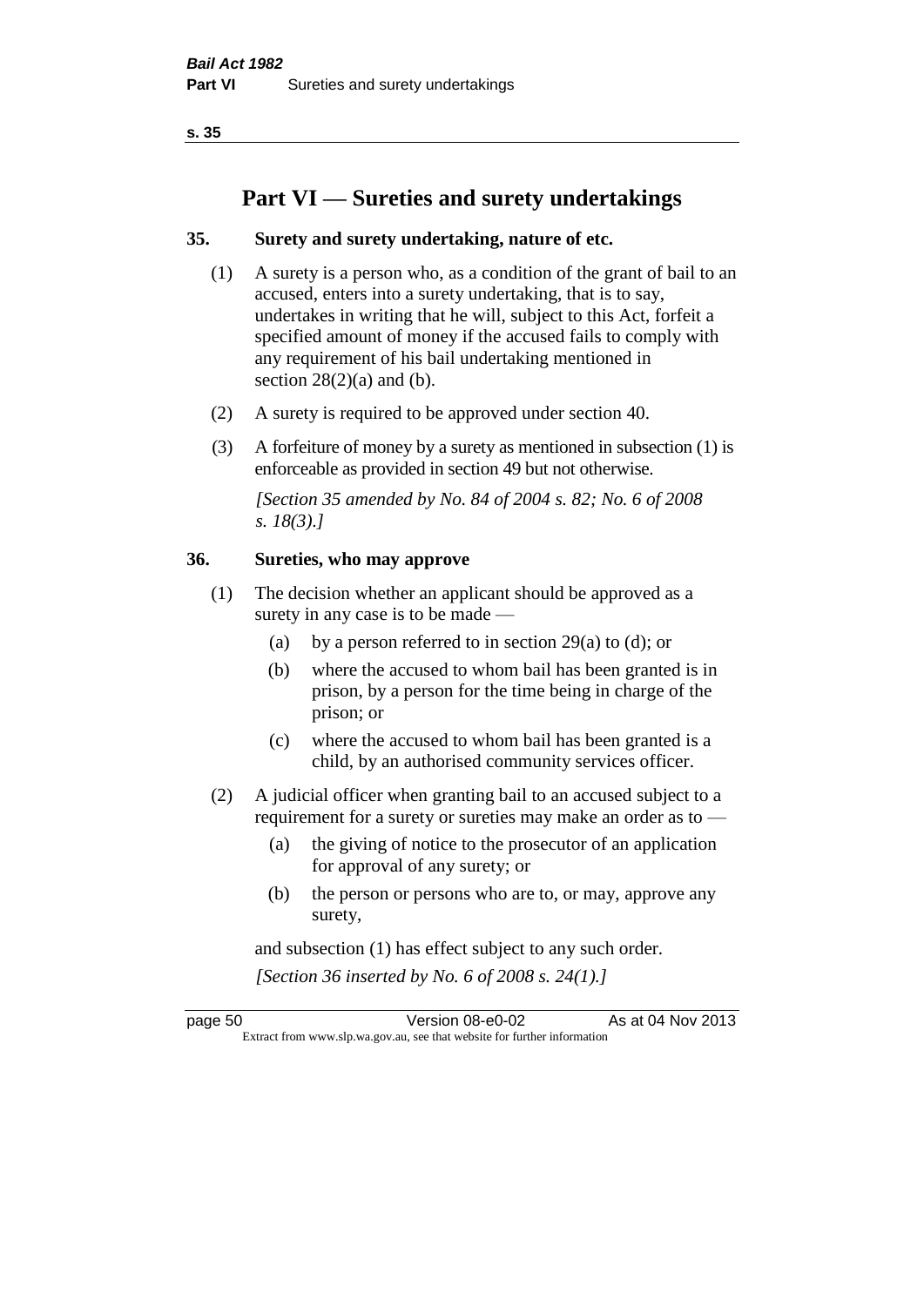# Part VI — Sureties and surety undertakings

## 35. Surety and surety undertaking, nature of etc.

(1) A surety is a person who, as a condition of the grant of bail to an accused, enters into a surety undertaking, that is to say, undertakes in writing that he will, subject to this Act, forfeit a specified amount of money if the accused fails to comply with any requirement of his bail undertaking mentioned in section 28(2)(a) and (b).

(2) A surety is required to be approved under section 40.

(3) A forfeiture of money by a surety as mentioned in subsection (1) is enforceable as provided in section 49 but not otherwise.

*[Section 35 amended by No. 84 of 2004 s. 82; No. 6 of 2008 s. 18(3).]*

## 36. Sureties, who may approve

(1) The decision whether an applicant should be approved as a surety in any case is to be made —

- (a) by a person referred to in section 29(a) to (d); or
- (b) where the accused to whom bail has been granted is in prison, by a person for the time being in charge of the prison; or
- (c) where the accused to whom bail has been granted is a child, by an authorised community services officer.

(2) A judicial officer when granting bail to an accused subject to a requirement for a surety or sureties may make an order as to —

- (a) the giving of notice to the prosecutor of an application for approval of any surety; or
- (b) the person or persons who are to, or may, approve any surety,

and subsection (1) has effect subject to any such order.

*[Section 36 inserted by No. 6 of 2008 s. 24(1).]*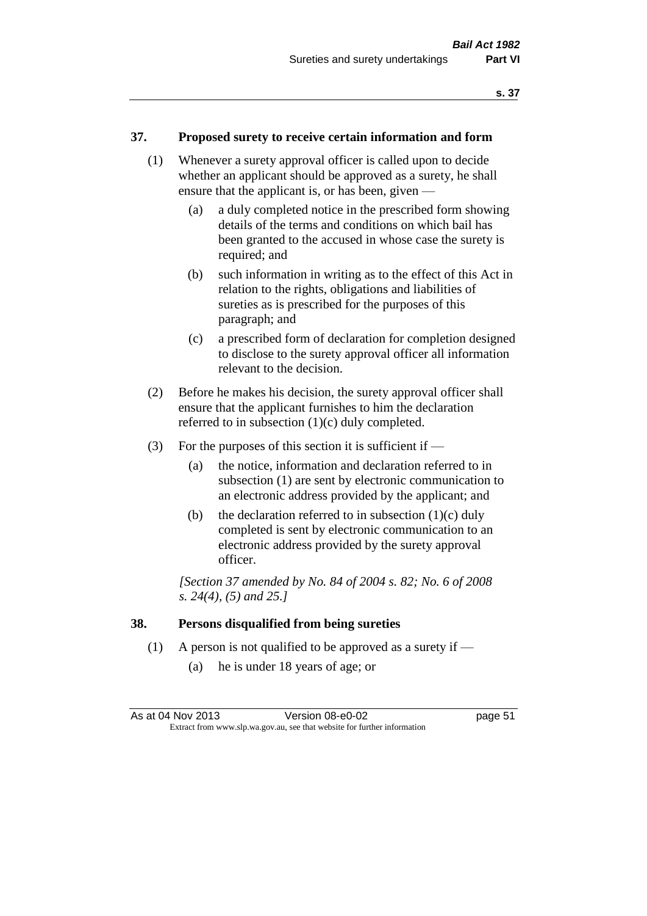## 37. Proposed surety to receive certain information and form

(1) Whenever a surety approval officer is called upon to decide whether an applicant should be approved as a surety, he shall ensure that the applicant is, or has been, given —

- (a) a duly completed notice in the prescribed form showing details of the terms and conditions on which bail has been granted to the accused in whose case the surety is required; and
- (b) such information in writing as to the effect of this Act in relation to the rights, obligations and liabilities of sureties as is prescribed for the purposes of this paragraph; and
- (c) a prescribed form of declaration for completion designed to disclose to the surety approval officer all information relevant to the decision.

(2) Before he makes his decision, the surety approval officer shall ensure that the applicant furnishes to him the declaration referred to in subsection (1)(c) duly completed.

(3) For the purposes of this section it is sufficient if —

- (a) the notice, information and declaration referred to in subsection (1) are sent by electronic communication to an electronic address provided by the applicant; and
- (b) the declaration referred to in subsection (1)(c) duly completed is sent by electronic communication to an electronic address provided by the surety approval officer.

*[Section 37 amended by No. 84 of 2004 s. 82; No. 6 of 2008 s. 24(4), (5) and 25.]*

## 38. Persons disqualified from being sureties

(1) A person is not qualified to be approved as a surety if —

- (a) he is under 18 years of age; or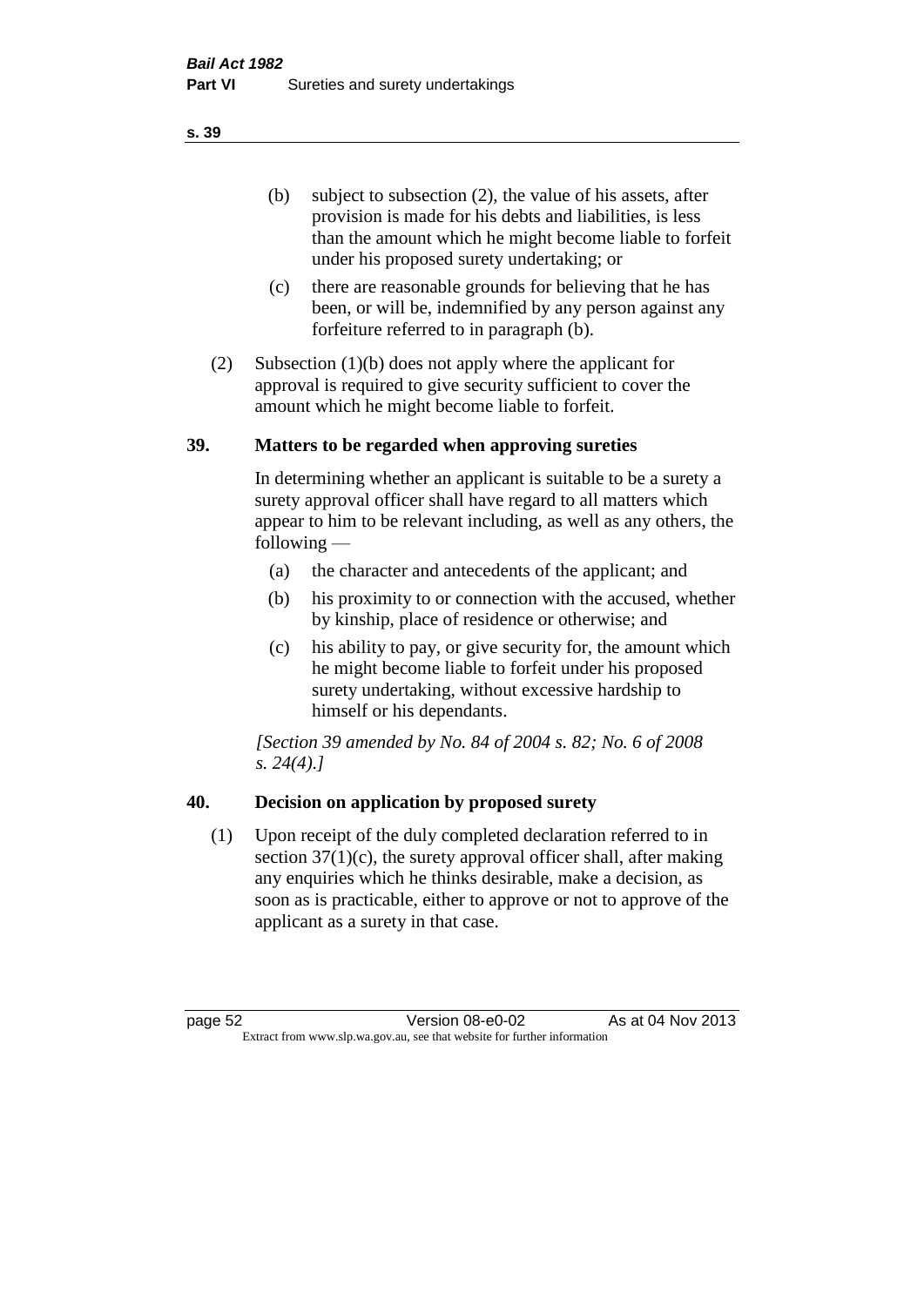(b) subject to subsection (2), the value of his assets, after provision is made for his debts and liabilities, is less than the amount which he might become liable to forfeit under his proposed surety undertaking; or

(c) there are reasonable grounds for believing that he has been, or will be, indemnified by any person against any forfeiture referred to in paragraph (b).

(2) Subsection (1)(b) does not apply where the applicant for approval is required to give security sufficient to cover the amount which he might become liable to forfeit.

## 39. Matters to be regarded when approving sureties

In determining whether an applicant is suitable to be a surety a surety approval officer shall have regard to all matters which appear to him to be relevant including, as well as any others, the following —

(a) the character and antecedents of the applicant; and

(b) his proximity to or connection with the accused, whether by kinship, place of residence or otherwise; and

(c) his ability to pay, or give security for, the amount which he might become liable to forfeit under his proposed surety undertaking, without excessive hardship to himself or his dependants.

*[Section 39 amended by No. 84 of 2004 s. 82; No. 6 of 2008 s. 24(4).]*

## 40. Decision on application by proposed surety

(1) Upon receipt of the duly completed declaration referred to in section 37(1)(c), the surety approval officer shall, after making any enquiries which he thinks desirable, make a decision, as soon as is practicable, either to approve or not to approve of the applicant as a surety in that case.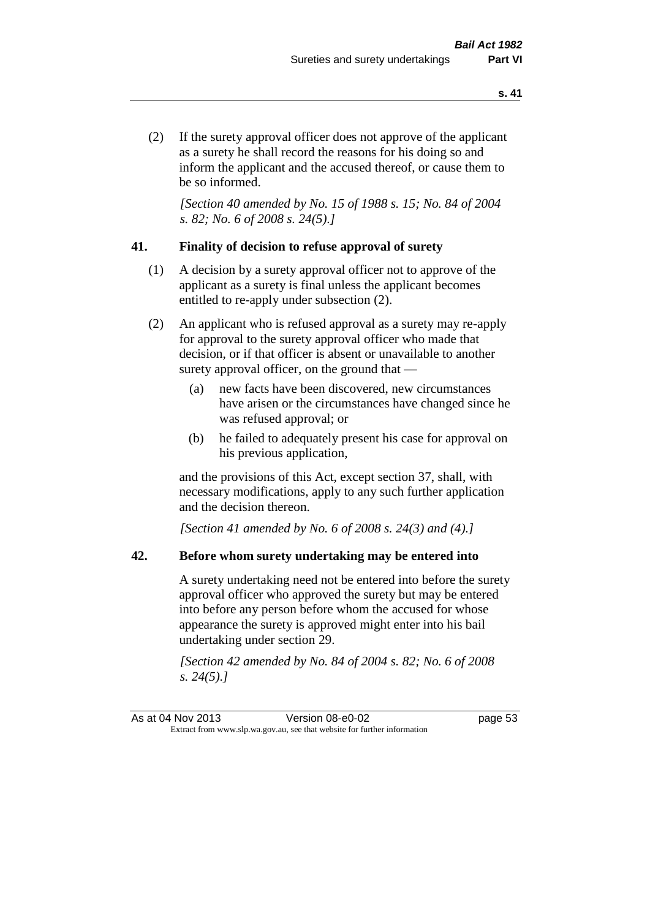(2) If the surety approval officer does not approve of the applicant as a surety he shall record the reasons for his doing so and inform the applicant and the accused thereof, or cause them to be so informed.

*[Section 40 amended by No. 15 of 1988 s. 15; No. 84 of 2004 s. 82; No. 6 of 2008 s. 24(5).]*

## 41. Finality of decision to refuse approval of surety

(1) A decision by a surety approval officer not to approve of the applicant as a surety is final unless the applicant becomes entitled to re-apply under subsection (2).

(2) An applicant who is refused approval as a surety may re-apply for approval to the surety approval officer who made that decision, or if that officer is absent or unavailable to another surety approval officer, on the ground that —

- (a) new facts have been discovered, new circumstances have arisen or the circumstances have changed since he was refused approval; or
- (b) he failed to adequately present his case for approval on his previous application,

and the provisions of this Act, except section 37, shall, with necessary modifications, apply to any such further application and the decision thereon.

*[Section 41 amended by No. 6 of 2008 s. 24(3) and (4).]*

## 42. Before whom surety undertaking may be entered into

A surety undertaking need not be entered into before the surety approval officer who approved the surety but may be entered into before any person before whom the accused for whose appearance the surety is approved might enter into his bail undertaking under section 29.

*[Section 42 amended by No. 84 of 2004 s. 82; No. 6 of 2008 s. 24(5).]*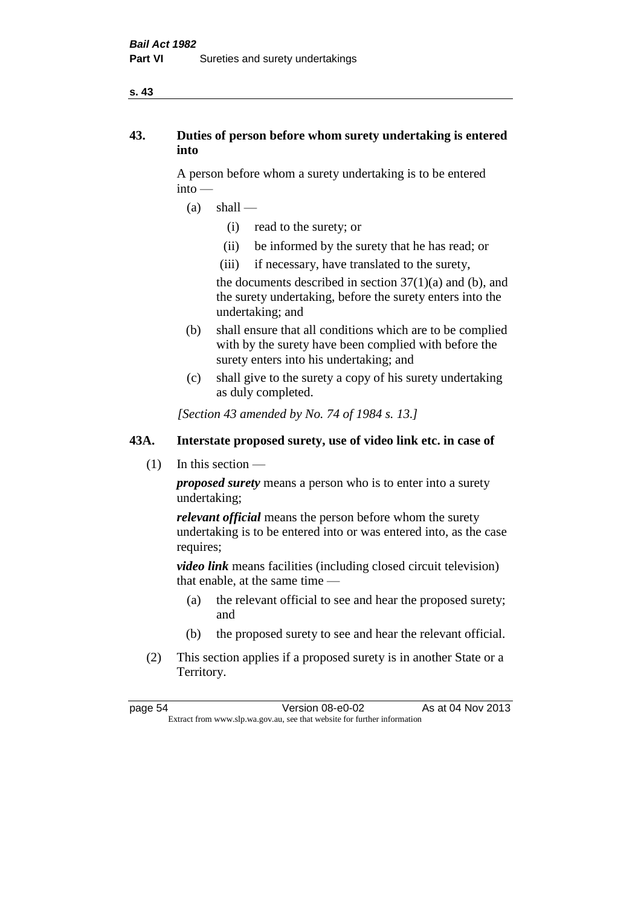## 43. Duties of person before whom surety undertaking is entered into

A person before whom a surety undertaking is to be entered into —

- (a) shall —
  - (i) read to the surety; or
  - (ii) be informed by the surety that he has read; or
  - (iii) if necessary, have translated to the surety,

  the documents described in section 37(1)(a) and (b), and the surety undertaking, before the surety enters into the undertaking; and
- (b) shall ensure that all conditions which are to be complied with by the surety have been complied with before the surety enters into his undertaking; and
- (c) shall give to the surety a copy of his surety undertaking as duly completed.

*[Section 43 amended by No. 74 of 1984 s. 13.]*

## 43A. Interstate proposed surety, use of video link etc. in case of

(1) In this section —

***proposed surety*** means a person who is to enter into a surety undertaking;

***relevant official*** means the person before whom the surety undertaking is to be entered into or was entered into, as the case requires;

***video link*** means facilities (including closed circuit television) that enable, at the same time —

- (a) the relevant official to see and hear the proposed surety; and
- (b) the proposed surety to see and hear the relevant official.

(2) This section applies if a proposed surety is in another State or a Territory.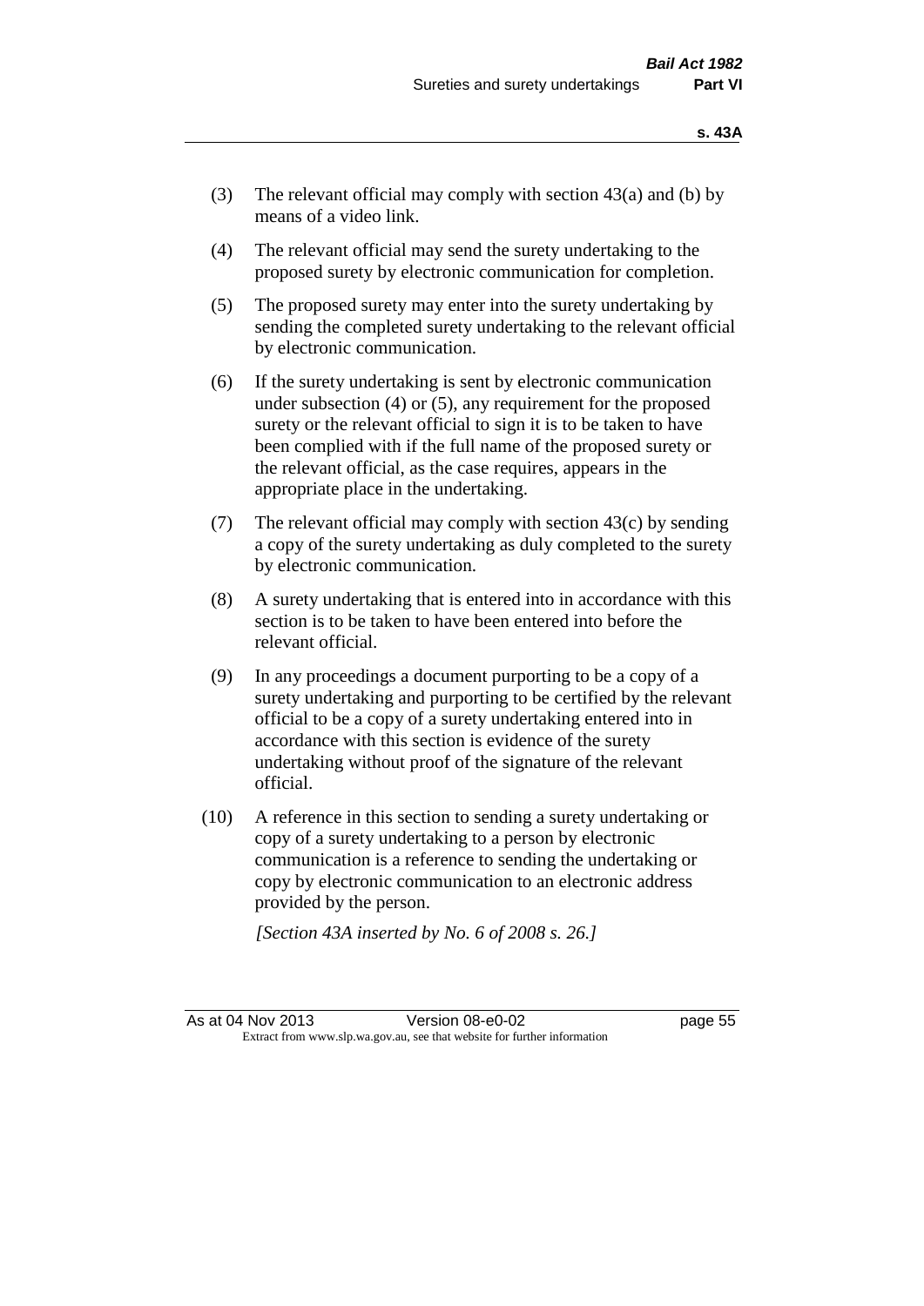(3) The relevant official may comply with section 43(a) and (b) by means of a video link.

(4) The relevant official may send the surety undertaking to the proposed surety by electronic communication for completion.

(5) The proposed surety may enter into the surety undertaking by sending the completed surety undertaking to the relevant official by electronic communication.

(6) If the surety undertaking is sent by electronic communication under subsection (4) or (5), any requirement for the proposed surety or the relevant official to sign it is to be taken to have been complied with if the full name of the proposed surety or the relevant official, as the case requires, appears in the appropriate place in the undertaking.

(7) The relevant official may comply with section 43(c) by sending a copy of the surety undertaking as duly completed to the surety by electronic communication.

(8) A surety undertaking that is entered into in accordance with this section is to be taken to have been entered into before the relevant official.

(9) In any proceedings a document purporting to be a copy of a surety undertaking and purporting to be certified by the relevant official to be a copy of a surety undertaking entered into in accordance with this section is evidence of the surety undertaking without proof of the signature of the relevant official.

(10) A reference in this section to sending a surety undertaking or copy of a surety undertaking to a person by electronic communication is a reference to sending the undertaking or copy by electronic communication to an electronic address provided by the person.

*[Section 43A inserted by No. 6 of 2008 s. 26.]*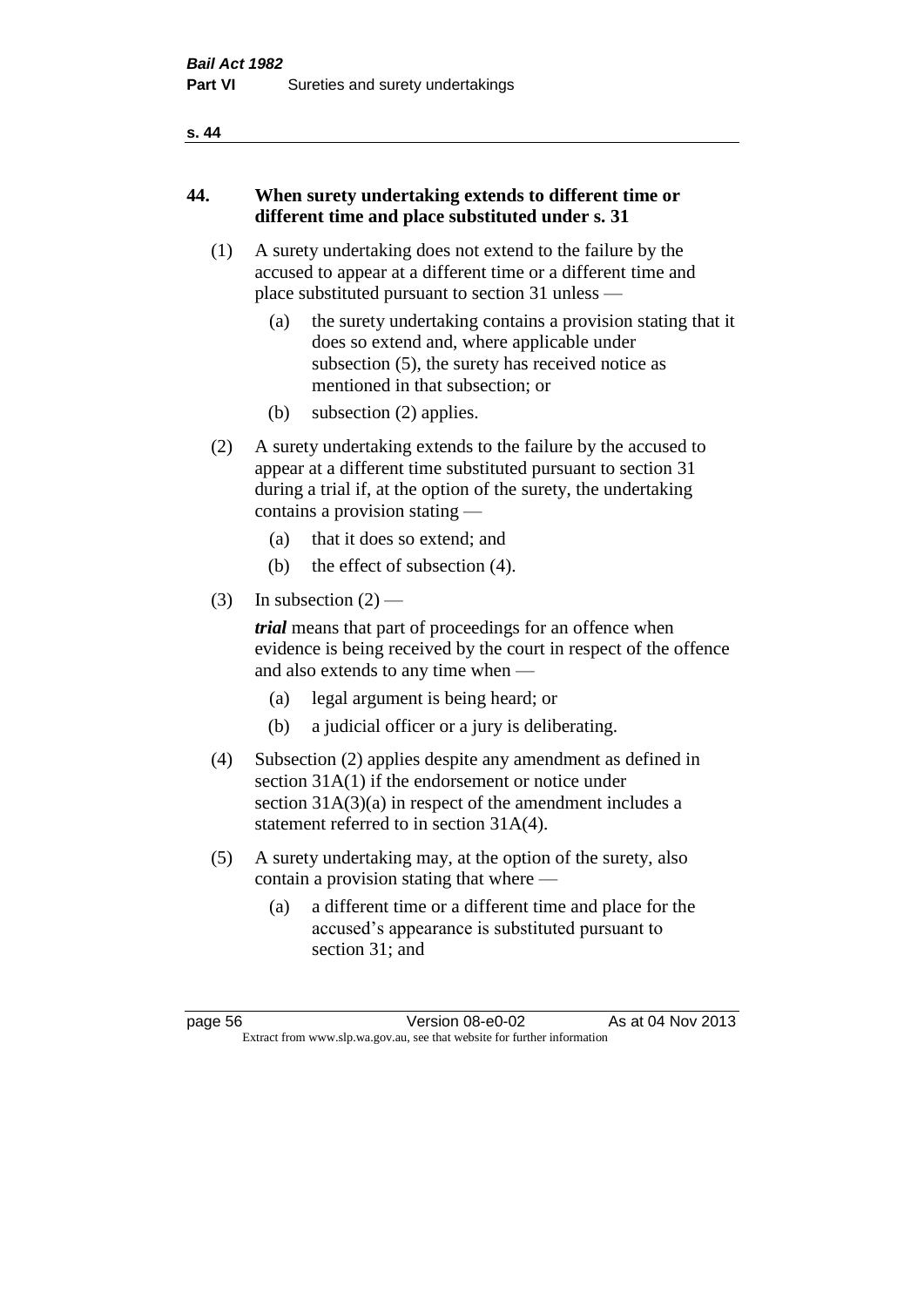## 44. When surety undertaking extends to different time or different time and place substituted under s. 31

(1) A surety undertaking does not extend to the failure by the accused to appear at a different time or a different time and place substituted pursuant to section 31 unless —

- (a) the surety undertaking contains a provision stating that it does so extend and, where applicable under subsection (5), the surety has received notice as mentioned in that subsection; or
- (b) subsection (2) applies.

(2) A surety undertaking extends to the failure by the accused to appear at a different time substituted pursuant to section 31 during a trial if, at the option of the surety, the undertaking contains a provision stating —

- (a) that it does so extend; and
- (b) the effect of subsection (4).

(3) In subsection (2) —

***trial*** means that part of proceedings for an offence when evidence is being received by the court in respect of the offence and also extends to any time when —

- (a) legal argument is being heard; or
- (b) a judicial officer or a jury is deliberating.

(4) Subsection (2) applies despite any amendment as defined in section 31A(1) if the endorsement or notice under section 31A(3)(a) in respect of the amendment includes a statement referred to in section 31A(4).

(5) A surety undertaking may, at the option of the surety, also contain a provision stating that where —

- (a) a different time or a different time and place for the accused's appearance is substituted pursuant to section 31; and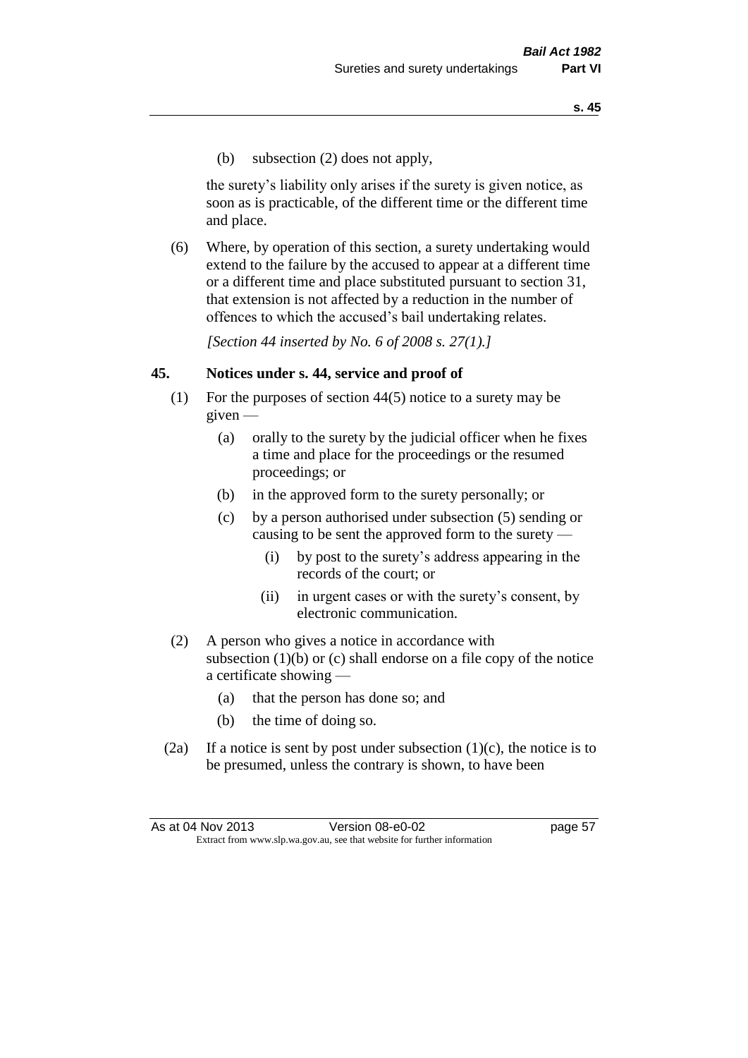(b) subsection (2) does not apply,

the surety's liability only arises if the surety is given notice, as soon as is practicable, of the different time or the different time and place.

(6) Where, by operation of this section, a surety undertaking would extend to the failure by the accused to appear at a different time or a different time and place substituted pursuant to section 31, that extension is not affected by a reduction in the number of offences to which the accused's bail undertaking relates.

*[Section 44 inserted by No. 6 of 2008 s. 27(1).]*

## 45. Notices under s. 44, service and proof of

(1) For the purposes of section 44(5) notice to a surety may be given —

- (a) orally to the surety by the judicial officer when he fixes a time and place for the proceedings or the resumed proceedings; or
- (b) in the approved form to the surety personally; or
- (c) by a person authorised under subsection (5) sending or causing to be sent the approved form to the surety —
  - (i) by post to the surety's address appearing in the records of the court; or
  - (ii) in urgent cases or with the surety's consent, by electronic communication.

(2) A person who gives a notice in accordance with subsection (1)(b) or (c) shall endorse on a file copy of the notice a certificate showing —

- (a) that the person has done so; and
- (b) the time of doing so.

(2a) If a notice is sent by post under subsection (1)(c), the notice is to be presumed, unless the contrary is shown, to have been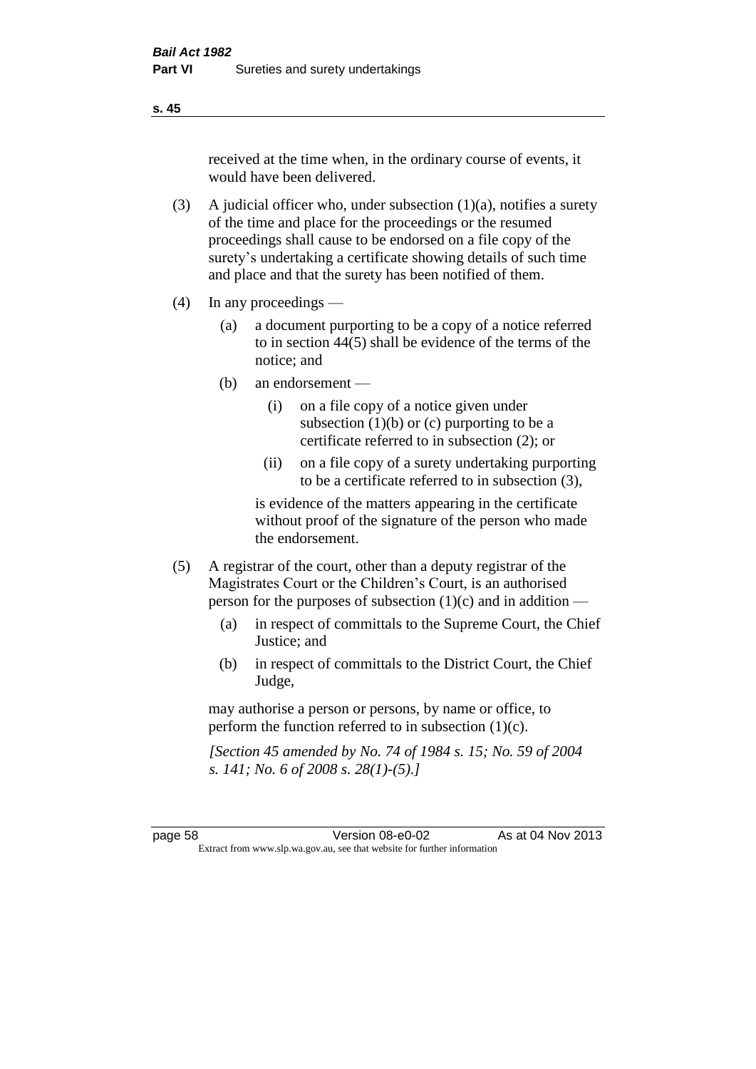received at the time when, in the ordinary course of events, it would have been delivered.

(3) A judicial officer who, under subsection (1)(a), notifies a surety of the time and place for the proceedings or the resumed proceedings shall cause to be endorsed on a file copy of the surety's undertaking a certificate showing details of such time and place and that the surety has been notified of them.

(4) In any proceedings —

(a) a document purporting to be a copy of a notice referred to in section 44(5) shall be evidence of the terms of the notice; and

(b) an endorsement —

(i) on a file copy of a notice given under subsection (1)(b) or (c) purporting to be a certificate referred to in subsection (2); or

(ii) on a file copy of a surety undertaking purporting to be a certificate referred to in subsection (3),

is evidence of the matters appearing in the certificate without proof of the signature of the person who made the endorsement.

(5) A registrar of the court, other than a deputy registrar of the Magistrates Court or the Children's Court, is an authorised person for the purposes of subsection (1)(c) and in addition —

(a) in respect of committals to the Supreme Court, the Chief Justice; and

(b) in respect of committals to the District Court, the Chief Judge,

may authorise a person or persons, by name or office, to perform the function referred to in subsection (1)(c).

*[Section 45 amended by No. 74 of 1984 s. 15; No. 59 of 2004 s. 141; No. 6 of 2008 s. 28(1)-(5).]*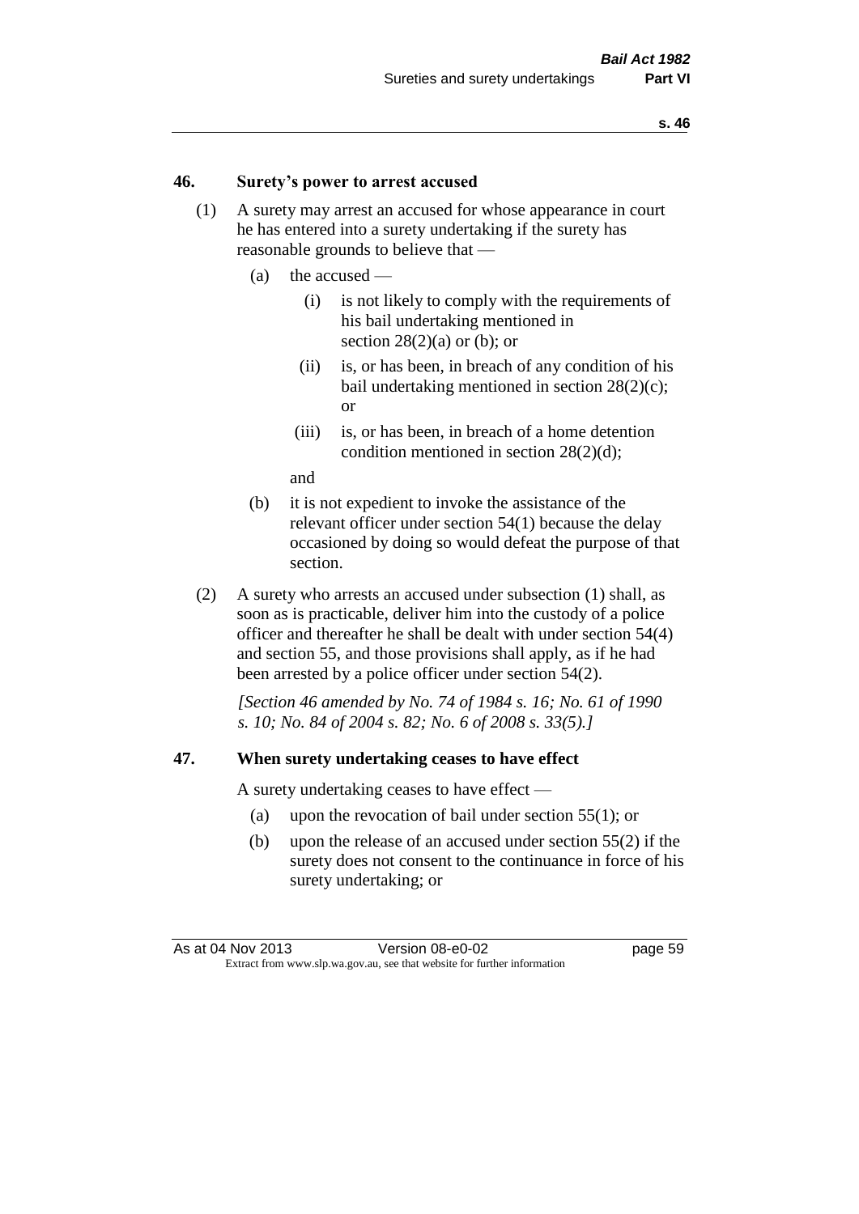### 46. Surety's power to arrest accused

(1) A surety may arrest an accused for whose appearance in court he has entered into a surety undertaking if the surety has reasonable grounds to believe that —

(a) the accused —

(i) is not likely to comply with the requirements of his bail undertaking mentioned in section 28(2)(a) or (b); or

(ii) is, or has been, in breach of any condition of his bail undertaking mentioned in section 28(2)(c); or

(iii) is, or has been, in breach of a home detention condition mentioned in section 28(2)(d);

and

(b) it is not expedient to invoke the assistance of the relevant officer under section 54(1) because the delay occasioned by doing so would defeat the purpose of that section.

(2) A surety who arrests an accused under subsection (1) shall, as soon as is practicable, deliver him into the custody of a police officer and thereafter he shall be dealt with under section 54(4) and section 55, and those provisions shall apply, as if he had been arrested by a police officer under section 54(2).

*[Section 46 amended by No. 74 of 1984 s. 16; No. 61 of 1990 s. 10; No. 84 of 2004 s. 82; No. 6 of 2008 s. 33(5).]*

### 47. When surety undertaking ceases to have effect

A surety undertaking ceases to have effect —

(a) upon the revocation of bail under section 55(1); or

(b) upon the release of an accused under section 55(2) if the surety does not consent to the continuance in force of his surety undertaking; or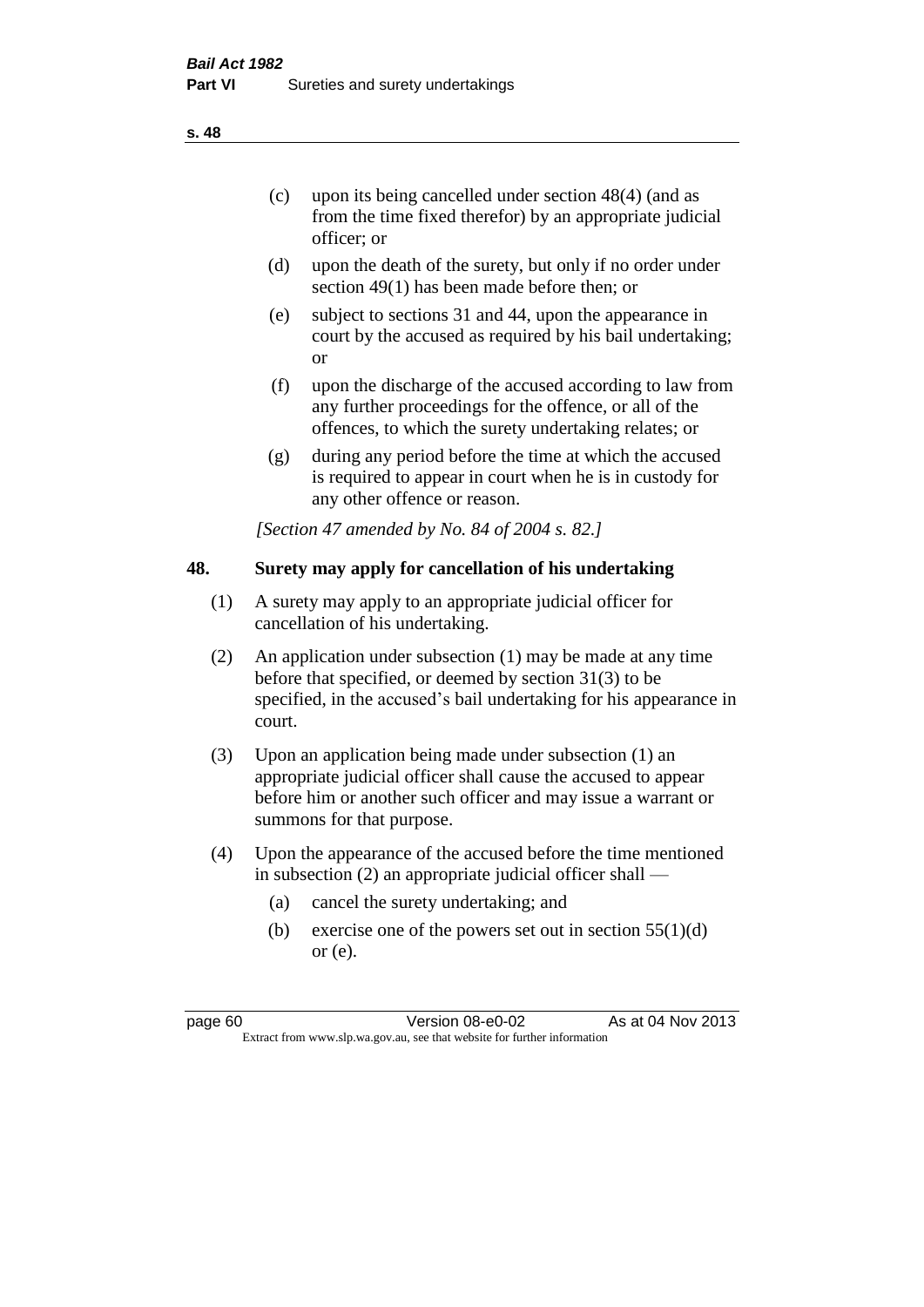(c) upon its being cancelled under section 48(4) (and as from the time fixed therefor) by an appropriate judicial officer; or

(d) upon the death of the surety, but only if no order under section 49(1) has been made before then; or

(e) subject to sections 31 and 44, upon the appearance in court by the accused as required by his bail undertaking; or

(f) upon the discharge of the accused according to law from any further proceedings for the offence, or all of the offences, to which the surety undertaking relates; or

(g) during any period before the time at which the accused is required to appear in court when he is in custody for any other offence or reason.

*[Section 47 amended by No. 84 of 2004 s. 82.]*

## 48. Surety may apply for cancellation of his undertaking

(1) A surety may apply to an appropriate judicial officer for cancellation of his undertaking.

(2) An application under subsection (1) may be made at any time before that specified, or deemed by section 31(3) to be specified, in the accused's bail undertaking for his appearance in court.

(3) Upon an application being made under subsection (1) an appropriate judicial officer shall cause the accused to appear before him or another such officer and may issue a warrant or summons for that purpose.

(4) Upon the appearance of the accused before the time mentioned in subsection (2) an appropriate judicial officer shall —

  (a) cancel the surety undertaking; and

  (b) exercise one of the powers set out in section 55(1)(d) or (e).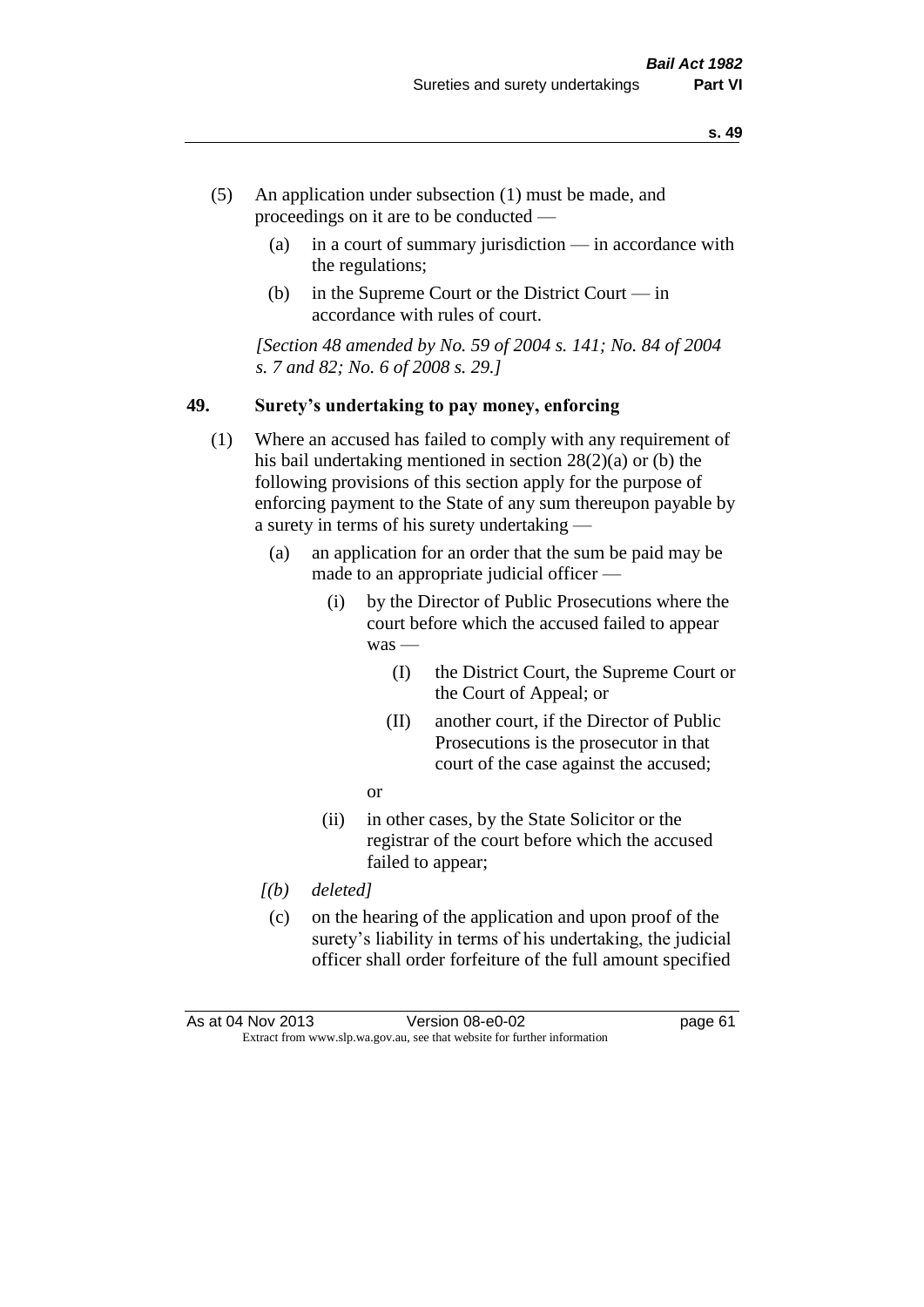(5) An application under subsection (1) must be made, and proceedings on it are to be conducted —

(a) in a court of summary jurisdiction — in accordance with the regulations;

(b) in the Supreme Court or the District Court — in accordance with rules of court.

*[Section 48 amended by No. 59 of 2004 s. 141; No. 84 of 2004 s. 7 and 82; No. 6 of 2008 s. 29.]*

## 49. Surety's undertaking to pay money, enforcing

(1) Where an accused has failed to comply with any requirement of his bail undertaking mentioned in section 28(2)(a) or (b) the following provisions of this section apply for the purpose of enforcing payment to the State of any sum thereupon payable by a surety in terms of his surety undertaking —

(a) an application for an order that the sum be paid may be made to an appropriate judicial officer —

(i) by the Director of Public Prosecutions where the court before which the accused failed to appear was —

(I) the District Court, the Supreme Court or the Court of Appeal; or

(II) another court, if the Director of Public Prosecutions is the prosecutor in that court of the case against the accused;

or

(ii) in other cases, by the State Solicitor or the registrar of the court before which the accused failed to appear;

*[(b) deleted]*

(c) on the hearing of the application and upon proof of the surety's liability in terms of his undertaking, the judicial officer shall order forfeiture of the full amount specified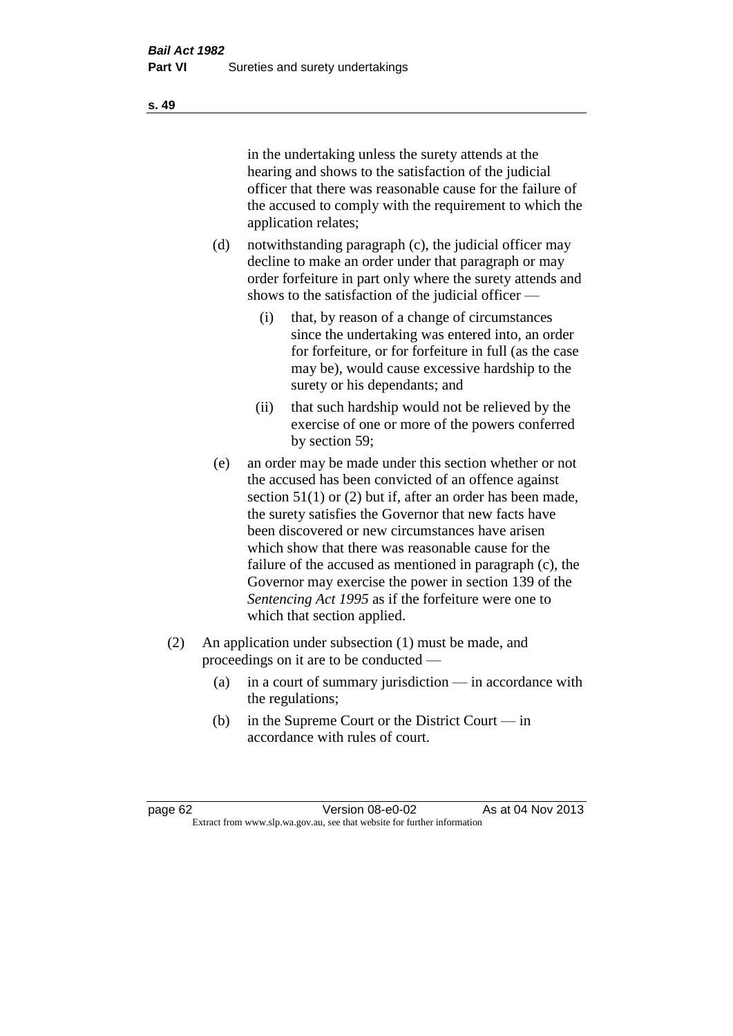in the undertaking unless the surety attends at the hearing and shows to the satisfaction of the judicial officer that there was reasonable cause for the failure of the accused to comply with the requirement to which the application relates;

(d) notwithstanding paragraph (c), the judicial officer may decline to make an order under that paragraph or may order forfeiture in part only where the surety attends and shows to the satisfaction of the judicial officer —

  (i) that, by reason of a change of circumstances since the undertaking was entered into, an order for forfeiture, or for forfeiture in full (as the case may be), would cause excessive hardship to the surety or his dependants; and

  (ii) that such hardship would not be relieved by the exercise of one or more of the powers conferred by section 59;

(e) an order may be made under this section whether or not the accused has been convicted of an offence against section 51(1) or (2) but if, after an order has been made, the surety satisfies the Governor that new facts have been discovered or new circumstances have arisen which show that there was reasonable cause for the failure of the accused as mentioned in paragraph (c), the Governor may exercise the power in section 139 of the *Sentencing Act 1995* as if the forfeiture were one to which that section applied.

(2) An application under subsection (1) must be made, and proceedings on it are to be conducted —

  (a) in a court of summary jurisdiction — in accordance with the regulations;

  (b) in the Supreme Court or the District Court — in accordance with rules of court.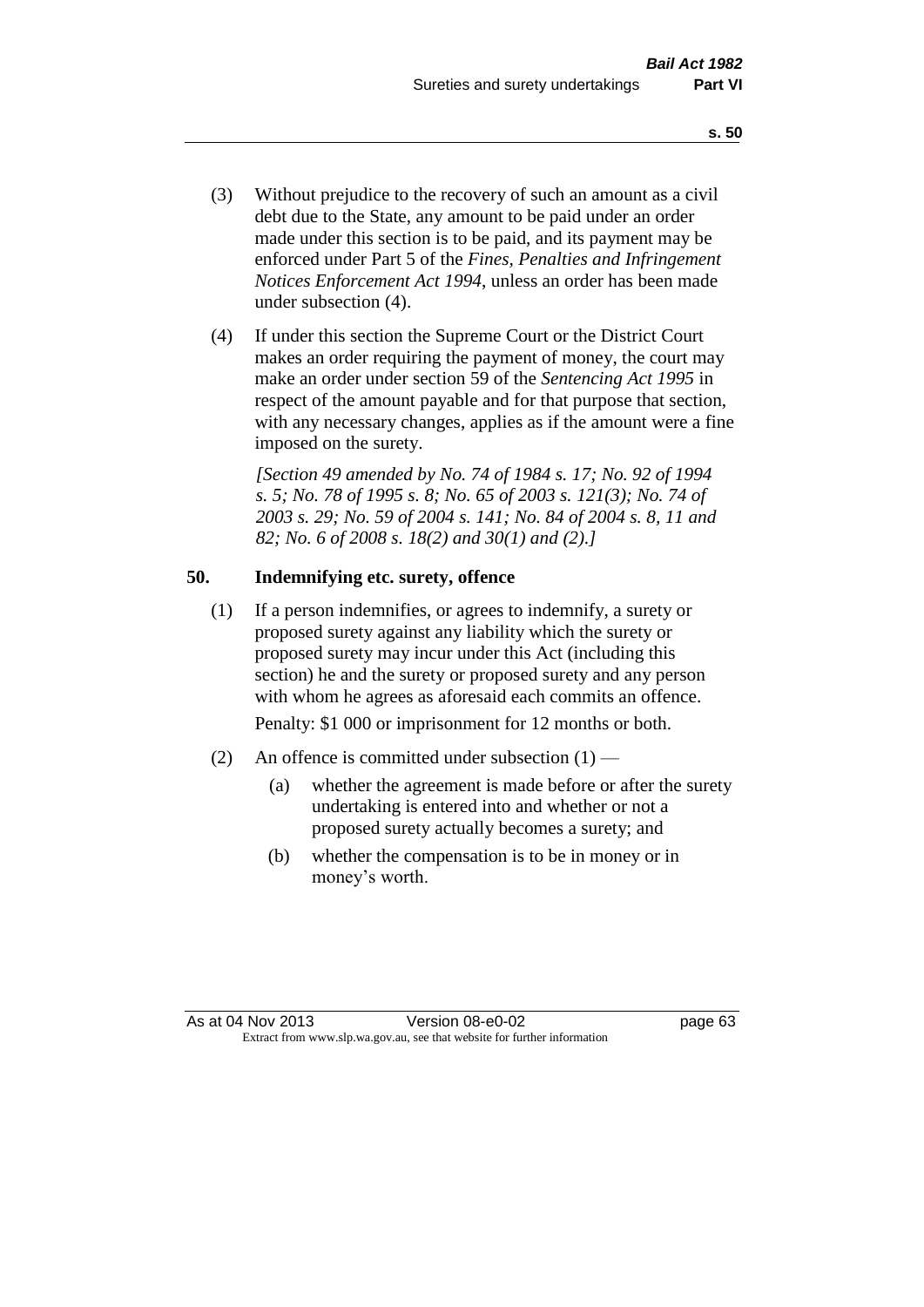(3) Without prejudice to the recovery of such an amount as a civil debt due to the State, any amount to be paid under an order made under this section is to be paid, and its payment may be enforced under Part 5 of the *Fines, Penalties and Infringement Notices Enforcement Act 1994*, unless an order has been made under subsection (4).

(4) If under this section the Supreme Court or the District Court makes an order requiring the payment of money, the court may make an order under section 59 of the *Sentencing Act 1995* in respect of the amount payable and for that purpose that section, with any necessary changes, applies as if the amount were a fine imposed on the surety.

*[Section 49 amended by No. 74 of 1984 s. 17; No. 92 of 1994 s. 5; No. 78 of 1995 s. 8; No. 65 of 2003 s. 121(3); No. 74 of 2003 s. 29; No. 59 of 2004 s. 141; No. 84 of 2004 s. 8, 11 and 82; No. 6 of 2008 s. 18(2) and 30(1) and (2).]*

## 50. Indemnifying etc. surety, offence

(1) If a person indemnifies, or agrees to indemnify, a surety or proposed surety against any liability which the surety or proposed surety may incur under this Act (including this section) he and the surety or proposed surety and any person with whom he agrees as aforesaid each commits an offence.

Penalty: $1 000 or imprisonment for 12 months or both.

(2) An offence is committed under subsection (1) —

(a) whether the agreement is made before or after the surety undertaking is entered into and whether or not a proposed surety actually becomes a surety; and

(b) whether the compensation is to be in money or in money's worth.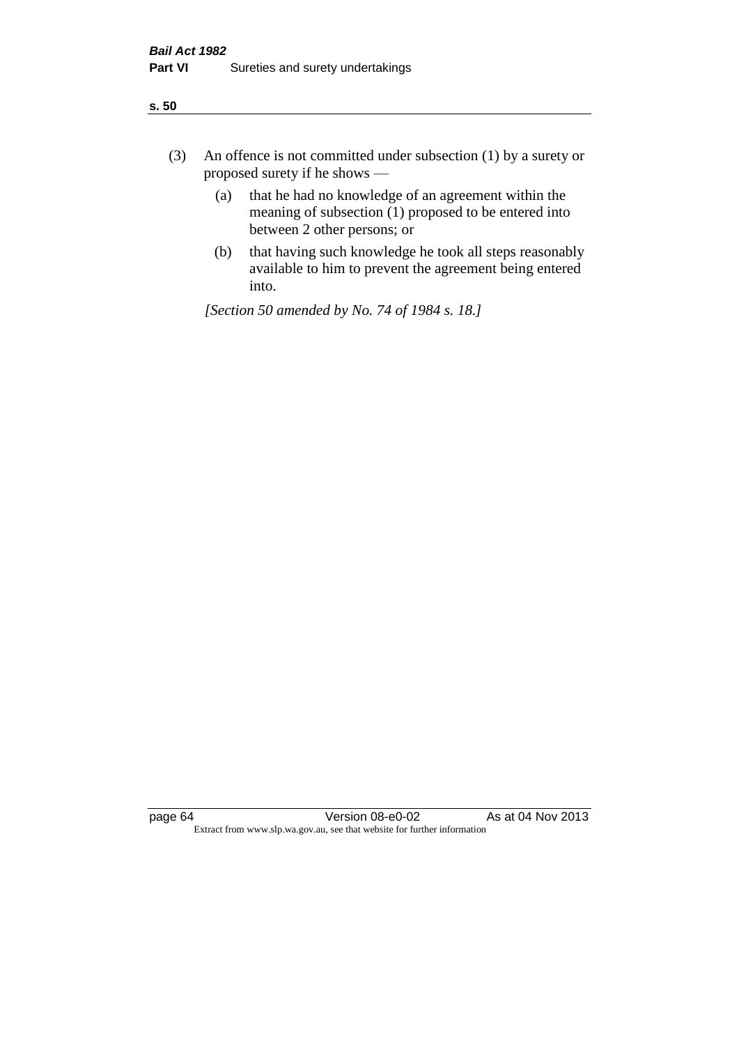(3) An offence is not committed under subsection (1) by a surety or proposed surety if he shows —

  (a) that he had no knowledge of an agreement within the meaning of subsection (1) proposed to be entered into between 2 other persons; or

  (b) that having such knowledge he took all steps reasonably available to him to prevent the agreement being entered into.

*[Section 50 amended by No. 74 of 1984 s. 18.]*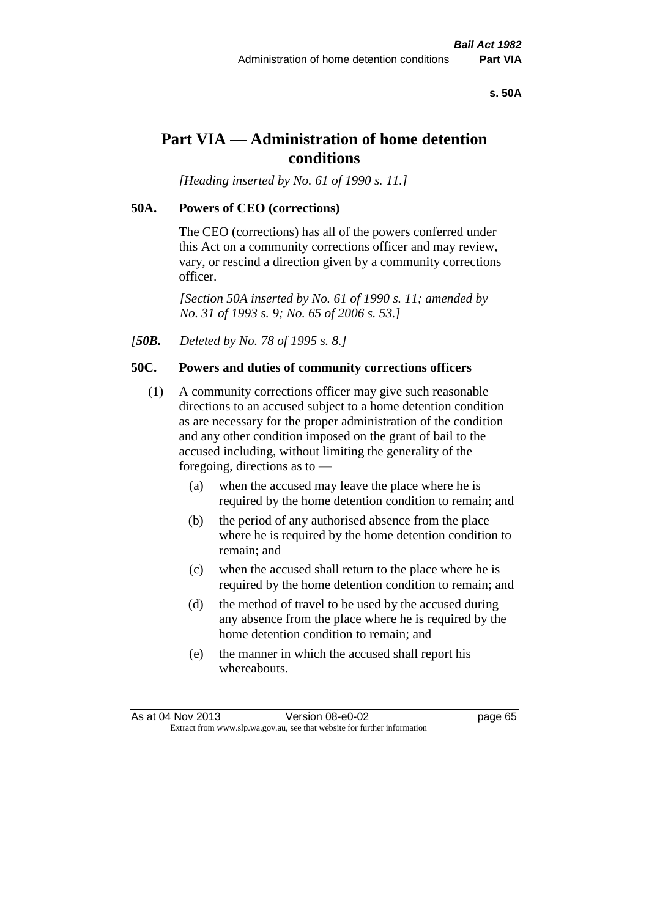# Part VIA — Administration of home detention conditions

*[Heading inserted by No. 61 of 1990 s. 11.]*

## 50A. Powers of CEO (corrections)

The CEO (corrections) has all of the powers conferred under this Act on a community corrections officer and may review, vary, or rescind a direction given by a community corrections officer.

*[Section 50A inserted by No. 61 of 1990 s. 11; amended by No. 31 of 1993 s. 9; No. 65 of 2006 s. 53.]*

*[50B. Deleted by No. 78 of 1995 s. 8.]*

## 50C. Powers and duties of community corrections officers

(1) A community corrections officer may give such reasonable directions to an accused subject to a home detention condition as are necessary for the proper administration of the condition and any other condition imposed on the grant of bail to the accused including, without limiting the generality of the foregoing, directions as to —

- (a) when the accused may leave the place where he is required by the home detention condition to remain; and
- (b) the period of any authorised absence from the place where he is required by the home detention condition to remain; and
- (c) when the accused shall return to the place where he is required by the home detention condition to remain; and
- (d) the method of travel to be used by the accused during any absence from the place where he is required by the home detention condition to remain; and
- (e) the manner in which the accused shall report his whereabouts.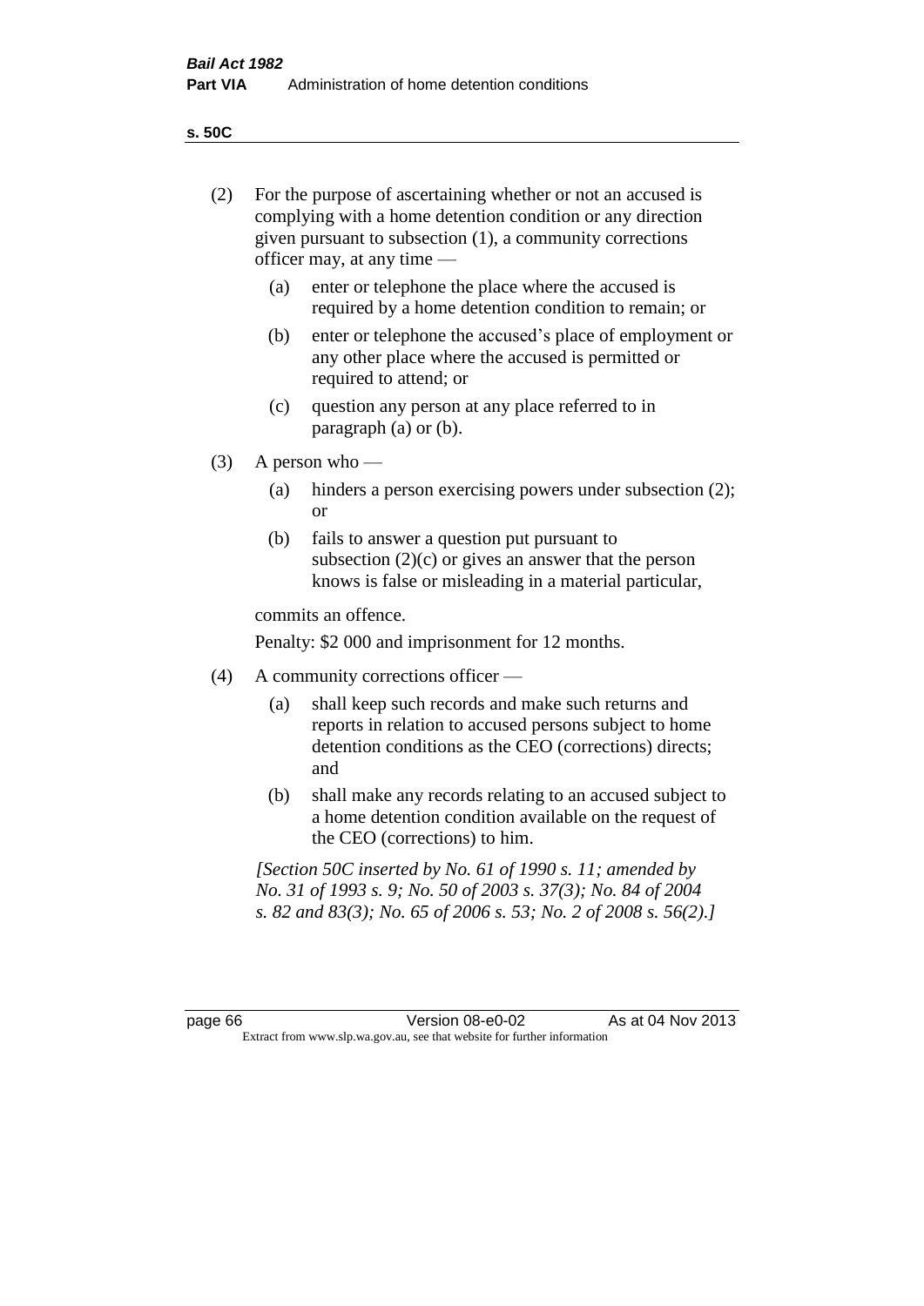**s. 50C**

(2) For the purpose of ascertaining whether or not an accused is complying with a home detention condition or any direction given pursuant to subsection (1), a community corrections officer may, at any time —

(a) enter or telephone the place where the accused is required by a home detention condition to remain; or

(b) enter or telephone the accused's place of employment or any other place where the accused is permitted or required to attend; or

(c) question any person at any place referred to in paragraph (a) or (b).

(3) A person who —

(a) hinders a person exercising powers under subsection (2); or

(b) fails to answer a question put pursuant to subsection (2)(c) or gives an answer that the person knows is false or misleading in a material particular,

commits an offence.

Penalty: $2 000 and imprisonment for 12 months.

(4) A community corrections officer —

(a) shall keep such records and make such returns and reports in relation to accused persons subject to home detention conditions as the CEO (corrections) directs; and

(b) shall make any records relating to an accused subject to a home detention condition available on the request of the CEO (corrections) to him.

*[Section 50C inserted by No. 61 of 1990 s. 11; amended by No. 31 of 1993 s. 9; No. 50 of 2003 s. 37(3); No. 84 of 2004 s. 82 and 83(3); No. 65 of 2006 s. 53; No. 2 of 2008 s. 56(2).]*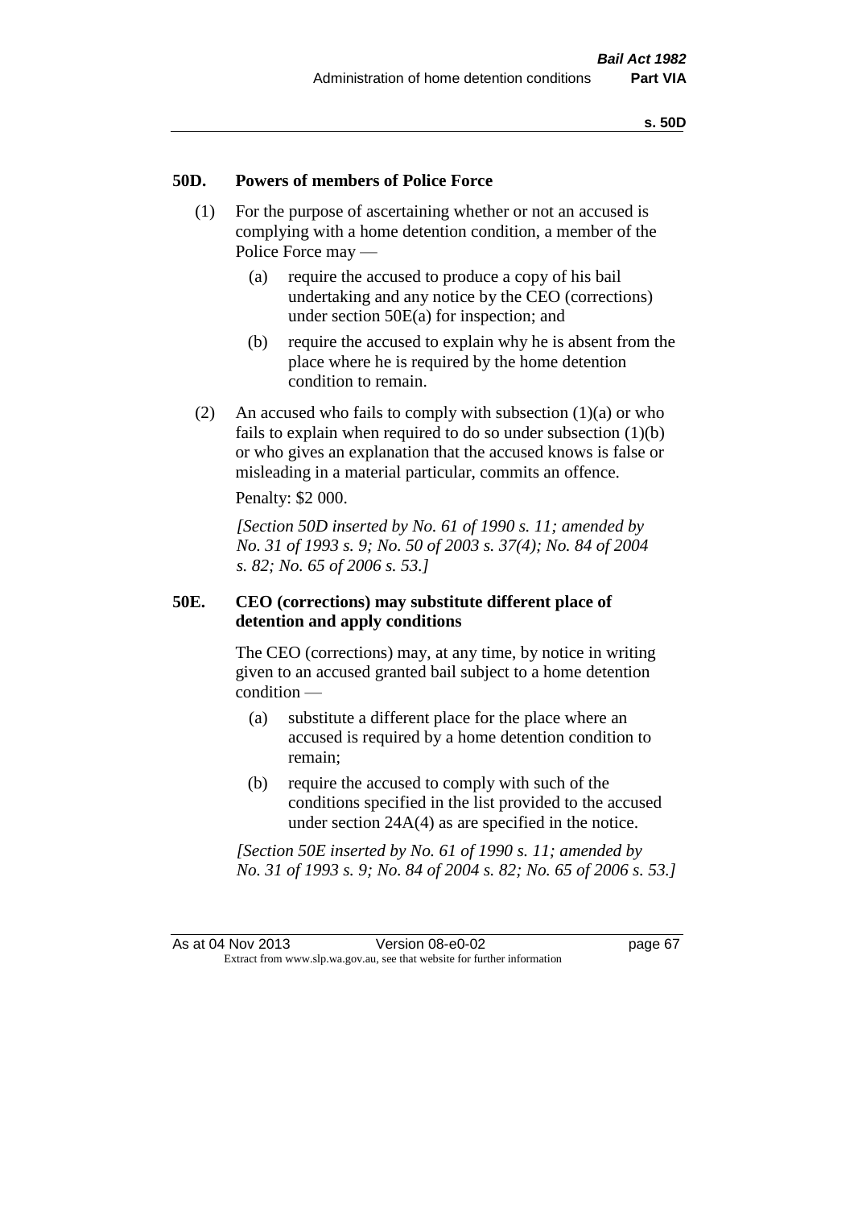### 50D. Powers of members of Police Force

(1) For the purpose of ascertaining whether or not an accused is complying with a home detention condition, a member of the Police Force may —

(a) require the accused to produce a copy of his bail undertaking and any notice by the CEO (corrections) under section 50E(a) for inspection; and

(b) require the accused to explain why he is absent from the place where he is required by the home detention condition to remain.

(2) An accused who fails to comply with subsection (1)(a) or who fails to explain when required to do so under subsection (1)(b) or who gives an explanation that the accused knows is false or misleading in a material particular, commits an offence.

Penalty: $2 000.

*[Section 50D inserted by No. 61 of 1990 s. 11; amended by No. 31 of 1993 s. 9; No. 50 of 2003 s. 37(4); No. 84 of 2004 s. 82; No. 65 of 2006 s. 53.]*

### 50E. CEO (corrections) may substitute different place of detention and apply conditions

The CEO (corrections) may, at any time, by notice in writing given to an accused granted bail subject to a home detention condition —

(a) substitute a different place for the place where an accused is required by a home detention condition to remain;

(b) require the accused to comply with such of the conditions specified in the list provided to the accused under section 24A(4) as are specified in the notice.

*[Section 50E inserted by No. 61 of 1990 s. 11; amended by No. 31 of 1993 s. 9; No. 84 of 2004 s. 82; No. 65 of 2006 s. 53.]*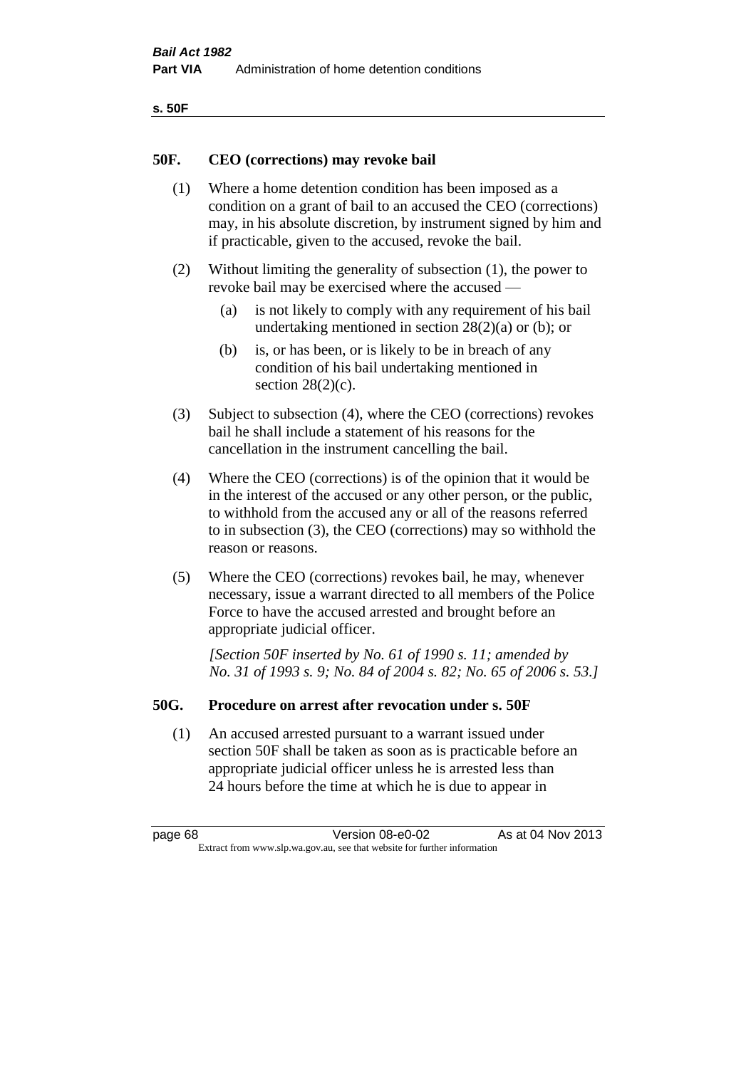## 50F. CEO (corrections) may revoke bail

(1) Where a home detention condition has been imposed as a condition on a grant of bail to an accused the CEO (corrections) may, in his absolute discretion, by instrument signed by him and if practicable, given to the accused, revoke the bail.

(2) Without limiting the generality of subsection (1), the power to revoke bail may be exercised where the accused —

(a) is not likely to comply with any requirement of his bail undertaking mentioned in section 28(2)(a) or (b); or

(b) is, or has been, or is likely to be in breach of any condition of his bail undertaking mentioned in section 28(2)(c).

(3) Subject to subsection (4), where the CEO (corrections) revokes bail he shall include a statement of his reasons for the cancellation in the instrument cancelling the bail.

(4) Where the CEO (corrections) is of the opinion that it would be in the interest of the accused or any other person, or the public, to withhold from the accused any or all of the reasons referred to in subsection (3), the CEO (corrections) may so withhold the reason or reasons.

(5) Where the CEO (corrections) revokes bail, he may, whenever necessary, issue a warrant directed to all members of the Police Force to have the accused arrested and brought before an appropriate judicial officer.

*[Section 50F inserted by No. 61 of 1990 s. 11; amended by No. 31 of 1993 s. 9; No. 84 of 2004 s. 82; No. 65 of 2006 s. 53.]*

## 50G. Procedure on arrest after revocation under s. 50F

(1) An accused arrested pursuant to a warrant issued under section 50F shall be taken as soon as is practicable before an appropriate judicial officer unless he is arrested less than 24 hours before the time at which he is due to appear in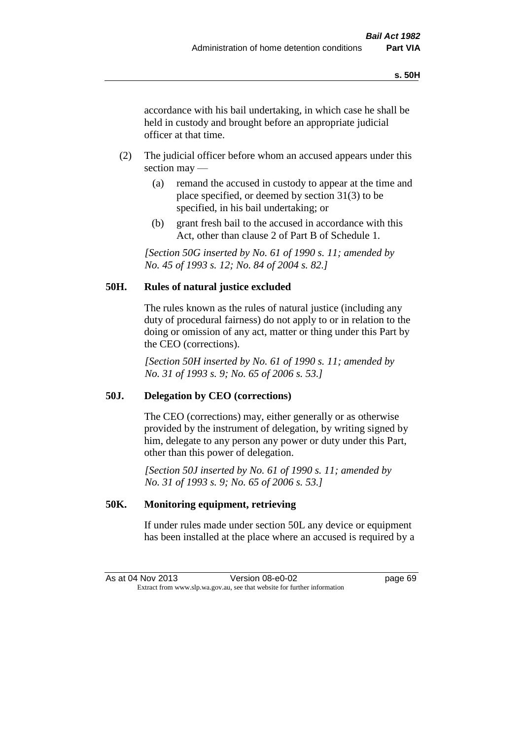accordance with his bail undertaking, in which case he shall be held in custody and brought before an appropriate judicial officer at that time.

(2) The judicial officer before whom an accused appears under this section may —

(a) remand the accused in custody to appear at the time and place specified, or deemed by section 31(3) to be specified, in his bail undertaking; or

(b) grant fresh bail to the accused in accordance with this Act, other than clause 2 of Part B of Schedule 1.

*[Section 50G inserted by No. 61 of 1990 s. 11; amended by No. 45 of 1993 s. 12; No. 84 of 2004 s. 82.]*

### 50H. Rules of natural justice excluded

The rules known as the rules of natural justice (including any duty of procedural fairness) do not apply to or in relation to the doing or omission of any act, matter or thing under this Part by the CEO (corrections).

*[Section 50H inserted by No. 61 of 1990 s. 11; amended by No. 31 of 1993 s. 9; No. 65 of 2006 s. 53.]*

### 50J. Delegation by CEO (corrections)

The CEO (corrections) may, either generally or as otherwise provided by the instrument of delegation, by writing signed by him, delegate to any person any power or duty under this Part, other than this power of delegation.

*[Section 50J inserted by No. 61 of 1990 s. 11; amended by No. 31 of 1993 s. 9; No. 65 of 2006 s. 53.]*

### 50K. Monitoring equipment, retrieving

If under rules made under section 50L any device or equipment has been installed at the place where an accused is required by a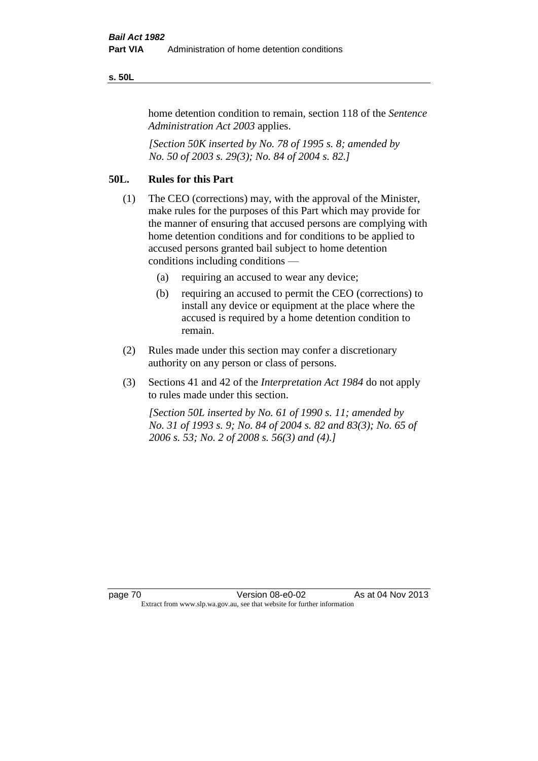home detention condition to remain, section 118 of the *Sentence Administration Act 2003* applies.

*[Section 50K inserted by No. 78 of 1995 s. 8; amended by No. 50 of 2003 s. 29(3); No. 84 of 2004 s. 82.]*

### 50L. Rules for this Part

(1) The CEO (corrections) may, with the approval of the Minister, make rules for the purposes of this Part which may provide for the manner of ensuring that accused persons are complying with home detention conditions and for conditions to be applied to accused persons granted bail subject to home detention conditions including conditions —

- (a) requiring an accused to wear any device;
- (b) requiring an accused to permit the CEO (corrections) to install any device or equipment at the place where the accused is required by a home detention condition to remain.

(2) Rules made under this section may confer a discretionary authority on any person or class of persons.

(3) Sections 41 and 42 of the *Interpretation Act 1984* do not apply to rules made under this section.

*[Section 50L inserted by No. 61 of 1990 s. 11; amended by No. 31 of 1993 s. 9; No. 84 of 2004 s. 82 and 83(3); No. 65 of 2006 s. 53; No. 2 of 2008 s. 56(3) and (4).]*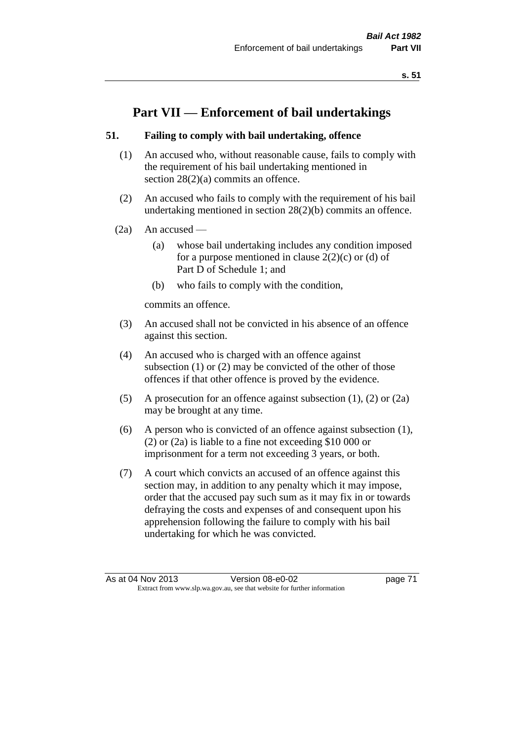# Part VII — Enforcement of bail undertakings

### 51. Failing to comply with bail undertaking, offence

(1) An accused who, without reasonable cause, fails to comply with the requirement of his bail undertaking mentioned in section 28(2)(a) commits an offence.

(2) An accused who fails to comply with the requirement of his bail undertaking mentioned in section 28(2)(b) commits an offence.

(2a) An accused —

- (a) whose bail undertaking includes any condition imposed for a purpose mentioned in clause 2(2)(c) or (d) of Part D of Schedule 1; and
- (b) who fails to comply with the condition,

commits an offence.

(3) An accused shall not be convicted in his absence of an offence against this section.

(4) An accused who is charged with an offence against subsection (1) or (2) may be convicted of the other of those offences if that other offence is proved by the evidence.

(5) A prosecution for an offence against subsection (1), (2) or (2a) may be brought at any time.

(6) A person who is convicted of an offence against subsection (1), (2) or (2a) is liable to a fine not exceeding $10 000 or imprisonment for a term not exceeding 3 years, or both.

(7) A court which convicts an accused of an offence against this section may, in addition to any penalty which it may impose, order that the accused pay such sum as it may fix in or towards defraying the costs and expenses of and consequent upon his apprehension following the failure to comply with his bail undertaking for which he was convicted.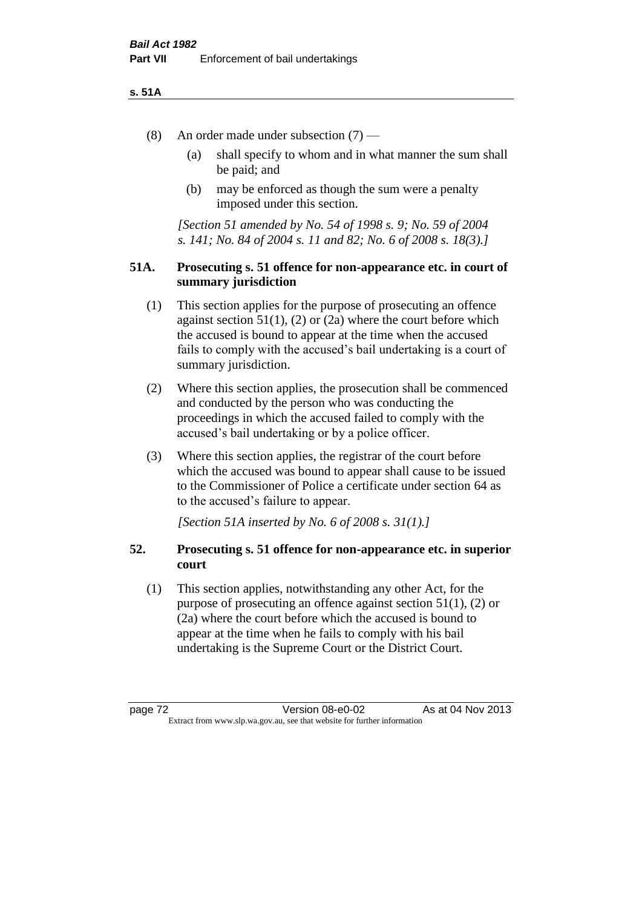(8) An order made under subsection (7) —

  (a) shall specify to whom and in what manner the sum shall be paid; and

  (b) may be enforced as though the sum were a penalty imposed under this section.

*[Section 51 amended by No. 54 of 1998 s. 9; No. 59 of 2004 s. 141; No. 84 of 2004 s. 11 and 82; No. 6 of 2008 s. 18(3).]*

### 51A. Prosecuting s. 51 offence for non-appearance etc. in court of summary jurisdiction

(1) This section applies for the purpose of prosecuting an offence against section 51(1), (2) or (2a) where the court before which the accused is bound to appear at the time when the accused fails to comply with the accused's bail undertaking is a court of summary jurisdiction.

(2) Where this section applies, the prosecution shall be commenced and conducted by the person who was conducting the proceedings in which the accused failed to comply with the accused's bail undertaking or by a police officer.

(3) Where this section applies, the registrar of the court before which the accused was bound to appear shall cause to be issued to the Commissioner of Police a certificate under section 64 as to the accused's failure to appear.

*[Section 51A inserted by No. 6 of 2008 s. 31(1).]*

### 52. Prosecuting s. 51 offence for non-appearance etc. in superior court

(1) This section applies, notwithstanding any other Act, for the purpose of prosecuting an offence against section 51(1), (2) or (2a) where the court before which the accused is bound to appear at the time when he fails to comply with his bail undertaking is the Supreme Court or the District Court.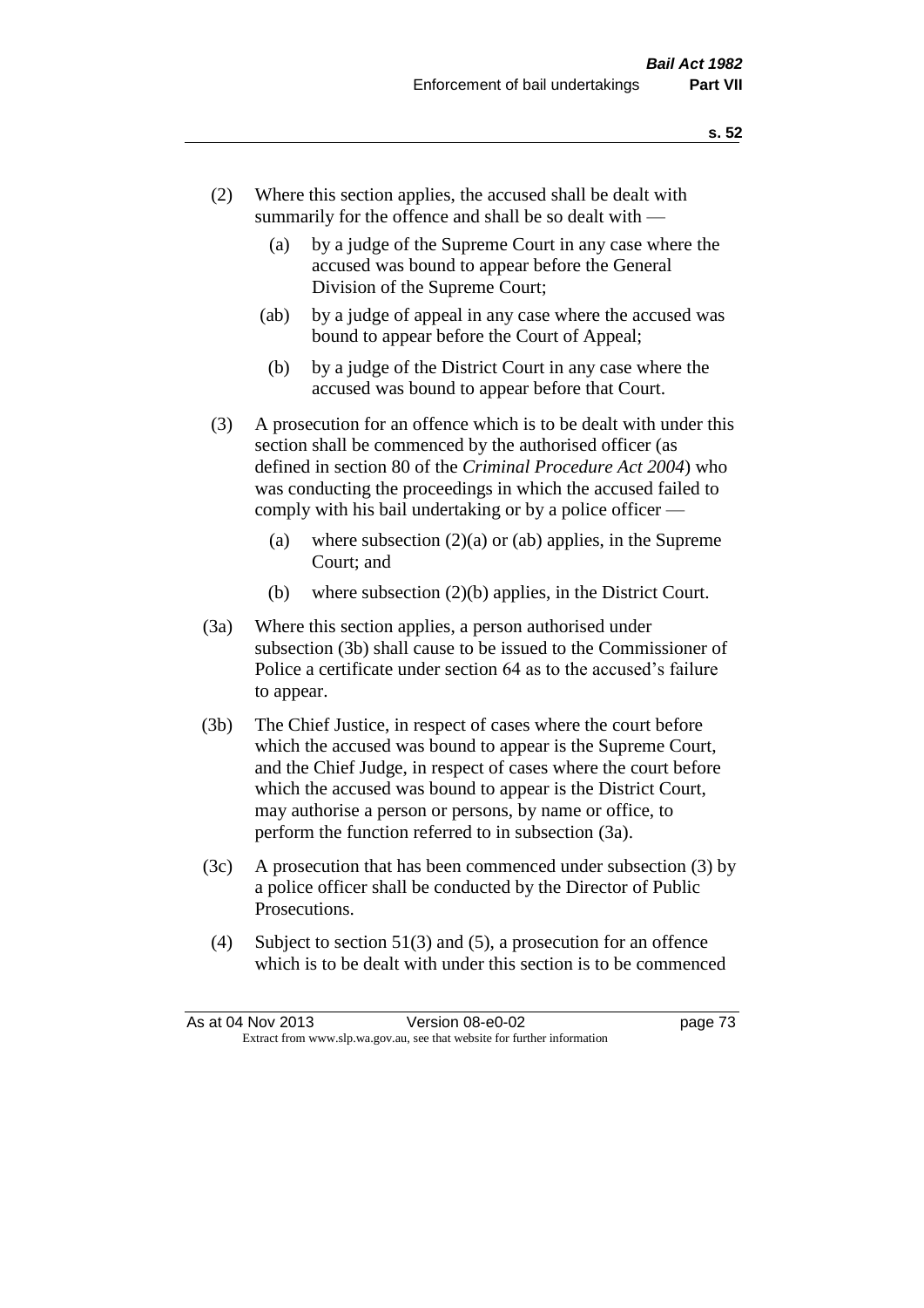(2) Where this section applies, the accused shall be dealt with summarily for the offence and shall be so dealt with —

   (a) by a judge of the Supreme Court in any case where the accused was bound to appear before the General Division of the Supreme Court;

   (ab) by a judge of appeal in any case where the accused was bound to appear before the Court of Appeal;

   (b) by a judge of the District Court in any case where the accused was bound to appear before that Court.

(3) A prosecution for an offence which is to be dealt with under this section shall be commenced by the authorised officer (as defined in section 80 of the *Criminal Procedure Act 2004*) who was conducting the proceedings in which the accused failed to comply with his bail undertaking or by a police officer —

   (a) where subsection (2)(a) or (ab) applies, in the Supreme Court; and

   (b) where subsection (2)(b) applies, in the District Court.

(3a) Where this section applies, a person authorised under subsection (3b) shall cause to be issued to the Commissioner of Police a certificate under section 64 as to the accused's failure to appear.

(3b) The Chief Justice, in respect of cases where the court before which the accused was bound to appear is the Supreme Court, and the Chief Judge, in respect of cases where the court before which the accused was bound to appear is the District Court, may authorise a person or persons, by name or office, to perform the function referred to in subsection (3a).

(3c) A prosecution that has been commenced under subsection (3) by a police officer shall be conducted by the Director of Public Prosecutions.

(4) Subject to section 51(3) and (5), a prosecution for an offence which is to be dealt with under this section is to be commenced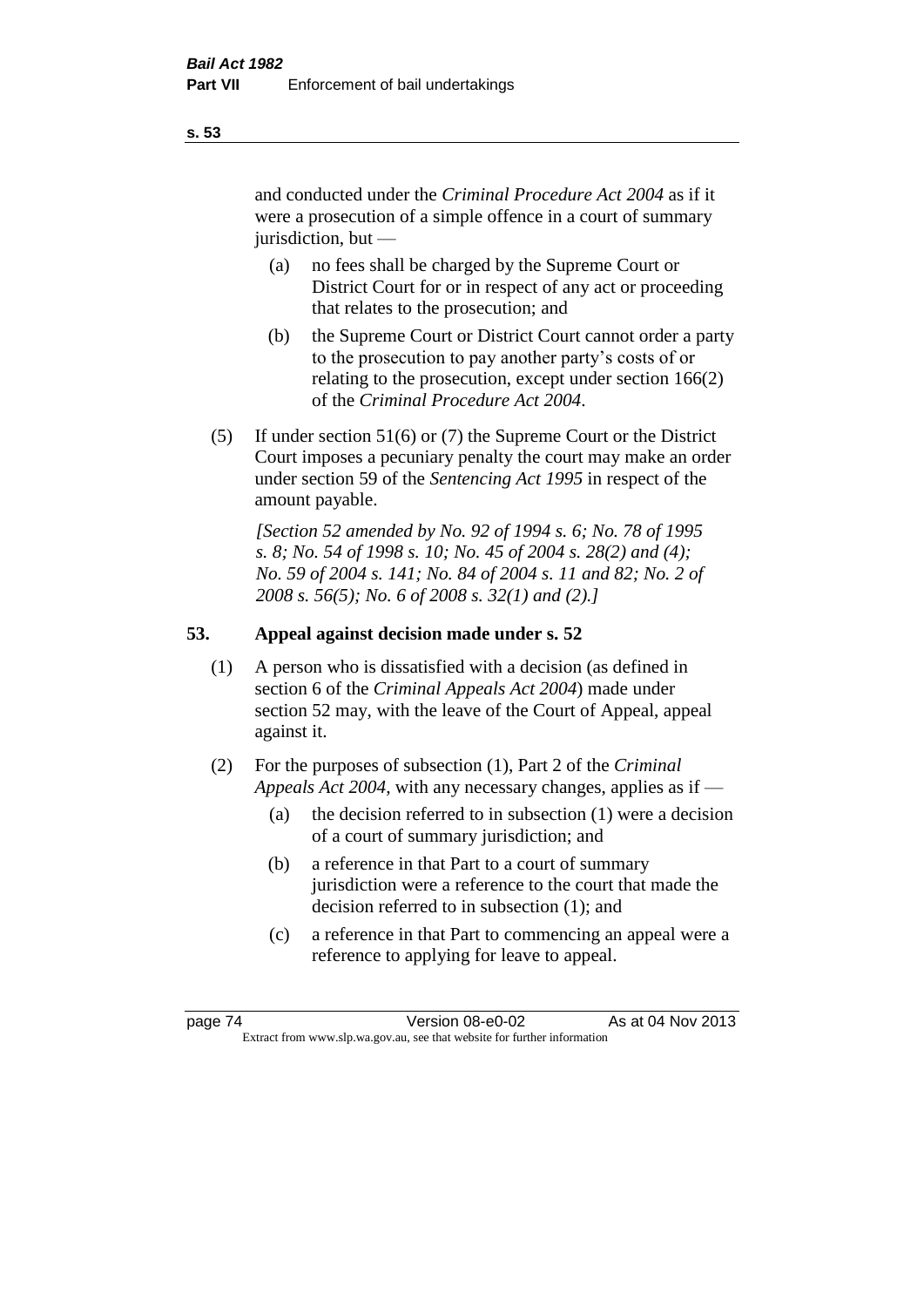and conducted under the *Criminal Procedure Act 2004* as if it were a prosecution of a simple offence in a court of summary jurisdiction, but —

(a) no fees shall be charged by the Supreme Court or District Court for or in respect of any act or proceeding that relates to the prosecution; and

(b) the Supreme Court or District Court cannot order a party to the prosecution to pay another party's costs of or relating to the prosecution, except under section 166(2) of the *Criminal Procedure Act 2004*.

(5) If under section 51(6) or (7) the Supreme Court or the District Court imposes a pecuniary penalty the court may make an order under section 59 of the *Sentencing Act 1995* in respect of the amount payable.

*[Section 52 amended by No. 92 of 1994 s. 6; No. 78 of 1995 s. 8; No. 54 of 1998 s. 10; No. 45 of 2004 s. 28(2) and (4); No. 59 of 2004 s. 141; No. 84 of 2004 s. 11 and 82; No. 2 of 2008 s. 56(5); No. 6 of 2008 s. 32(1) and (2).]*

## 53. Appeal against decision made under s. 52

(1) A person who is dissatisfied with a decision (as defined in section 6 of the *Criminal Appeals Act 2004*) made under section 52 may, with the leave of the Court of Appeal, appeal against it.

(2) For the purposes of subsection (1), Part 2 of the *Criminal Appeals Act 2004*, with any necessary changes, applies as if —

(a) the decision referred to in subsection (1) were a decision of a court of summary jurisdiction; and

(b) a reference in that Part to a court of summary jurisdiction were a reference to the court that made the decision referred to in subsection (1); and

(c) a reference in that Part to commencing an appeal were a reference to applying for leave to appeal.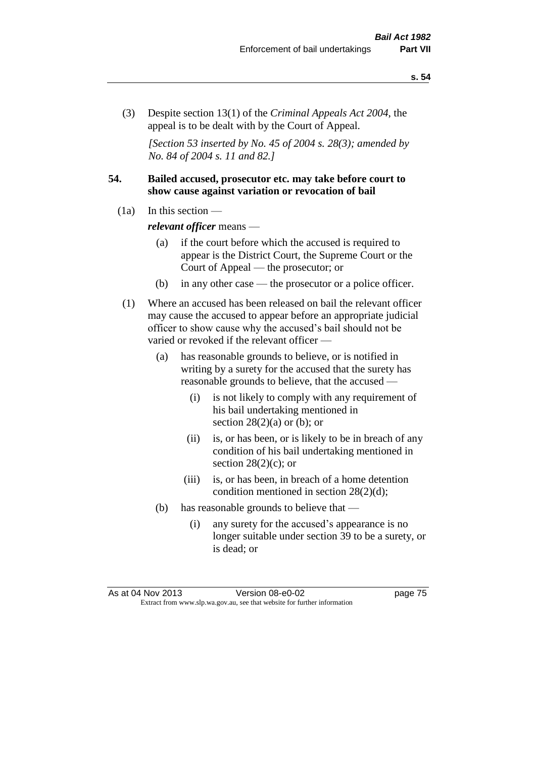(3) Despite section 13(1) of the *Criminal Appeals Act 2004*, the appeal is to be dealt with by the Court of Appeal.

*[Section 53 inserted by No. 45 of 2004 s. 28(3); amended by No. 84 of 2004 s. 11 and 82.]*

**54. Bailed accused, prosecutor etc. may take before court to show cause against variation or revocation of bail**

(1a) In this section —

***relevant officer*** means —

(a) if the court before which the accused is required to appear is the District Court, the Supreme Court or the Court of Appeal — the prosecutor; or

(b) in any other case — the prosecutor or a police officer.

(1) Where an accused has been released on bail the relevant officer may cause the accused to appear before an appropriate judicial officer to show cause why the accused's bail should not be varied or revoked if the relevant officer —

(a) has reasonable grounds to believe, or is notified in writing by a surety for the accused that the surety has reasonable grounds to believe, that the accused —

(i) is not likely to comply with any requirement of his bail undertaking mentioned in section 28(2)(a) or (b); or

(ii) is, or has been, or is likely to be in breach of any condition of his bail undertaking mentioned in section 28(2)(c); or

(iii) is, or has been, in breach of a home detention condition mentioned in section 28(2)(d);

(b) has reasonable grounds to believe that —

(i) any surety for the accused's appearance is no longer suitable under section 39 to be a surety, or is dead; or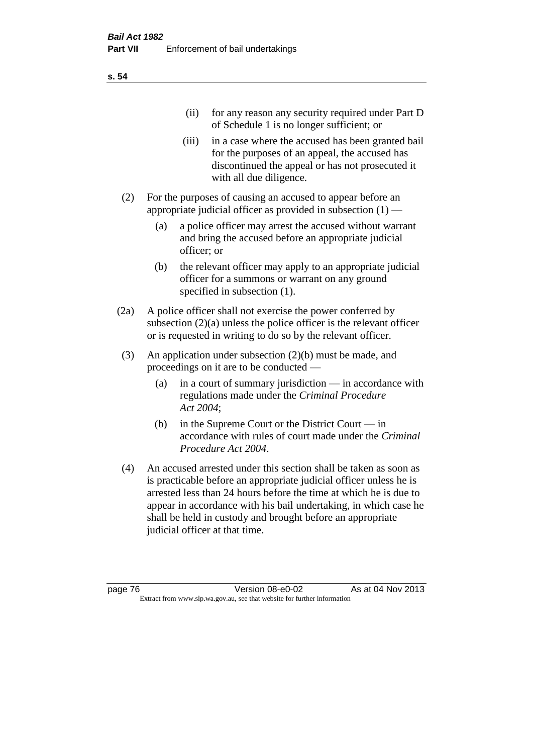(ii) for any reason any security required under Part D of Schedule 1 is no longer sufficient; or

(iii) in a case where the accused has been granted bail for the purposes of an appeal, the accused has discontinued the appeal or has not prosecuted it with all due diligence.

(2) For the purposes of causing an accused to appear before an appropriate judicial officer as provided in subsection (1) —

(a) a police officer may arrest the accused without warrant and bring the accused before an appropriate judicial officer; or

(b) the relevant officer may apply to an appropriate judicial officer for a summons or warrant on any ground specified in subsection (1).

(2a) A police officer shall not exercise the power conferred by subsection (2)(a) unless the police officer is the relevant officer or is requested in writing to do so by the relevant officer.

(3) An application under subsection (2)(b) must be made, and proceedings on it are to be conducted —

(a) in a court of summary jurisdiction — in accordance with regulations made under the *Criminal Procedure Act 2004*;

(b) in the Supreme Court or the District Court — in accordance with rules of court made under the *Criminal Procedure Act 2004*.

(4) An accused arrested under this section shall be taken as soon as is practicable before an appropriate judicial officer unless he is arrested less than 24 hours before the time at which he is due to appear in accordance with his bail undertaking, in which case he shall be held in custody and brought before an appropriate judicial officer at that time.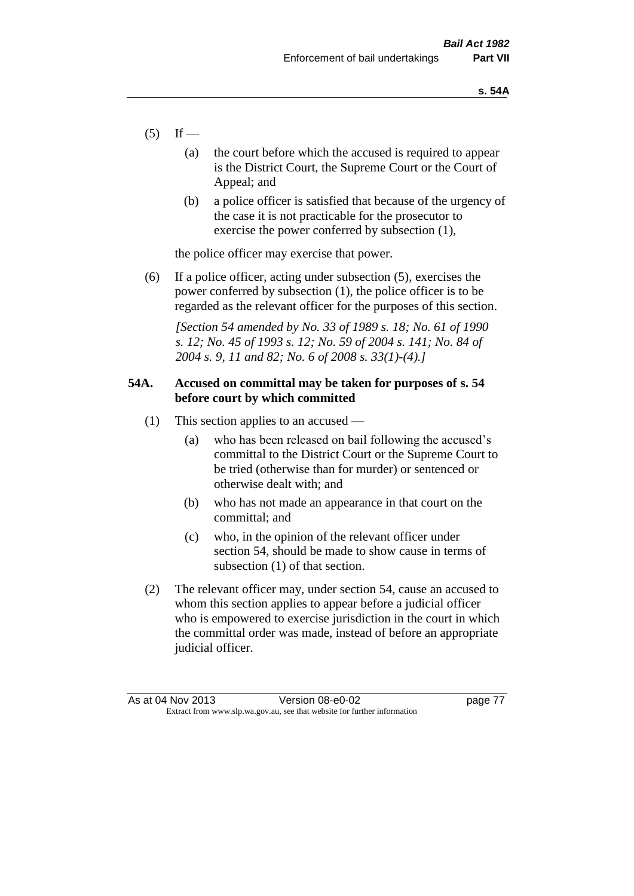(5) If —

(a) the court before which the accused is required to appear is the District Court, the Supreme Court or the Court of Appeal; and

(b) a police officer is satisfied that because of the urgency of the case it is not practicable for the prosecutor to exercise the power conferred by subsection (1),

the police officer may exercise that power.

(6) If a police officer, acting under subsection (5), exercises the power conferred by subsection (1), the police officer is to be regarded as the relevant officer for the purposes of this section.

*[Section 54 amended by No. 33 of 1989 s. 18; No. 61 of 1990 s. 12; No. 45 of 1993 s. 12; No. 59 of 2004 s. 141; No. 84 of 2004 s. 9, 11 and 82; No. 6 of 2008 s. 33(1)-(4).]*

### 54A. Accused on committal may be taken for purposes of s. 54 before court by which committed

(1) This section applies to an accused —

(a) who has been released on bail following the accused's committal to the District Court or the Supreme Court to be tried (otherwise than for murder) or sentenced or otherwise dealt with; and

(b) who has not made an appearance in that court on the committal; and

(c) who, in the opinion of the relevant officer under section 54, should be made to show cause in terms of subsection (1) of that section.

(2) The relevant officer may, under section 54, cause an accused to whom this section applies to appear before a judicial officer who is empowered to exercise jurisdiction in the court in which the committal order was made, instead of before an appropriate judicial officer.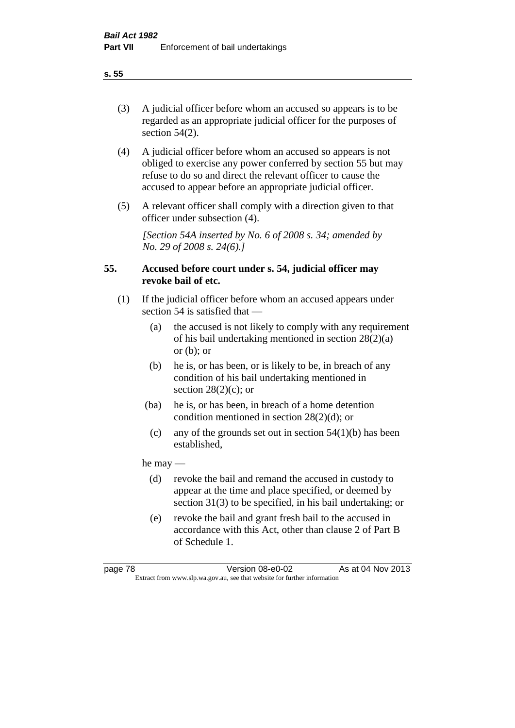(3) A judicial officer before whom an accused so appears is to be regarded as an appropriate judicial officer for the purposes of section 54(2).

(4) A judicial officer before whom an accused so appears is not obliged to exercise any power conferred by section 55 but may refuse to do so and direct the relevant officer to cause the accused to appear before an appropriate judicial officer.

(5) A relevant officer shall comply with a direction given to that officer under subsection (4).

*[Section 54A inserted by No. 6 of 2008 s. 34; amended by No. 29 of 2008 s. 24(6).]*

### 55. Accused before court under s. 54, judicial officer may revoke bail of etc.

(1) If the judicial officer before whom an accused appears under section 54 is satisfied that —

- (a) the accused is not likely to comply with any requirement of his bail undertaking mentioned in section 28(2)(a) or (b); or
- (b) he is, or has been, or is likely to be, in breach of any condition of his bail undertaking mentioned in section 28(2)(c); or
- (ba) he is, or has been, in breach of a home detention condition mentioned in section 28(2)(d); or
- (c) any of the grounds set out in section 54(1)(b) has been established,

he may —

- (d) revoke the bail and remand the accused in custody to appear at the time and place specified, or deemed by section 31(3) to be specified, in his bail undertaking; or
- (e) revoke the bail and grant fresh bail to the accused in accordance with this Act, other than clause 2 of Part B of Schedule 1.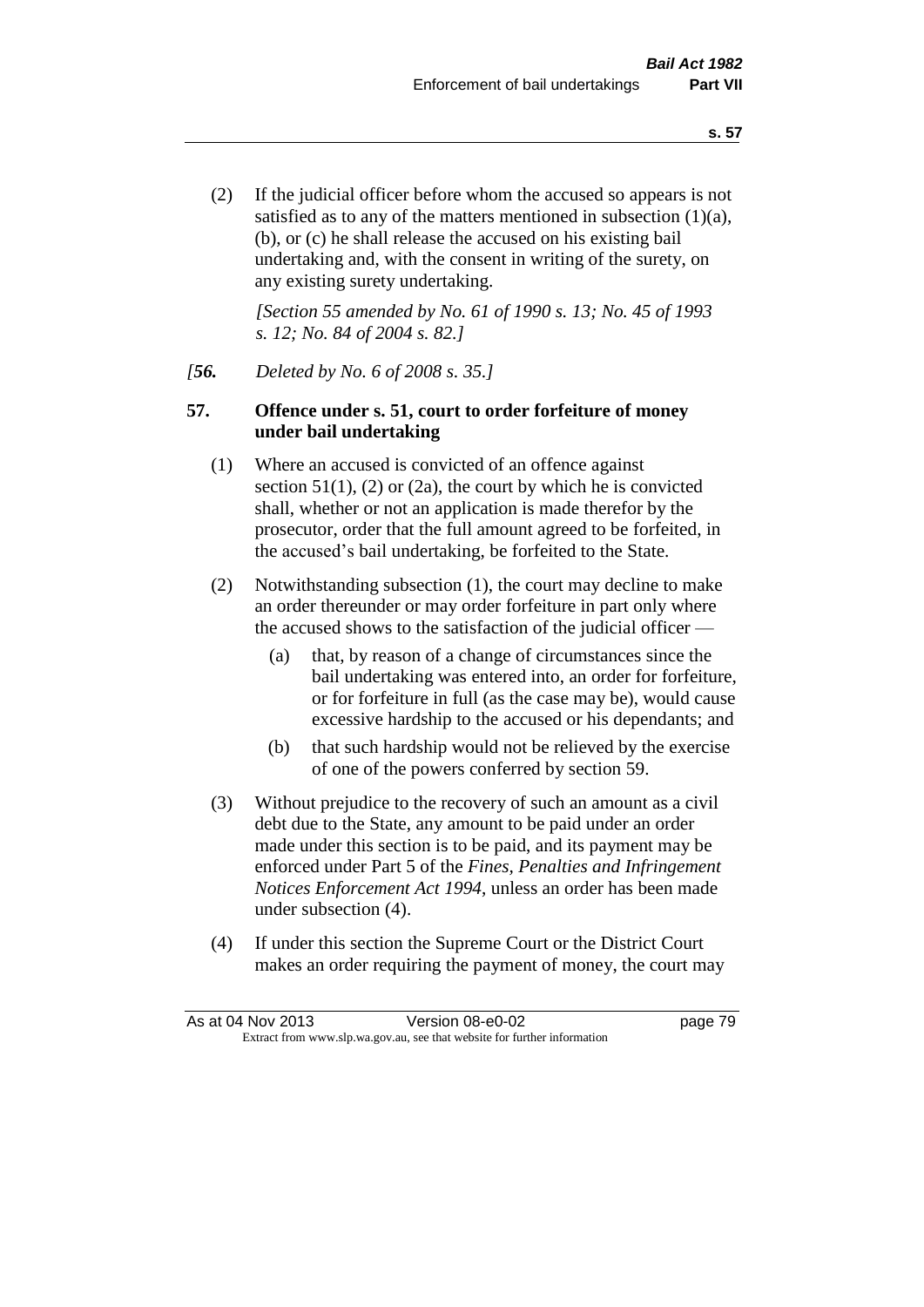(2) If the judicial officer before whom the accused so appears is not satisfied as to any of the matters mentioned in subsection (1)(a), (b), or (c) he shall release the accused on his existing bail undertaking and, with the consent in writing of the surety, on any existing surety undertaking.

*[Section 55 amended by No. 61 of 1990 s. 13; No. 45 of 1993 s. 12; No. 84 of 2004 s. 82.]*

*[**56.** Deleted by No. 6 of 2008 s. 35.]*

**57. Offence under s. 51, court to order forfeiture of money under bail undertaking**

(1) Where an accused is convicted of an offence against section 51(1), (2) or (2a), the court by which he is convicted shall, whether or not an application is made therefor by the prosecutor, order that the full amount agreed to be forfeited, in the accused's bail undertaking, be forfeited to the State.

(2) Notwithstanding subsection (1), the court may decline to make an order thereunder or may order forfeiture in part only where the accused shows to the satisfaction of the judicial officer —

- (a) that, by reason of a change of circumstances since the bail undertaking was entered into, an order for forfeiture, or for forfeiture in full (as the case may be), would cause excessive hardship to the accused or his dependants; and
- (b) that such hardship would not be relieved by the exercise of one of the powers conferred by section 59.

(3) Without prejudice to the recovery of such an amount as a civil debt due to the State, any amount to be paid under an order made under this section is to be paid, and its payment may be enforced under Part 5 of the *Fines, Penalties and Infringement Notices Enforcement Act 1994*, unless an order has been made under subsection (4).

(4) If under this section the Supreme Court or the District Court makes an order requiring the payment of money, the court may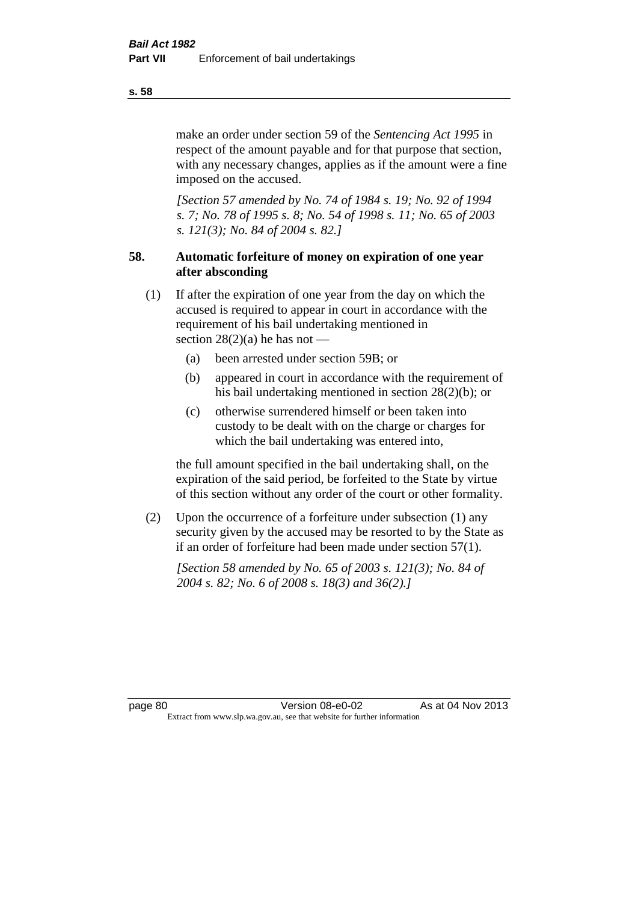make an order under section 59 of the *Sentencing Act 1995* in respect of the amount payable and for that purpose that section, with any necessary changes, applies as if the amount were a fine imposed on the accused.

*[Section 57 amended by No. 74 of 1984 s. 19; No. 92 of 1994 s. 7; No. 78 of 1995 s. 8; No. 54 of 1998 s. 11; No. 65 of 2003 s. 121(3); No. 84 of 2004 s. 82.]*

### 58. Automatic forfeiture of money on expiration of one year after absconding

(1) If after the expiration of one year from the day on which the accused is required to appear in court in accordance with the requirement of his bail undertaking mentioned in section 28(2)(a) he has not —

- (a) been arrested under section 59B; or
- (b) appeared in court in accordance with the requirement of his bail undertaking mentioned in section 28(2)(b); or
- (c) otherwise surrendered himself or been taken into custody to be dealt with on the charge or charges for which the bail undertaking was entered into,

the full amount specified in the bail undertaking shall, on the expiration of the said period, be forfeited to the State by virtue of this section without any order of the court or other formality.

(2) Upon the occurrence of a forfeiture under subsection (1) any security given by the accused may be resorted to by the State as if an order of forfeiture had been made under section 57(1).

*[Section 58 amended by No. 65 of 2003 s. 121(3); No. 84 of 2004 s. 82; No. 6 of 2008 s. 18(3) and 36(2).]*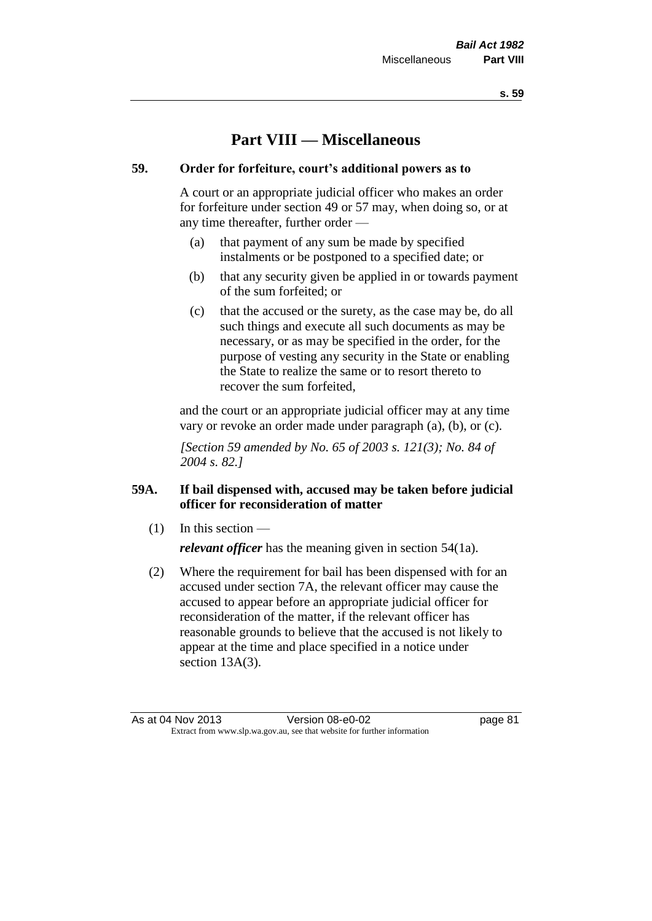# Part VIII — Miscellaneous

## 59. Order for forfeiture, court's additional powers as to

A court or an appropriate judicial officer who makes an order for forfeiture under section 49 or 57 may, when doing so, or at any time thereafter, further order —

(a) that payment of any sum be made by specified instalments or be postponed to a specified date; or

(b) that any security given be applied in or towards payment of the sum forfeited; or

(c) that the accused or the surety, as the case may be, do all such things and execute all such documents as may be necessary, or as may be specified in the order, for the purpose of vesting any security in the State or enabling the State to realize the same or to resort thereto to recover the sum forfeited,

and the court or an appropriate judicial officer may at any time vary or revoke an order made under paragraph (a), (b), or (c).

*[Section 59 amended by No. 65 of 2003 s. 121(3); No. 84 of 2004 s. 82.]*

## 59A. If bail dispensed with, accused may be taken before judicial officer for reconsideration of matter

(1) In this section —

***relevant officer*** has the meaning given in section 54(1a).

(2) Where the requirement for bail has been dispensed with for an accused under section 7A, the relevant officer may cause the accused to appear before an appropriate judicial officer for reconsideration of the matter, if the relevant officer has reasonable grounds to believe that the accused is not likely to appear at the time and place specified in a notice under section 13A(3).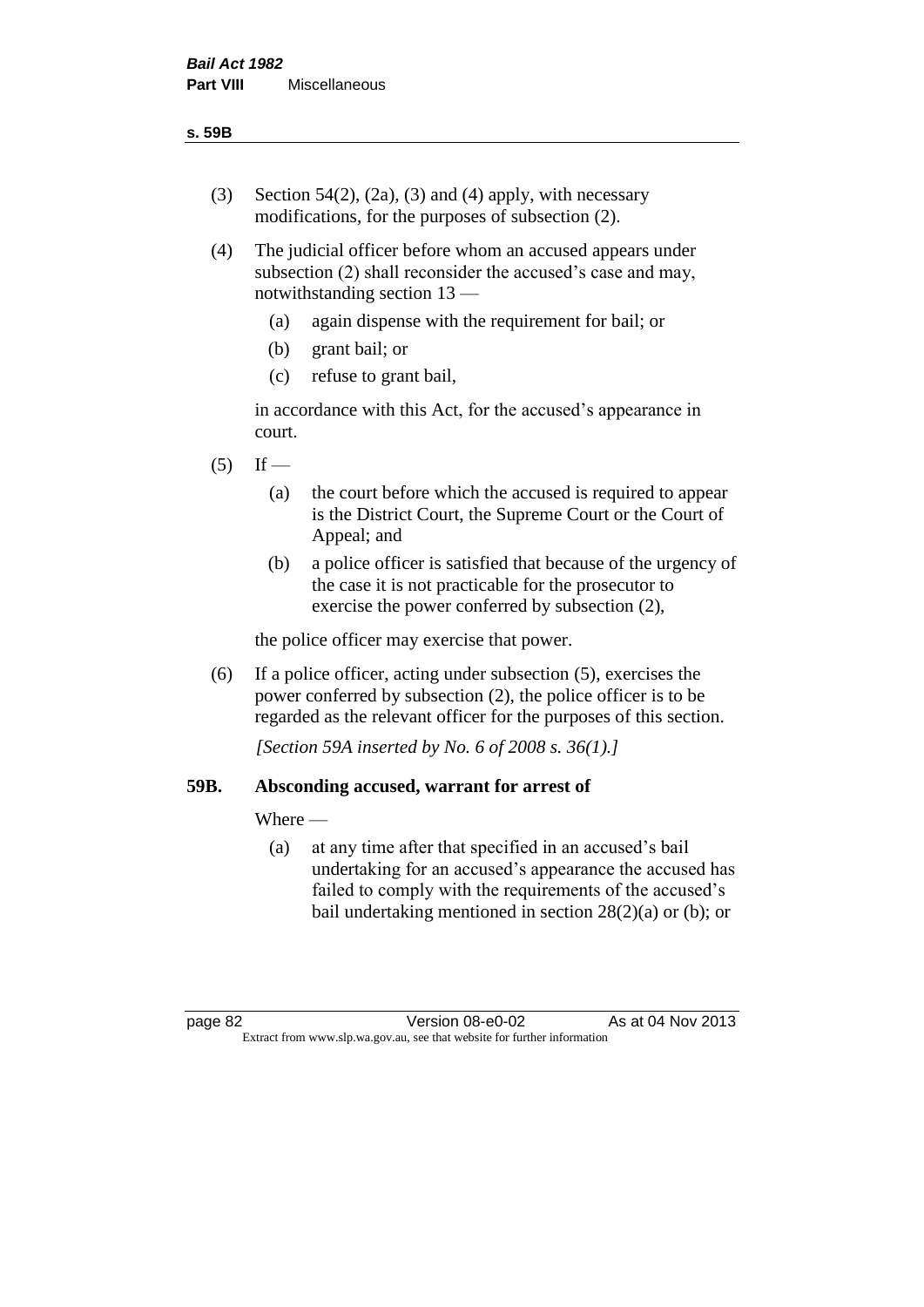(3) Section 54(2), (2a), (3) and (4) apply, with necessary modifications, for the purposes of subsection (2).

(4) The judicial officer before whom an accused appears under subsection (2) shall reconsider the accused's case and may, notwithstanding section 13 —

  (a) again dispense with the requirement for bail; or

  (b) grant bail; or

  (c) refuse to grant bail,

  in accordance with this Act, for the accused's appearance in court.

(5) If —

  (a) the court before which the accused is required to appear is the District Court, the Supreme Court or the Court of Appeal; and

  (b) a police officer is satisfied that because of the urgency of the case it is not practicable for the prosecutor to exercise the power conferred by subsection (2),

  the police officer may exercise that power.

(6) If a police officer, acting under subsection (5), exercises the power conferred by subsection (2), the police officer is to be regarded as the relevant officer for the purposes of this section.

*[Section 59A inserted by No. 6 of 2008 s. 36(1).]*

### 59B. Absconding accused, warrant for arrest of

Where —

  (a) at any time after that specified in an accused's bail undertaking for an accused's appearance the accused has failed to comply with the requirements of the accused's bail undertaking mentioned in section 28(2)(a) or (b); or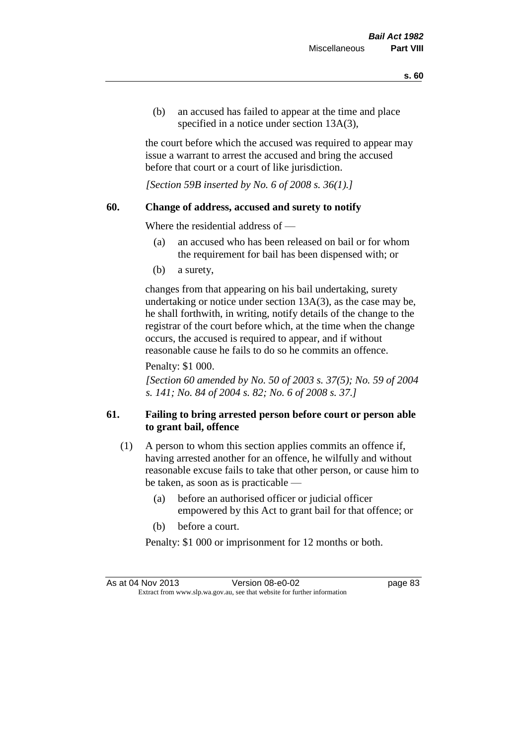(b) an accused has failed to appear at the time and place specified in a notice under section 13A(3),

the court before which the accused was required to appear may issue a warrant to arrest the accused and bring the accused before that court or a court of like jurisdiction.

*[Section 59B inserted by No. 6 of 2008 s. 36(1).]*

**60. Change of address, accused and surety to notify**

Where the residential address of —

(a) an accused who has been released on bail or for whom the requirement for bail has been dispensed with; or

(b) a surety,

changes from that appearing on his bail undertaking, surety undertaking or notice under section 13A(3), as the case may be, he shall forthwith, in writing, notify details of the change to the registrar of the court before which, at the time when the change occurs, the accused is required to appear, and if without reasonable cause he fails to do so he commits an offence.

Penalty: $1 000.

*[Section 60 amended by No. 50 of 2003 s. 37(5); No. 59 of 2004 s. 141; No. 84 of 2004 s. 82; No. 6 of 2008 s. 37.]*

**61. Failing to bring arrested person before court or person able to grant bail, offence**

(1) A person to whom this section applies commits an offence if, having arrested another for an offence, he wilfully and without reasonable excuse fails to take that other person, or cause him to be taken, as soon as is practicable —

(a) before an authorised officer or judicial officer empowered by this Act to grant bail for that offence; or

(b) before a court.

Penalty: $1 000 or imprisonment for 12 months or both.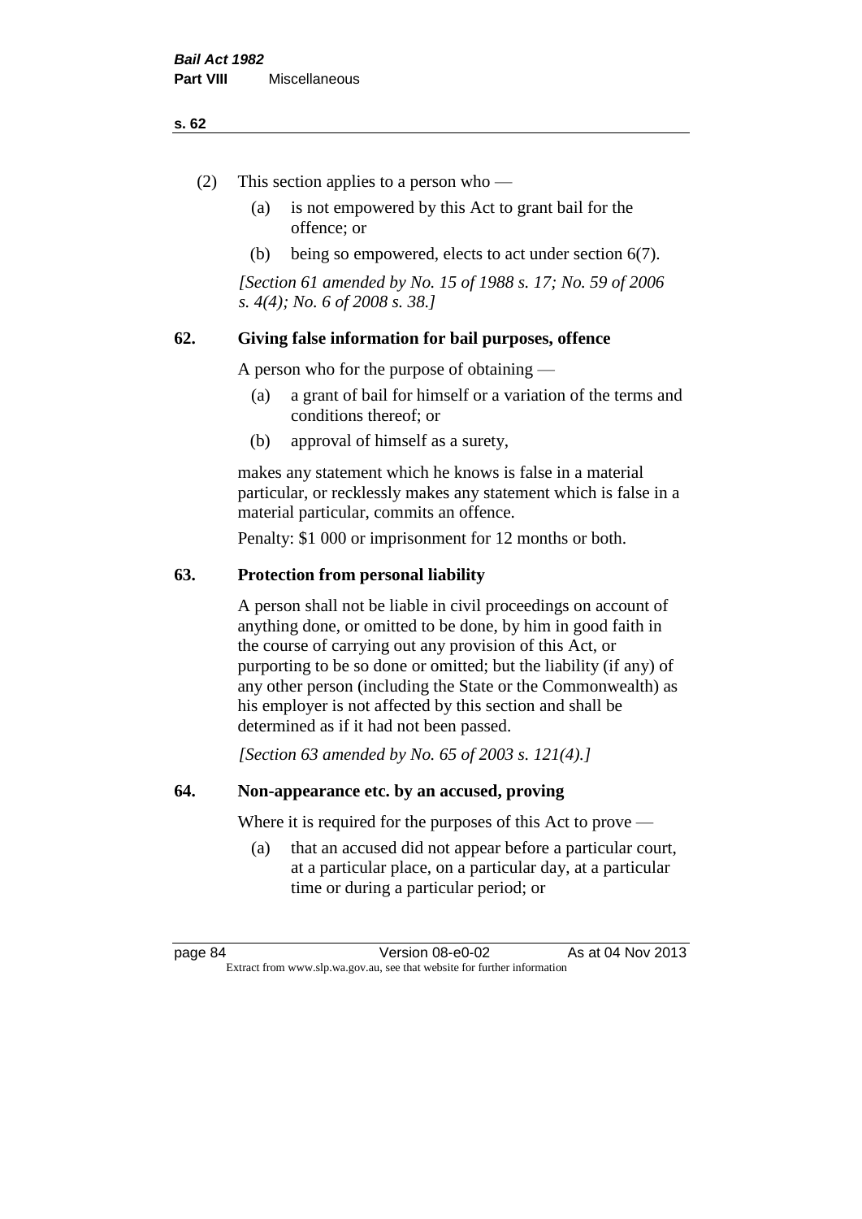(2) This section applies to a person who —

(a) is not empowered by this Act to grant bail for the offence; or

(b) being so empowered, elects to act under section 6(7).

*[Section 61 amended by No. 15 of 1988 s. 17; No. 59 of 2006 s. 4(4); No. 6 of 2008 s. 38.]*

## 62. Giving false information for bail purposes, offence

A person who for the purpose of obtaining —

(a) a grant of bail for himself or a variation of the terms and conditions thereof; or

(b) approval of himself as a surety,

makes any statement which he knows is false in a material particular, or recklessly makes any statement which is false in a material particular, commits an offence.

Penalty: $1 000 or imprisonment for 12 months or both.

## 63. Protection from personal liability

A person shall not be liable in civil proceedings on account of anything done, or omitted to be done, by him in good faith in the course of carrying out any provision of this Act, or purporting to be so done or omitted; but the liability (if any) of any other person (including the State or the Commonwealth) as his employer is not affected by this section and shall be determined as if it had not been passed.

*[Section 63 amended by No. 65 of 2003 s. 121(4).]*

## 64. Non-appearance etc. by an accused, proving

Where it is required for the purposes of this Act to prove —

(a) that an accused did not appear before a particular court, at a particular place, on a particular day, at a particular time or during a particular period; or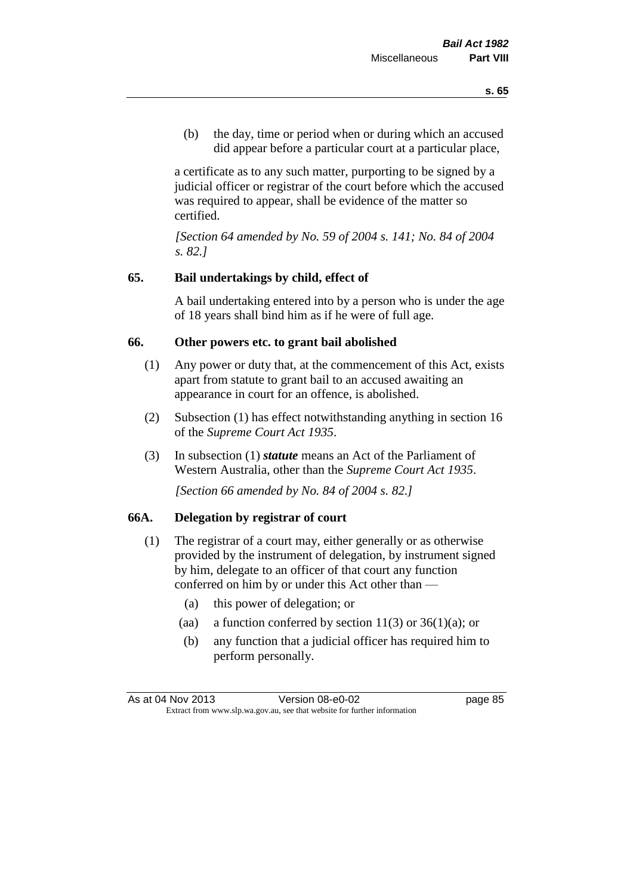(b) the day, time or period when or during which an accused did appear before a particular court at a particular place,

a certificate as to any such matter, purporting to be signed by a judicial officer or registrar of the court before which the accused was required to appear, shall be evidence of the matter so certified.

*[Section 64 amended by No. 59 of 2004 s. 141; No. 84 of 2004 s. 82.]*

## 65. Bail undertakings by child, effect of

A bail undertaking entered into by a person who is under the age of 18 years shall bind him as if he were of full age.

## 66. Other powers etc. to grant bail abolished

(1) Any power or duty that, at the commencement of this Act, exists apart from statute to grant bail to an accused awaiting an appearance in court for an offence, is abolished.

(2) Subsection (1) has effect notwithstanding anything in section 16 of the *Supreme Court Act 1935*.

(3) In subsection (1) ***statute*** means an Act of the Parliament of Western Australia, other than the *Supreme Court Act 1935*.

*[Section 66 amended by No. 84 of 2004 s. 82.]*

## 66A. Delegation by registrar of court

(1) The registrar of a court may, either generally or as otherwise provided by the instrument of delegation, by instrument signed by him, delegate to an officer of that court any function conferred on him by or under this Act other than —

- (a) this power of delegation; or
- (aa) a function conferred by section 11(3) or 36(1)(a); or
- (b) any function that a judicial officer has required him to perform personally.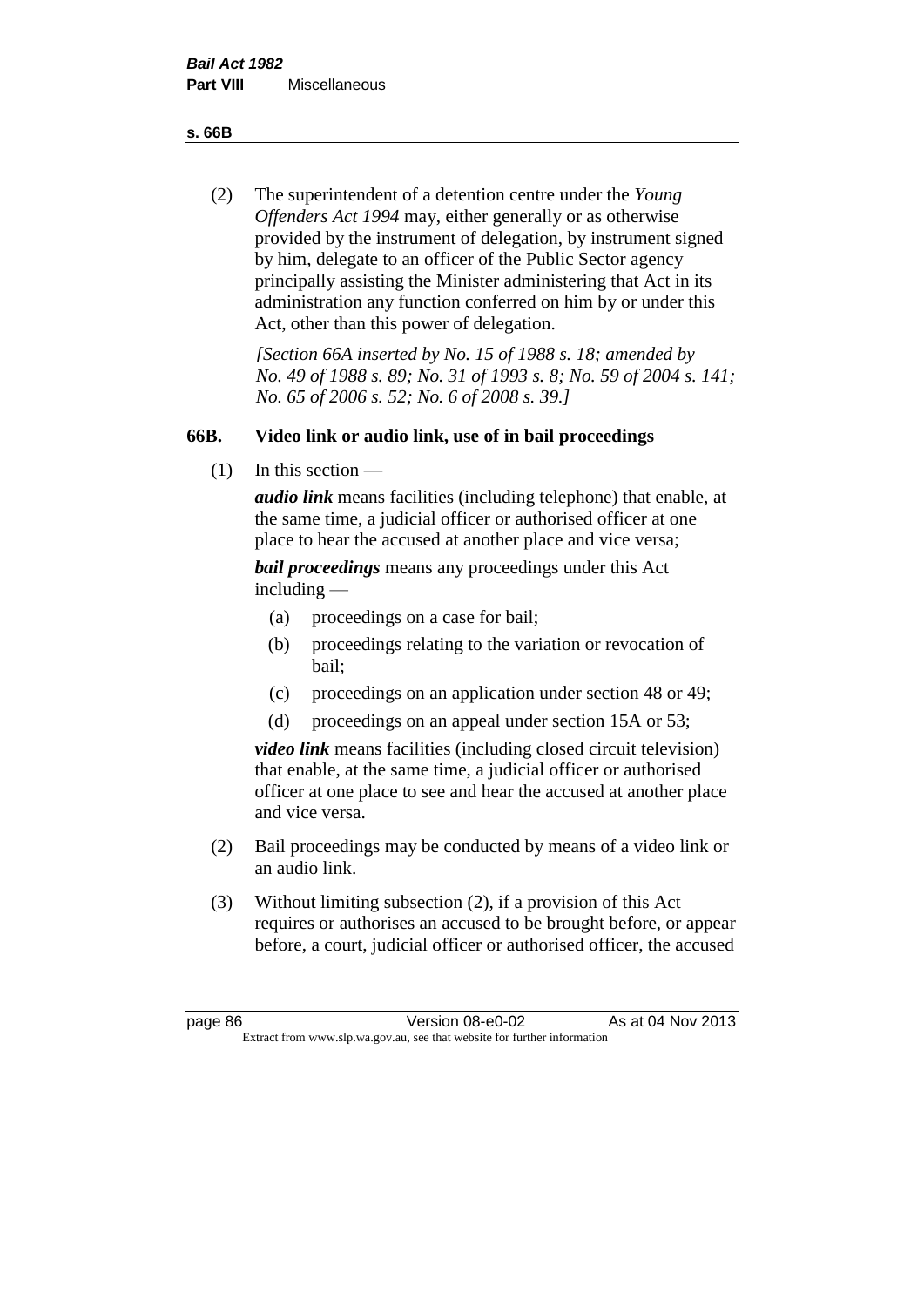(2) The superintendent of a detention centre under the *Young Offenders Act 1994* may, either generally or as otherwise provided by the instrument of delegation, by instrument signed by him, delegate to an officer of the Public Sector agency principally assisting the Minister administering that Act in its administration any function conferred on him by or under this Act, other than this power of delegation.

*[Section 66A inserted by No. 15 of 1988 s. 18; amended by No. 49 of 1988 s. 89; No. 31 of 1993 s. 8; No. 59 of 2004 s. 141; No. 65 of 2006 s. 52; No. 6 of 2008 s. 39.]*

## 66B. Video link or audio link, use of in bail proceedings

(1) In this section —

***audio link*** means facilities (including telephone) that enable, at the same time, a judicial officer or authorised officer at one place to hear the accused at another place and vice versa;

***bail proceedings*** means any proceedings under this Act including —

(a) proceedings on a case for bail;

(b) proceedings relating to the variation or revocation of bail;

(c) proceedings on an application under section 48 or 49;

(d) proceedings on an appeal under section 15A or 53;

***video link*** means facilities (including closed circuit television) that enable, at the same time, a judicial officer or authorised officer at one place to see and hear the accused at another place and vice versa.

(2) Bail proceedings may be conducted by means of a video link or an audio link.

(3) Without limiting subsection (2), if a provision of this Act requires or authorises an accused to be brought before, or appear before, a court, judicial officer or authorised officer, the accused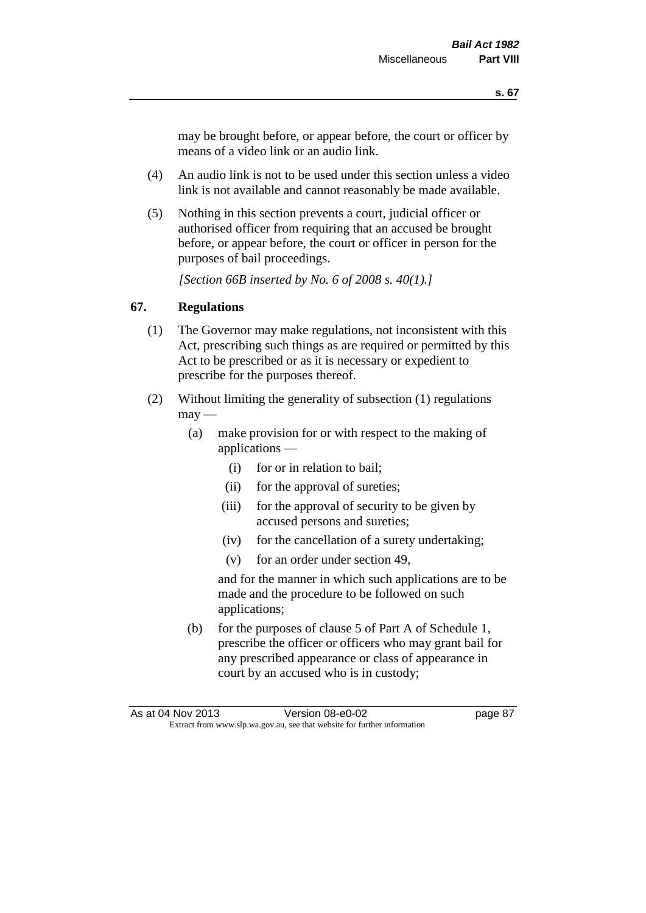may be brought before, or appear before, the court or officer by means of a video link or an audio link.

(4) An audio link is not to be used under this section unless a video link is not available and cannot reasonably be made available.

(5) Nothing in this section prevents a court, judicial officer or authorised officer from requiring that an accused be brought before, or appear before, the court or officer in person for the purposes of bail proceedings.

*[Section 66B inserted by No. 6 of 2008 s. 40(1).]*

## 67. Regulations

(1) The Governor may make regulations, not inconsistent with this Act, prescribing such things as are required or permitted by this Act to be prescribed or as it is necessary or expedient to prescribe for the purposes thereof.

(2) Without limiting the generality of subsection (1) regulations may —

(a) make provision for or with respect to the making of applications —

(i) for or in relation to bail;

(ii) for the approval of sureties;

(iii) for the approval of security to be given by accused persons and sureties;

(iv) for the cancellation of a surety undertaking;

(v) for an order under section 49,

and for the manner in which such applications are to be made and the procedure to be followed on such applications;

(b) for the purposes of clause 5 of Part A of Schedule 1, prescribe the officer or officers who may grant bail for any prescribed appearance or class of appearance in court by an accused who is in custody;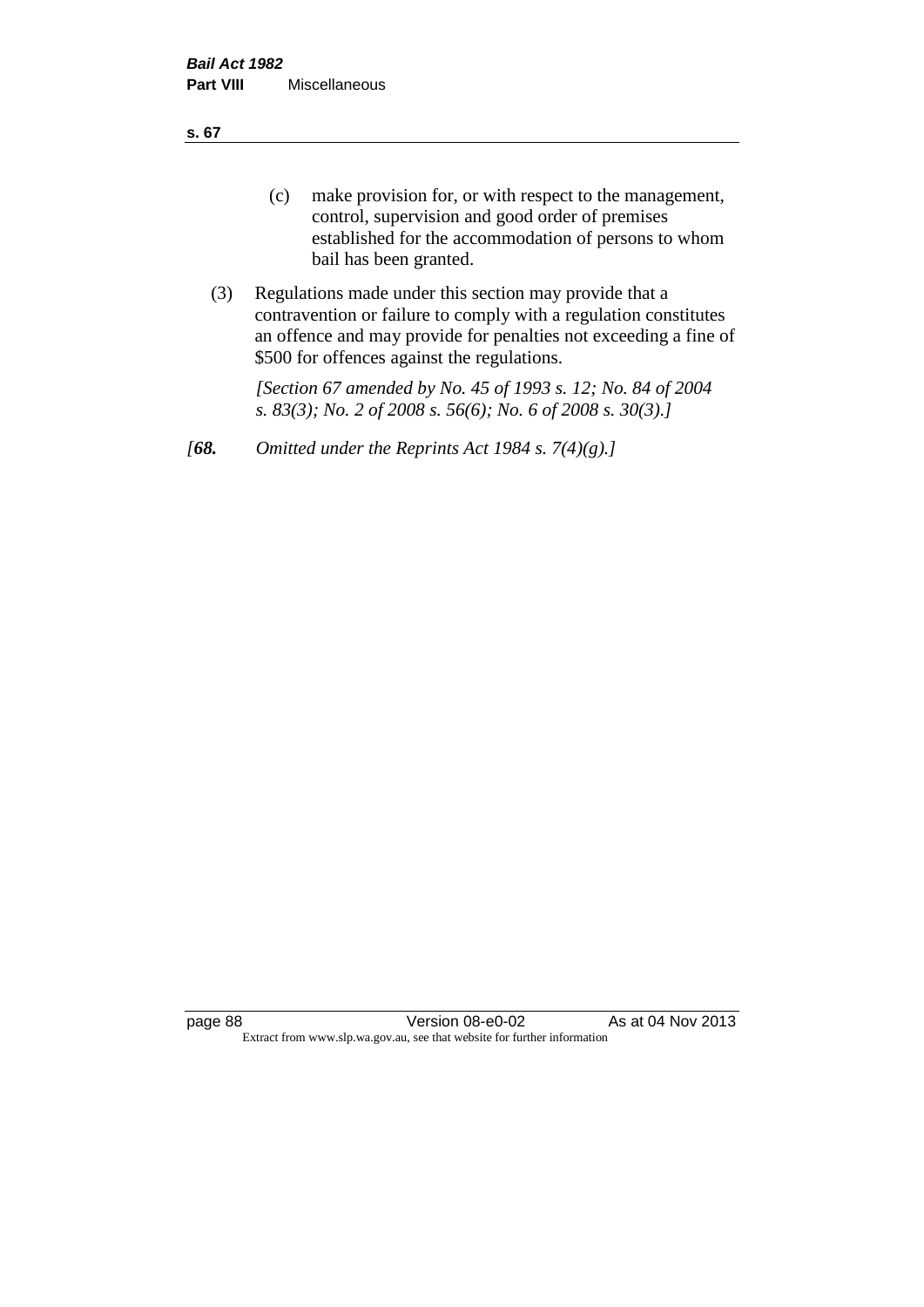(c) make provision for, or with respect to the management, control, supervision and good order of premises established for the accommodation of persons to whom bail has been granted.

(3) Regulations made under this section may provide that a contravention or failure to comply with a regulation constitutes an offence and may provide for penalties not exceeding a fine of $500 for offences against the regulations.

*[Section 67 amended by No. 45 of 1993 s. 12; No. 84 of 2004 s. 83(3); No. 2 of 2008 s. 56(6); No. 6 of 2008 s. 30(3).]*

*[**68.** Omitted under the Reprints Act 1984 s. 7(4)(g).]*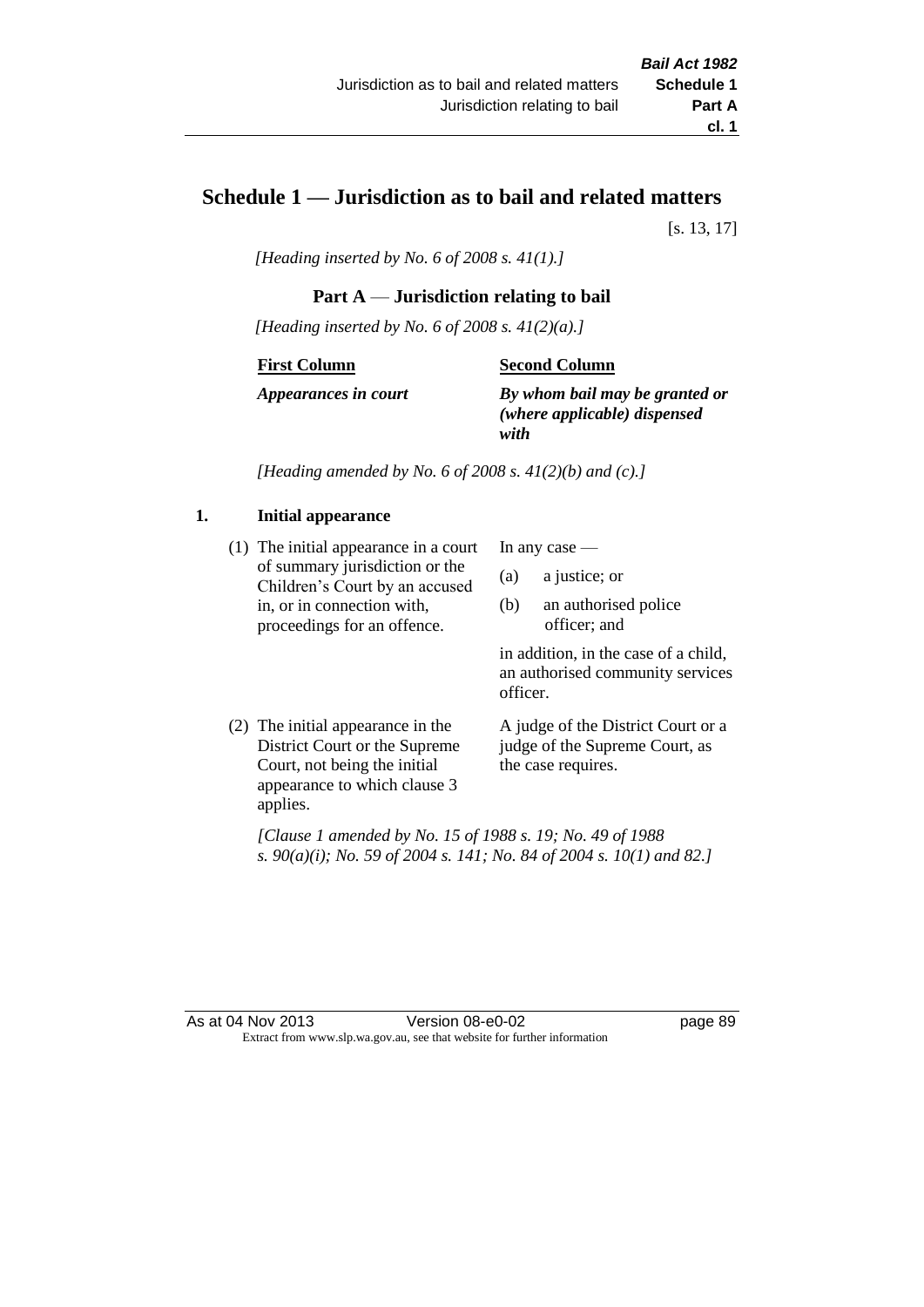# Schedule 1 — Jurisdiction as to bail and related matters

[s. 13, 17]

*[Heading inserted by No. 6 of 2008 s. 41(1).]*

## Part A — Jurisdiction relating to bail

*[Heading inserted by No. 6 of 2008 s. 41(2)(a).]*

| First Column | Second Column |
|---|---|
| ***Appearances in court*** | ***By whom bail may be granted or (where applicable) dispensed with*** |

*[Heading amended by No. 6 of 2008 s. 41(2)(b) and (c).]*

**1. Initial appearance**

| First Column | Second Column |
|---|---|
| (1) The initial appearance in a court of summary jurisdiction or the Children's Court by an accused in, or in connection with, proceedings for an offence. | In any case — (a) a justice; or (b) an authorised police officer; and in addition, in the case of a child, an authorised community services officer. |
| (2) The initial appearance in the District Court or the Supreme Court, not being the initial appearance to which clause 3 applies. | A judge of the District Court or a judge of the Supreme Court, as the case requires. |

*[Clause 1 amended by No. 15 of 1988 s. 19; No. 49 of 1988 s. 90(a)(i); No. 59 of 2004 s. 141; No. 84 of 2004 s. 10(1) and 82.]*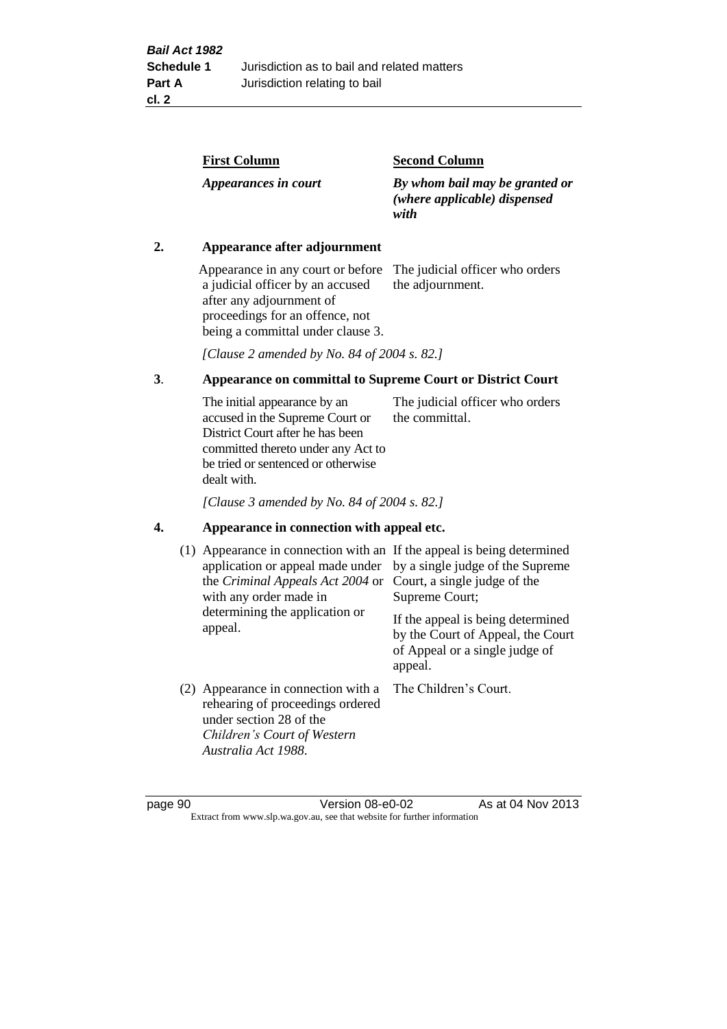| | First Column | Second Column |
|---|---|---|
| | *Appearances in court* | *By whom bail may be granted or (where applicable) dispensed with* |
| **2.** | **Appearance after adjournment** | |
| | Appearance in any court or before a judicial officer by an accused after any adjournment of proceedings for an offence, not being a committal under clause 3. | The judicial officer who orders the adjournment. |
| | *[Clause 2 amended by No. 84 of 2004 s. 82.]* | |
| **3**. | **Appearance on committal to Supreme Court or District Court** | |
| | The initial appearance by an accused in the Supreme Court or District Court after he has been committed thereto under any Act to be tried or sentenced or otherwise dealt with. | The judicial officer who orders the committal. |
| | *[Clause 3 amended by No. 84 of 2004 s. 82.]* | |
| **4.** | **Appearance in connection with appeal etc.** | |
| | (1) Appearance in connection with an application or appeal made under the *Criminal Appeals Act 2004* or with any order made in determining the application or appeal. | If the appeal is being determined by a single judge of the Supreme Court, a single judge of the Supreme Court; <br><br> If the appeal is being determined by the Court of Appeal, the Court of Appeal or a single judge of appeal. |
| | (2) Appearance in connection with a rehearing of proceedings ordered under section 28 of the *Children's Court of Western Australia Act 1988*. | The Children's Court. |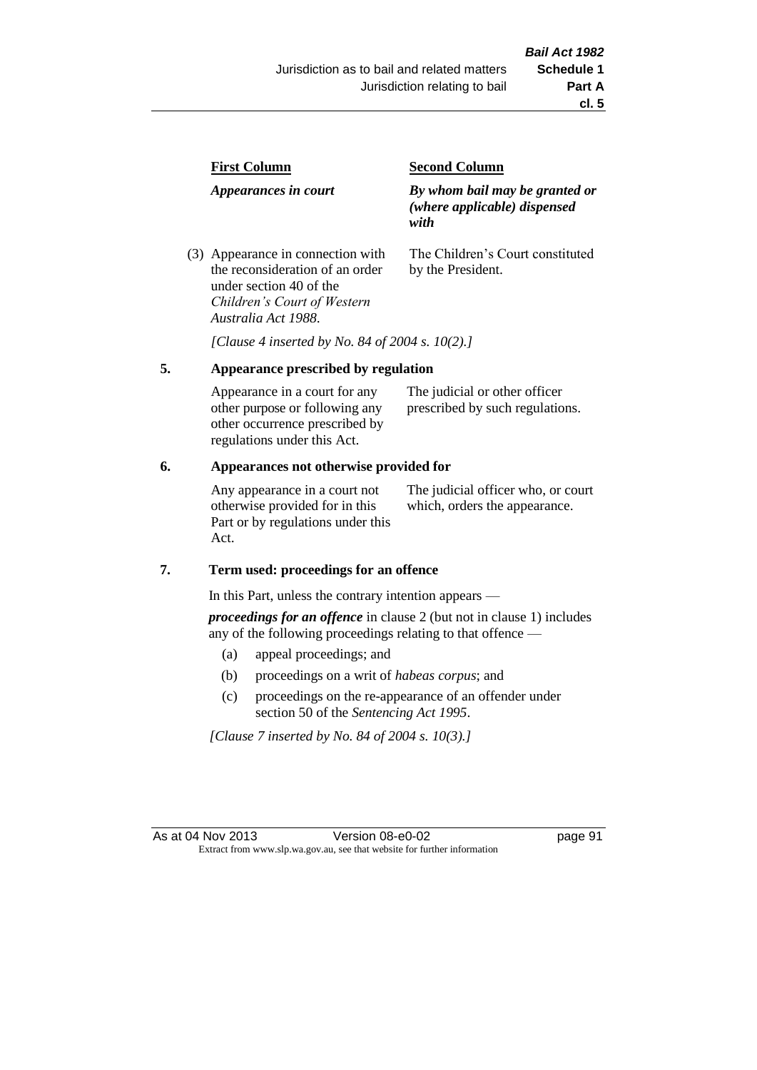| First Column | Second Column |
|---|---|
| *Appearances in court* | ***By whom bail may be granted or (where applicable) dispensed with*** |
| (3) Appearance in connection with the reconsideration of an order under section 40 of the *Children's Court of Western Australia Act 1988*. | The Children's Court constituted by the President. |

*[Clause 4 inserted by No. 84 of 2004 s. 10(2).]*

## 5. Appearance prescribed by regulation

| | |
|---|---|
| Appearance in a court for any other purpose or following any other occurrence prescribed by regulations under this Act. | The judicial or other officer prescribed by such regulations. |

## 6. Appearances not otherwise provided for

| | |
|---|---|
| Any appearance in a court not otherwise provided for in this Part or by regulations under this Act. | The judicial officer who, or court which, orders the appearance. |

## 7. Term used: proceedings for an offence

In this Part, unless the contrary intention appears —

***proceedings for an offence*** in clause 2 (but not in clause 1) includes any of the following proceedings relating to that offence —

- (a) appeal proceedings; and
- (b) proceedings on a writ of *habeas corpus*; and
- (c) proceedings on the re-appearance of an offender under section 50 of the *Sentencing Act 1995*.

*[Clause 7 inserted by No. 84 of 2004 s. 10(3).]*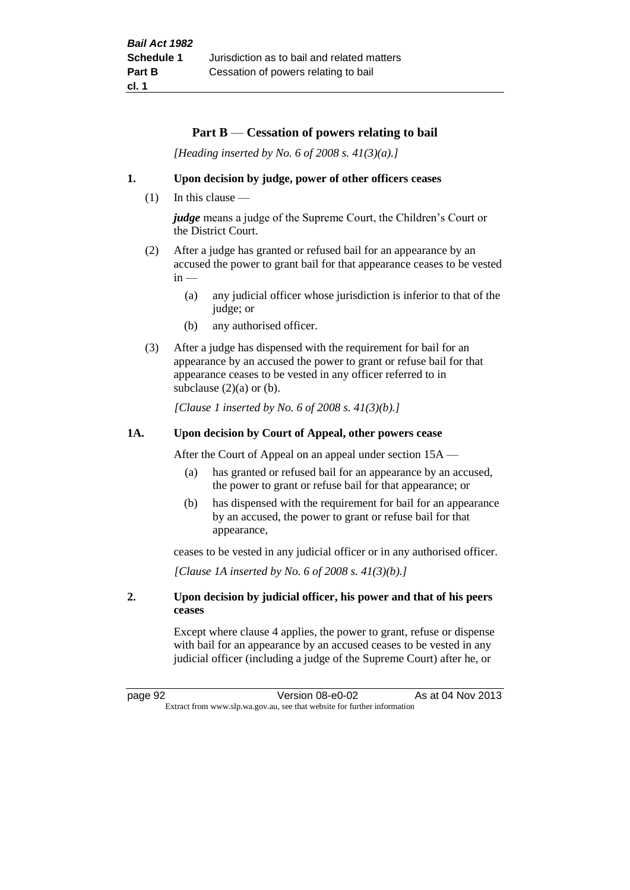## Part B — Cessation of powers relating to bail

*[Heading inserted by No. 6 of 2008 s. 41(3)(a).]*

### 1. Upon decision by judge, power of other officers ceases

(1) In this clause —

***judge*** means a judge of the Supreme Court, the Children's Court or the District Court.

(2) After a judge has granted or refused bail for an appearance by an accused the power to grant bail for that appearance ceases to be vested in —

(a) any judicial officer whose jurisdiction is inferior to that of the judge; or

(b) any authorised officer.

(3) After a judge has dispensed with the requirement for bail for an appearance by an accused the power to grant or refuse bail for that appearance ceases to be vested in any officer referred to in subclause (2)(a) or (b).

*[Clause 1 inserted by No. 6 of 2008 s. 41(3)(b).]*

### 1A. Upon decision by Court of Appeal, other powers cease

After the Court of Appeal on an appeal under section 15A —

(a) has granted or refused bail for an appearance by an accused, the power to grant or refuse bail for that appearance; or

(b) has dispensed with the requirement for bail for an appearance by an accused, the power to grant or refuse bail for that appearance,

ceases to be vested in any judicial officer or in any authorised officer.

*[Clause 1A inserted by No. 6 of 2008 s. 41(3)(b).]*

### 2. Upon decision by judicial officer, his power and that of his peers ceases

Except where clause 4 applies, the power to grant, refuse or dispense with bail for an appearance by an accused ceases to be vested in any judicial officer (including a judge of the Supreme Court) after he, or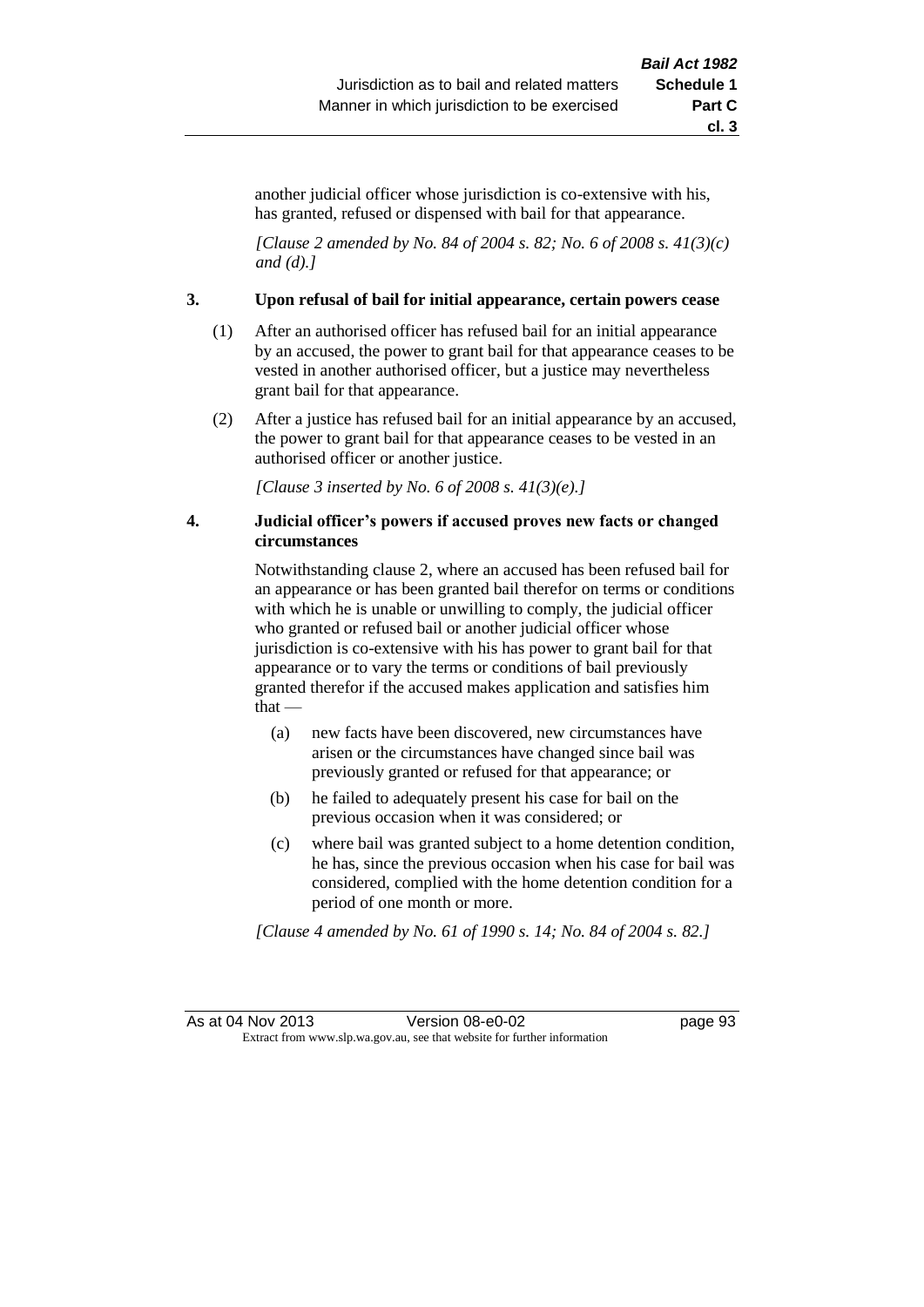another judicial officer whose jurisdiction is co-extensive with his, has granted, refused or dispensed with bail for that appearance.

*[Clause 2 amended by No. 84 of 2004 s. 82; No. 6 of 2008 s. 41(3)(c) and (d).]*

### 3. Upon refusal of bail for initial appearance, certain powers cease

(1) After an authorised officer has refused bail for an initial appearance by an accused, the power to grant bail for that appearance ceases to be vested in another authorised officer, but a justice may nevertheless grant bail for that appearance.

(2) After a justice has refused bail for an initial appearance by an accused, the power to grant bail for that appearance ceases to be vested in an authorised officer or another justice.

*[Clause 3 inserted by No. 6 of 2008 s. 41(3)(e).]*

### 4. Judicial officer's powers if accused proves new facts or changed circumstances

Notwithstanding clause 2, where an accused has been refused bail for an appearance or has been granted bail therefor on terms or conditions with which he is unable or unwilling to comply, the judicial officer who granted or refused bail or another judicial officer whose jurisdiction is co-extensive with his has power to grant bail for that appearance or to vary the terms or conditions of bail previously granted therefor if the accused makes application and satisfies him that —

(a) new facts have been discovered, new circumstances have arisen or the circumstances have changed since bail was previously granted or refused for that appearance; or

(b) he failed to adequately present his case for bail on the previous occasion when it was considered; or

(c) where bail was granted subject to a home detention condition, he has, since the previous occasion when his case for bail was considered, complied with the home detention condition for a period of one month or more.

*[Clause 4 amended by No. 61 of 1990 s. 14; No. 84 of 2004 s. 82.]*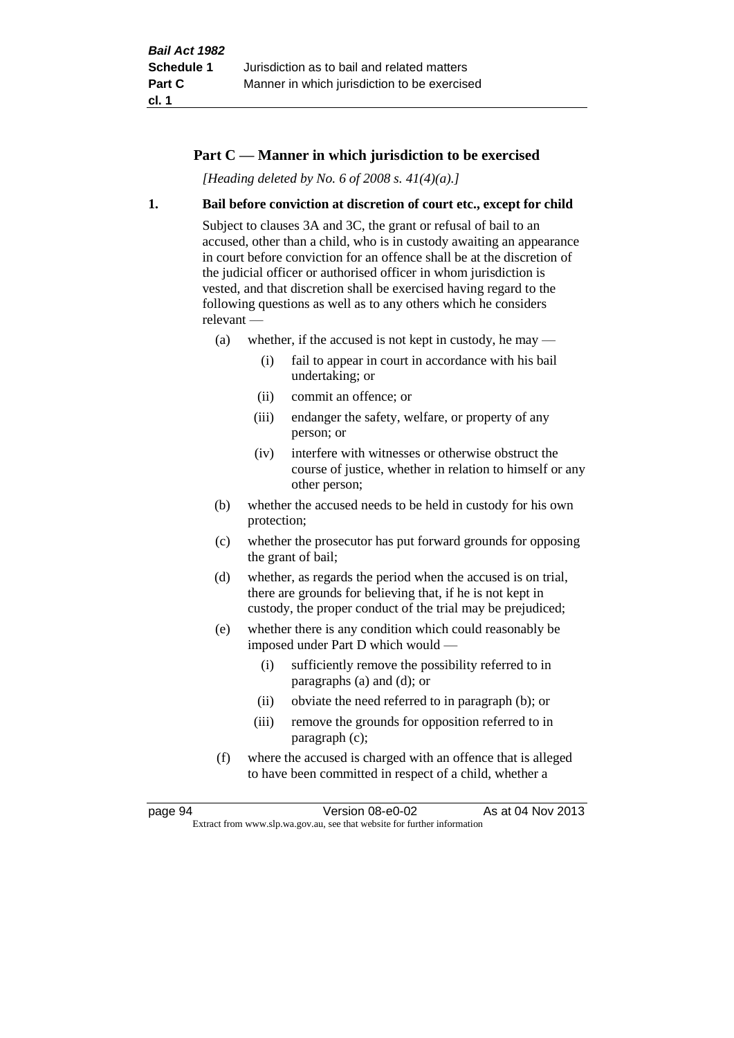## Part C — Manner in which jurisdiction to be exercised

*[Heading deleted by No. 6 of 2008 s. 41(4)(a).]*

### 1. Bail before conviction at discretion of court etc., except for child

Subject to clauses 3A and 3C, the grant or refusal of bail to an accused, other than a child, who is in custody awaiting an appearance in court before conviction for an offence shall be at the discretion of the judicial officer or authorised officer in whom jurisdiction is vested, and that discretion shall be exercised having regard to the following questions as well as to any others which he considers relevant —

- (a) whether, if the accused is not kept in custody, he may —
  - (i) fail to appear in court in accordance with his bail undertaking; or
  - (ii) commit an offence; or
  - (iii) endanger the safety, welfare, or property of any person; or
  - (iv) interfere with witnesses or otherwise obstruct the course of justice, whether in relation to himself or any other person;
- (b) whether the accused needs to be held in custody for his own protection;
- (c) whether the prosecutor has put forward grounds for opposing the grant of bail;
- (d) whether, as regards the period when the accused is on trial, there are grounds for believing that, if he is not kept in custody, the proper conduct of the trial may be prejudiced;
- (e) whether there is any condition which could reasonably be imposed under Part D which would —
  - (i) sufficiently remove the possibility referred to in paragraphs (a) and (d); or
  - (ii) obviate the need referred to in paragraph (b); or
  - (iii) remove the grounds for opposition referred to in paragraph (c);
- (f) where the accused is charged with an offence that is alleged to have been committed in respect of a child, whether a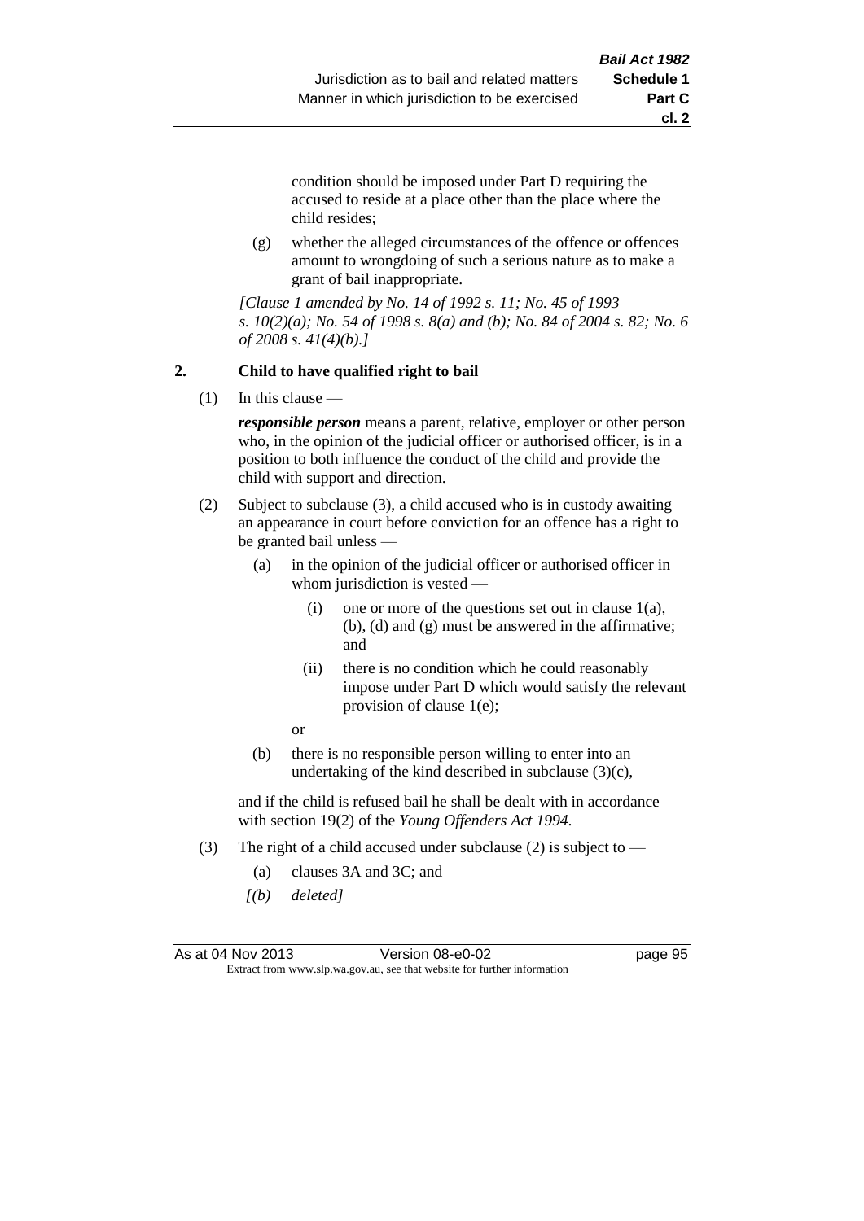condition should be imposed under Part D requiring the accused to reside at a place other than the place where the child resides;

(g) whether the alleged circumstances of the offence or offences amount to wrongdoing of such a serious nature as to make a grant of bail inappropriate.

*[Clause 1 amended by No. 14 of 1992 s. 11; No. 45 of 1993 s. 10(2)(a); No. 54 of 1998 s. 8(a) and (b); No. 84 of 2004 s. 82; No. 6 of 2008 s. 41(4)(b).]*

**2. Child to have qualified right to bail**

(1) In this clause —

***responsible person*** means a parent, relative, employer or other person who, in the opinion of the judicial officer or authorised officer, is in a position to both influence the conduct of the child and provide the child with support and direction.

(2) Subject to subclause (3), a child accused who is in custody awaiting an appearance in court before conviction for an offence has a right to be granted bail unless —

(a) in the opinion of the judicial officer or authorised officer in whom jurisdiction is vested —

(i) one or more of the questions set out in clause 1(a), (b), (d) and (g) must be answered in the affirmative; and

(ii) there is no condition which he could reasonably impose under Part D which would satisfy the relevant provision of clause 1(e);

or

(b) there is no responsible person willing to enter into an undertaking of the kind described in subclause (3)(c),

and if the child is refused bail he shall be dealt with in accordance with section 19(2) of the *Young Offenders Act 1994*.

(3) The right of a child accused under subclause (2) is subject to —

(a) clauses 3A and 3C; and

*[(b) deleted]*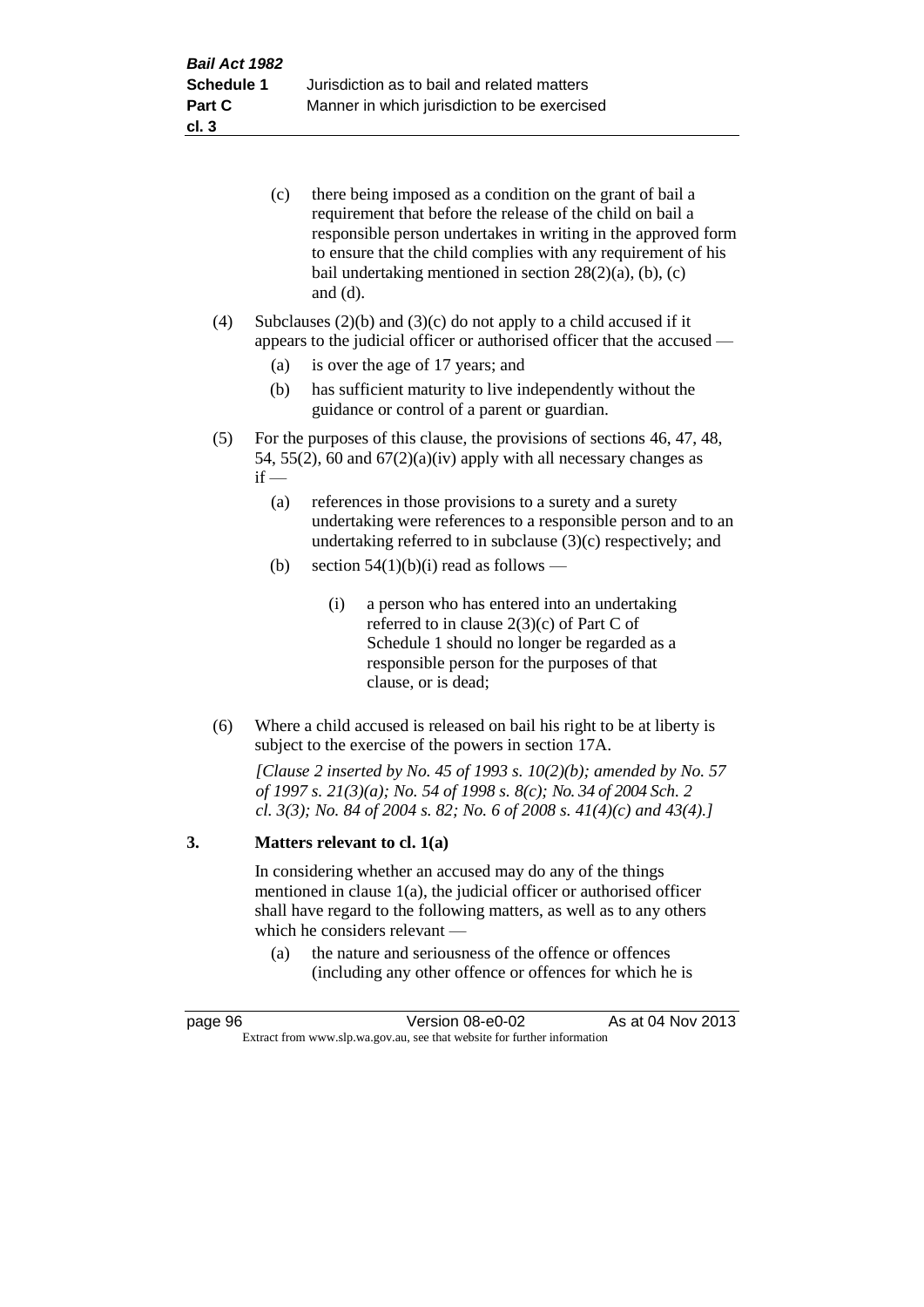(c) there being imposed as a condition on the grant of bail a requirement that before the release of the child on bail a responsible person undertakes in writing in the approved form to ensure that the child complies with any requirement of his bail undertaking mentioned in section 28(2)(a), (b), (c) and (d).

(4) Subclauses (2)(b) and (3)(c) do not apply to a child accused if it appears to the judicial officer or authorised officer that the accused —

(a) is over the age of 17 years; and

(b) has sufficient maturity to live independently without the guidance or control of a parent or guardian.

(5) For the purposes of this clause, the provisions of sections 46, 47, 48, 54, 55(2), 60 and 67(2)(a)(iv) apply with all necessary changes as if —

(a) references in those provisions to a surety and a surety undertaking were references to a responsible person and to an undertaking referred to in subclause (3)(c) respectively; and

(b) section 54(1)(b)(i) read as follows —

(i) a person who has entered into an undertaking referred to in clause 2(3)(c) of Part C of Schedule 1 should no longer be regarded as a responsible person for the purposes of that clause, or is dead;

(6) Where a child accused is released on bail his right to be at liberty is subject to the exercise of the powers in section 17A.

*[Clause 2 inserted by No. 45 of 1993 s. 10(2)(b); amended by No. 57 of 1997 s. 21(3)(a); No. 54 of 1998 s. 8(c); No. 34 of 2004 Sch. 2 cl. 3(3); No. 84 of 2004 s. 82; No. 6 of 2008 s. 41(4)(c) and 43(4).]*

**3. Matters relevant to cl. 1(a)**

In considering whether an accused may do any of the things mentioned in clause 1(a), the judicial officer or authorised officer shall have regard to the following matters, as well as to any others which he considers relevant —

(a) the nature and seriousness of the offence or offences (including any other offence or offences for which he is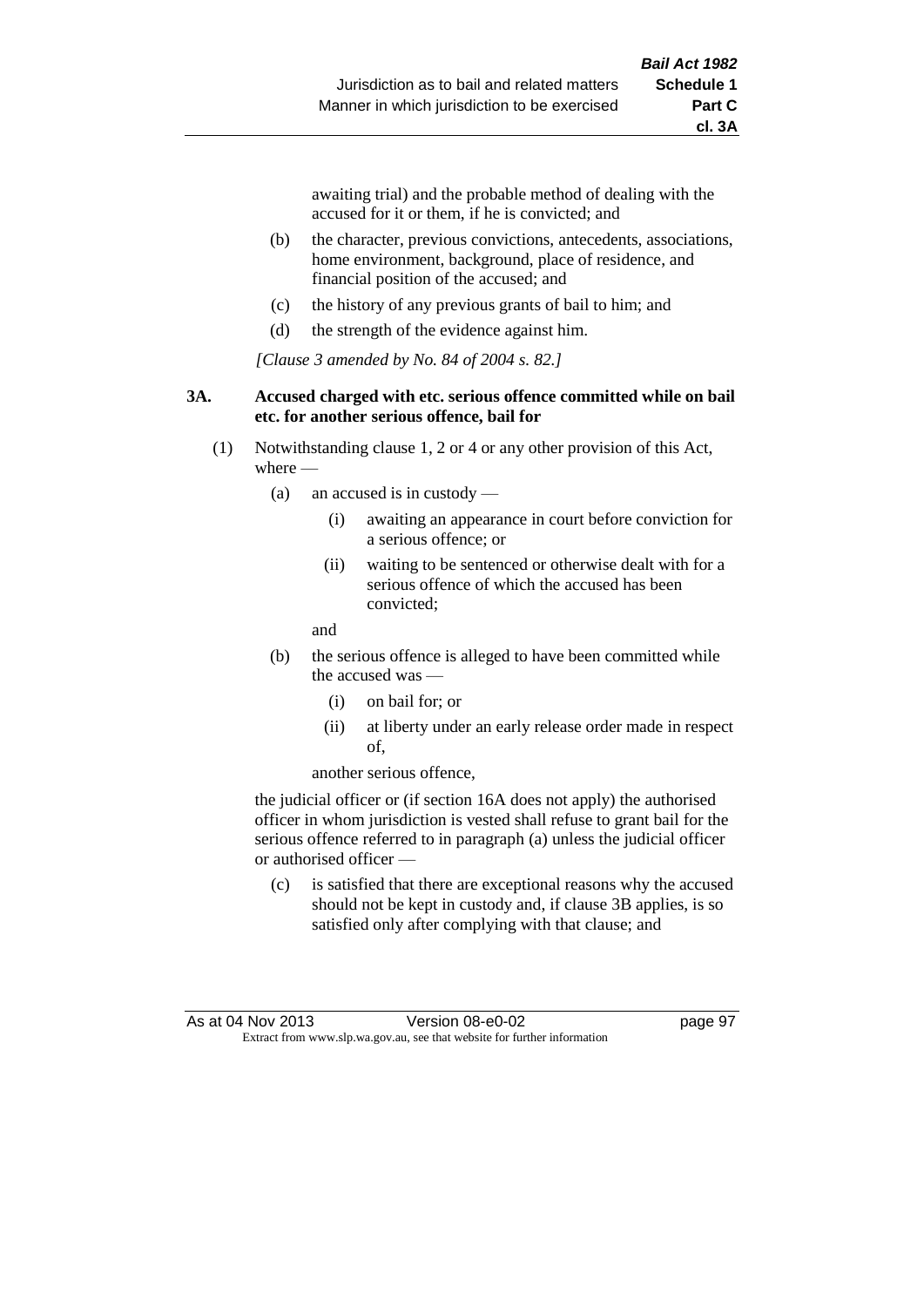awaiting trial) and the probable method of dealing with the accused for it or them, if he is convicted; and

(b) the character, previous convictions, antecedents, associations, home environment, background, place of residence, and financial position of the accused; and

(c) the history of any previous grants of bail to him; and

(d) the strength of the evidence against him.

*[Clause 3 amended by No. 84 of 2004 s. 82.]*

### 3A. Accused charged with etc. serious offence committed while on bail etc. for another serious offence, bail for

(1) Notwithstanding clause 1, 2 or 4 or any other provision of this Act, where —

(a) an accused is in custody —

(i) awaiting an appearance in court before conviction for a serious offence; or

(ii) waiting to be sentenced or otherwise dealt with for a serious offence of which the accused has been convicted;

and

(b) the serious offence is alleged to have been committed while the accused was —

(i) on bail for; or

(ii) at liberty under an early release order made in respect of,

another serious offence,

the judicial officer or (if section 16A does not apply) the authorised officer in whom jurisdiction is vested shall refuse to grant bail for the serious offence referred to in paragraph (a) unless the judicial officer or authorised officer —

(c) is satisfied that there are exceptional reasons why the accused should not be kept in custody and, if clause 3B applies, is so satisfied only after complying with that clause; and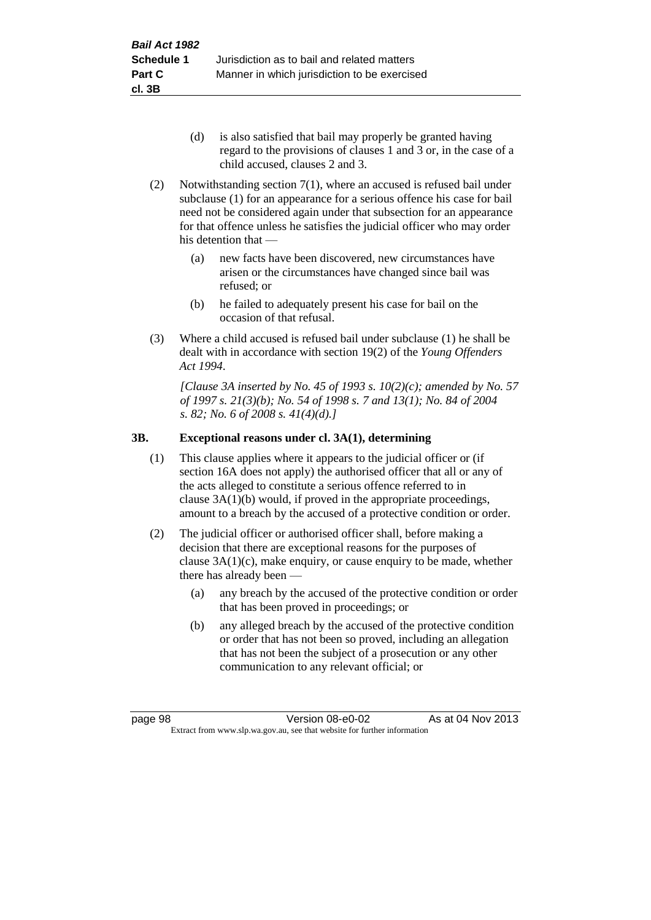(d) is also satisfied that bail may properly be granted having regard to the provisions of clauses 1 and 3 or, in the case of a child accused, clauses 2 and 3.

(2) Notwithstanding section 7(1), where an accused is refused bail under subclause (1) for an appearance for a serious offence his case for bail need not be considered again under that subsection for an appearance for that offence unless he satisfies the judicial officer who may order his detention that —

(a) new facts have been discovered, new circumstances have arisen or the circumstances have changed since bail was refused; or

(b) he failed to adequately present his case for bail on the occasion of that refusal.

(3) Where a child accused is refused bail under subclause (1) he shall be dealt with in accordance with section 19(2) of the *Young Offenders Act 1994*.

*[Clause 3A inserted by No. 45 of 1993 s. 10(2)(c); amended by No. 57 of 1997 s. 21(3)(b); No. 54 of 1998 s. 7 and 13(1); No. 84 of 2004 s. 82; No. 6 of 2008 s. 41(4)(d).]*

### 3B. Exceptional reasons under cl. 3A(1), determining

(1) This clause applies where it appears to the judicial officer or (if section 16A does not apply) the authorised officer that all or any of the acts alleged to constitute a serious offence referred to in clause 3A(1)(b) would, if proved in the appropriate proceedings, amount to a breach by the accused of a protective condition or order.

(2) The judicial officer or authorised officer shall, before making a decision that there are exceptional reasons for the purposes of clause 3A(1)(c), make enquiry, or cause enquiry to be made, whether there has already been —

(a) any breach by the accused of the protective condition or order that has been proved in proceedings; or

(b) any alleged breach by the accused of the protective condition or order that has not been so proved, including an allegation that has not been the subject of a prosecution or any other communication to any relevant official; or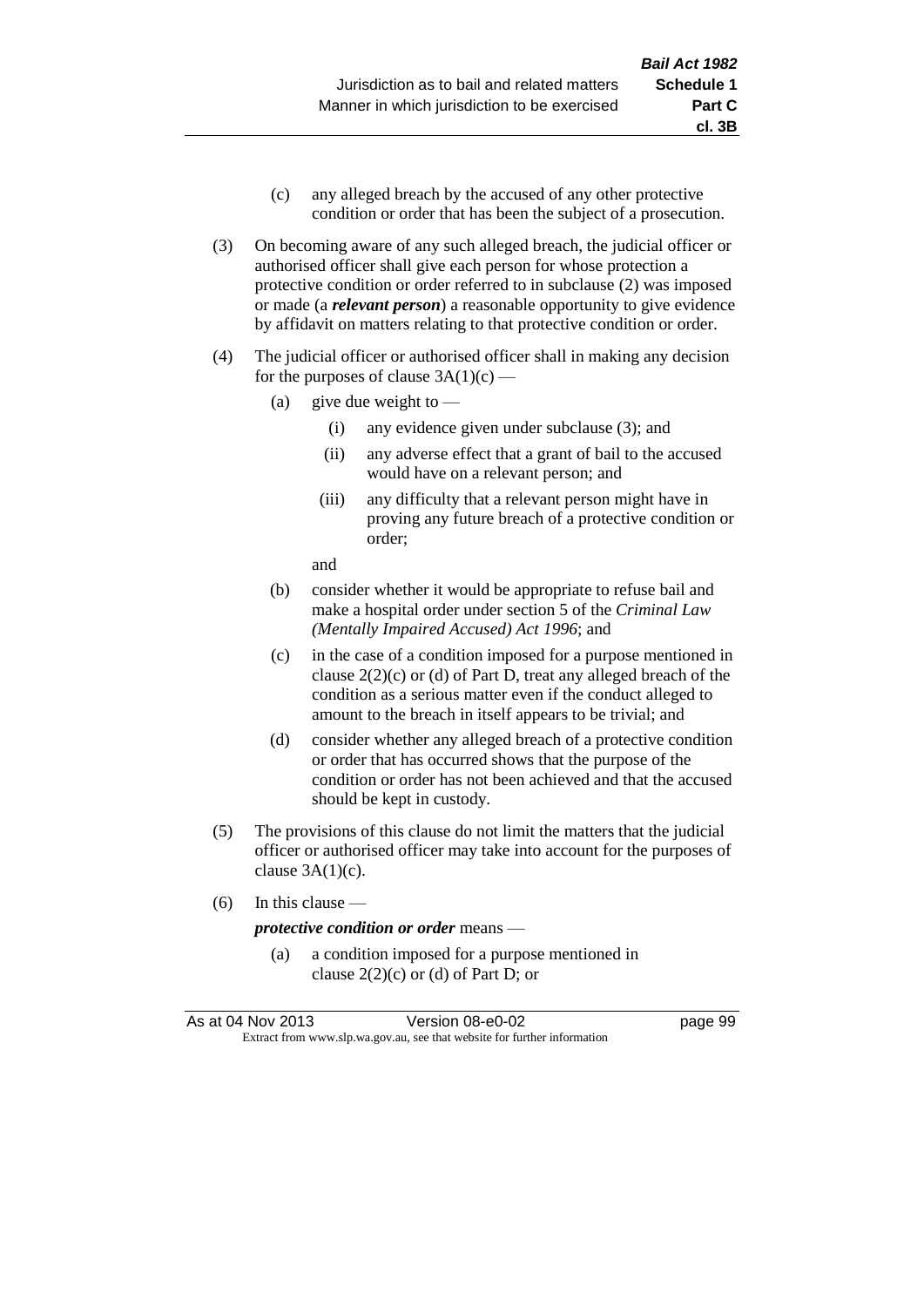(c) any alleged breach by the accused of any other protective condition or order that has been the subject of a prosecution.

(3) On becoming aware of any such alleged breach, the judicial officer or authorised officer shall give each person for whose protection a protective condition or order referred to in subclause (2) was imposed or made (a ***relevant person***) a reasonable opportunity to give evidence by affidavit on matters relating to that protective condition or order.

(4) The judicial officer or authorised officer shall in making any decision for the purposes of clause 3A(1)(c) —

- (a) give due weight to —
  - (i) any evidence given under subclause (3); and
  - (ii) any adverse effect that a grant of bail to the accused would have on a relevant person; and
  - (iii) any difficulty that a relevant person might have in proving any future breach of a protective condition or order;

  and
- (b) consider whether it would be appropriate to refuse bail and make a hospital order under section 5 of the *Criminal Law (Mentally Impaired Accused) Act 1996*; and
- (c) in the case of a condition imposed for a purpose mentioned in clause 2(2)(c) or (d) of Part D, treat any alleged breach of the condition as a serious matter even if the conduct alleged to amount to the breach in itself appears to be trivial; and
- (d) consider whether any alleged breach of a protective condition or order that has occurred shows that the purpose of the condition or order has not been achieved and that the accused should be kept in custody.

(5) The provisions of this clause do not limit the matters that the judicial officer or authorised officer may take into account for the purposes of clause 3A(1)(c).

(6) In this clause —

***protective condition or order*** means —

- (a) a condition imposed for a purpose mentioned in clause 2(2)(c) or (d) of Part D; or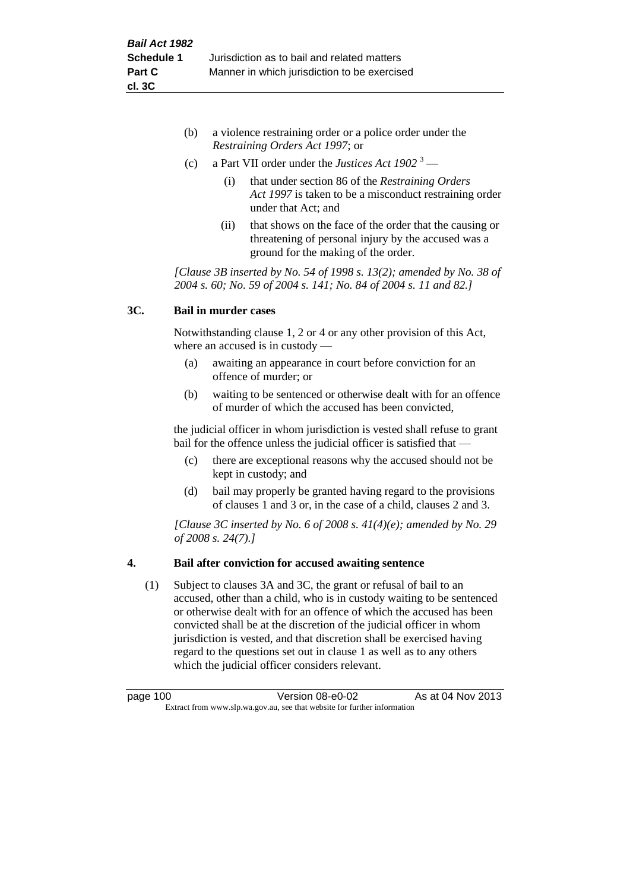(b) a violence restraining order or a police order under the *Restraining Orders Act 1997*; or

(c) a Part VII order under the *Justices Act 1902* [3] —

  (i) that under section 86 of the *Restraining Orders Act 1997* is taken to be a misconduct restraining order under that Act; and

  (ii) that shows on the face of the order that the causing or threatening of personal injury by the accused was a ground for the making of the order.

*[Clause 3B inserted by No. 54 of 1998 s. 13(2); amended by No. 38 of 2004 s. 60; No. 59 of 2004 s. 141; No. 84 of 2004 s. 11 and 82.]*

### 3C. Bail in murder cases

Notwithstanding clause 1, 2 or 4 or any other provision of this Act, where an accused is in custody —

(a) awaiting an appearance in court before conviction for an offence of murder; or

(b) waiting to be sentenced or otherwise dealt with for an offence of murder of which the accused has been convicted,

the judicial officer in whom jurisdiction is vested shall refuse to grant bail for the offence unless the judicial officer is satisfied that —

(c) there are exceptional reasons why the accused should not be kept in custody; and

(d) bail may properly be granted having regard to the provisions of clauses 1 and 3 or, in the case of a child, clauses 2 and 3.

*[Clause 3C inserted by No. 6 of 2008 s. 41(4)(e); amended by No. 29 of 2008 s. 24(7).]*

### 4. Bail after conviction for accused awaiting sentence

(1) Subject to clauses 3A and 3C, the grant or refusal of bail to an accused, other than a child, who is in custody waiting to be sentenced or otherwise dealt with for an offence of which the accused has been convicted shall be at the discretion of the judicial officer in whom jurisdiction is vested, and that discretion shall be exercised having regard to the questions set out in clause 1 as well as to any others which the judicial officer considers relevant.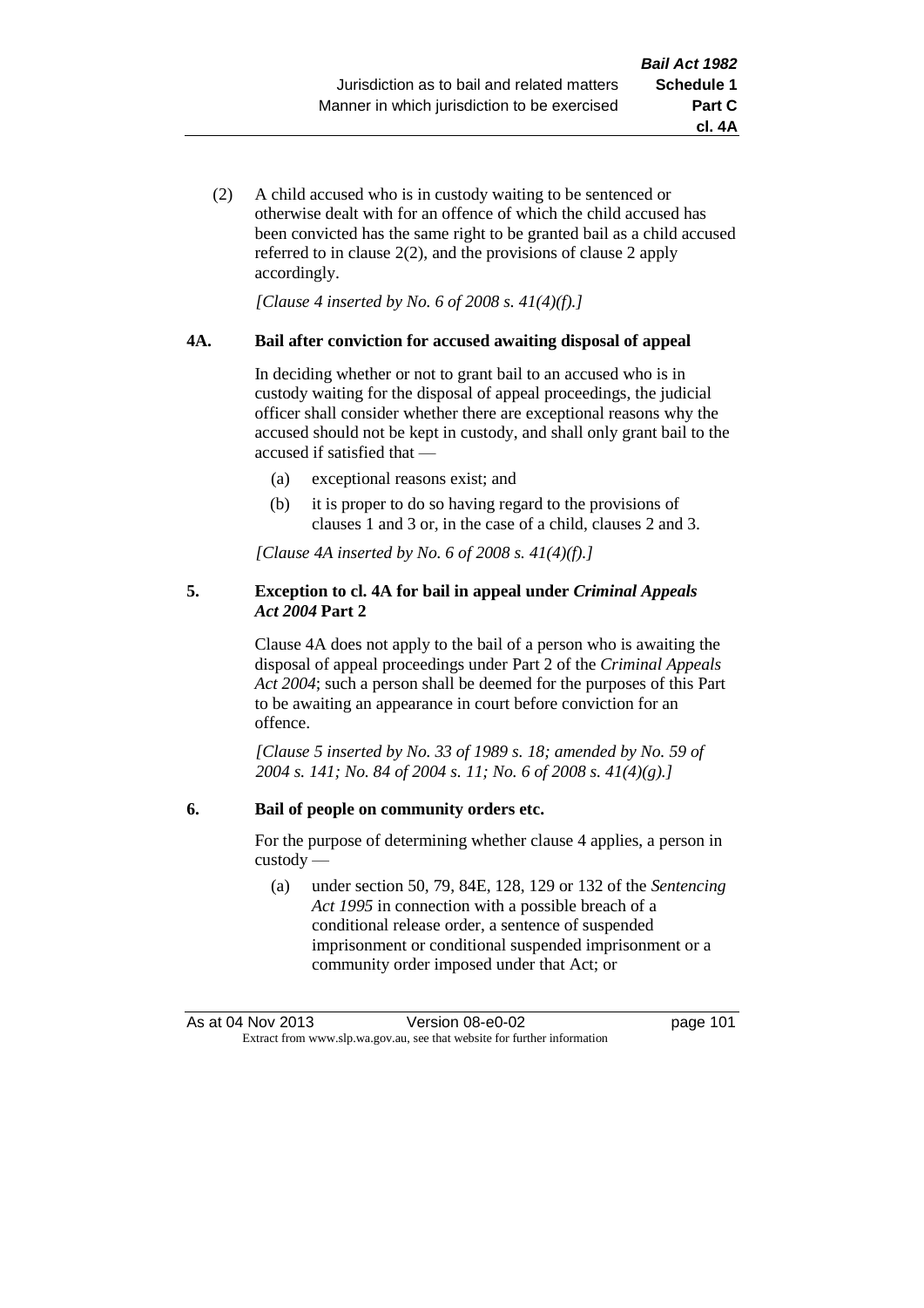(2) A child accused who is in custody waiting to be sentenced or otherwise dealt with for an offence of which the child accused has been convicted has the same right to be granted bail as a child accused referred to in clause 2(2), and the provisions of clause 2 apply accordingly.

*[Clause 4 inserted by No. 6 of 2008 s. 41(4)(f).]*

**4A. Bail after conviction for accused awaiting disposal of appeal**

In deciding whether or not to grant bail to an accused who is in custody waiting for the disposal of appeal proceedings, the judicial officer shall consider whether there are exceptional reasons why the accused should not be kept in custody, and shall only grant bail to the accused if satisfied that —

- (a) exceptional reasons exist; and
- (b) it is proper to do so having regard to the provisions of clauses 1 and 3 or, in the case of a child, clauses 2 and 3.

*[Clause 4A inserted by No. 6 of 2008 s. 41(4)(f).]*

**5. Exception to cl. 4A for bail in appeal under *Criminal Appeals Act 2004* Part 2**

Clause 4A does not apply to the bail of a person who is awaiting the disposal of appeal proceedings under Part 2 of the *Criminal Appeals Act 2004*; such a person shall be deemed for the purposes of this Part to be awaiting an appearance in court before conviction for an offence.

*[Clause 5 inserted by No. 33 of 1989 s. 18; amended by No. 59 of 2004 s. 141; No. 84 of 2004 s. 11; No. 6 of 2008 s. 41(4)(g).]*

**6. Bail of people on community orders etc.**

For the purpose of determining whether clause 4 applies, a person in custody —

- (a) under section 50, 79, 84E, 128, 129 or 132 of the *Sentencing Act 1995* in connection with a possible breach of a conditional release order, a sentence of suspended imprisonment or conditional suspended imprisonment or a community order imposed under that Act; or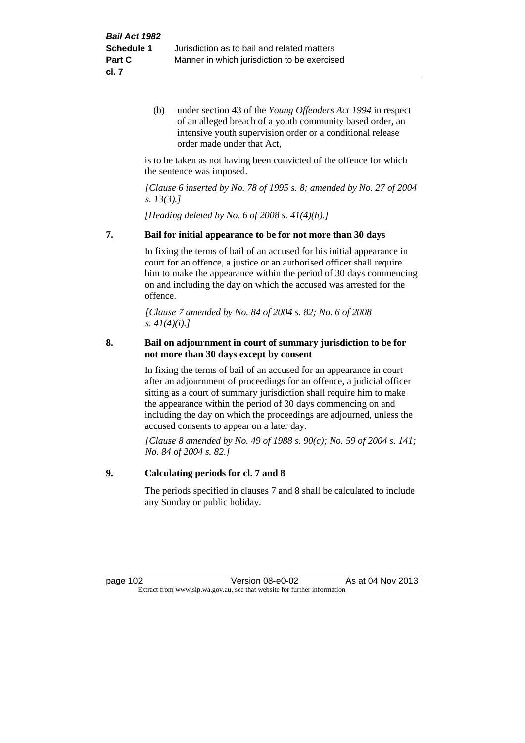(b) under section 43 of the *Young Offenders Act 1994* in respect of an alleged breach of a youth community based order, an intensive youth supervision order or a conditional release order made under that Act,

is to be taken as not having been convicted of the offence for which the sentence was imposed.

*[Clause 6 inserted by No. 78 of 1995 s. 8; amended by No. 27 of 2004 s. 13(3).]*

*[Heading deleted by No. 6 of 2008 s. 41(4)(h).]*

**7. Bail for initial appearance to be for not more than 30 days**

In fixing the terms of bail of an accused for his initial appearance in court for an offence, a justice or an authorised officer shall require him to make the appearance within the period of 30 days commencing on and including the day on which the accused was arrested for the offence.

*[Clause 7 amended by No. 84 of 2004 s. 82; No. 6 of 2008 s. 41(4)(i).]*

**8. Bail on adjournment in court of summary jurisdiction to be for not more than 30 days except by consent**

In fixing the terms of bail of an accused for an appearance in court after an adjournment of proceedings for an offence, a judicial officer sitting as a court of summary jurisdiction shall require him to make the appearance within the period of 30 days commencing on and including the day on which the proceedings are adjourned, unless the accused consents to appear on a later day.

*[Clause 8 amended by No. 49 of 1988 s. 90(c); No. 59 of 2004 s. 141; No. 84 of 2004 s. 82.]*

**9. Calculating periods for cl. 7 and 8**

The periods specified in clauses 7 and 8 shall be calculated to include any Sunday or public holiday.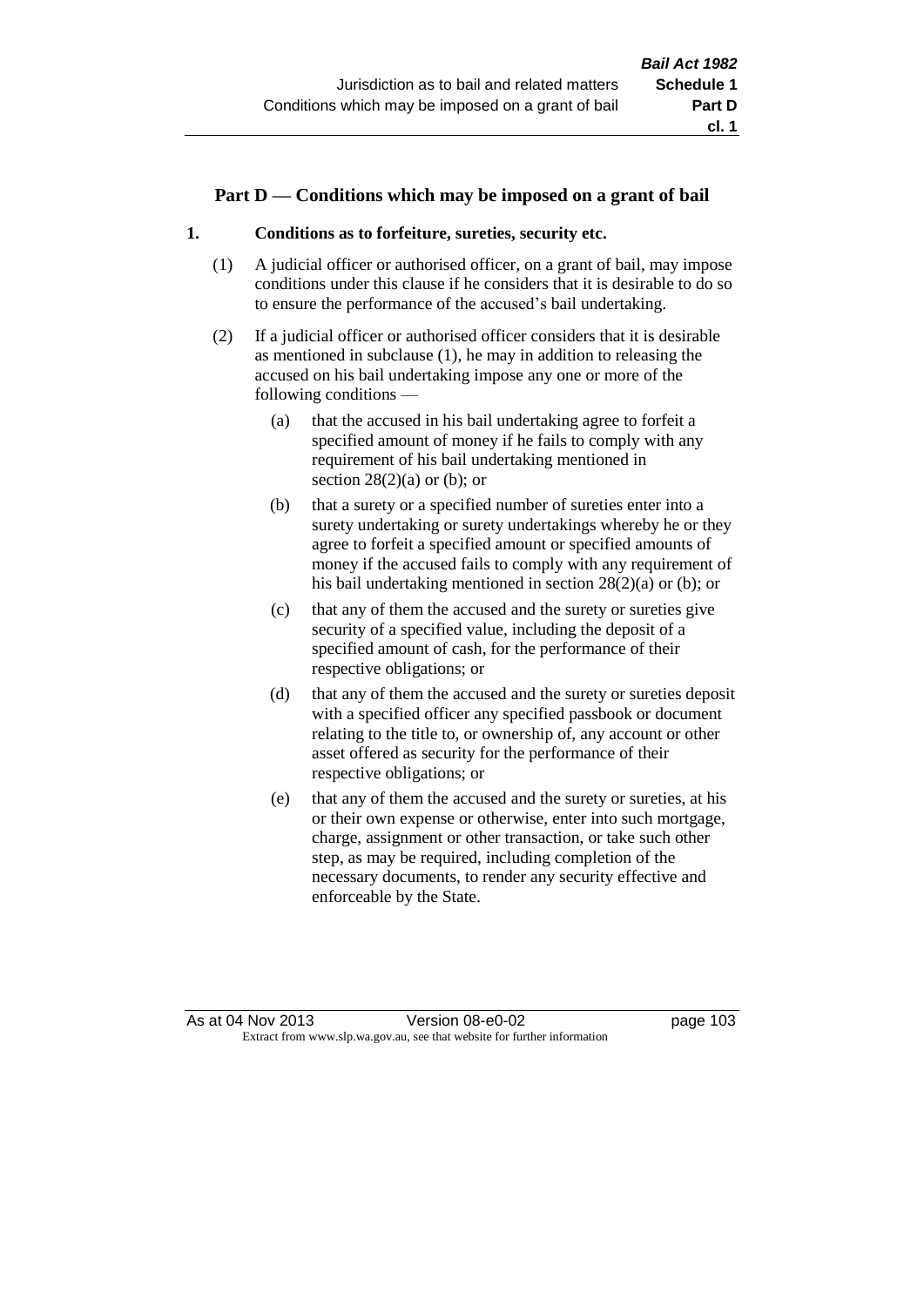## Part D — Conditions which may be imposed on a grant of bail

### 1. Conditions as to forfeiture, sureties, security etc.

(1) A judicial officer or authorised officer, on a grant of bail, may impose conditions under this clause if he considers that it is desirable to do so to ensure the performance of the accused's bail undertaking.

(2) If a judicial officer or authorised officer considers that it is desirable as mentioned in subclause (1), he may in addition to releasing the accused on his bail undertaking impose any one or more of the following conditions —

(a) that the accused in his bail undertaking agree to forfeit a specified amount of money if he fails to comply with any requirement of his bail undertaking mentioned in section 28(2)(a) or (b); or

(b) that a surety or a specified number of sureties enter into a surety undertaking or surety undertakings whereby he or they agree to forfeit a specified amount or specified amounts of money if the accused fails to comply with any requirement of his bail undertaking mentioned in section 28(2)(a) or (b); or

(c) that any of them the accused and the surety or sureties give security of a specified value, including the deposit of a specified amount of cash, for the performance of their respective obligations; or

(d) that any of them the accused and the surety or sureties deposit with a specified officer any specified passbook or document relating to the title to, or ownership of, any account or other asset offered as security for the performance of their respective obligations; or

(e) that any of them the accused and the surety or sureties, at his or their own expense or otherwise, enter into such mortgage, charge, assignment or other transaction, or take such other step, as may be required, including completion of the necessary documents, to render any security effective and enforceable by the State.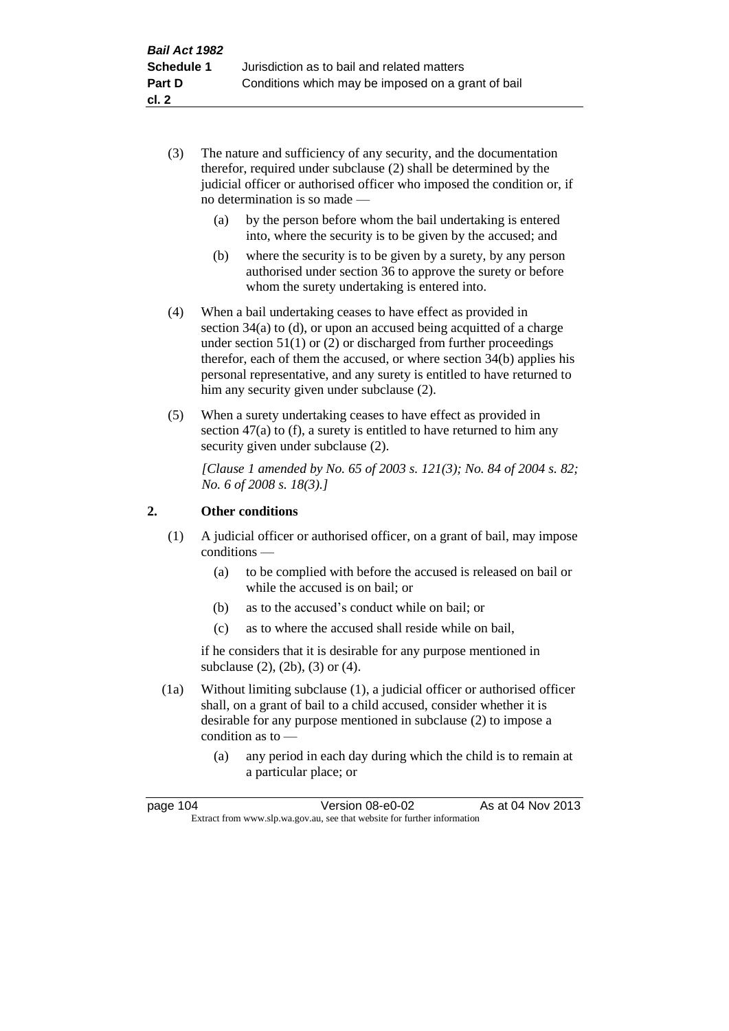(3) The nature and sufficiency of any security, and the documentation therefor, required under subclause (2) shall be determined by the judicial officer or authorised officer who imposed the condition or, if no determination is so made —

(a) by the person before whom the bail undertaking is entered into, where the security is to be given by the accused; and

(b) where the security is to be given by a surety, by any person authorised under section 36 to approve the surety or before whom the surety undertaking is entered into.

(4) When a bail undertaking ceases to have effect as provided in section 34(a) to (d), or upon an accused being acquitted of a charge under section 51(1) or (2) or discharged from further proceedings therefor, each of them the accused, or where section 34(b) applies his personal representative, and any surety is entitled to have returned to him any security given under subclause (2).

(5) When a surety undertaking ceases to have effect as provided in section 47(a) to (f), a surety is entitled to have returned to him any security given under subclause (2).

*[Clause 1 amended by No. 65 of 2003 s. 121(3); No. 84 of 2004 s. 82; No. 6 of 2008 s. 18(3).]*

## 2. Other conditions

(1) A judicial officer or authorised officer, on a grant of bail, may impose conditions —

(a) to be complied with before the accused is released on bail or while the accused is on bail; or

(b) as to the accused's conduct while on bail; or

(c) as to where the accused shall reside while on bail,

if he considers that it is desirable for any purpose mentioned in subclause (2), (2b), (3) or (4).

(1a) Without limiting subclause (1), a judicial officer or authorised officer shall, on a grant of bail to a child accused, consider whether it is desirable for any purpose mentioned in subclause (2) to impose a condition as to —

(a) any period in each day during which the child is to remain at a particular place; or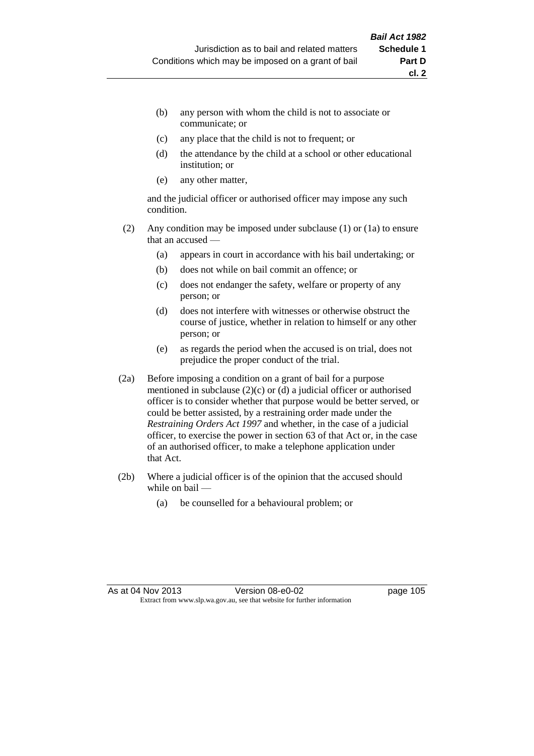(b) any person with whom the child is not to associate or communicate; or

(c) any place that the child is not to frequent; or

(d) the attendance by the child at a school or other educational institution; or

(e) any other matter,

and the judicial officer or authorised officer may impose any such condition.

(2) Any condition may be imposed under subclause (1) or (1a) to ensure that an accused —

(a) appears in court in accordance with his bail undertaking; or

(b) does not while on bail commit an offence; or

(c) does not endanger the safety, welfare or property of any person; or

(d) does not interfere with witnesses or otherwise obstruct the course of justice, whether in relation to himself or any other person; or

(e) as regards the period when the accused is on trial, does not prejudice the proper conduct of the trial.

(2a) Before imposing a condition on a grant of bail for a purpose mentioned in subclause (2)(c) or (d) a judicial officer or authorised officer is to consider whether that purpose would be better served, or could be better assisted, by a restraining order made under the *Restraining Orders Act 1997* and whether, in the case of a judicial officer, to exercise the power in section 63 of that Act or, in the case of an authorised officer, to make a telephone application under that Act.

(2b) Where a judicial officer is of the opinion that the accused should while on bail —

(a) be counselled for a behavioural problem; or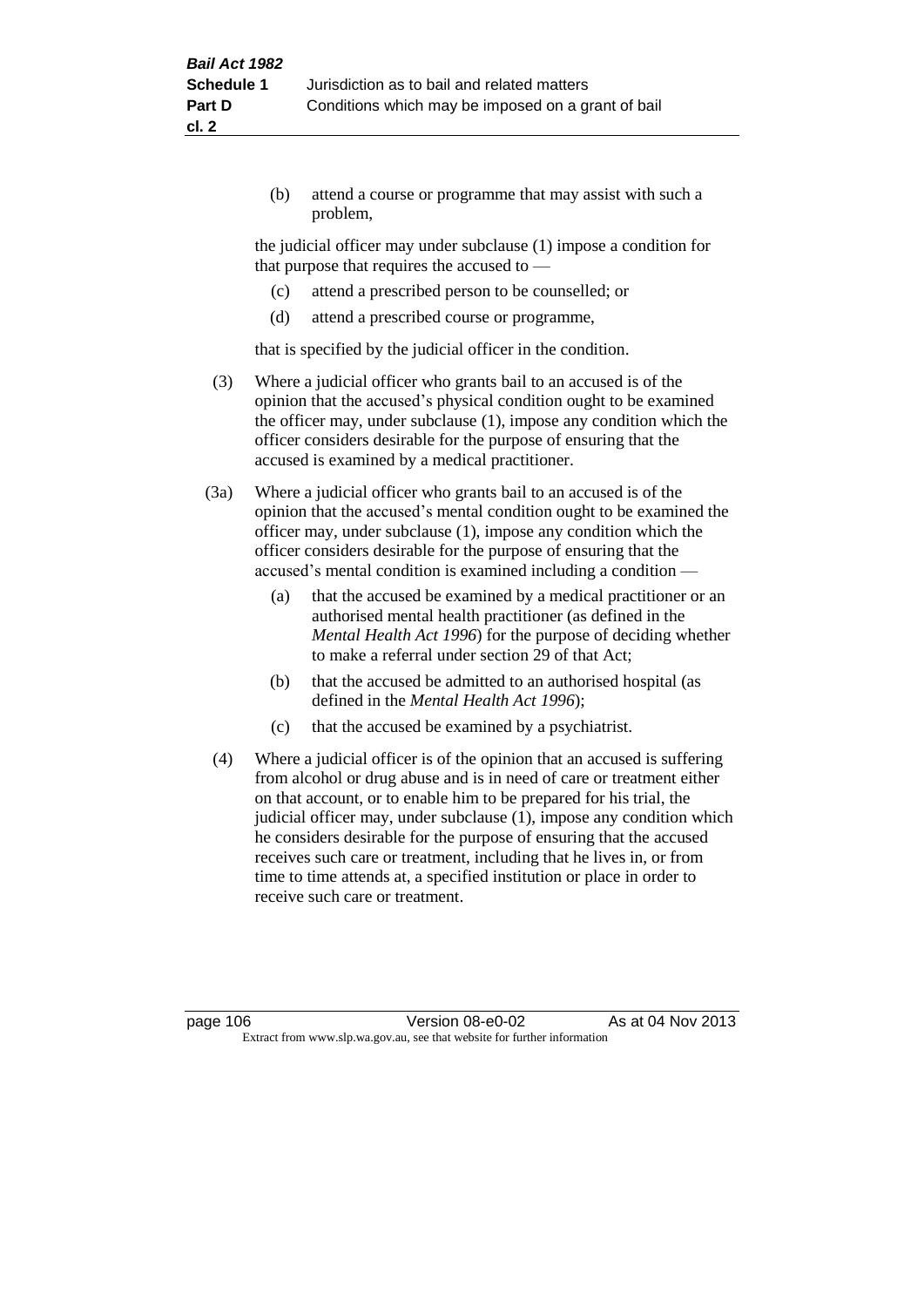(b) attend a course or programme that may assist with such a problem,

the judicial officer may under subclause (1) impose a condition for that purpose that requires the accused to —

(c) attend a prescribed person to be counselled; or

(d) attend a prescribed course or programme,

that is specified by the judicial officer in the condition.

(3) Where a judicial officer who grants bail to an accused is of the opinion that the accused's physical condition ought to be examined the officer may, under subclause (1), impose any condition which the officer considers desirable for the purpose of ensuring that the accused is examined by a medical practitioner.

(3a) Where a judicial officer who grants bail to an accused is of the opinion that the accused's mental condition ought to be examined the officer may, under subclause (1), impose any condition which the officer considers desirable for the purpose of ensuring that the accused's mental condition is examined including a condition —

(a) that the accused be examined by a medical practitioner or an authorised mental health practitioner (as defined in the *Mental Health Act 1996*) for the purpose of deciding whether to make a referral under section 29 of that Act;

(b) that the accused be admitted to an authorised hospital (as defined in the *Mental Health Act 1996*);

(c) that the accused be examined by a psychiatrist.

(4) Where a judicial officer is of the opinion that an accused is suffering from alcohol or drug abuse and is in need of care or treatment either on that account, or to enable him to be prepared for his trial, the judicial officer may, under subclause (1), impose any condition which he considers desirable for the purpose of ensuring that the accused receives such care or treatment, including that he lives in, or from time to time attends at, a specified institution or place in order to receive such care or treatment.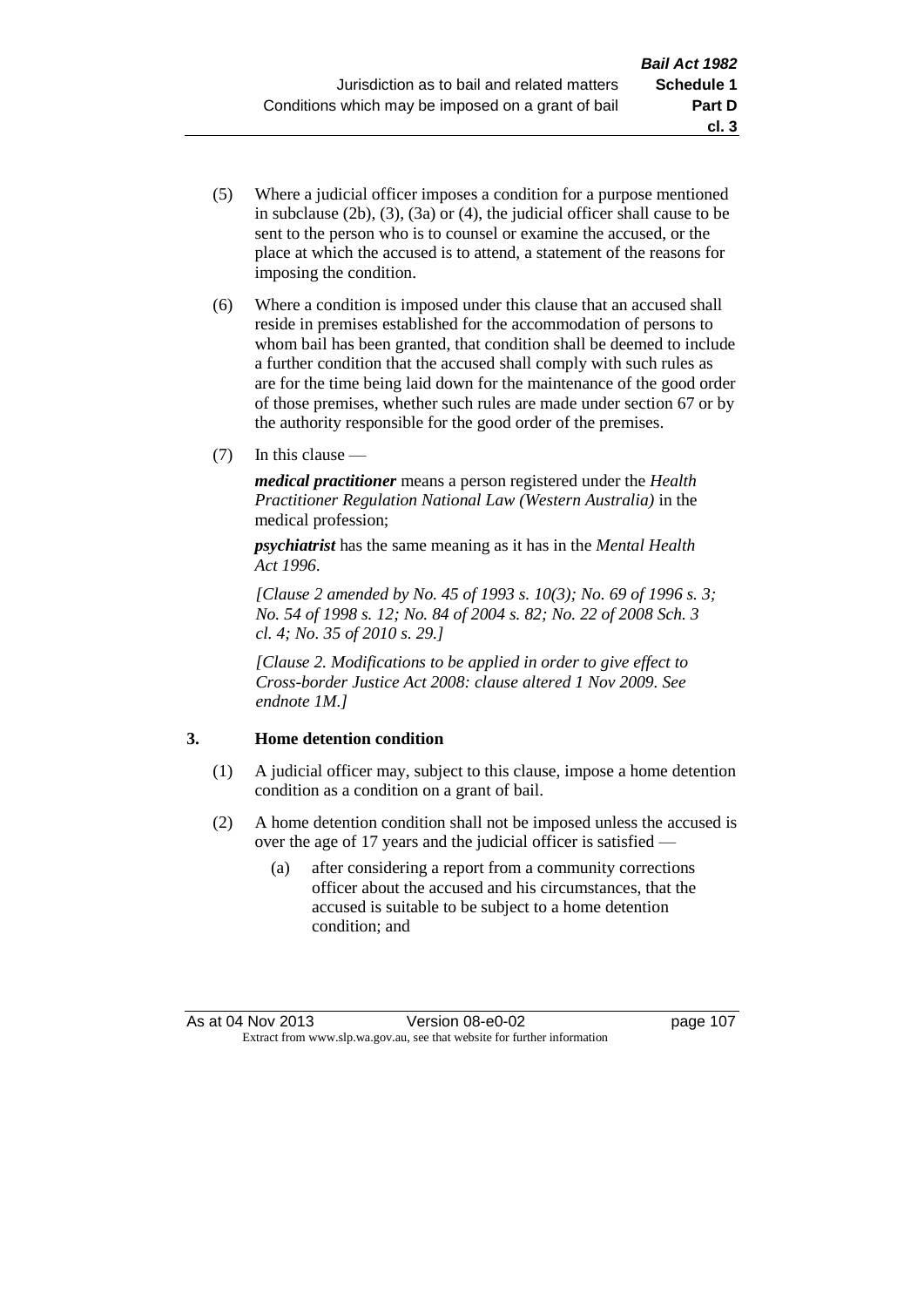(5) Where a judicial officer imposes a condition for a purpose mentioned in subclause (2b), (3), (3a) or (4), the judicial officer shall cause to be sent to the person who is to counsel or examine the accused, or the place at which the accused is to attend, a statement of the reasons for imposing the condition.

(6) Where a condition is imposed under this clause that an accused shall reside in premises established for the accommodation of persons to whom bail has been granted, that condition shall be deemed to include a further condition that the accused shall comply with such rules as are for the time being laid down for the maintenance of the good order of those premises, whether such rules are made under section 67 or by the authority responsible for the good order of the premises.

(7) In this clause —

***medical practitioner*** means a person registered under the *Health Practitioner Regulation National Law (Western Australia)* in the medical profession;

***psychiatrist*** has the same meaning as it has in the *Mental Health Act 1996*.

*[Clause 2 amended by No. 45 of 1993 s. 10(3); No. 69 of 1996 s. 3; No. 54 of 1998 s. 12; No. 84 of 2004 s. 82; No. 22 of 2008 Sch. 3 cl. 4; No. 35 of 2010 s. 29.]*

*[Clause 2. Modifications to be applied in order to give effect to Cross-border Justice Act 2008: clause altered 1 Nov 2009. See endnote 1M.]*

### 3. Home detention condition

(1) A judicial officer may, subject to this clause, impose a home detention condition as a condition on a grant of bail.

(2) A home detention condition shall not be imposed unless the accused is over the age of 17 years and the judicial officer is satisfied —

(a) after considering a report from a community corrections officer about the accused and his circumstances, that the accused is suitable to be subject to a home detention condition; and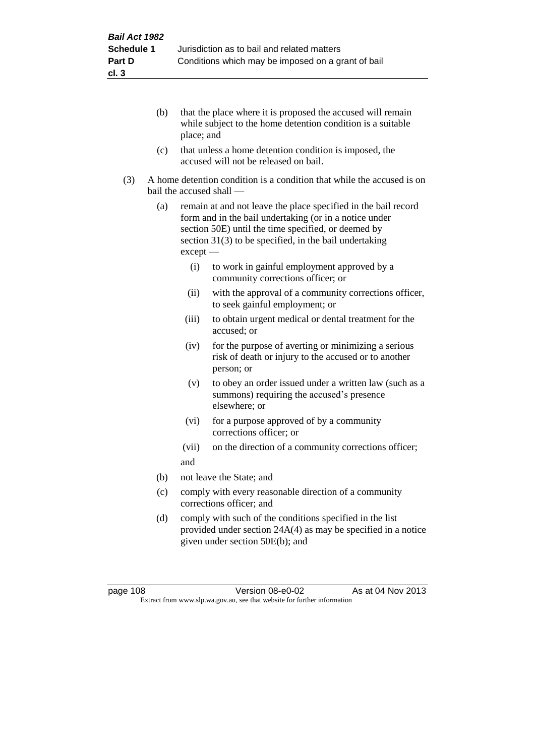(b) that the place where it is proposed the accused will remain while subject to the home detention condition is a suitable place; and

(c) that unless a home detention condition is imposed, the accused will not be released on bail.

(3) A home detention condition is a condition that while the accused is on bail the accused shall —

(a) remain at and not leave the place specified in the bail record form and in the bail undertaking (or in a notice under section 50E) until the time specified, or deemed by section 31(3) to be specified, in the bail undertaking except —

(i) to work in gainful employment approved by a community corrections officer; or

(ii) with the approval of a community corrections officer, to seek gainful employment; or

(iii) to obtain urgent medical or dental treatment for the accused; or

(iv) for the purpose of averting or minimizing a serious risk of death or injury to the accused or to another person; or

(v) to obey an order issued under a written law (such as a summons) requiring the accused's presence elsewhere; or

(vi) for a purpose approved of by a community corrections officer; or

(vii) on the direction of a community corrections officer;

and

(b) not leave the State; and

(c) comply with every reasonable direction of a community corrections officer; and

(d) comply with such of the conditions specified in the list provided under section 24A(4) as may be specified in a notice given under section 50E(b); and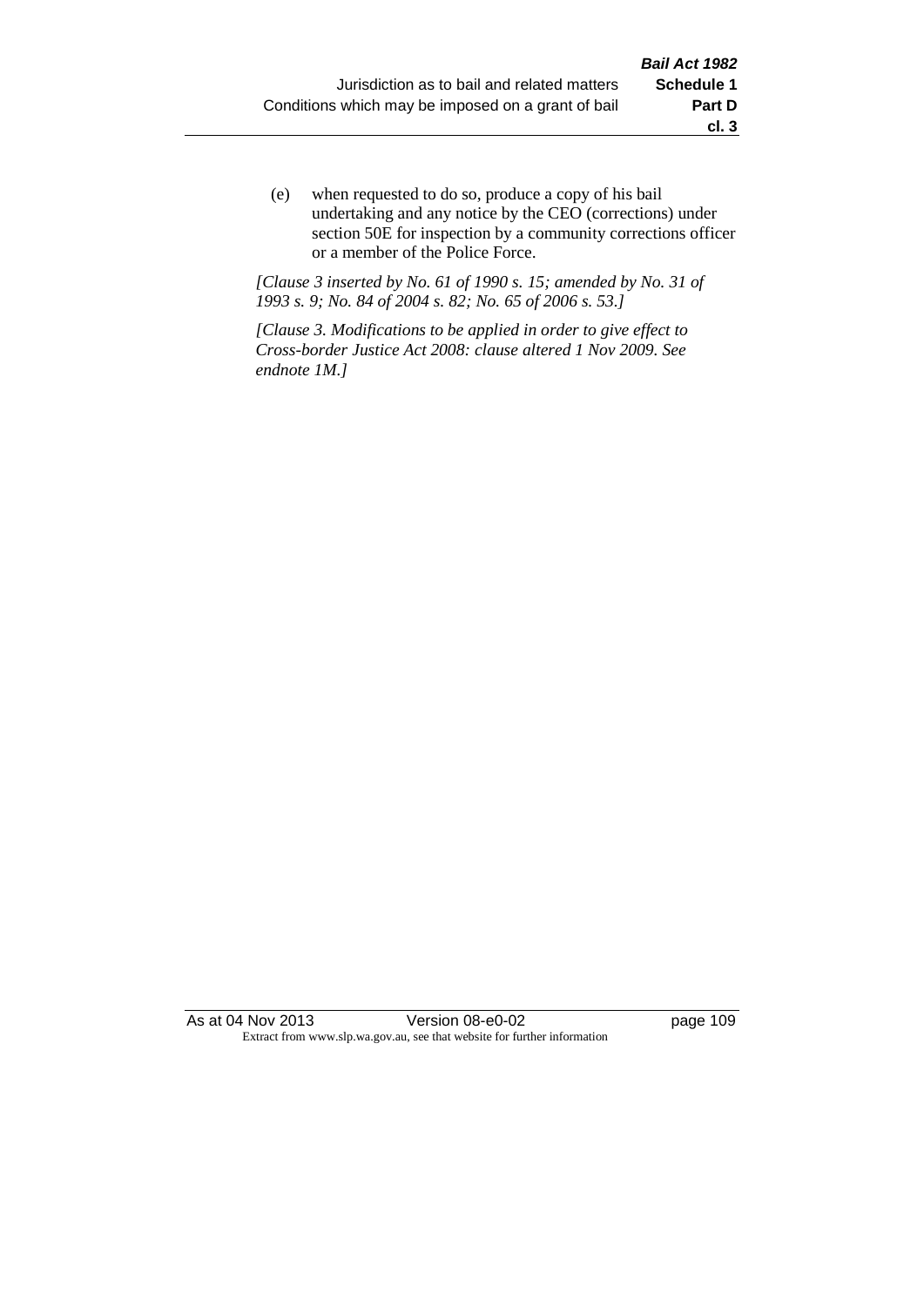(e) when requested to do so, produce a copy of his bail undertaking and any notice by the CEO (corrections) under section 50E for inspection by a community corrections officer or a member of the Police Force.

*[Clause 3 inserted by No. 61 of 1990 s. 15; amended by No. 31 of 1993 s. 9; No. 84 of 2004 s. 82; No. 65 of 2006 s. 53.]*

*[Clause 3. Modifications to be applied in order to give effect to Cross-border Justice Act 2008: clause altered 1 Nov 2009. See endnote 1M.]*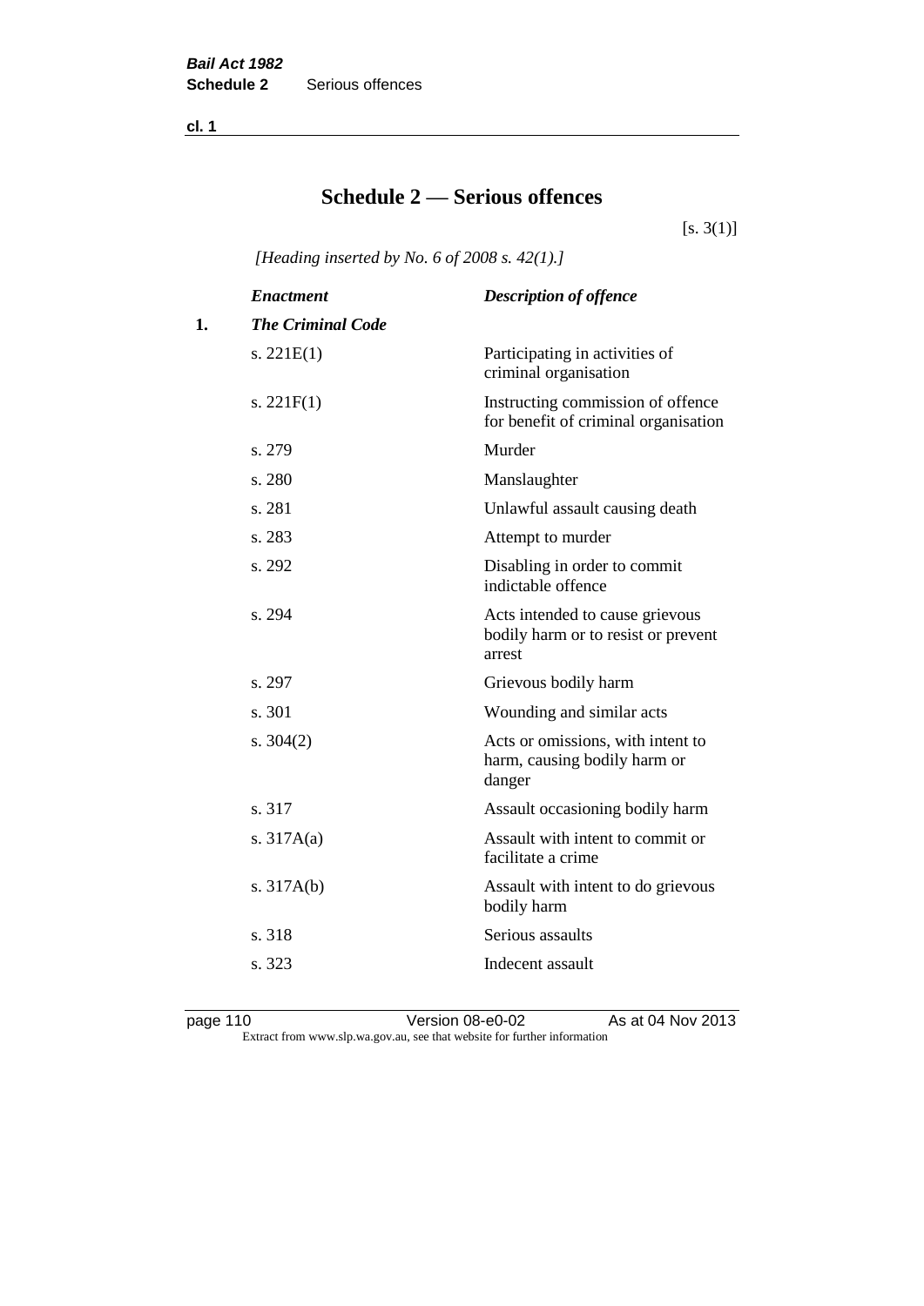# Schedule 2 — Serious offences

[s. 3(1)]

*[Heading inserted by No. 6 of 2008 s. 42(1).]*

| | *Enactment* | *Description of offence* |
|---|---|---|
| **1.** | ***The Criminal Code*** | |
| | s. 221E(1) | Participating in activities of criminal organisation |
| | s. 221F(1) | Instructing commission of offence for benefit of criminal organisation |
| | s. 279 | Murder |
| | s. 280 | Manslaughter |
| | s. 281 | Unlawful assault causing death |
| | s. 283 | Attempt to murder |
| | s. 292 | Disabling in order to commit indictable offence |
| | s. 294 | Acts intended to cause grievous bodily harm or to resist or prevent arrest |
| | s. 297 | Grievous bodily harm |
| | s. 301 | Wounding and similar acts |
| | s. 304(2) | Acts or omissions, with intent to harm, causing bodily harm or danger |
| | s. 317 | Assault occasioning bodily harm |
| | s. 317A(a) | Assault with intent to commit or facilitate a crime |
| | s. 317A(b) | Assault with intent to do grievous bodily harm |
| | s. 318 | Serious assaults |
| | s. 323 | Indecent assault |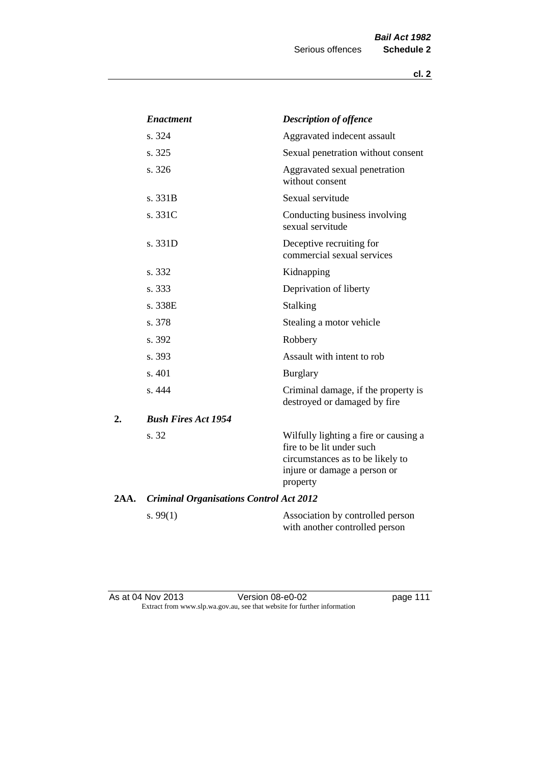| *Enactment* | *Description of offence* |
|---|---|
| s. 324 | Aggravated indecent assault |
| s. 325 | Sexual penetration without consent |
| s. 326 | Aggravated sexual penetration without consent |
| s. 331B | Sexual servitude |
| s. 331C | Conducting business involving sexual servitude |
| s. 331D | Deceptive recruiting for commercial sexual services |
| s. 332 | Kidnapping |
| s. 333 | Deprivation of liberty |
| s. 338E | Stalking |
| s. 378 | Stealing a motor vehicle |
| s. 392 | Robbery |
| s. 393 | Assault with intent to rob |
| s. 401 | Burglary |
| s. 444 | Criminal damage, if the property is destroyed or damaged by fire |

**2.** ***Bush Fires Act 1954***

| | |
|---|---|
| s. 32 | Wilfully lighting a fire or causing a fire to be lit under such circumstances as to be likely to injure or damage a person or property |

**2AA.** ***Criminal Organisations Control Act 2012***

| | |
|---|---|
| s. 99(1) | Association by controlled person with another controlled person |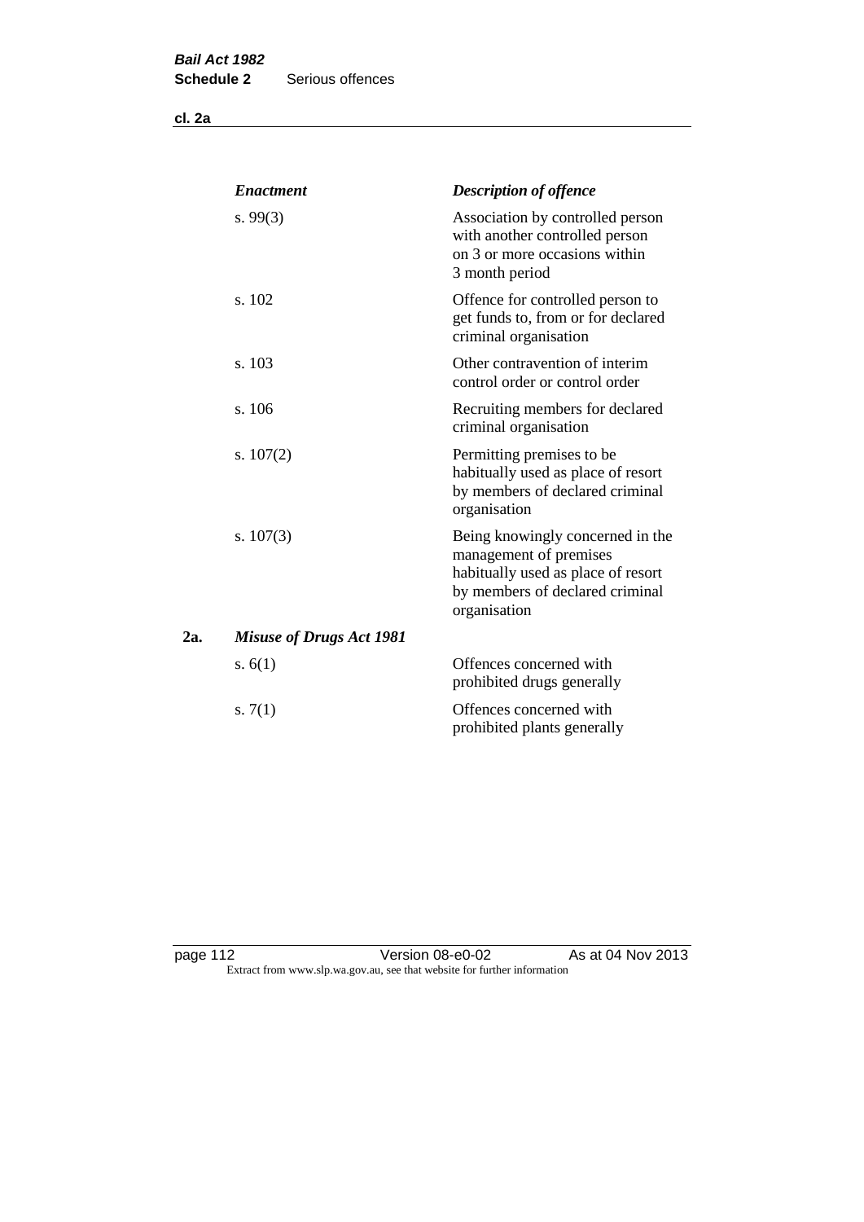| | *Enactment* | *Description of offence* |
|---|---|---|
| | s. 99(3) | Association by controlled person with another controlled person on 3 or more occasions within 3 month period |
| | s. 102 | Offence for controlled person to get funds to, from or for declared criminal organisation |
| | s. 103 | Other contravention of interim control order or control order |
| | s. 106 | Recruiting members for declared criminal organisation |
| | s. 107(2) | Permitting premises to be habitually used as place of resort by members of declared criminal organisation |
| | s. 107(3) | Being knowingly concerned in the management of premises habitually used as place of resort by members of declared criminal organisation |
| **2a.** | ***Misuse of Drugs Act 1981*** | |
| | s. 6(1) | Offences concerned with prohibited drugs generally |
| | s. 7(1) | Offences concerned with prohibited plants generally |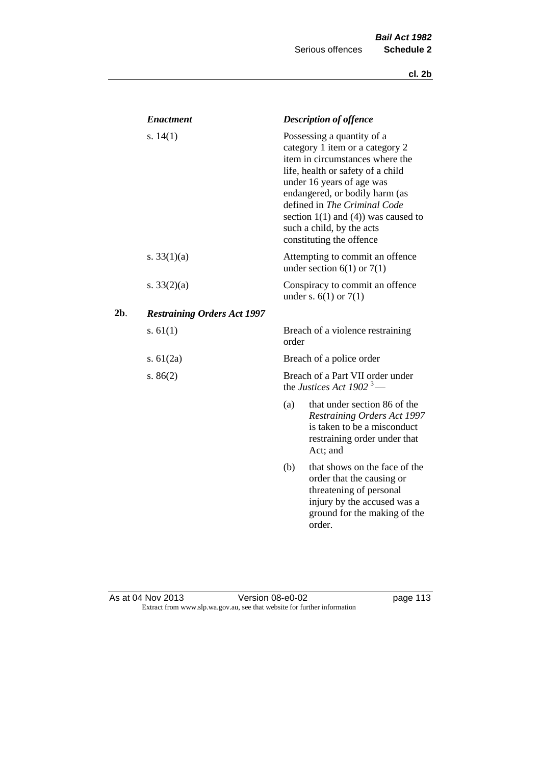| *Enactment* | *Description of offence* |
|---|---|
| s. 14(1) | Possessing a quantity of a category 1 item or a category 2 item in circumstances where the life, health or safety of a child under 16 years of age was endangered, or bodily harm (as defined in *The Criminal Code* section 1(1) and (4)) was caused to such a child, by the acts constituting the offence |
| s. 33(1)(a) | Attempting to commit an offence under section 6(1) or 7(1) |
| s. 33(2)(a) | Conspiracy to commit an offence under s. 6(1) or 7(1) |

**2b**. ***Restraining Orders Act 1997***

| | |
|---|---|
| s. 61(1) | Breach of a violence restraining order |
| s. 61(2a) | Breach of a police order |
| s. 86(2) | Breach of a Part VII order under the *Justices Act 1902* [3] —<br>(a) that under section 86 of the *Restraining Orders Act 1997* is taken to be a misconduct restraining order under that Act; and<br>(b) that shows on the face of the order that the causing or threatening of personal injury by the accused was a ground for the making of the order. |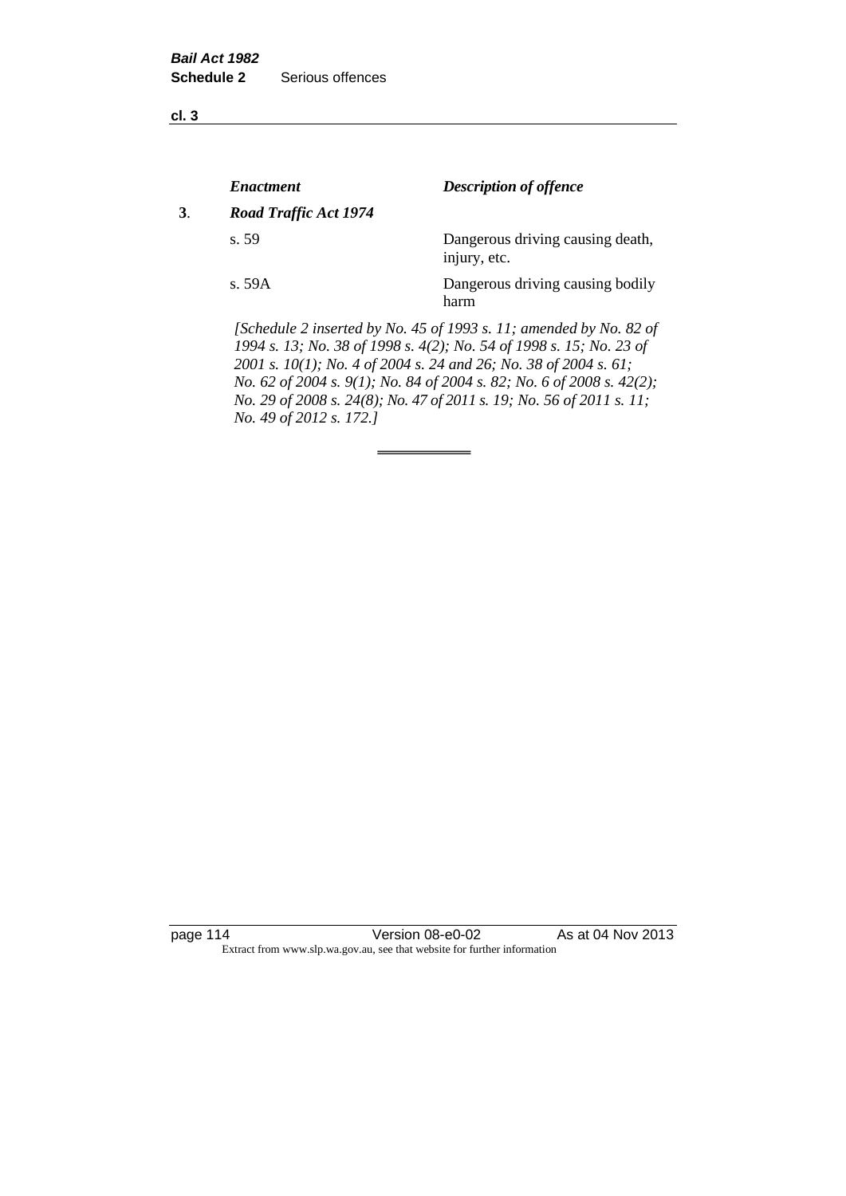| | *Enactment* | *Description of offence* |
|---|---|---|
| **3**. | ***Road Traffic Act 1974*** | |
| | s. 59 | Dangerous driving causing death, injury, etc. |
| | s. 59A | Dangerous driving causing bodily harm |

*[Schedule 2 inserted by No. 45 of 1993 s. 11; amended by No. 82 of 1994 s. 13; No. 38 of 1998 s. 4(2); No. 54 of 1998 s. 15; No. 23 of 2001 s. 10(1); No. 4 of 2004 s. 24 and 26; No. 38 of 2004 s. 61; No. 62 of 2004 s. 9(1); No. 84 of 2004 s. 82; No. 6 of 2008 s. 42(2); No. 29 of 2008 s. 24(8); No. 47 of 2011 s. 19; No. 56 of 2011 s. 11; No. 49 of 2012 s. 172.]*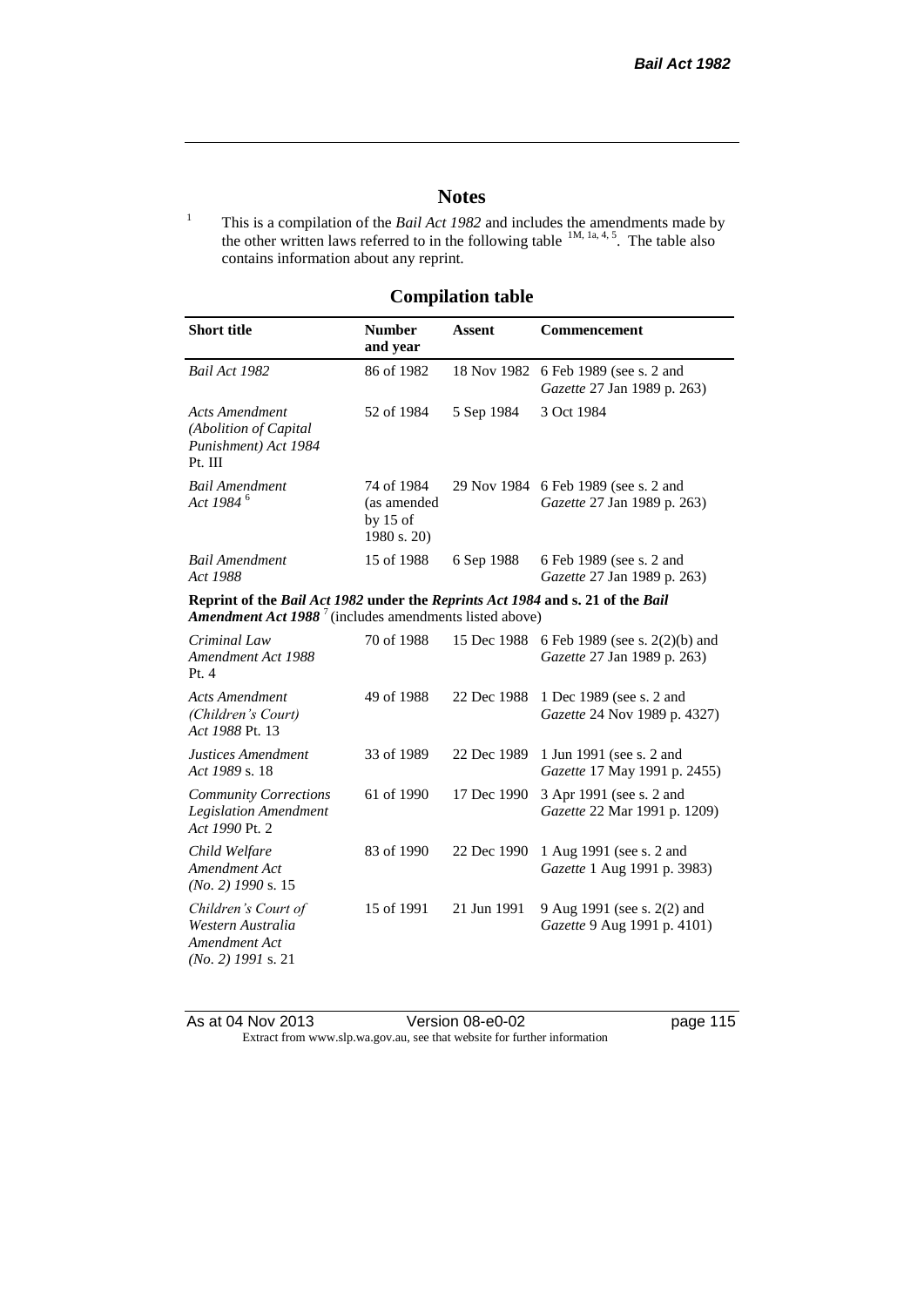## Notes

[1] This is a compilation of the *Bail Act 1982* and includes the amendments made by the other written laws referred to in the following table [1M, 1a, 4, 5]. The table also contains information about any reprint.

## Compilation table

| Short title | Number and year | Assent | Commencement |
|---|---|---|---|
| *Bail Act 1982* | 86 of 1982 | 18 Nov 1982 | 6 Feb 1989 (see s. 2 and *Gazette* 27 Jan 1989 p. 263) |
| *Acts Amendment (Abolition of Capital Punishment) Act 1984* Pt. III | 52 of 1984 | 5 Sep 1984 | 3 Oct 1984 |
| *Bail Amendment Act 1984* [6] | 74 of 1984 (as amended by 15 of 1980 s. 20) | 29 Nov 1984 | 6 Feb 1989 (see s. 2 and *Gazette* 27 Jan 1989 p. 263) |
| *Bail Amendment Act 1988* | 15 of 1988 | 6 Sep 1988 | 6 Feb 1989 (see s. 2 and *Gazette* 27 Jan 1989 p. 263) |
| **Reprint of the *Bail Act 1982* under the *Reprints Act 1984* and s. 21 of the *Bail Amendment Act 1988*** [7] (includes amendments listed above) | | | |
| *Criminal Law Amendment Act 1988* Pt. 4 | 70 of 1988 | 15 Dec 1988 | 6 Feb 1989 (see s. 2(2)(b) and *Gazette* 27 Jan 1989 p. 263) |
| *Acts Amendment (Children's Court) Act 1988* Pt. 13 | 49 of 1988 | 22 Dec 1988 | 1 Dec 1989 (see s. 2 and *Gazette* 24 Nov 1989 p. 4327) |
| *Justices Amendment Act 1989* s. 18 | 33 of 1989 | 22 Dec 1989 | 1 Jun 1991 (see s. 2 and *Gazette* 17 May 1991 p. 2455) |
| *Community Corrections Legislation Amendment Act 1990* Pt. 2 | 61 of 1990 | 17 Dec 1990 | 3 Apr 1991 (see s. 2 and *Gazette* 22 Mar 1991 p. 1209) |
| *Child Welfare Amendment Act (No. 2) 1990* s. 15 | 83 of 1990 | 22 Dec 1990 | 1 Aug 1991 (see s. 2 and *Gazette* 1 Aug 1991 p. 3983) |
| *Children's Court of Western Australia Amendment Act (No. 2) 1991* s. 21 | 15 of 1991 | 21 Jun 1991 | 9 Aug 1991 (see s. 2(2) and *Gazette* 9 Aug 1991 p. 4101) |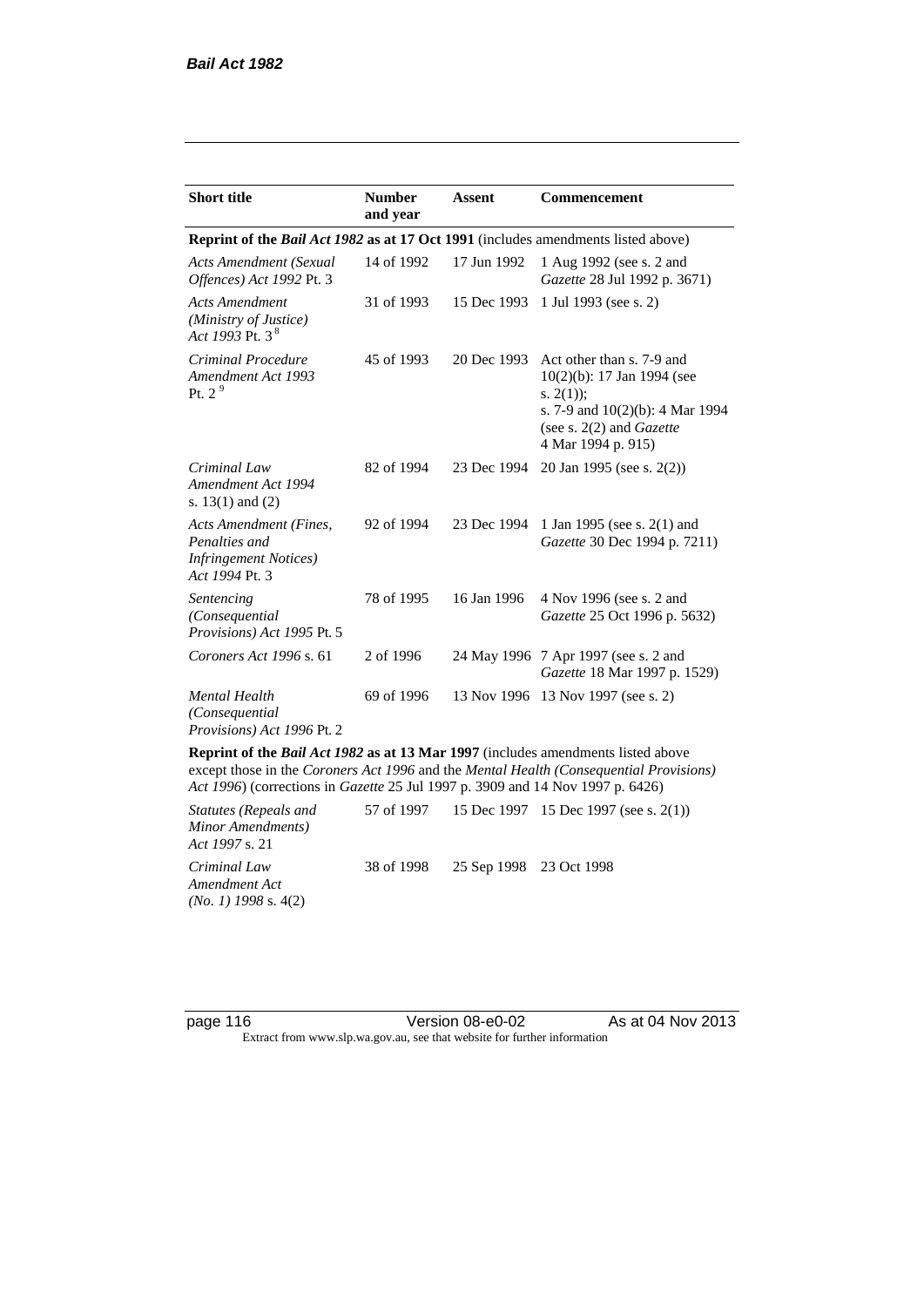| Short title | Number and year | Assent | Commencement |
|---|---|---|---|
| **Reprint of the *Bail Act 1982* as at 17 Oct 1991** (includes amendments listed above) | | | |
| *Acts Amendment (Sexual Offences) Act 1992* Pt. 3 | 14 of 1992 | 17 Jun 1992 | 1 Aug 1992 (see s. 2 and *Gazette* 28 Jul 1992 p. 3671) |
| *Acts Amendment (Ministry of Justice) Act 1993* Pt. 3 [8] | 31 of 1993 | 15 Dec 1993 | 1 Jul 1993 (see s. 2) |
| *Criminal Procedure Amendment Act 1993* Pt. 2 [9] | 45 of 1993 | 20 Dec 1993 | Act other than s. 7-9 and 10(2)(b): 17 Jan 1994 (see s. 2(1)); s. 7-9 and 10(2)(b): 4 Mar 1994 (see s. 2(2) and *Gazette* 4 Mar 1994 p. 915) |
| *Criminal Law Amendment Act 1994* s. 13(1) and (2) | 82 of 1994 | 23 Dec 1994 | 20 Jan 1995 (see s. 2(2)) |
| *Acts Amendment (Fines, Penalties and Infringement Notices) Act 1994* Pt. 3 | 92 of 1994 | 23 Dec 1994 | 1 Jan 1995 (see s. 2(1) and *Gazette* 30 Dec 1994 p. 7211) |
| *Sentencing (Consequential Provisions) Act 1995* Pt. 5 | 78 of 1995 | 16 Jan 1996 | 4 Nov 1996 (see s. 2 and *Gazette* 25 Oct 1996 p. 5632) |
| *Coroners Act 1996* s. 61 | 2 of 1996 | 24 May 1996 | 7 Apr 1997 (see s. 2 and *Gazette* 18 Mar 1997 p. 1529) |
| *Mental Health (Consequential Provisions) Act 1996* Pt. 2 | 69 of 1996 | 13 Nov 1996 | 13 Nov 1997 (see s. 2) |
| **Reprint of the *Bail Act 1982* as at 13 Mar 1997** (includes amendments listed above except those in the *Coroners Act 1996* and the *Mental Health (Consequential Provisions) Act 1996*) (corrections in *Gazette* 25 Jul 1997 p. 3909 and 14 Nov 1997 p. 6426) | | | |
| *Statutes (Repeals and Minor Amendments) Act 1997* s. 21 | 57 of 1997 | 15 Dec 1997 | 15 Dec 1997 (see s. 2(1)) |
| *Criminal Law Amendment Act (No. 1) 1998* s. 4(2) | 38 of 1998 | 25 Sep 1998 | 23 Oct 1998 |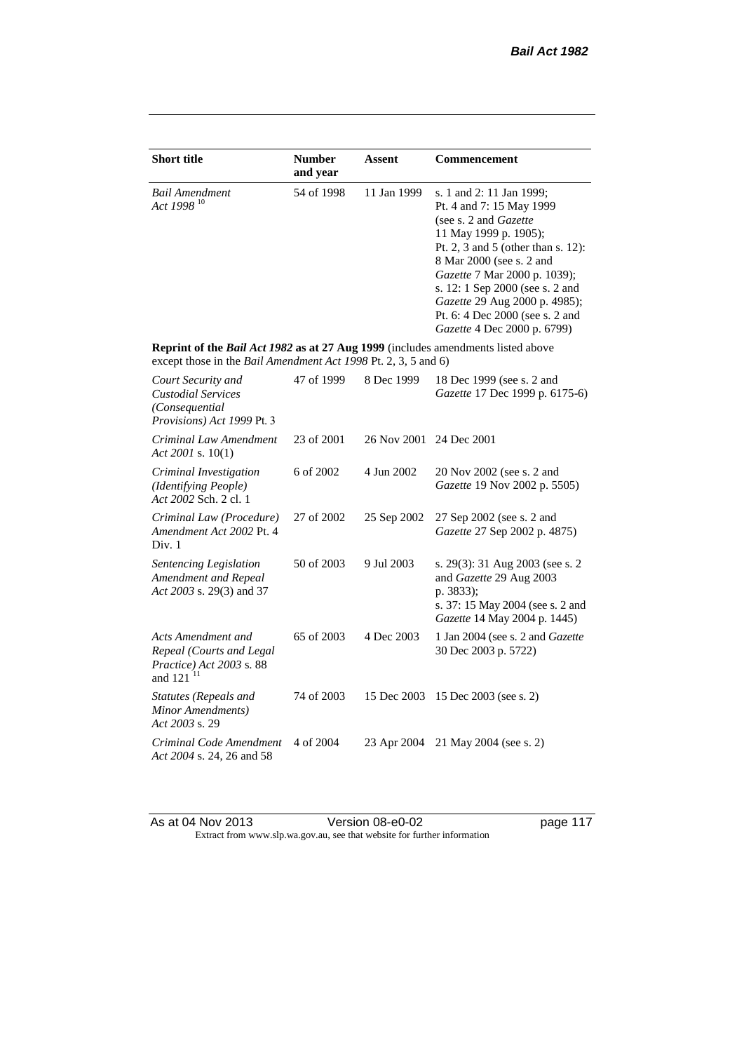| Short title | Number and year | Assent | Commencement |
|---|---|---|---|
| *Bail Amendment Act 1998* [10] | 54 of 1998 | 11 Jan 1999 | s. 1 and 2: 11 Jan 1999; Pt. 4 and 7: 15 May 1999 (see s. 2 and *Gazette* 11 May 1999 p. 1905); Pt. 2, 3 and 5 (other than s. 12): 8 Mar 2000 (see s. 2 and *Gazette* 7 Mar 2000 p. 1039); s. 12: 1 Sep 2000 (see s. 2 and *Gazette* 29 Aug 2000 p. 4985); Pt. 6: 4 Dec 2000 (see s. 2 and *Gazette* 4 Dec 2000 p. 6799) |
| **Reprint of the *Bail Act 1982* as at 27 Aug 1999** (includes amendments listed above except those in the *Bail Amendment Act 1998* Pt. 2, 3, 5 and 6) | | | |
| *Court Security and Custodial Services (Consequential Provisions) Act 1999* Pt. 3 | 47 of 1999 | 8 Dec 1999 | 18 Dec 1999 (see s. 2 and *Gazette* 17 Dec 1999 p. 6175-6) |
| *Criminal Law Amendment Act 2001* s. 10(1) | 23 of 2001 | 26 Nov 2001 | 24 Dec 2001 |
| *Criminal Investigation (Identifying People) Act 2002* Sch. 2 cl. 1 | 6 of 2002 | 4 Jun 2002 | 20 Nov 2002 (see s. 2 and *Gazette* 19 Nov 2002 p. 5505) |
| *Criminal Law (Procedure) Amendment Act 2002* Pt. 4 Div. 1 | 27 of 2002 | 25 Sep 2002 | 27 Sep 2002 (see s. 2 and *Gazette* 27 Sep 2002 p. 4875) |
| *Sentencing Legislation Amendment and Repeal Act 2003* s. 29(3) and 37 | 50 of 2003 | 9 Jul 2003 | s. 29(3): 31 Aug 2003 (see s. 2 and *Gazette* 29 Aug 2003 p. 3833); s. 37: 15 May 2004 (see s. 2 and *Gazette* 14 May 2004 p. 1445) |
| *Acts Amendment and Repeal (Courts and Legal Practice) Act 2003* s. 88 and 121 [11] | 65 of 2003 | 4 Dec 2003 | 1 Jan 2004 (see s. 2 and *Gazette* 30 Dec 2003 p. 5722) |
| *Statutes (Repeals and Minor Amendments) Act 2003* s. 29 | 74 of 2003 | 15 Dec 2003 | 15 Dec 2003 (see s. 2) |
| *Criminal Code Amendment Act 2004* s. 24, 26 and 58 | 4 of 2004 | 23 Apr 2004 | 21 May 2004 (see s. 2) |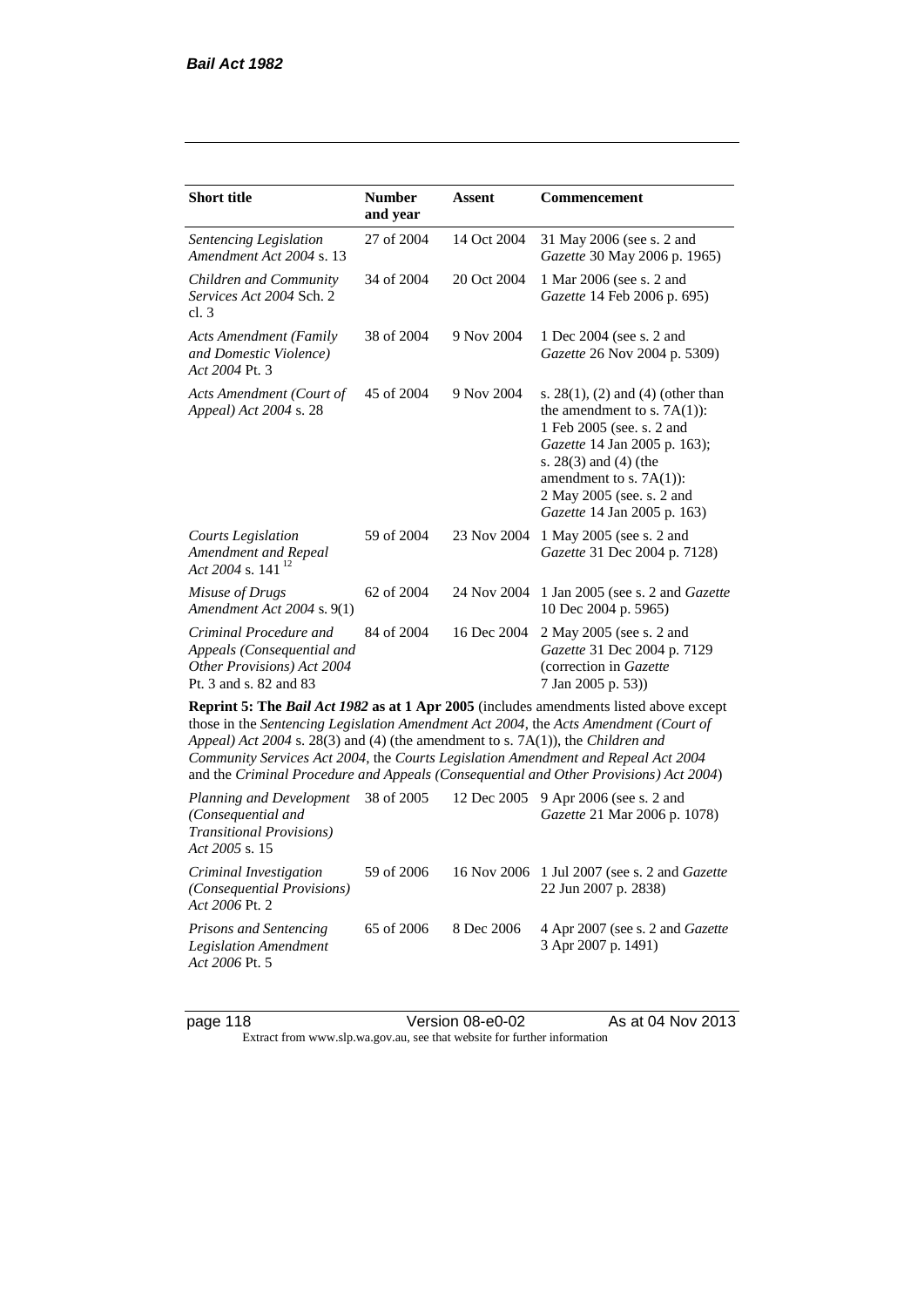| Short title | Number and year | Assent | Commencement |
|---|---|---|---|
| *Sentencing Legislation Amendment Act 2004* s. 13 | 27 of 2004 | 14 Oct 2004 | 31 May 2006 (see s. 2 and *Gazette* 30 May 2006 p. 1965) |
| *Children and Community Services Act 2004* Sch. 2 cl. 3 | 34 of 2004 | 20 Oct 2004 | 1 Mar 2006 (see s. 2 and *Gazette* 14 Feb 2006 p. 695) |
| *Acts Amendment (Family and Domestic Violence) Act 2004* Pt. 3 | 38 of 2004 | 9 Nov 2004 | 1 Dec 2004 (see s. 2 and *Gazette* 26 Nov 2004 p. 5309) |
| *Acts Amendment (Court of Appeal) Act 2004* s. 28 | 45 of 2004 | 9 Nov 2004 | s. 28(1), (2) and (4) (other than the amendment to s. 7A(1)): 1 Feb 2005 (see. s. 2 and *Gazette* 14 Jan 2005 p. 163); s. 28(3) and (4) (the amendment to s. 7A(1)): 2 May 2005 (see. s. 2 and *Gazette* 14 Jan 2005 p. 163) |
| *Courts Legislation Amendment and Repeal Act 2004* s. 141 [12] | 59 of 2004 | 23 Nov 2004 | 1 May 2005 (see s. 2 and *Gazette* 31 Dec 2004 p. 7128) |
| *Misuse of Drugs Amendment Act 2004* s. 9(1) | 62 of 2004 | 24 Nov 2004 | 1 Jan 2005 (see s. 2 and *Gazette* 10 Dec 2004 p. 5965) |
| *Criminal Procedure and Appeals (Consequential and Other Provisions) Act 2004* Pt. 3 and s. 82 and 83 | 84 of 2004 | 16 Dec 2004 | 2 May 2005 (see s. 2 and *Gazette* 31 Dec 2004 p. 7129 (correction in *Gazette* 7 Jan 2005 p. 53)) |
| **Reprint 5: The *Bail Act 1982* as at 1 Apr 2005** (includes amendments listed above except those in the *Sentencing Legislation Amendment Act 2004*, the *Acts Amendment (Court of Appeal) Act 2004* s. 28(3) and (4) (the amendment to s. 7A(1)), the *Children and Community Services Act 2004*, the *Courts Legislation Amendment and Repeal Act 2004* and the *Criminal Procedure and Appeals (Consequential and Other Provisions) Act 2004*) | | | |
| *Planning and Development (Consequential and Transitional Provisions) Act 2005* s. 15 | 38 of 2005 | 12 Dec 2005 | 9 Apr 2006 (see s. 2 and *Gazette* 21 Mar 2006 p. 1078) |
| *Criminal Investigation (Consequential Provisions) Act 2006* Pt. 2 | 59 of 2006 | 16 Nov 2006 | 1 Jul 2007 (see s. 2 and *Gazette* 22 Jun 2007 p. 2838) |
| *Prisons and Sentencing Legislation Amendment Act 2006* Pt. 5 | 65 of 2006 | 8 Dec 2006 | 4 Apr 2007 (see s. 2 and *Gazette* 3 Apr 2007 p. 1491) |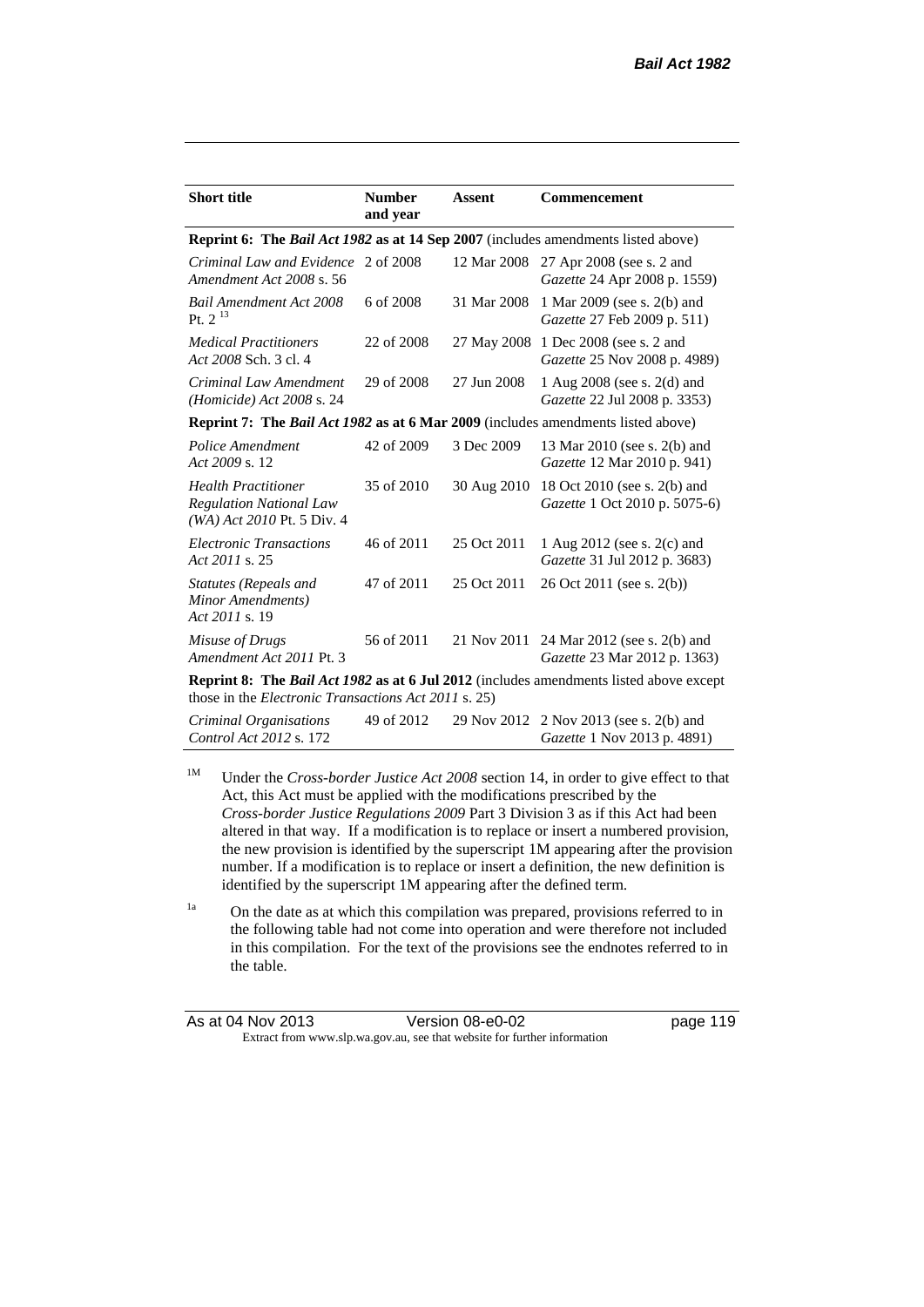| Short title | Number and year | Assent | Commencement |
|---|---|---|---|
| **Reprint 6: The *Bail Act 1982* as at 14 Sep 2007** (includes amendments listed above) | | | |
| *Criminal Law and Evidence Amendment Act 2008* s. 56 | 2 of 2008 | 12 Mar 2008 | 27 Apr 2008 (see s. 2 and *Gazette* 24 Apr 2008 p. 1559) |
| *Bail Amendment Act 2008* Pt. 2 [13] | 6 of 2008 | 31 Mar 2008 | 1 Mar 2009 (see s. 2(b) and *Gazette* 27 Feb 2009 p. 511) |
| *Medical Practitioners Act 2008* Sch. 3 cl. 4 | 22 of 2008 | 27 May 2008 | 1 Dec 2008 (see s. 2 and *Gazette* 25 Nov 2008 p. 4989) |
| *Criminal Law Amendment (Homicide) Act 2008* s. 24 | 29 of 2008 | 27 Jun 2008 | 1 Aug 2008 (see s. 2(d) and *Gazette* 22 Jul 2008 p. 3353) |
| **Reprint 7: The *Bail Act 1982* as at 6 Mar 2009** (includes amendments listed above) | | | |
| *Police Amendment Act 2009* s. 12 | 42 of 2009 | 3 Dec 2009 | 13 Mar 2010 (see s. 2(b) and *Gazette* 12 Mar 2010 p. 941) |
| *Health Practitioner Regulation National Law (WA) Act 2010* Pt. 5 Div. 4 | 35 of 2010 | 30 Aug 2010 | 18 Oct 2010 (see s. 2(b) and *Gazette* 1 Oct 2010 p. 5075-6) |
| *Electronic Transactions Act 2011* s. 25 | 46 of 2011 | 25 Oct 2011 | 1 Aug 2012 (see s. 2(c) and *Gazette* 31 Jul 2012 p. 3683) |
| *Statutes (Repeals and Minor Amendments) Act 2011* s. 19 | 47 of 2011 | 25 Oct 2011 | 26 Oct 2011 (see s. 2(b)) |
| *Misuse of Drugs Amendment Act 2011* Pt. 3 | 56 of 2011 | 21 Nov 2011 | 24 Mar 2012 (see s. 2(b) and *Gazette* 23 Mar 2012 p. 1363) |
| **Reprint 8: The *Bail Act 1982* as at 6 Jul 2012** (includes amendments listed above except those in the *Electronic Transactions Act 2011* s. 25) | | | |
| *Criminal Organisations Control Act 2012* s. 172 | 49 of 2012 | 29 Nov 2012 | 2 Nov 2013 (see s. 2(b) and *Gazette* 1 Nov 2013 p. 4891) |

[1M] Under the *Cross-border Justice Act 2008* section 14, in order to give effect to that Act, this Act must be applied with the modifications prescribed by the *Cross-border Justice Regulations 2009* Part 3 Division 3 as if this Act had been altered in that way. If a modification is to replace or insert a numbered provision, the new provision is identified by the superscript 1M appearing after the provision number. If a modification is to replace or insert a definition, the new definition is identified by the superscript 1M appearing after the defined term.

[1a] On the date as at which this compilation was prepared, provisions referred to in the following table had not come into operation and were therefore not included in this compilation. For the text of the provisions see the endnotes referred to in the table.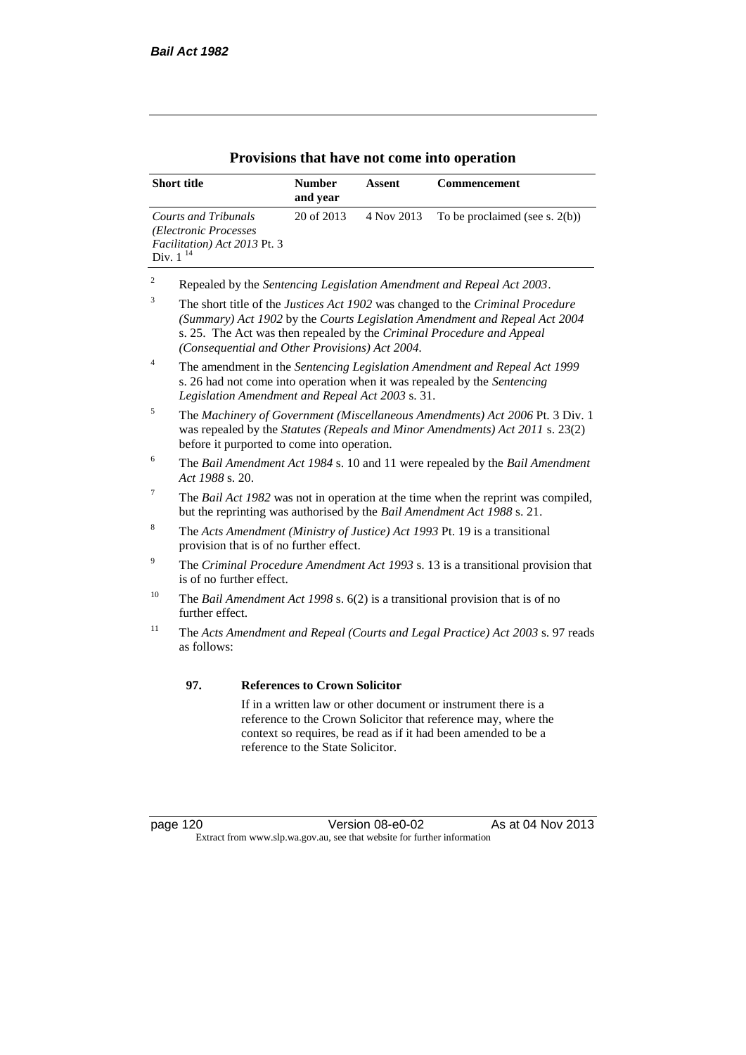## Provisions that have not come into operation

| Short title | Number and year | Assent | Commencement |
|---|---|---|---|
| *Courts and Tribunals (Electronic Processes Facilitation) Act 2013* Pt. 3 Div. 1 [14] | 20 of 2013 | 4 Nov 2013 | To be proclaimed (see s. 2(b)) |

[2] Repealed by the *Sentencing Legislation Amendment and Repeal Act 2003*.

[3] The short title of the *Justices Act 1902* was changed to the *Criminal Procedure (Summary) Act 1902* by the *Courts Legislation Amendment and Repeal Act 2004* s. 25. The Act was then repealed by the *Criminal Procedure and Appeal (Consequential and Other Provisions) Act 2004*.

[4] The amendment in the *Sentencing Legislation Amendment and Repeal Act 1999* s. 26 had not come into operation when it was repealed by the *Sentencing Legislation Amendment and Repeal Act 2003* s. 31.

[5] The *Machinery of Government (Miscellaneous Amendments) Act 2006* Pt. 3 Div. 1 was repealed by the *Statutes (Repeals and Minor Amendments) Act 2011* s. 23(2) before it purported to come into operation.

[6] The *Bail Amendment Act 1984* s. 10 and 11 were repealed by the *Bail Amendment Act 1988* s. 20.

[7] The *Bail Act 1982* was not in operation at the time when the reprint was compiled, but the reprinting was authorised by the *Bail Amendment Act 1988* s. 21.

[8] The *Acts Amendment (Ministry of Justice) Act 1993* Pt. 19 is a transitional provision that is of no further effect.

[9] The *Criminal Procedure Amendment Act 1993* s. 13 is a transitional provision that is of no further effect.

[10] The *Bail Amendment Act 1998* s. 6(2) is a transitional provision that is of no further effect.

[11] The *Acts Amendment and Repeal (Courts and Legal Practice) Act 2003* s. 97 reads as follows:

> **97. References to Crown Solicitor**
>
> If in a written law or other document or instrument there is a reference to the Crown Solicitor that reference may, where the context so requires, be read as if it had been amended to be a reference to the State Solicitor.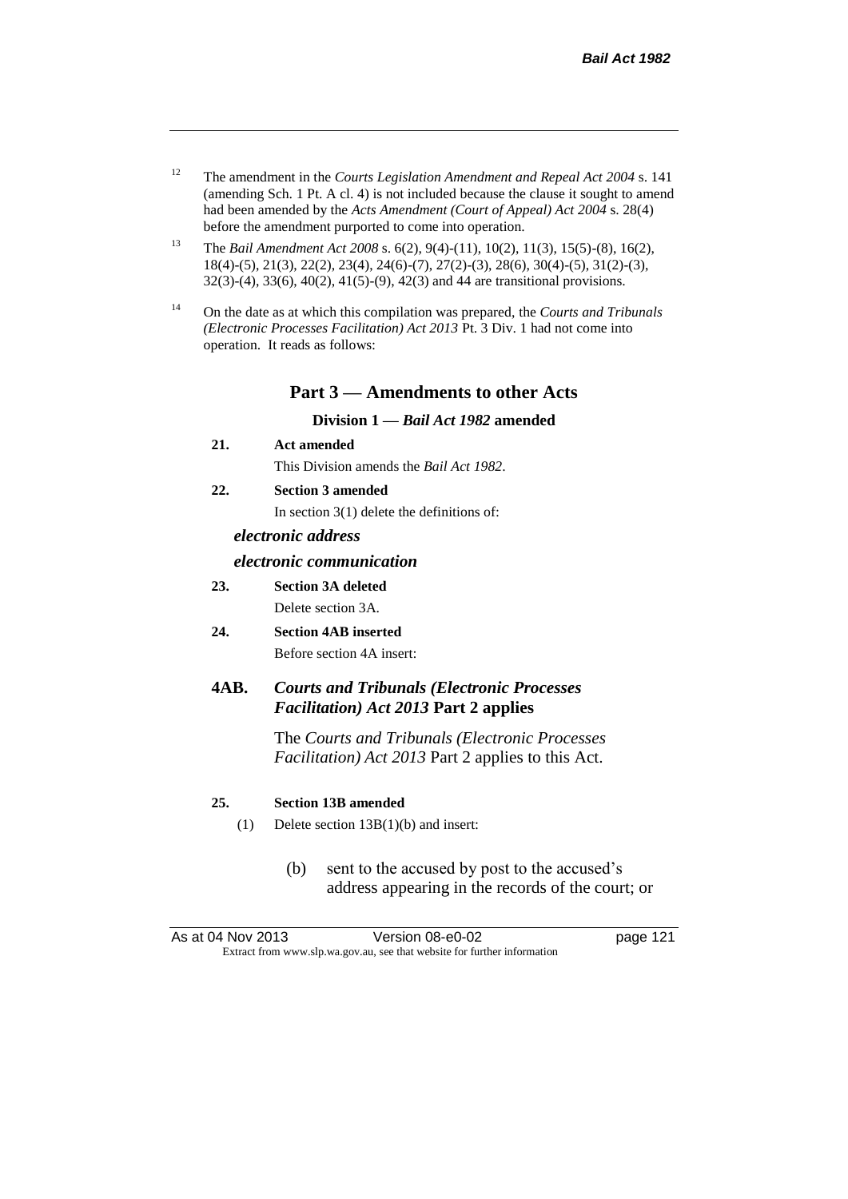[12] The amendment in the *Courts Legislation Amendment and Repeal Act 2004* s. 141 (amending Sch. 1 Pt. A cl. 4) is not included because the clause it sought to amend had been amended by the *Acts Amendment (Court of Appeal) Act 2004* s. 28(4) before the amendment purported to come into operation.

[13] The *Bail Amendment Act 2008* s. 6(2), 9(4)-(11), 10(2), 11(3), 15(5)-(8), 16(2), 18(4)-(5), 21(3), 22(2), 23(4), 24(6)-(7), 27(2)-(3), 28(6), 30(4)-(5), 31(2)-(3), 32(3)-(4), 33(6), 40(2), 41(5)-(9), 42(3) and 44 are transitional provisions.

[14] On the date as at which this compilation was prepared, the *Courts and Tribunals (Electronic Processes Facilitation) Act 2013* Pt. 3 Div. 1 had not come into operation. It reads as follows:

## Part 3 — Amendments to other Acts

### Division 1 — *Bail Act 1982* amended

**21. Act amended**

This Division amends the *Bail Act 1982*.

**22. Section 3 amended**

In section 3(1) delete the definitions of:

***electronic address***

***electronic communication***

**23. Section 3A deleted**

Delete section 3A.

**24. Section 4AB inserted**

Before section 4A insert:

**4AB. *Courts and Tribunals (Electronic Processes Facilitation) Act 2013* Part 2 applies**

The *Courts and Tribunals (Electronic Processes Facilitation) Act 2013* Part 2 applies to this Act.

**25. Section 13B amended**

(1) Delete section 13B(1)(b) and insert:

(b) sent to the accused by post to the accused's address appearing in the records of the court; or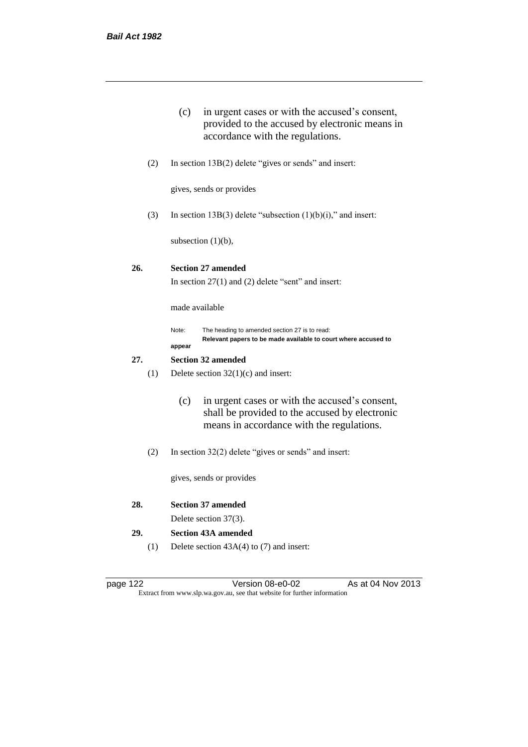(c) in urgent cases or with the accused's consent, provided to the accused by electronic means in accordance with the regulations.

(2) In section 13B(2) delete "gives or sends" and insert:

gives, sends or provides

(3) In section 13B(3) delete "subsection (1)(b)(i)," and insert:

subsection (1)(b),

**26. Section 27 amended**

In section 27(1) and (2) delete "sent" and insert:

made available

Note: The heading to amended section 27 is to read:
**Relevant papers to be made available to court where accused to appear**

**27. Section 32 amended**

(1) Delete section 32(1)(c) and insert:

(c) in urgent cases or with the accused's consent, shall be provided to the accused by electronic means in accordance with the regulations.

(2) In section 32(2) delete "gives or sends" and insert:

gives, sends or provides

**28. Section 37 amended**

Delete section 37(3).

**29. Section 43A amended**

(1) Delete section 43A(4) to (7) and insert: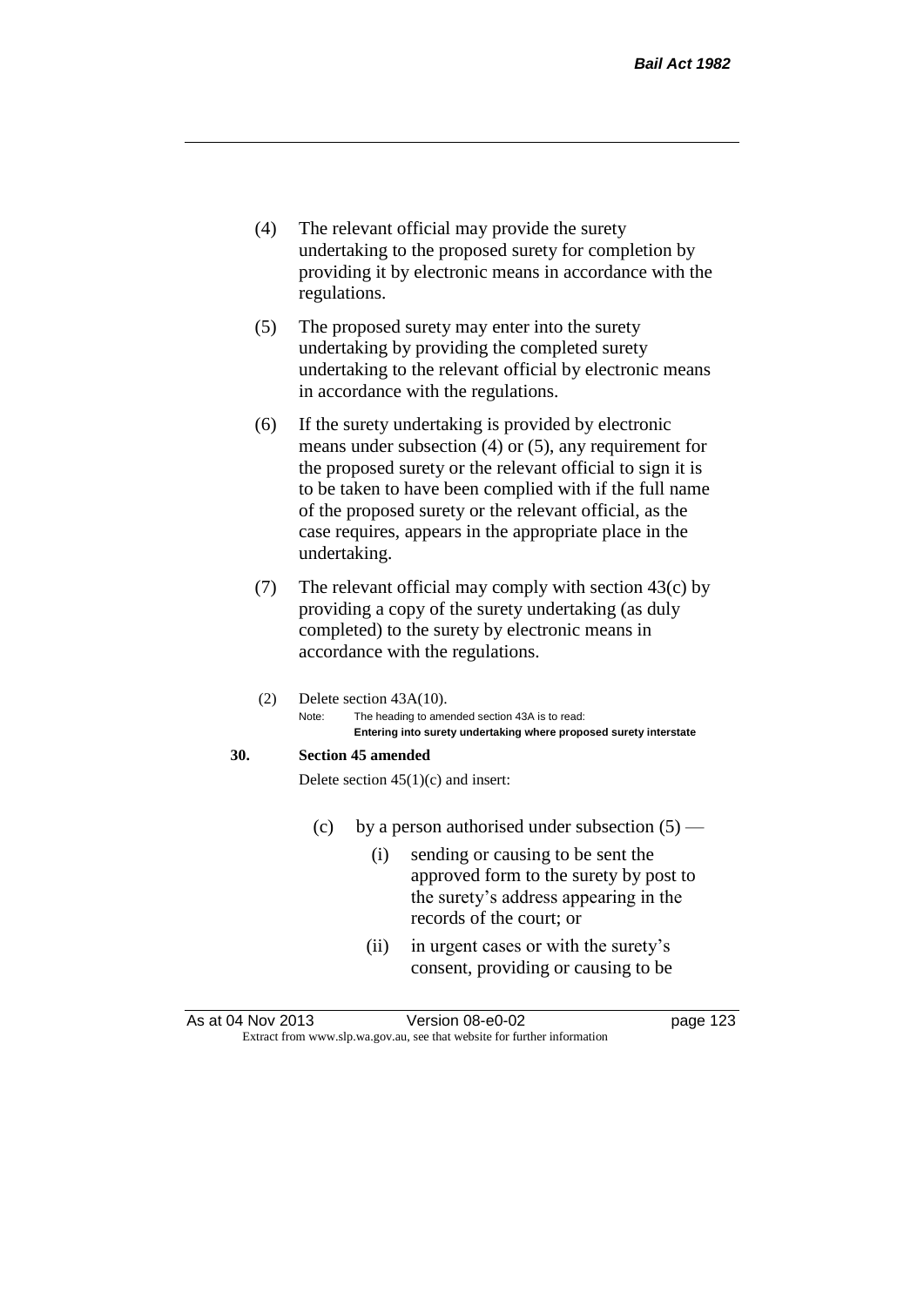(4) The relevant official may provide the surety undertaking to the proposed surety for completion by providing it by electronic means in accordance with the regulations.

(5) The proposed surety may enter into the surety undertaking by providing the completed surety undertaking to the relevant official by electronic means in accordance with the regulations.

(6) If the surety undertaking is provided by electronic means under subsection (4) or (5), any requirement for the proposed surety or the relevant official to sign it is to be taken to have been complied with if the full name of the proposed surety or the relevant official, as the case requires, appears in the appropriate place in the undertaking.

(7) The relevant official may comply with section 43(c) by providing a copy of the surety undertaking (as duly completed) to the surety by electronic means in accordance with the regulations.

(2) Delete section 43A(10).

Note: The heading to amended section 43A is to read:
**Entering into surety undertaking where proposed surety interstate**

**30. Section 45 amended**

Delete section 45(1)(c) and insert:

(c) by a person authorised under subsection (5) —

(i) sending or causing to be sent the approved form to the surety by post to the surety's address appearing in the records of the court; or

(ii) in urgent cases or with the surety's consent, providing or causing to be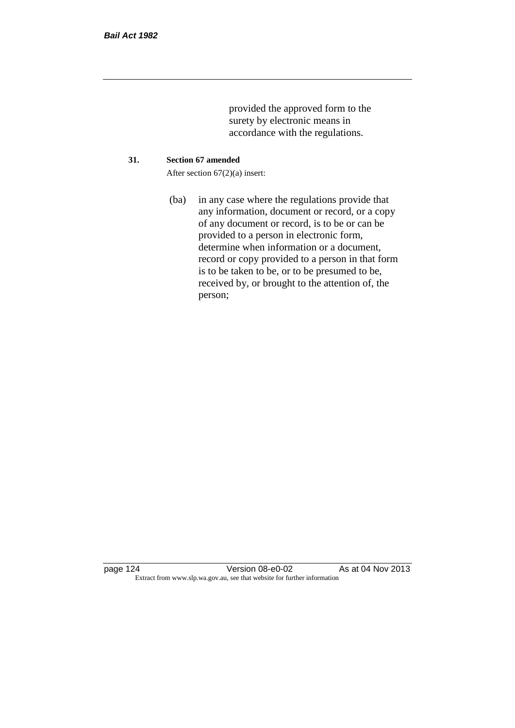provided the approved form to the surety by electronic means in accordance with the regulations.

**31. Section 67 amended**

After section 67(2)(a) insert:

(ba) in any case where the regulations provide that any information, document or record, or a copy of any document or record, is to be or can be provided to a person in electronic form, determine when information or a document, record or copy provided to a person in that form is to be taken to be, or to be presumed to be, received by, or brought to the attention of, the person;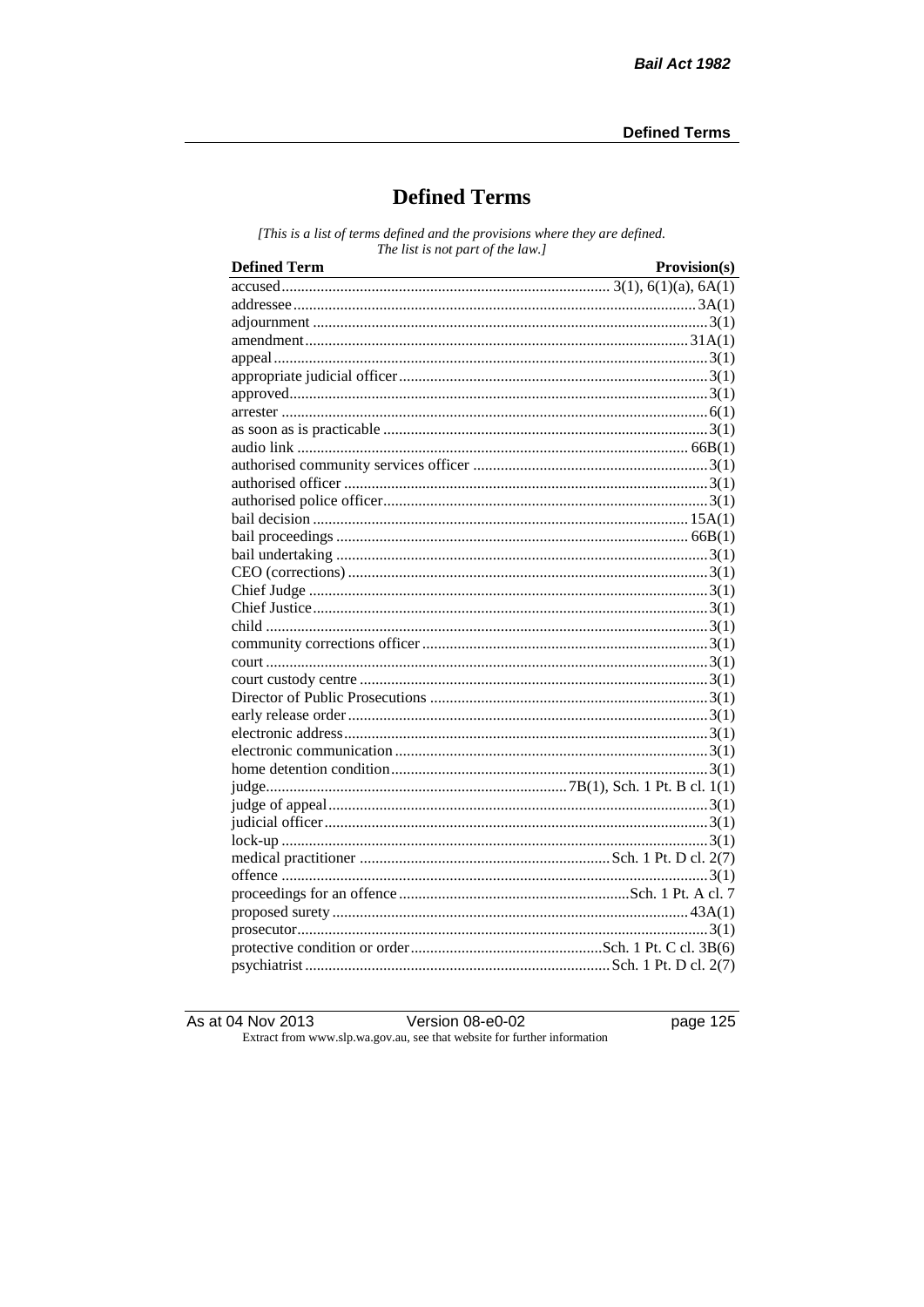# Defined Terms

*[This is a list of terms defined and the provisions where they are defined. The list is not part of the law.]*

| Defined Term | Provision(s) |
|---|---|
| accused | 3(1), 6(1)(a), 6A(1) |
| addressee | 3A(1) |
| adjournment | 3(1) |
| amendment | 31A(1) |
| appeal | 3(1) |
| appropriate judicial officer | 3(1) |
| approved | 3(1) |
| arrester | 6(1) |
| as soon as is practicable | 3(1) |
| audio link | 66B(1) |
| authorised community services officer | 3(1) |
| authorised officer | 3(1) |
| authorised police officer | 3(1) |
| bail decision | 15A(1) |
| bail proceedings | 66B(1) |
| bail undertaking | 3(1) |
| CEO (corrections) | 3(1) |
| Chief Judge | 3(1) |
| Chief Justice | 3(1) |
| child | 3(1) |
| community corrections officer | 3(1) |
| court | 3(1) |
| court custody centre | 3(1) |
| Director of Public Prosecutions | 3(1) |
| early release order | 3(1) |
| electronic address | 3(1) |
| electronic communication | 3(1) |
| home detention condition | 3(1) |
| judge | 7B(1), Sch. 1 Pt. B cl. 1(1) |
| judge of appeal | 3(1) |
| judicial officer | 3(1) |
| lock-up | 3(1) |
| medical practitioner | Sch. 1 Pt. D cl. 2(7) |
| offence | 3(1) |
| proceedings for an offence | Sch. 1 Pt. A cl. 7 |
| proposed surety | 43A(1) |
| prosecutor | 3(1) |
| protective condition or order | Sch. 1 Pt. C cl. 3B(6) |
| psychiatrist | Sch. 1 Pt. D cl. 2(7) |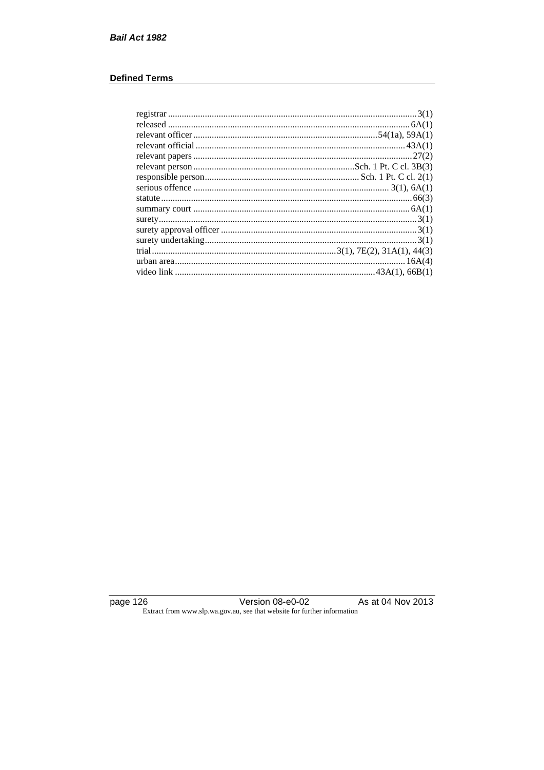## Defined Terms

registrar....................................................................................................3(1)
released.....................................................................................................6A(1)
relevant officer..............................................................................54(1a), 59A(1)
relevant official.........................................................................................43A(1)
relevant papers...........................................................................................27(2)
relevant person....................................................................Sch. 1 Pt. C cl. 3B(3)
responsible person................................................................ Sch. 1 Pt. C cl. 2(1)
serious offence .................................................................................. 3(1), 6A(1)
statute........................................................................................................66(3)
summary court ..........................................................................................6A(1)
surety..........................................................................................................3(1)
surety approval officer ................................................................................3(1)
surety undertaking.......................................................................................3(1)
trial.............................................................................3(1), 7E(2), 31A(1), 44(3)
urban area.................................................................................................16A(4)
video link ...................................................................................43A(1), 66B(1)